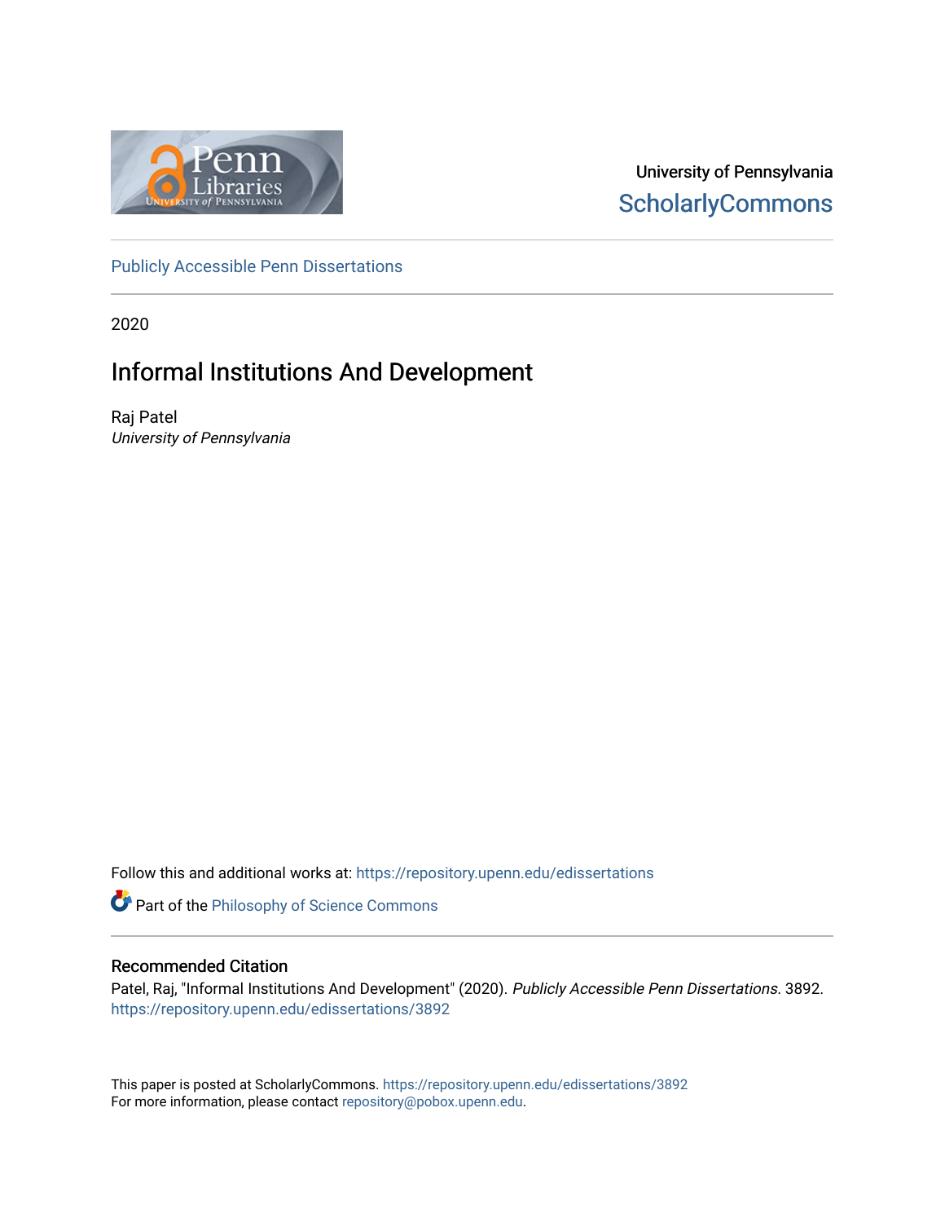University of Pennsylvania
ScholarlyCommons

Publicly Accessible Penn Dissertations

2020

# Informal Institutions And Development

Raj Patel
*University of Pennsylvania*

Follow this and additional works at: https://repository.upenn.edu/edissertations

Part of the Philosophy of Science Commons

## Recommended Citation

Patel, Raj, "Informal Institutions And Development" (2020). *Publicly Accessible Penn Dissertations*. 3892.
https://repository.upenn.edu/edissertations/3892

This paper is posted at ScholarlyCommons. https://repository.upenn.edu/edissertations/3892
For more information, please contact repository@pobox.upenn.edu.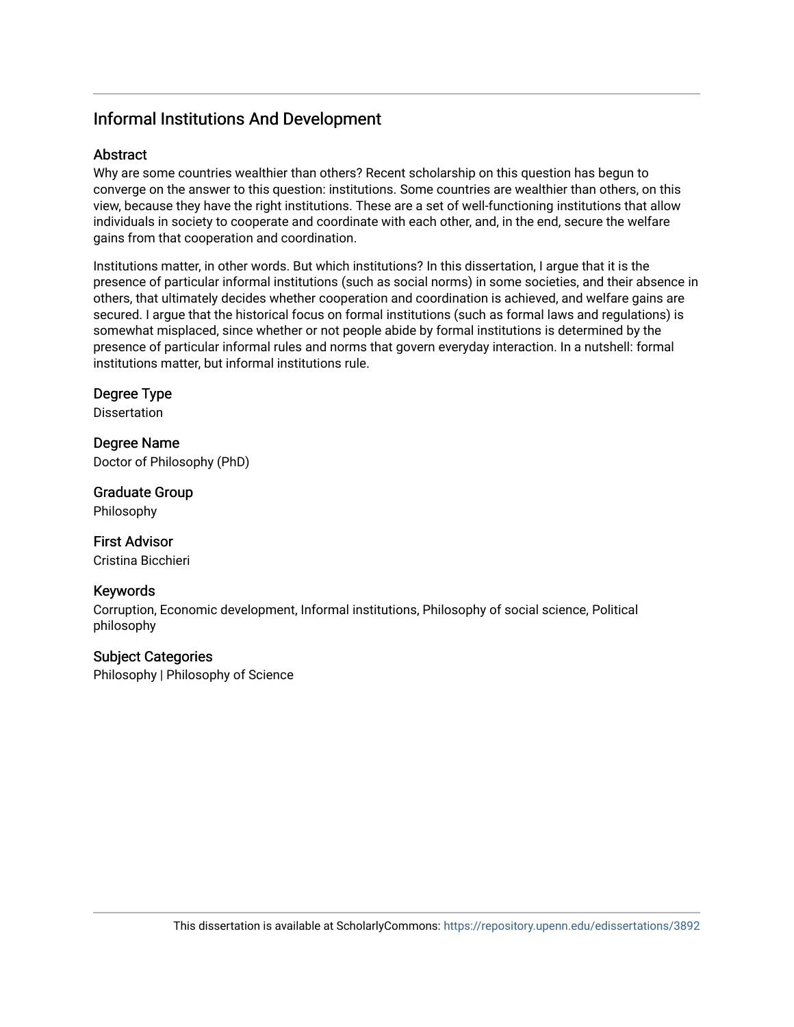# Informal Institutions And Development

## Abstract

Why are some countries wealthier than others? Recent scholarship on this question has begun to converge on the answer to this question: institutions. Some countries are wealthier than others, on this view, because they have the right institutions. These are a set of well-functioning institutions that allow individuals in society to cooperate and coordinate with each other, and, in the end, secure the welfare gains from that cooperation and coordination.

Institutions matter, in other words. But which institutions? In this dissertation, I argue that it is the presence of particular informal institutions (such as social norms) in some societies, and their absence in others, that ultimately decides whether cooperation and coordination is achieved, and welfare gains are secured. I argue that the historical focus on formal institutions (such as formal laws and regulations) is somewhat misplaced, since whether or not people abide by formal institutions is determined by the presence of particular informal rules and norms that govern everyday interaction. In a nutshell: formal institutions matter, but informal institutions rule.

## Degree Type

Dissertation

## Degree Name

Doctor of Philosophy (PhD)

## Graduate Group

Philosophy

## First Advisor

Cristina Bicchieri

## Keywords

Corruption, Economic development, Informal institutions, Philosophy of social science, Political philosophy

## Subject Categories

Philosophy | Philosophy of Science

This dissertation is available at ScholarlyCommons: https://repository.upenn.edu/edissertations/3892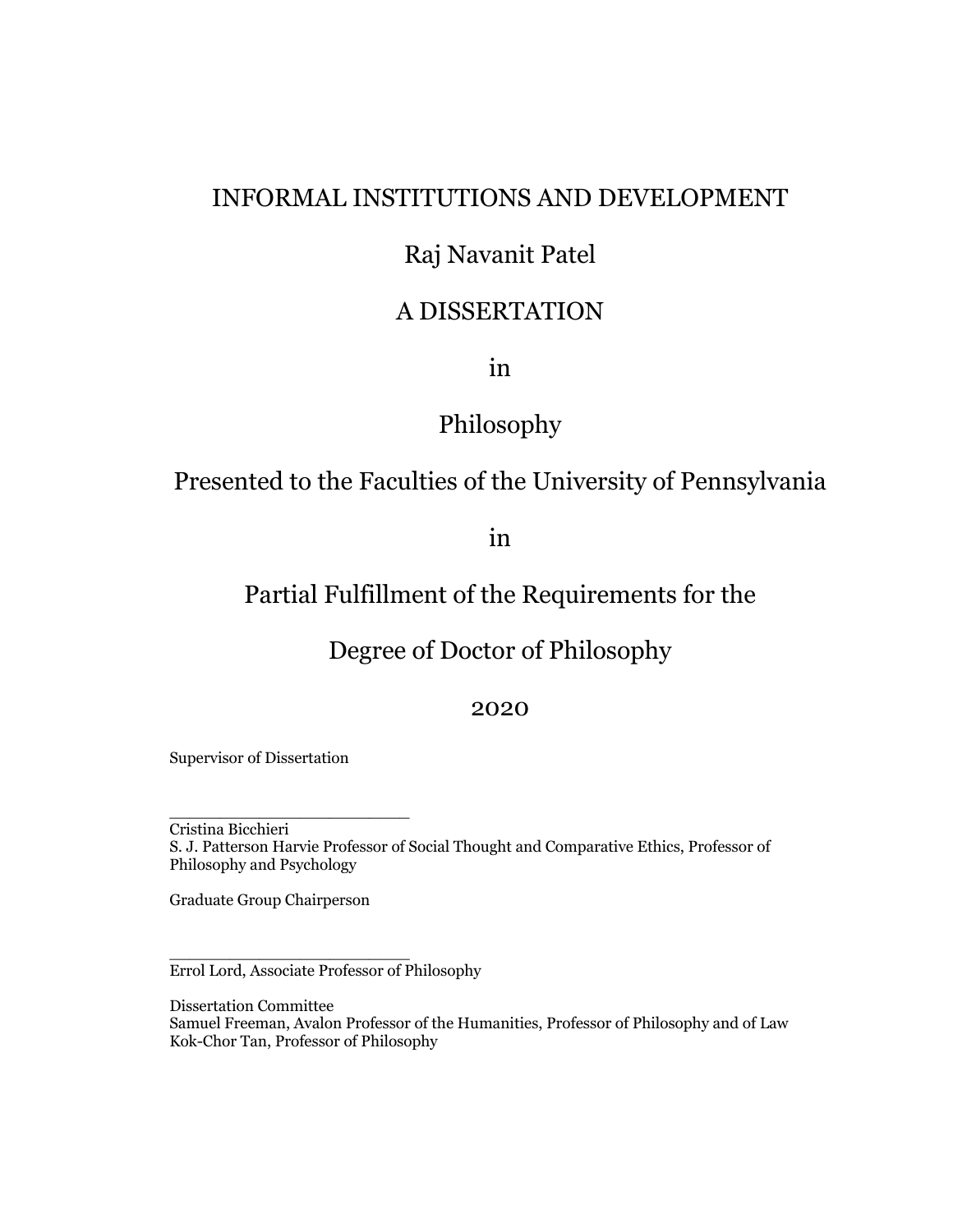# INFORMAL INSTITUTIONS AND DEVELOPMENT

Raj Navanit Patel

A DISSERTATION

in

Philosophy

Presented to the Faculties of the University of Pennsylvania

in

Partial Fulfillment of the Requirements for the

Degree of Doctor of Philosophy

2020

Supervisor of Dissertation

_______________________

Cristina Bicchieri
S. J. Patterson Harvie Professor of Social Thought and Comparative Ethics, Professor of Philosophy and Psychology

Graduate Group Chairperson

_______________________

Errol Lord, Associate Professor of Philosophy

Dissertation Committee
Samuel Freeman, Avalon Professor of the Humanities, Professor of Philosophy and of Law
Kok-Chor Tan, Professor of Philosophy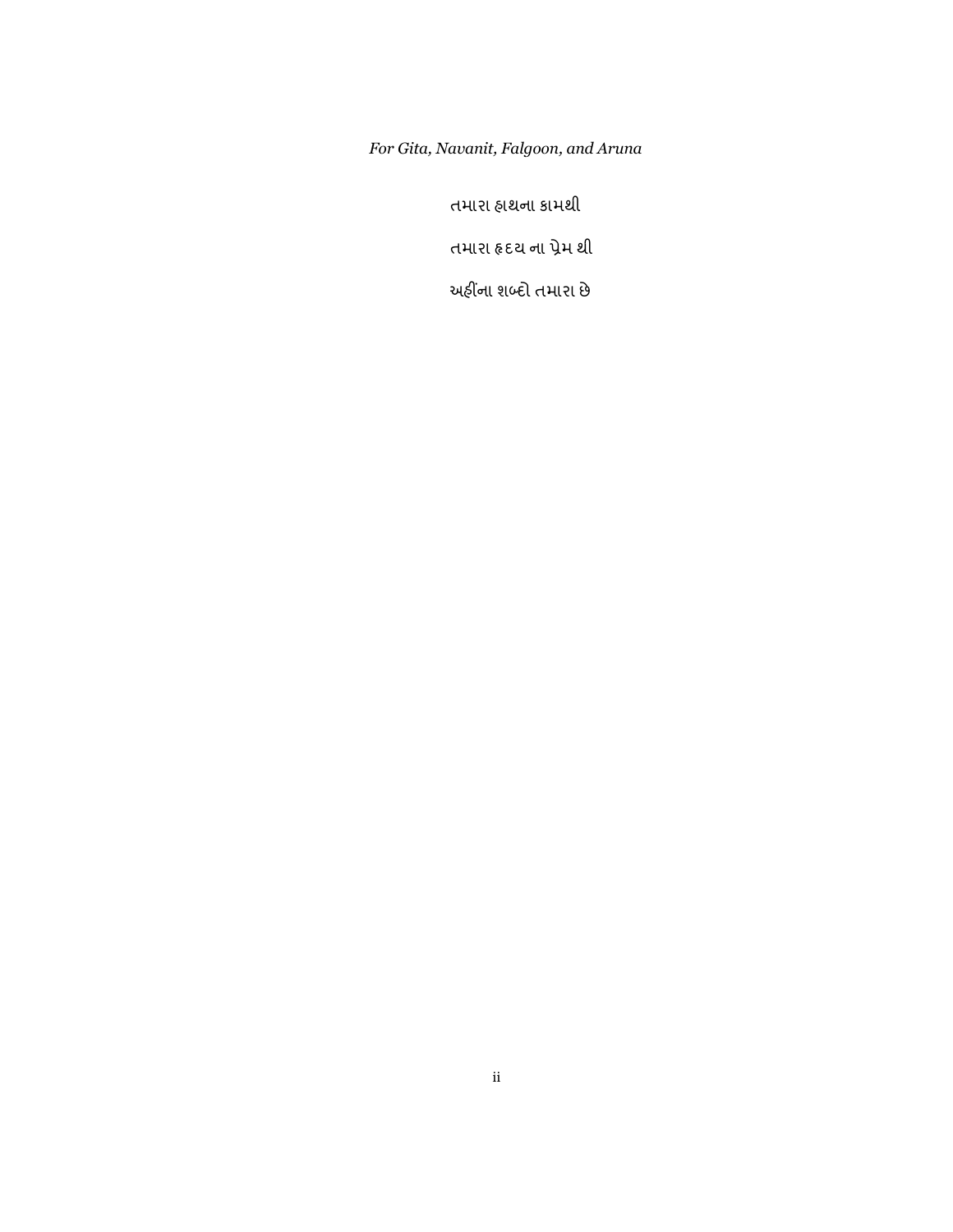*For Gita, Navanit, Falgoon, and Aruna*

તમારા હાથના કામથી

તમારા હૃદય ના પ્રેમ થી

અહીંના શબ્દો તમારા છે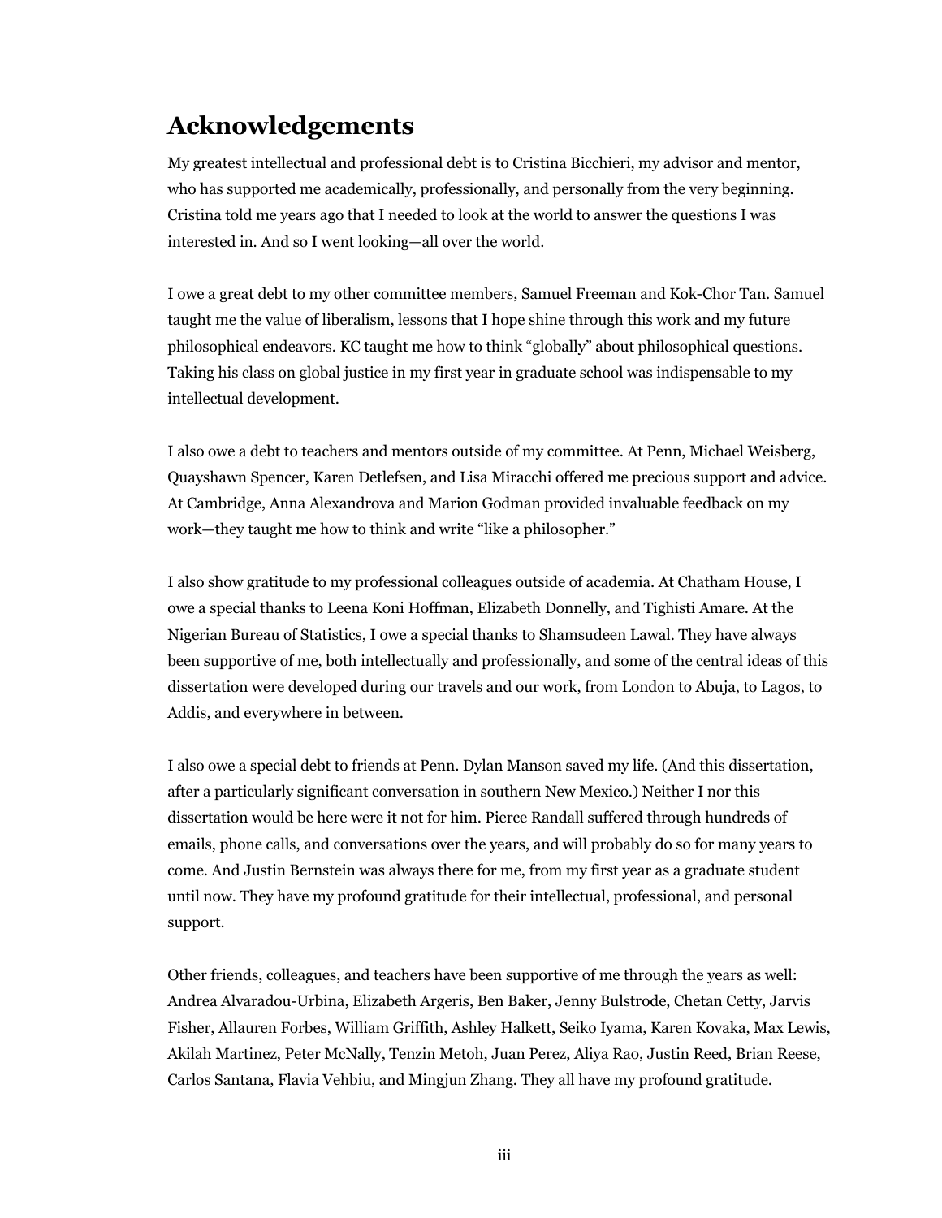# Acknowledgements

My greatest intellectual and professional debt is to Cristina Bicchieri, my advisor and mentor, who has supported me academically, professionally, and personally from the very beginning. Cristina told me years ago that I needed to look at the world to answer the questions I was interested in. And so I went looking—all over the world.

I owe a great debt to my other committee members, Samuel Freeman and Kok-Chor Tan. Samuel taught me the value of liberalism, lessons that I hope shine through this work and my future philosophical endeavors. KC taught me how to think "globally" about philosophical questions. Taking his class on global justice in my first year in graduate school was indispensable to my intellectual development.

I also owe a debt to teachers and mentors outside of my committee. At Penn, Michael Weisberg, Quayshawn Spencer, Karen Detlefsen, and Lisa Miracchi offered me precious support and advice. At Cambridge, Anna Alexandrova and Marion Godman provided invaluable feedback on my work—they taught me how to think and write "like a philosopher."

I also show gratitude to my professional colleagues outside of academia. At Chatham House, I owe a special thanks to Leena Koni Hoffman, Elizabeth Donnelly, and Tighisti Amare. At the Nigerian Bureau of Statistics, I owe a special thanks to Shamsudeen Lawal. They have always been supportive of me, both intellectually and professionally, and some of the central ideas of this dissertation were developed during our travels and our work, from London to Abuja, to Lagos, to Addis, and everywhere in between.

I also owe a special debt to friends at Penn. Dylan Manson saved my life. (And this dissertation, after a particularly significant conversation in southern New Mexico.) Neither I nor this dissertation would be here were it not for him. Pierce Randall suffered through hundreds of emails, phone calls, and conversations over the years, and will probably do so for many years to come. And Justin Bernstein was always there for me, from my first year as a graduate student until now. They have my profound gratitude for their intellectual, professional, and personal support.

Other friends, colleagues, and teachers have been supportive of me through the years as well: Andrea Alvaradou-Urbina, Elizabeth Argeris, Ben Baker, Jenny Bulstrode, Chetan Cetty, Jarvis Fisher, Allauren Forbes, William Griffith, Ashley Halkett, Seiko Iyama, Karen Kovaka, Max Lewis, Akilah Martinez, Peter McNally, Tenzin Metoh, Juan Perez, Aliya Rao, Justin Reed, Brian Reese, Carlos Santana, Flavia Vehbiu, and Mingjun Zhang. They all have my profound gratitude.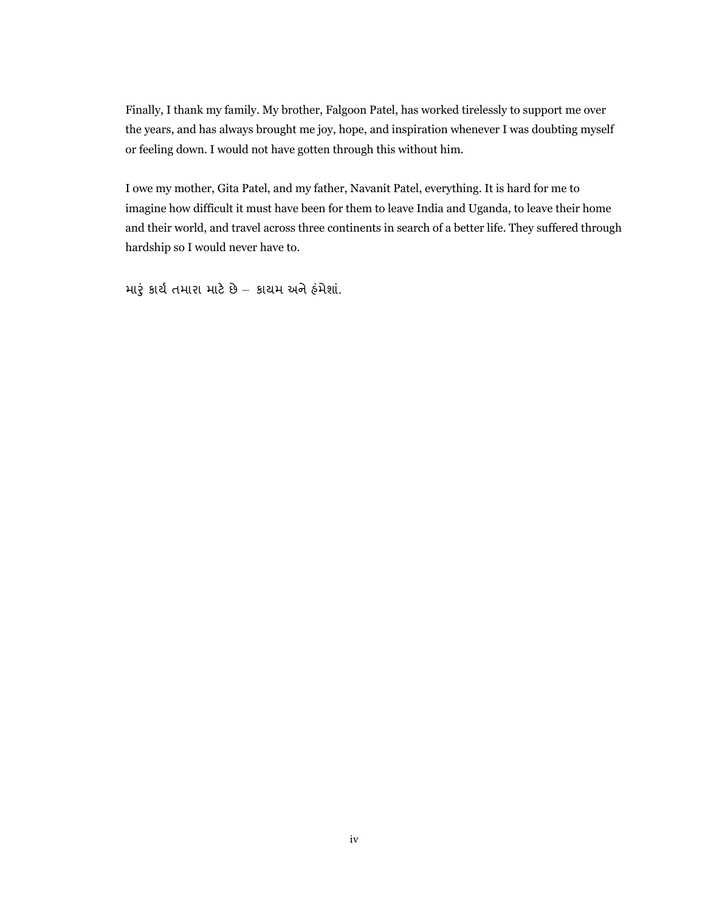Finally, I thank my family. My brother, Falgoon Patel, has worked tirelessly to support me over the years, and has always brought me joy, hope, and inspiration whenever I was doubting myself or feeling down. I would not have gotten through this without him.

I owe my mother, Gita Patel, and my father, Navanit Patel, everything. It is hard for me to imagine how difficult it must have been for them to leave India and Uganda, to leave their home and their world, and travel across three continents in search of a better life. They suffered through hardship so I would never have to.

મારું કાર્ય તમારા માટે છે – કાયમ અને હંમેશાં.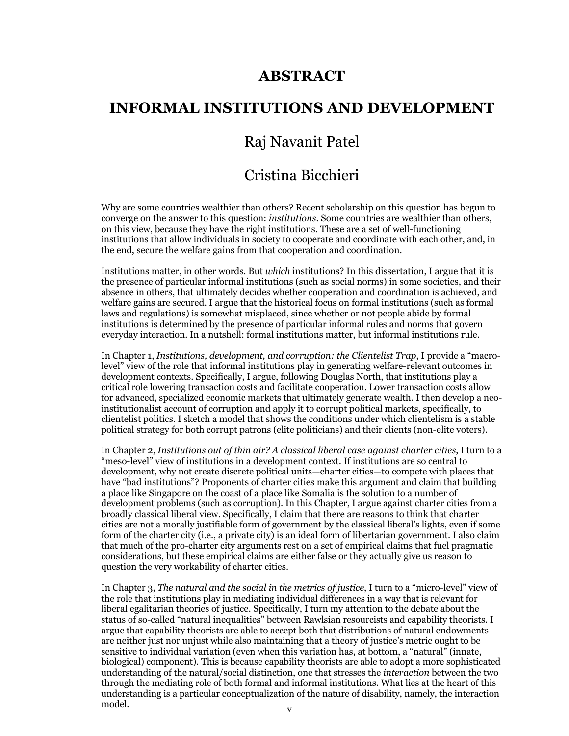# ABSTRACT

# INFORMAL INSTITUTIONS AND DEVELOPMENT

Raj Navanit Patel

Cristina Bicchieri

Why are some countries wealthier than others? Recent scholarship on this question has begun to converge on the answer to this question: *institutions*. Some countries are wealthier than others, on this view, because they have the right institutions. These are a set of well-functioning institutions that allow individuals in society to cooperate and coordinate with each other, and, in the end, secure the welfare gains from that cooperation and coordination.

Institutions matter, in other words. But *which* institutions? In this dissertation, I argue that it is the presence of particular informal institutions (such as social norms) in some societies, and their absence in others, that ultimately decides whether cooperation and coordination is achieved, and welfare gains are secured. I argue that the historical focus on formal institutions (such as formal laws and regulations) is somewhat misplaced, since whether or not people abide by formal institutions is determined by the presence of particular informal rules and norms that govern everyday interaction. In a nutshell: formal institutions matter, but informal institutions rule.

In Chapter 1, *Institutions, development, and corruption: the Clientelist Trap*, I provide a "macro-level" view of the role that informal institutions play in generating welfare-relevant outcomes in development contexts. Specifically, I argue, following Douglas North, that institutions play a critical role lowering transaction costs and facilitate cooperation. Lower transaction costs allow for advanced, specialized economic markets that ultimately generate wealth. I then develop a neo-institutionalist account of corruption and apply it to corrupt political markets, specifically, to clientelist politics. I sketch a model that shows the conditions under which clientelism is a stable political strategy for both corrupt patrons (elite politicians) and their clients (non-elite voters).

In Chapter 2, *Institutions out of thin air? A classical liberal case against charter cities*, I turn to a "meso-level" view of institutions in a development context. If institutions are so central to development, why not create discrete political units—charter cities—to compete with places that have "bad institutions"? Proponents of charter cities make this argument and claim that building a place like Singapore on the coast of a place like Somalia is the solution to a number of development problems (such as corruption). In this Chapter, I argue against charter cities from a broadly classical liberal view. Specifically, I claim that there are reasons to think that charter cities are not a morally justifiable form of government by the classical liberal's lights, even if some form of the charter city (i.e., a private city) is an ideal form of libertarian government. I also claim that much of the pro-charter city arguments rest on a set of empirical claims that fuel pragmatic considerations, but these empirical claims are either false or they actually give us reason to question the very workability of charter cities.

In Chapter 3, *The natural and the social in the metrics of justice*, I turn to a "micro-level" view of the role that institutions play in mediating individual differences in a way that is relevant for liberal egalitarian theories of justice. Specifically, I turn my attention to the debate about the status of so-called "natural inequalities" between Rawlsian resourcists and capability theorists. I argue that capability theorists are able to accept both that distributions of natural endowments are neither just nor unjust while also maintaining that a theory of justice's metric ought to be sensitive to individual variation (even when this variation has, at bottom, a "natural" (innate, biological) component). This is because capability theorists are able to adopt a more sophisticated understanding of the natural/social distinction, one that stresses the *interaction* between the two through the mediating role of both formal and informal institutions. What lies at the heart of this understanding is a particular conceptualization of the nature of disability, namely, the interaction model.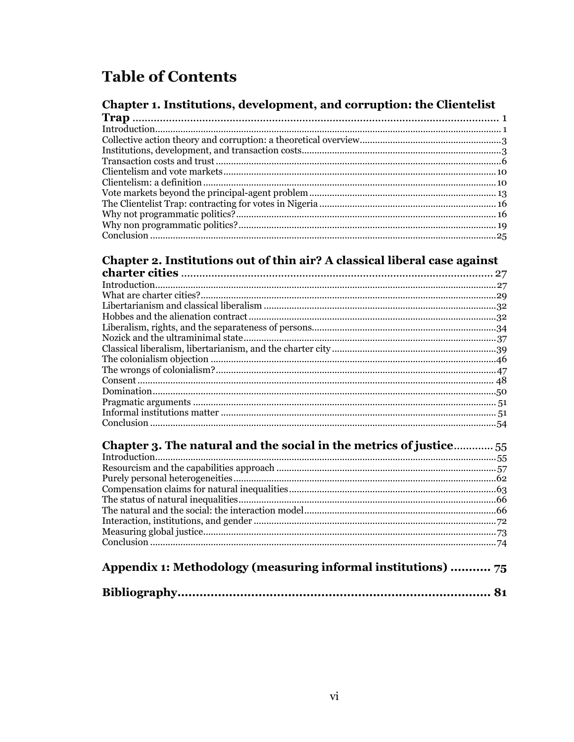# Table of Contents

**Chapter 1. Institutions, development, and corruption: the Clientelist Trap** ..... 1

Introduction ..... 1
Collective action theory and corruption: a theoretical overview ..... 3
Institutions, development, and transaction costs ..... 3
Transaction costs and trust ..... 6
Clientelism and vote markets ..... 10
Clientelism: a definition ..... 10
Vote markets beyond the principal-agent problem ..... 13
The Clientelist Trap: contracting for votes in Nigeria ..... 16
Why not programmatic politics? ..... 16
Why non programmatic politics? ..... 19
Conclusion ..... 25

**Chapter 2. Institutions out of thin air? A classical liberal case against charter cities** ..... 27

Introduction ..... 27
What are charter cities? ..... 29
Libertarianism and classical liberalism ..... 32
Hobbes and the alienation contract ..... 32
Liberalism, rights, and the separateness of persons ..... 34
Nozick and the ultraminimal state ..... 37
Classical liberalism, libertarianism, and the charter city ..... 39
The colonialism objection ..... 46
The wrongs of colonialism? ..... 47
Consent ..... 48
Domination ..... 50
Pragmatic arguments ..... 51
Informal institutions matter ..... 51
Conclusion ..... 54

**Chapter 3. The natural and the social in the metrics of justice** ..... 55

Introduction ..... 55
Resourcism and the capabilities approach ..... 57
Purely personal heterogeneities ..... 62
Compensation claims for natural inequalities ..... 63
The status of natural inequalities ..... 66
The natural and the social: the interaction model ..... 66
Interaction, institutions, and gender ..... 72
Measuring global justice ..... 73
Conclusion ..... 74

**Appendix 1: Methodology (measuring informal institutions)** ..... 75

**Bibliography** ..... 81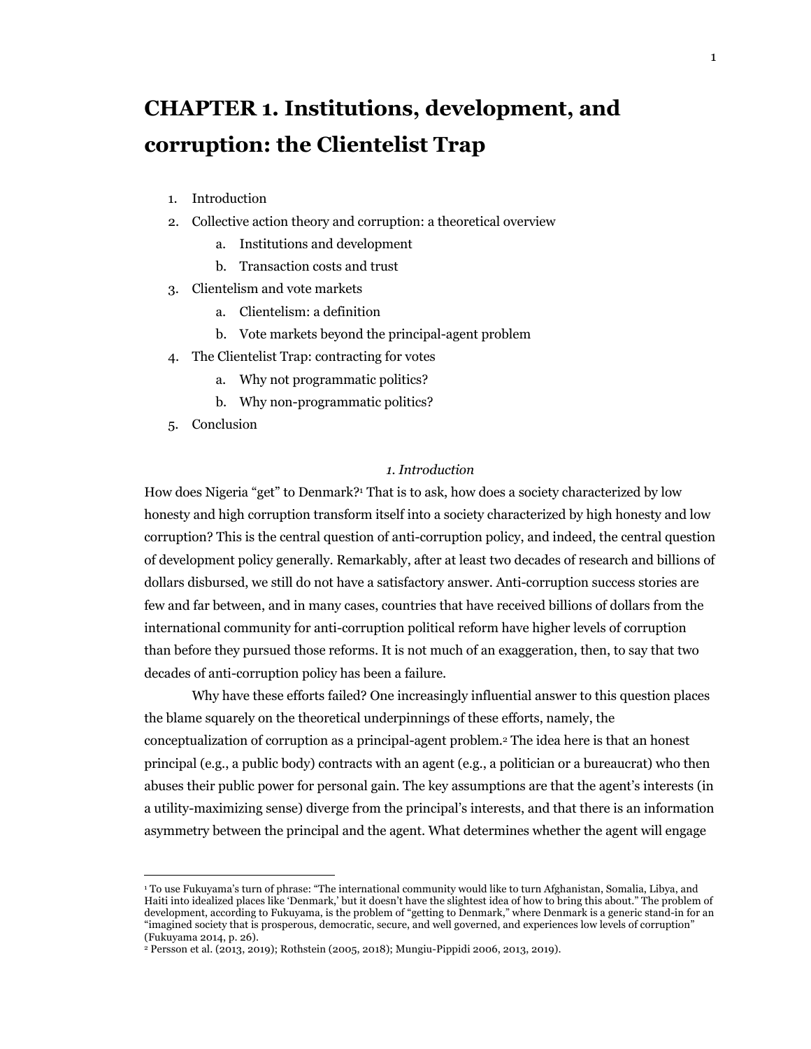# CHAPTER 1. Institutions, development, and corruption: the Clientelist Trap

1. Introduction
2. Collective action theory and corruption: a theoretical overview
    a. Institutions and development
    b. Transaction costs and trust
3. Clientelism and vote markets
    a. Clientelism: a definition
    b. Vote markets beyond the principal-agent problem
4. The Clientelist Trap: contracting for votes
    a. Why not programmatic politics?
    b. Why non-programmatic politics?
5. Conclusion

## *1. Introduction*

How does Nigeria "get" to Denmark?[1] That is to ask, how does a society characterized by low honesty and high corruption transform itself into a society characterized by high honesty and low corruption? This is the central question of anti-corruption policy, and indeed, the central question of development policy generally. Remarkably, after at least two decades of research and billions of dollars disbursed, we still do not have a satisfactory answer. Anti-corruption success stories are few and far between, and in many cases, countries that have received billions of dollars from the international community for anti-corruption political reform have higher levels of corruption than before they pursued those reforms. It is not much of an exaggeration, then, to say that two decades of anti-corruption policy has been a failure.

Why have these efforts failed? One increasingly influential answer to this question places the blame squarely on the theoretical underpinnings of these efforts, namely, the conceptualization of corruption as a principal-agent problem.[2] The idea here is that an honest principal (e.g., a public body) contracts with an agent (e.g., a politician or a bureaucrat) who then abuses their public power for personal gain. The key assumptions are that the agent's interests (in a utility-maximizing sense) diverge from the principal's interests, and that there is an information asymmetry between the principal and the agent. What determines whether the agent will engage

[1] To use Fukuyama's turn of phrase: "The international community would like to turn Afghanistan, Somalia, Libya, and Haiti into idealized places like 'Denmark,' but it doesn't have the slightest idea of how to bring this about." The problem of development, according to Fukuyama, is the problem of "getting to Denmark," where Denmark is a generic stand-in for an "imagined society that is prosperous, democratic, secure, and well governed, and experiences low levels of corruption" (Fukuyama 2014, p. 26).

[2] Persson et al. (2013, 2019); Rothstein (2005, 2018); Mungiu-Pippidi 2006, 2013, 2019).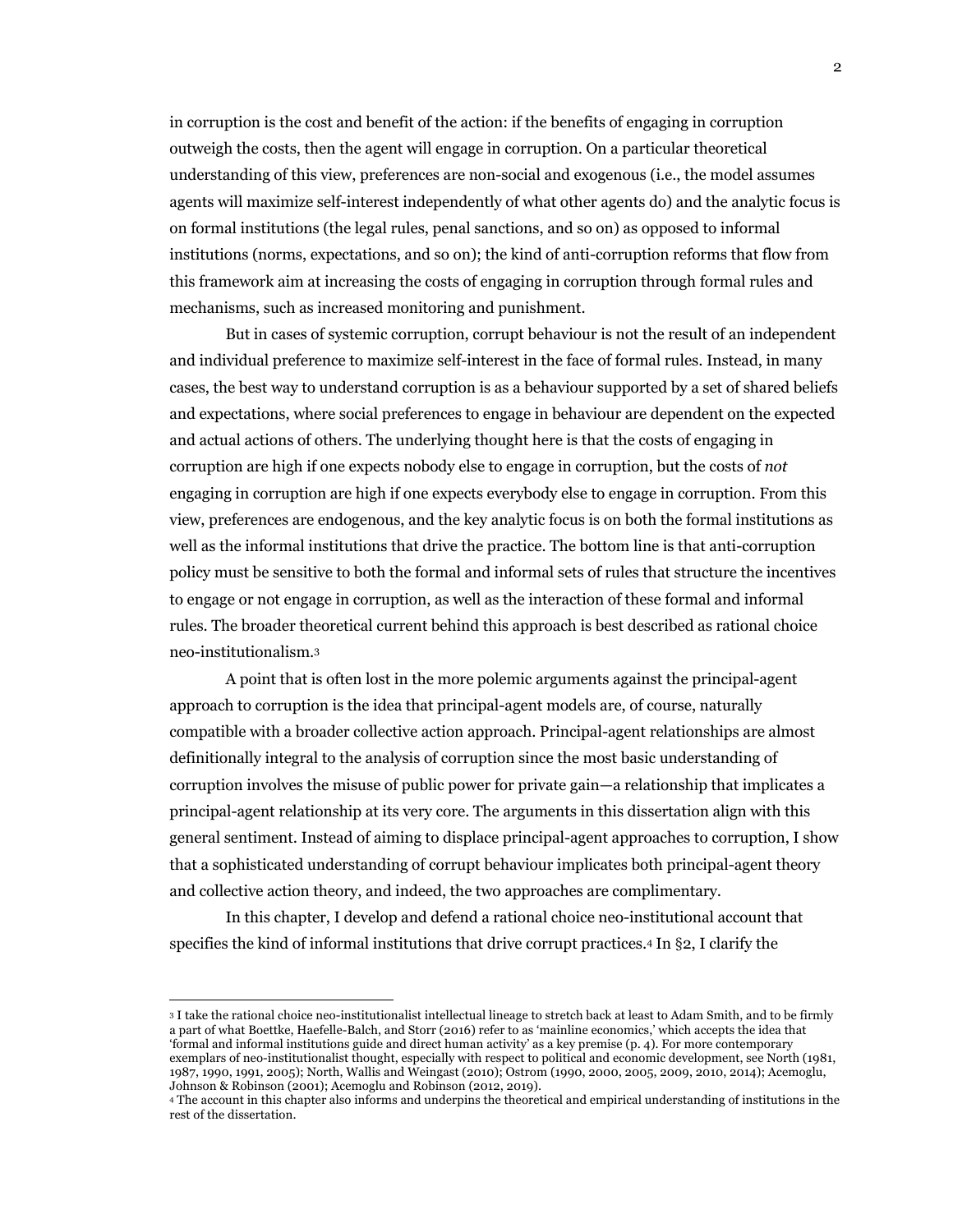in corruption is the cost and benefit of the action: if the benefits of engaging in corruption outweigh the costs, then the agent will engage in corruption. On a particular theoretical understanding of this view, preferences are non-social and exogenous (i.e., the model assumes agents will maximize self-interest independently of what other agents do) and the analytic focus is on formal institutions (the legal rules, penal sanctions, and so on) as opposed to informal institutions (norms, expectations, and so on); the kind of anti-corruption reforms that flow from this framework aim at increasing the costs of engaging in corruption through formal rules and mechanisms, such as increased monitoring and punishment.

But in cases of systemic corruption, corrupt behaviour is not the result of an independent and individual preference to maximize self-interest in the face of formal rules. Instead, in many cases, the best way to understand corruption is as a behaviour supported by a set of shared beliefs and expectations, where social preferences to engage in behaviour are dependent on the expected and actual actions of others. The underlying thought here is that the costs of engaging in corruption are high if one expects nobody else to engage in corruption, but the costs of *not* engaging in corruption are high if one expects everybody else to engage in corruption. From this view, preferences are endogenous, and the key analytic focus is on both the formal institutions as well as the informal institutions that drive the practice. The bottom line is that anti-corruption policy must be sensitive to both the formal and informal sets of rules that structure the incentives to engage or not engage in corruption, as well as the interaction of these formal and informal rules. The broader theoretical current behind this approach is best described as rational choice neo-institutionalism.[3]

A point that is often lost in the more polemic arguments against the principal-agent approach to corruption is the idea that principal-agent models are, of course, naturally compatible with a broader collective action approach. Principal-agent relationships are almost definitionally integral to the analysis of corruption since the most basic understanding of corruption involves the misuse of public power for private gain—a relationship that implicates a principal-agent relationship at its very core. The arguments in this dissertation align with this general sentiment. Instead of aiming to displace principal-agent approaches to corruption, I show that a sophisticated understanding of corrupt behaviour implicates both principal-agent theory and collective action theory, and indeed, the two approaches are complimentary.

In this chapter, I develop and defend a rational choice neo-institutional account that specifies the kind of informal institutions that drive corrupt practices.[4] In §2, I clarify the

[3] I take the rational choice neo-institutionalist intellectual lineage to stretch back at least to Adam Smith, and to be firmly a part of what Boettke, Haefelle-Balch, and Storr (2016) refer to as 'mainline economics,' which accepts the idea that 'formal and informal institutions guide and direct human activity' as a key premise (p. 4). For more contemporary exemplars of neo-institutionalist thought, especially with respect to political and economic development, see North (1981, 1987, 1990, 1991, 2005); North, Wallis and Weingast (2010); Ostrom (1990, 2000, 2005, 2009, 2010, 2014); Acemoglu, Johnson & Robinson (2001); Acemoglu and Robinson (2012, 2019).

[4] The account in this chapter also informs and underpins the theoretical and empirical understanding of institutions in the rest of the dissertation.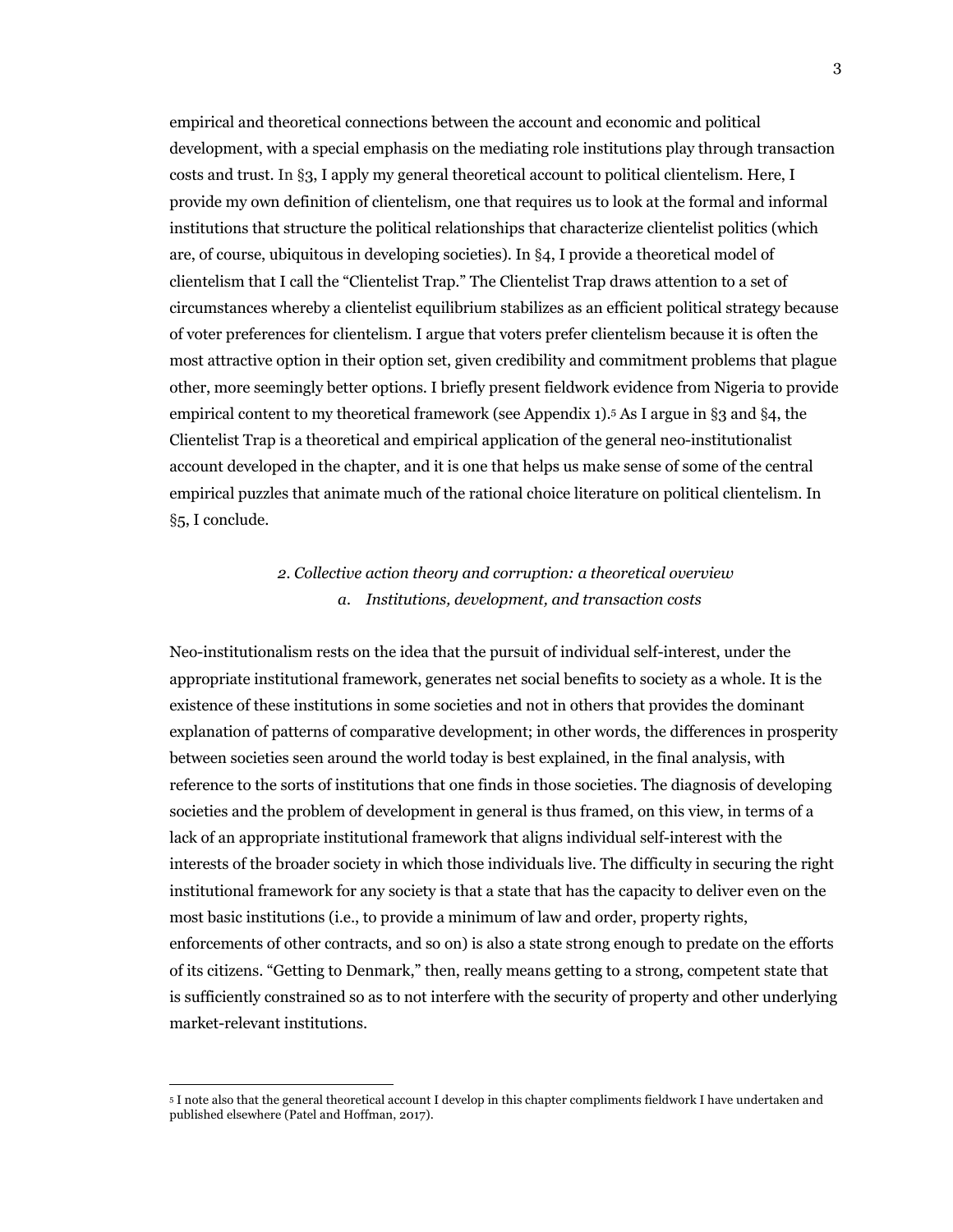empirical and theoretical connections between the account and economic and political development, with a special emphasis on the mediating role institutions play through transaction costs and trust. In §3, I apply my general theoretical account to political clientelism. Here, I provide my own definition of clientelism, one that requires us to look at the formal and informal institutions that structure the political relationships that characterize clientelist politics (which are, of course, ubiquitous in developing societies). In §4, I provide a theoretical model of clientelism that I call the "Clientelist Trap." The Clientelist Trap draws attention to a set of circumstances whereby a clientelist equilibrium stabilizes as an efficient political strategy because of voter preferences for clientelism. I argue that voters prefer clientelism because it is often the most attractive option in their option set, given credibility and commitment problems that plague other, more seemingly better options. I briefly present fieldwork evidence from Nigeria to provide empirical content to my theoretical framework (see Appendix 1).[5] As I argue in §3 and §4, the Clientelist Trap is a theoretical and empirical application of the general neo-institutionalist account developed in the chapter, and it is one that helps us make sense of some of the central empirical puzzles that animate much of the rational choice literature on political clientelism. In §5, I conclude.

## *2. Collective action theory and corruption: a theoretical overview*

### *a. Institutions, development, and transaction costs*

Neo-institutionalism rests on the idea that the pursuit of individual self-interest, under the appropriate institutional framework, generates net social benefits to society as a whole. It is the existence of these institutions in some societies and not in others that provides the dominant explanation of patterns of comparative development; in other words, the differences in prosperity between societies seen around the world today is best explained, in the final analysis, with reference to the sorts of institutions that one finds in those societies. The diagnosis of developing societies and the problem of development in general is thus framed, on this view, in terms of a lack of an appropriate institutional framework that aligns individual self-interest with the interests of the broader society in which those individuals live. The difficulty in securing the right institutional framework for any society is that a state that has the capacity to deliver even on the most basic institutions (i.e., to provide a minimum of law and order, property rights, enforcements of other contracts, and so on) is also a state strong enough to predate on the efforts of its citizens. "Getting to Denmark," then, really means getting to a strong, competent state that is sufficiently constrained so as to not interfere with the security of property and other underlying market-relevant institutions.

---

[5] I note also that the general theoretical account I develop in this chapter compliments fieldwork I have undertaken and published elsewhere (Patel and Hoffman, 2017).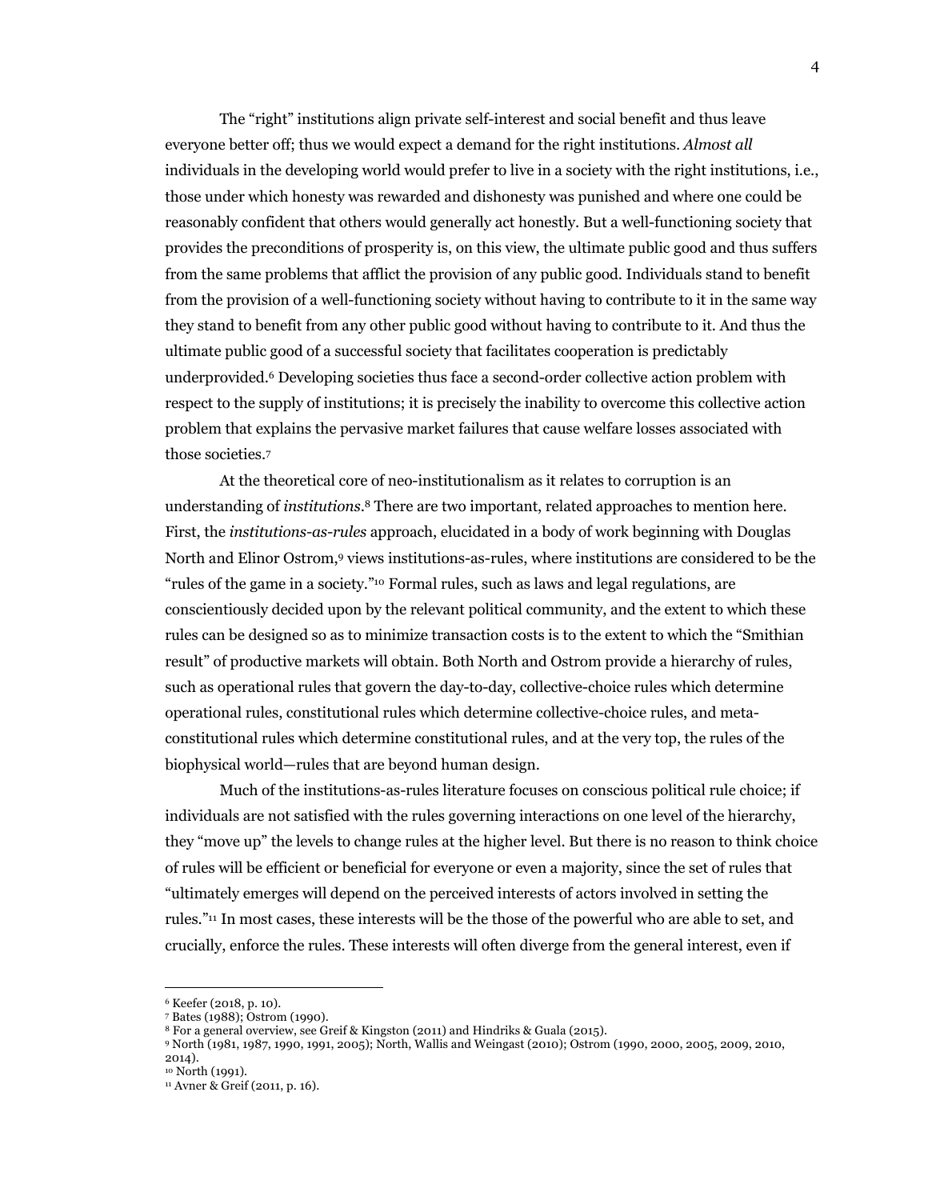The "right" institutions align private self-interest and social benefit and thus leave everyone better off; thus we would expect a demand for the right institutions. *Almost all* individuals in the developing world would prefer to live in a society with the right institutions, i.e., those under which honesty was rewarded and dishonesty was punished and where one could be reasonably confident that others would generally act honestly. But a well-functioning society that provides the preconditions of prosperity is, on this view, the ultimate public good and thus suffers from the same problems that afflict the provision of any public good. Individuals stand to benefit from the provision of a well-functioning society without having to contribute to it in the same way they stand to benefit from any other public good without having to contribute to it. And thus the ultimate public good of a successful society that facilitates cooperation is predictably underprovided.[6] Developing societies thus face a second-order collective action problem with respect to the supply of institutions; it is precisely the inability to overcome this collective action problem that explains the pervasive market failures that cause welfare losses associated with those societies.[7]

At the theoretical core of neo-institutionalism as it relates to corruption is an understanding of *institutions*.[8] There are two important, related approaches to mention here. First, the *institutions-as-rules* approach, elucidated in a body of work beginning with Douglas North and Elinor Ostrom,[9] views institutions-as-rules, where institutions are considered to be the "rules of the game in a society."[10] Formal rules, such as laws and legal regulations, are conscientiously decided upon by the relevant political community, and the extent to which these rules can be designed so as to minimize transaction costs is to the extent to which the "Smithian result" of productive markets will obtain. Both North and Ostrom provide a hierarchy of rules, such as operational rules that govern the day-to-day, collective-choice rules which determine operational rules, constitutional rules which determine collective-choice rules, and meta-constitutional rules which determine constitutional rules, and at the very top, the rules of the biophysical world—rules that are beyond human design.

Much of the institutions-as-rules literature focuses on conscious political rule choice; if individuals are not satisfied with the rules governing interactions on one level of the hierarchy, they "move up" the levels to change rules at the higher level. But there is no reason to think choice of rules will be efficient or beneficial for everyone or even a majority, since the set of rules that "ultimately emerges will depend on the perceived interests of actors involved in setting the rules."[11] In most cases, these interests will be the those of the powerful who are able to set, and crucially, enforce the rules. These interests will often diverge from the general interest, even if

---

[6] Keefer (2018, p. 10).
[7] Bates (1988); Ostrom (1990).
[8] For a general overview, see Greif & Kingston (2011) and Hindriks & Guala (2015).
[9] North (1981, 1987, 1990, 1991, 2005); North, Wallis and Weingast (2010); Ostrom (1990, 2000, 2005, 2009, 2010, 2014).
[10] North (1991).
[11] Avner & Greif (2011, p. 16).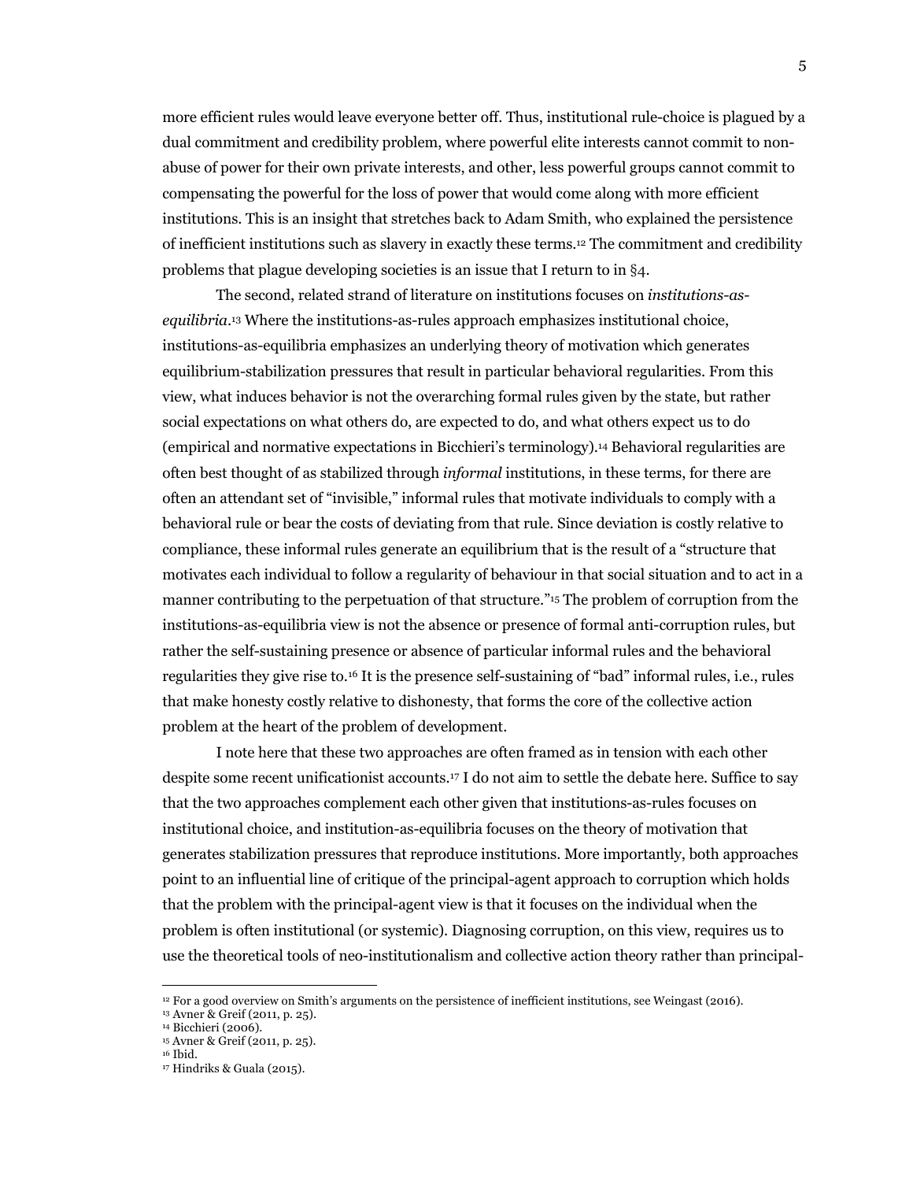more efficient rules would leave everyone better off. Thus, institutional rule-choice is plagued by a dual commitment and credibility problem, where powerful elite interests cannot commit to non-abuse of power for their own private interests, and other, less powerful groups cannot commit to compensating the powerful for the loss of power that would come along with more efficient institutions. This is an insight that stretches back to Adam Smith, who explained the persistence of inefficient institutions such as slavery in exactly these terms.[12] The commitment and credibility problems that plague developing societies is an issue that I return to in §4.

The second, related strand of literature on institutions focuses on *institutions-as-equilibria*.[13] Where the institutions-as-rules approach emphasizes institutional choice, institutions-as-equilibria emphasizes an underlying theory of motivation which generates equilibrium-stabilization pressures that result in particular behavioral regularities. From this view, what induces behavior is not the overarching formal rules given by the state, but rather social expectations on what others do, are expected to do, and what others expect us to do (empirical and normative expectations in Bicchieri's terminology).[14] Behavioral regularities are often best thought of as stabilized through *informal* institutions, in these terms, for there are often an attendant set of "invisible," informal rules that motivate individuals to comply with a behavioral rule or bear the costs of deviating from that rule. Since deviation is costly relative to compliance, these informal rules generate an equilibrium that is the result of a "structure that motivates each individual to follow a regularity of behaviour in that social situation and to act in a manner contributing to the perpetuation of that structure."[15] The problem of corruption from the institutions-as-equilibria view is not the absence or presence of formal anti-corruption rules, but rather the self-sustaining presence or absence of particular informal rules and the behavioral regularities they give rise to.[16] It is the presence self-sustaining of "bad" informal rules, i.e., rules that make honesty costly relative to dishonesty, that forms the core of the collective action problem at the heart of the problem of development.

I note here that these two approaches are often framed as in tension with each other despite some recent unificationist accounts.[17] I do not aim to settle the debate here. Suffice to say that the two approaches complement each other given that institutions-as-rules focuses on institutional choice, and institution-as-equilibria focuses on the theory of motivation that generates stabilization pressures that reproduce institutions. More importantly, both approaches point to an influential line of critique of the principal-agent approach to corruption which holds that the problem with the principal-agent view is that it focuses on the individual when the problem is often institutional (or systemic). Diagnosing corruption, on this view, requires us to use the theoretical tools of neo-institutionalism and collective action theory rather than principal-

---

[12] For a good overview on Smith's arguments on the persistence of inefficient institutions, see Weingast (2016).

[13] Avner & Greif (2011, p. 25).

[14] Bicchieri (2006).

[15] Avner & Greif (2011, p. 25).

[16] Ibid.

[17] Hindriks & Guala (2015).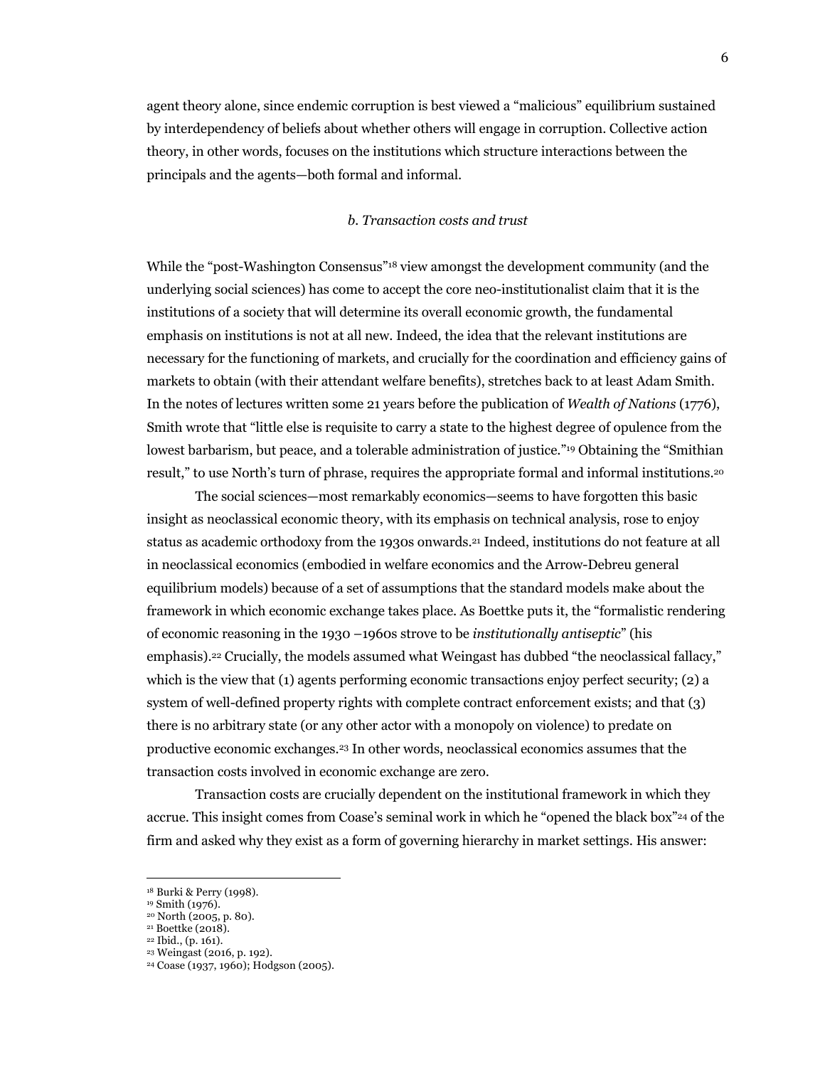agent theory alone, since endemic corruption is best viewed a "malicious" equilibrium sustained by interdependency of beliefs about whether others will engage in corruption. Collective action theory, in other words, focuses on the institutions which structure interactions between the principals and the agents—both formal and informal.

### *b. Transaction costs and trust*

While the "post-Washington Consensus"[18] view amongst the development community (and the underlying social sciences) has come to accept the core neo-institutionalist claim that it is the institutions of a society that will determine its overall economic growth, the fundamental emphasis on institutions is not at all new. Indeed, the idea that the relevant institutions are necessary for the functioning of markets, and crucially for the coordination and efficiency gains of markets to obtain (with their attendant welfare benefits), stretches back to at least Adam Smith. In the notes of lectures written some 21 years before the publication of *Wealth of Nations* (1776), Smith wrote that "little else is requisite to carry a state to the highest degree of opulence from the lowest barbarism, but peace, and a tolerable administration of justice."[19] Obtaining the "Smithian result," to use North's turn of phrase, requires the appropriate formal and informal institutions.[20]

The social sciences—most remarkably economics—seems to have forgotten this basic insight as neoclassical economic theory, with its emphasis on technical analysis, rose to enjoy status as academic orthodoxy from the 1930s onwards.[21] Indeed, institutions do not feature at all in neoclassical economics (embodied in welfare economics and the Arrow-Debreu general equilibrium models) because of a set of assumptions that the standard models make about the framework in which economic exchange takes place. As Boettke puts it, the "formalistic rendering of economic reasoning in the 1930 –1960s strove to be *institutionally antiseptic*" (his emphasis).[22] Crucially, the models assumed what Weingast has dubbed "the neoclassical fallacy," which is the view that (1) agents performing economic transactions enjoy perfect security; (2) a system of well-defined property rights with complete contract enforcement exists; and that (3) there is no arbitrary state (or any other actor with a monopoly on violence) to predate on productive economic exchanges.[23] In other words, neoclassical economics assumes that the transaction costs involved in economic exchange are zero.

Transaction costs are crucially dependent on the institutional framework in which they accrue. This insight comes from Coase's seminal work in which he "opened the black box"[24] of the firm and asked why they exist as a form of governing hierarchy in market settings. His answer:

---

[18] Burki & Perry (1998).
[19] Smith (1976).
[20] North (2005, p. 80).
[21] Boettke (2018).
[22] Ibid., (p. 161).
[23] Weingast (2016, p. 192).
[24] Coase (1937, 1960); Hodgson (2005).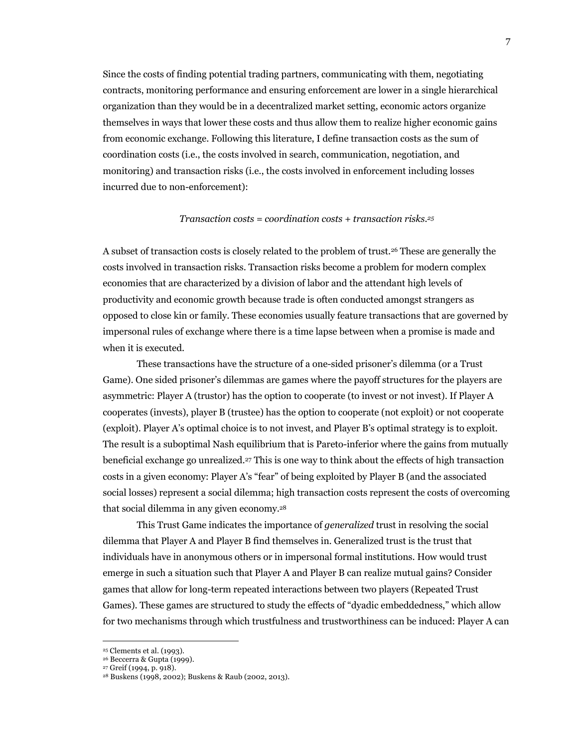Since the costs of finding potential trading partners, communicating with them, negotiating contracts, monitoring performance and ensuring enforcement are lower in a single hierarchical organization than they would be in a decentralized market setting, economic actors organize themselves in ways that lower these costs and thus allow them to realize higher economic gains from economic exchange. Following this literature, I define transaction costs as the sum of coordination costs (i.e., the costs involved in search, communication, negotiation, and monitoring) and transaction risks (i.e., the costs involved in enforcement including losses incurred due to non-enforcement):

*Transaction costs = coordination costs + transaction risks.*[25]

A subset of transaction costs is closely related to the problem of trust.[26] These are generally the costs involved in transaction risks. Transaction risks become a problem for modern complex economies that are characterized by a division of labor and the attendant high levels of productivity and economic growth because trade is often conducted amongst strangers as opposed to close kin or family. These economies usually feature transactions that are governed by impersonal rules of exchange where there is a time lapse between when a promise is made and when it is executed.

These transactions have the structure of a one-sided prisoner's dilemma (or a Trust Game). One sided prisoner's dilemmas are games where the payoff structures for the players are asymmetric: Player A (trustor) has the option to cooperate (to invest or not invest). If Player A cooperates (invests), player B (trustee) has the option to cooperate (not exploit) or not cooperate (exploit). Player A's optimal choice is to not invest, and Player B's optimal strategy is to exploit. The result is a suboptimal Nash equilibrium that is Pareto-inferior where the gains from mutually beneficial exchange go unrealized.[27] This is one way to think about the effects of high transaction costs in a given economy: Player A's "fear" of being exploited by Player B (and the associated social losses) represent a social dilemma; high transaction costs represent the costs of overcoming that social dilemma in any given economy.[28]

This Trust Game indicates the importance of *generalized* trust in resolving the social dilemma that Player A and Player B find themselves in. Generalized trust is the trust that individuals have in anonymous others or in impersonal formal institutions. How would trust emerge in such a situation such that Player A and Player B can realize mutual gains? Consider games that allow for long-term repeated interactions between two players (Repeated Trust Games). These games are structured to study the effects of "dyadic embeddedness," which allow for two mechanisms through which trustfulness and trustworthiness can be induced: Player A can

---

[25] Clements et al. (1993).

[26] Beccerra & Gupta (1999).

[27] Greif (1994, p. 918).

[28] Buskens (1998, 2002); Buskens & Raub (2002, 2013).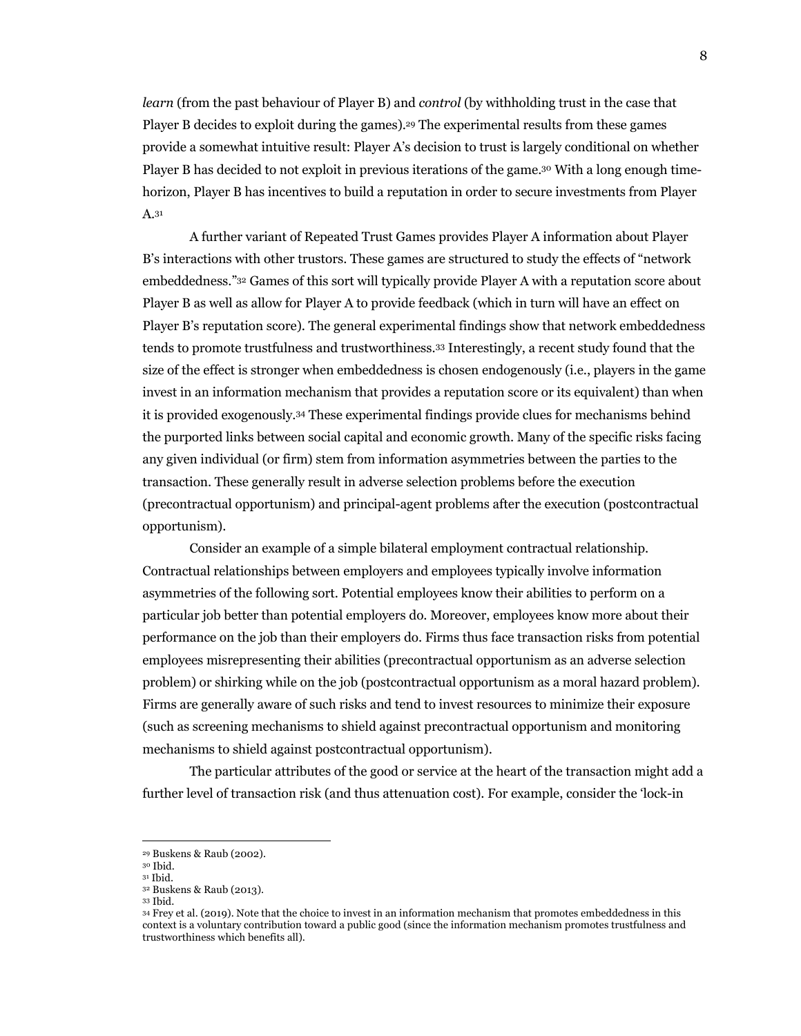*learn* (from the past behaviour of Player B) and *control* (by withholding trust in the case that Player B decides to exploit during the games).[29] The experimental results from these games provide a somewhat intuitive result: Player A's decision to trust is largely conditional on whether Player B has decided to not exploit in previous iterations of the game.[30] With a long enough time-horizon, Player B has incentives to build a reputation in order to secure investments from Player A.[31]

A further variant of Repeated Trust Games provides Player A information about Player B's interactions with other trustors. These games are structured to study the effects of "network embeddedness."[32] Games of this sort will typically provide Player A with a reputation score about Player B as well as allow for Player A to provide feedback (which in turn will have an effect on Player B's reputation score). The general experimental findings show that network embeddedness tends to promote trustfulness and trustworthiness.[33] Interestingly, a recent study found that the size of the effect is stronger when embeddedness is chosen endogenously (i.e., players in the game invest in an information mechanism that provides a reputation score or its equivalent) than when it is provided exogenously.[34] These experimental findings provide clues for mechanisms behind the purported links between social capital and economic growth. Many of the specific risks facing any given individual (or firm) stem from information asymmetries between the parties to the transaction. These generally result in adverse selection problems before the execution (precontractual opportunism) and principal-agent problems after the execution (postcontractual opportunism).

Consider an example of a simple bilateral employment contractual relationship. Contractual relationships between employers and employees typically involve information asymmetries of the following sort. Potential employees know their abilities to perform on a particular job better than potential employers do. Moreover, employees know more about their performance on the job than their employers do. Firms thus face transaction risks from potential employees misrepresenting their abilities (precontractual opportunism as an adverse selection problem) or shirking while on the job (postcontractual opportunism as a moral hazard problem). Firms are generally aware of such risks and tend to invest resources to minimize their exposure (such as screening mechanisms to shield against precontractual opportunism and monitoring mechanisms to shield against postcontractual opportunism).

The particular attributes of the good or service at the heart of the transaction might add a further level of transaction risk (and thus attenuation cost). For example, consider the 'lock-in

---

[29] Buskens & Raub (2002).
[30] Ibid.
[31] Ibid.
[32] Buskens & Raub (2013).
[33] Ibid.
[34] Frey et al. (2019). Note that the choice to invest in an information mechanism that promotes embeddedness in this context is a voluntary contribution toward a public good (since the information mechanism promotes trustfulness and trustworthiness which benefits all).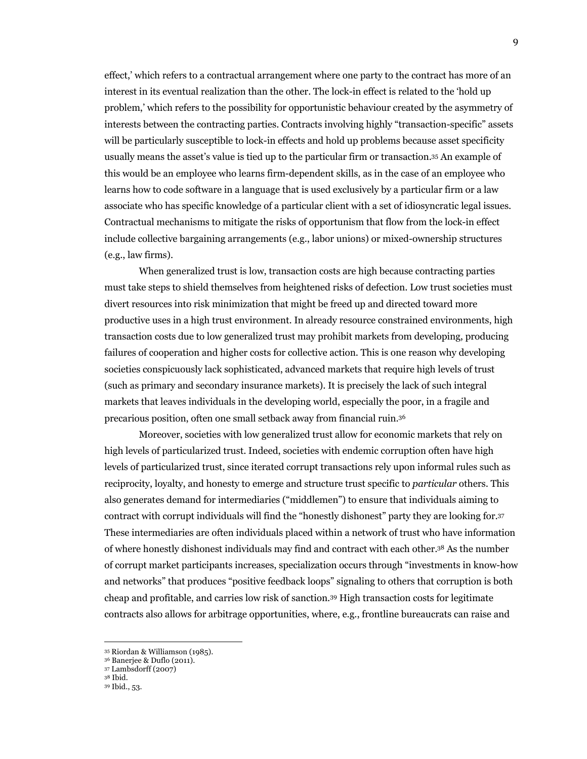effect,' which refers to a contractual arrangement where one party to the contract has more of an interest in its eventual realization than the other. The lock-in effect is related to the 'hold up problem,' which refers to the possibility for opportunistic behaviour created by the asymmetry of interests between the contracting parties. Contracts involving highly "transaction-specific" assets will be particularly susceptible to lock-in effects and hold up problems because asset specificity usually means the asset's value is tied up to the particular firm or transaction.[35] An example of this would be an employee who learns firm-dependent skills, as in the case of an employee who learns how to code software in a language that is used exclusively by a particular firm or a law associate who has specific knowledge of a particular client with a set of idiosyncratic legal issues. Contractual mechanisms to mitigate the risks of opportunism that flow from the lock-in effect include collective bargaining arrangements (e.g., labor unions) or mixed-ownership structures (e.g., law firms).

When generalized trust is low, transaction costs are high because contracting parties must take steps to shield themselves from heightened risks of defection. Low trust societies must divert resources into risk minimization that might be freed up and directed toward more productive uses in a high trust environment. In already resource constrained environments, high transaction costs due to low generalized trust may prohibit markets from developing, producing failures of cooperation and higher costs for collective action. This is one reason why developing societies conspicuously lack sophisticated, advanced markets that require high levels of trust (such as primary and secondary insurance markets). It is precisely the lack of such integral markets that leaves individuals in the developing world, especially the poor, in a fragile and precarious position, often one small setback away from financial ruin.[36]

Moreover, societies with low generalized trust allow for economic markets that rely on high levels of particularized trust. Indeed, societies with endemic corruption often have high levels of particularized trust, since iterated corrupt transactions rely upon informal rules such as reciprocity, loyalty, and honesty to emerge and structure trust specific to *particular* others. This also generates demand for intermediaries ("middlemen") to ensure that individuals aiming to contract with corrupt individuals will find the "honestly dishonest" party they are looking for.[37] These intermediaries are often individuals placed within a network of trust who have information of where honestly dishonest individuals may find and contract with each other.[38] As the number of corrupt market participants increases, specialization occurs through "investments in know-how and networks" that produces "positive feedback loops" signaling to others that corruption is both cheap and profitable, and carries low risk of sanction.[39] High transaction costs for legitimate contracts also allows for arbitrage opportunities, where, e.g., frontline bureaucrats can raise and

---

[35] Riordan & Williamson (1985).
[36] Banerjee & Duflo (2011).
[37] Lambsdorff (2007)
[38] Ibid.
[39] Ibid., 53.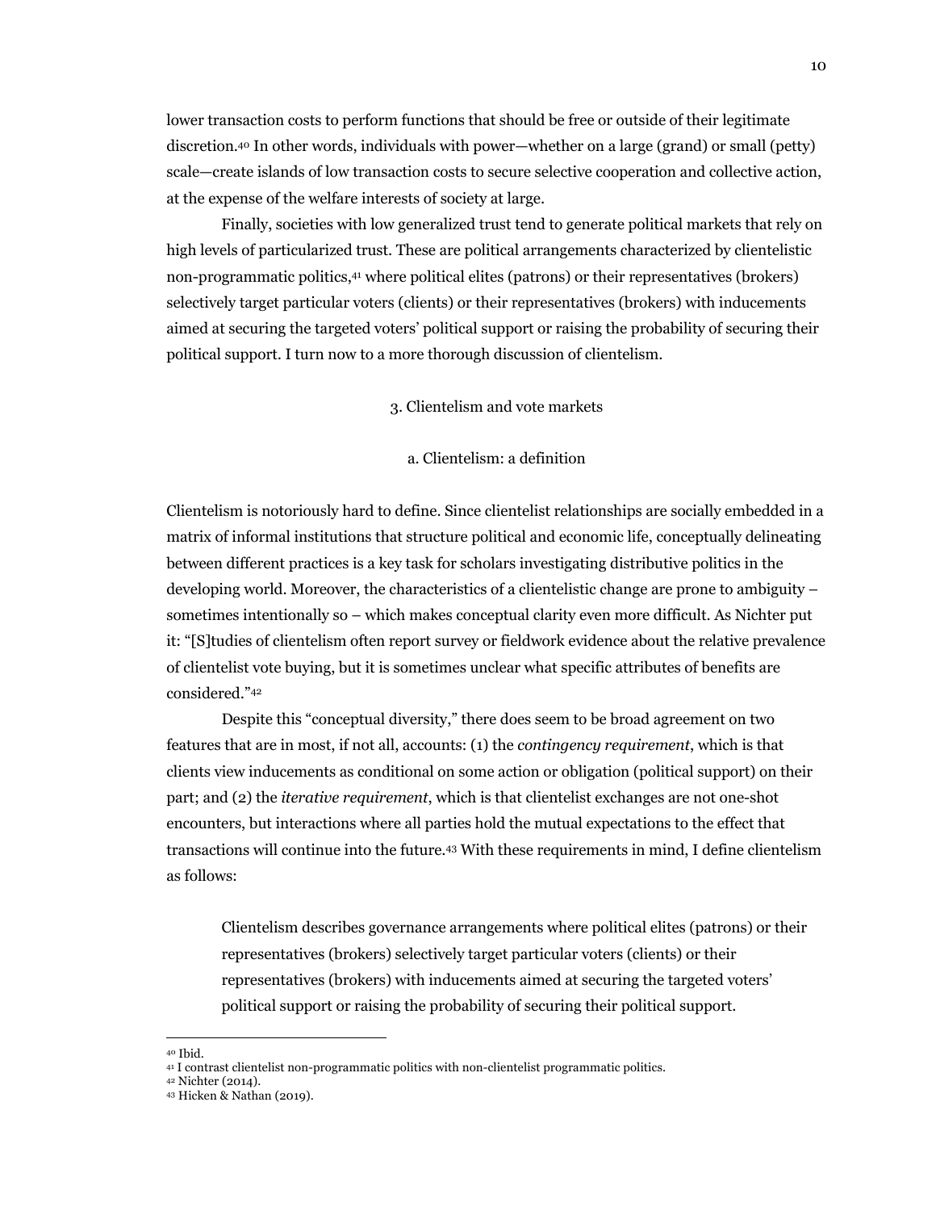lower transaction costs to perform functions that should be free or outside of their legitimate discretion.[40] In other words, individuals with power—whether on a large (grand) or small (petty) scale—create islands of low transaction costs to secure selective cooperation and collective action, at the expense of the welfare interests of society at large.

Finally, societies with low generalized trust tend to generate political markets that rely on high levels of particularized trust. These are political arrangements characterized by clientelistic non-programmatic politics,[41] where political elites (patrons) or their representatives (brokers) selectively target particular voters (clients) or their representatives (brokers) with inducements aimed at securing the targeted voters' political support or raising the probability of securing their political support. I turn now to a more thorough discussion of clientelism.

## 3. Clientelism and vote markets

### a. Clientelism: a definition

Clientelism is notoriously hard to define. Since clientelist relationships are socially embedded in a matrix of informal institutions that structure political and economic life, conceptually delineating between different practices is a key task for scholars investigating distributive politics in the developing world. Moreover, the characteristics of a clientelistic change are prone to ambiguity – sometimes intentionally so – which makes conceptual clarity even more difficult. As Nichter put it: "[S]tudies of clientelism often report survey or fieldwork evidence about the relative prevalence of clientelist vote buying, but it is sometimes unclear what specific attributes of benefits are considered."[42]

Despite this "conceptual diversity," there does seem to be broad agreement on two features that are in most, if not all, accounts: (1) the *contingency requirement*, which is that clients view inducements as conditional on some action or obligation (political support) on their part; and (2) the *iterative requirement*, which is that clientelist exchanges are not one-shot encounters, but interactions where all parties hold the mutual expectations to the effect that transactions will continue into the future.[43] With these requirements in mind, I define clientelism as follows:

> Clientelism describes governance arrangements where political elites (patrons) or their representatives (brokers) selectively target particular voters (clients) or their representatives (brokers) with inducements aimed at securing the targeted voters' political support or raising the probability of securing their political support.

---

[40] Ibid.

[41] I contrast clientelist non-programmatic politics with non-clientelist programmatic politics.

[42] Nichter (2014).

[43] Hicken & Nathan (2019).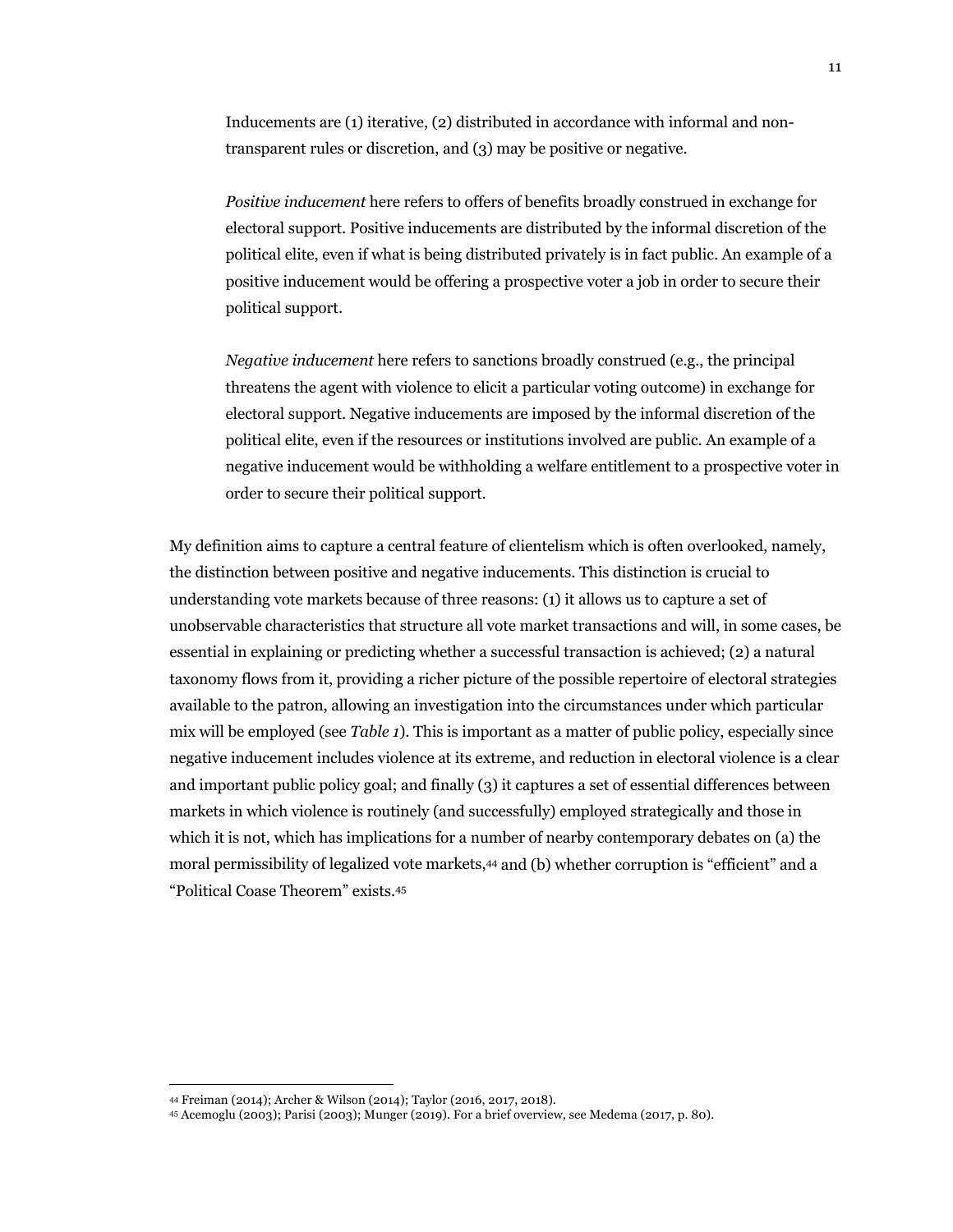Inducements are (1) iterative, (2) distributed in accordance with informal and non-transparent rules or discretion, and (3) may be positive or negative.

*Positive inducement* here refers to offers of benefits broadly construed in exchange for electoral support. Positive inducements are distributed by the informal discretion of the political elite, even if what is being distributed privately is in fact public. An example of a positive inducement would be offering a prospective voter a job in order to secure their political support.

*Negative inducement* here refers to sanctions broadly construed (e.g., the principal threatens the agent with violence to elicit a particular voting outcome) in exchange for electoral support. Negative inducements are imposed by the informal discretion of the political elite, even if the resources or institutions involved are public. An example of a negative inducement would be withholding a welfare entitlement to a prospective voter in order to secure their political support.

My definition aims to capture a central feature of clientelism which is often overlooked, namely, the distinction between positive and negative inducements. This distinction is crucial to understanding vote markets because of three reasons: (1) it allows us to capture a set of unobservable characteristics that structure all vote market transactions and will, in some cases, be essential in explaining or predicting whether a successful transaction is achieved; (2) a natural taxonomy flows from it, providing a richer picture of the possible repertoire of electoral strategies available to the patron, allowing an investigation into the circumstances under which particular mix will be employed (see *Table 1*). This is important as a matter of public policy, especially since negative inducement includes violence at its extreme, and reduction in electoral violence is a clear and important public policy goal; and finally (3) it captures a set of essential differences between markets in which violence is routinely (and successfully) employed strategically and those in which it is not, which has implications for a number of nearby contemporary debates on (a) the moral permissibility of legalized vote markets,[44] and (b) whether corruption is "efficient" and a "Political Coase Theorem" exists.[45]

[44] Freiman (2014); Archer & Wilson (2014); Taylor (2016, 2017, 2018).

[45] Acemoglu (2003); Parisi (2003); Munger (2019). For a brief overview, see Medema (2017, p. 80).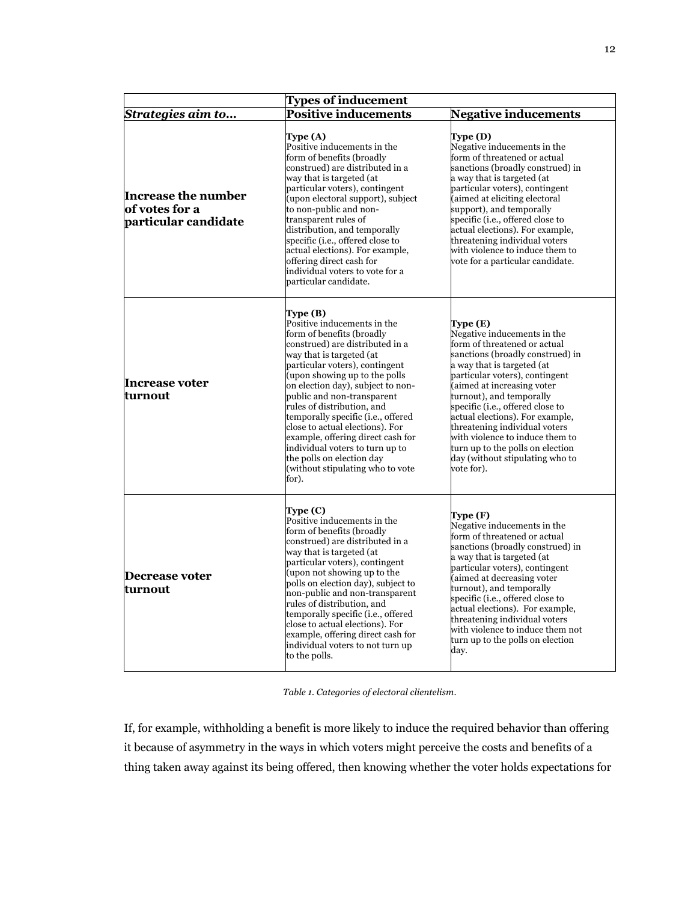| | Types of inducement | |
|---|---|---|
| ***Strategies aim to…*** | **Positive inducements** | **Negative inducements** |
| **Increase the number of votes for a particular candidate** | **Type (A)** Positive inducements in the form of benefits (broadly construed) are distributed in a way that is targeted (at particular voters), contingent (upon electoral support), subject to non-public and non-transparent rules of distribution, and temporally specific (i.e., offered close to actual elections). For example, offering direct cash for individual voters to vote for a particular candidate. | **Type (D)** Negative inducements in the form of threatened or actual sanctions (broadly construed) in a way that is targeted (at particular voters), contingent (aimed at eliciting electoral support), and temporally specific (i.e., offered close to actual elections). For example, threatening individual voters with violence to induce them to vote for a particular candidate. |
| **Increase voter turnout** | **Type (B)** Positive inducements in the form of benefits (broadly construed) are distributed in a way that is targeted (at particular voters), contingent (upon showing up to the polls on election day), subject to non-public and non-transparent rules of distribution, and temporally specific (i.e., offered close to actual elections). For example, offering direct cash for individual voters to turn up to the polls on election day (without stipulating who to vote for). | **Type (E)** Negative inducements in the form of threatened or actual sanctions (broadly construed) in a way that is targeted (at particular voters), contingent (aimed at increasing voter turnout), and temporally specific (i.e., offered close to actual elections). For example, threatening individual voters with violence to induce them to turn up to the polls on election day (without stipulating who to vote for). |
| **Decrease voter turnout** | **Type (C)** Positive inducements in the form of benefits (broadly construed) are distributed in a way that is targeted (at particular voters), contingent (upon not showing up to the polls on election day), subject to non-public and non-transparent rules of distribution, and temporally specific (i.e., offered close to actual elections). For example, offering direct cash for individual voters to not turn up to the polls. | **Type (F)** Negative inducements in the form of threatened or actual sanctions (broadly construed) in a way that is targeted (at particular voters), contingent (aimed at decreasing voter turnout), and temporally specific (i.e., offered close to actual elections). For example, threatening individual voters with violence to induce them not turn up to the polls on election day. |

*Table 1. Categories of electoral clientelism.*

If, for example, withholding a benefit is more likely to induce the required behavior than offering it because of asymmetry in the ways in which voters might perceive the costs and benefits of a thing taken away against its being offered, then knowing whether the voter holds expectations for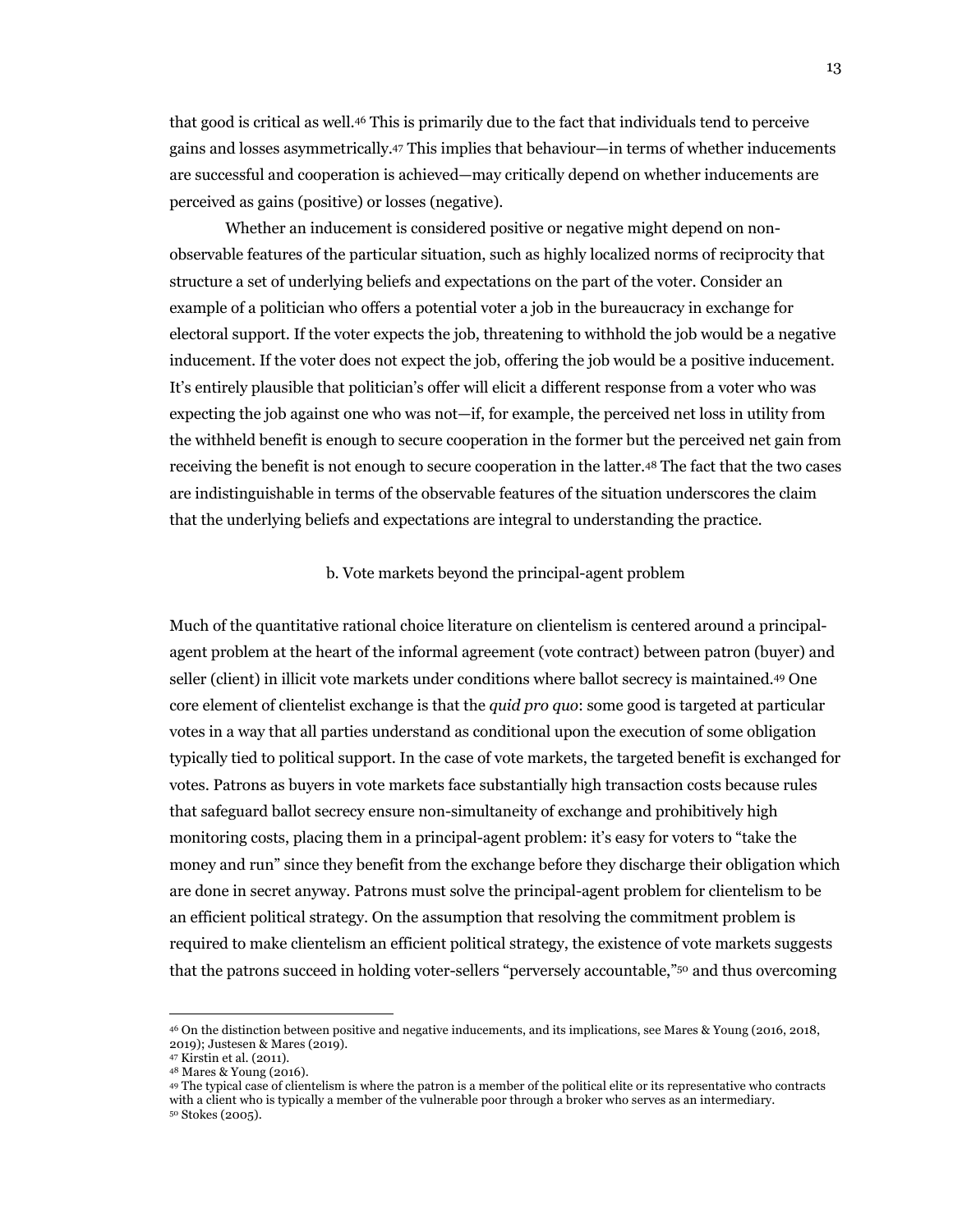that good is critical as well.[46] This is primarily due to the fact that individuals tend to perceive gains and losses asymmetrically.[47] This implies that behaviour—in terms of whether inducements are successful and cooperation is achieved—may critically depend on whether inducements are perceived as gains (positive) or losses (negative).

Whether an inducement is considered positive or negative might depend on non-observable features of the particular situation, such as highly localized norms of reciprocity that structure a set of underlying beliefs and expectations on the part of the voter. Consider an example of a politician who offers a potential voter a job in the bureaucracy in exchange for electoral support. If the voter expects the job, threatening to withhold the job would be a negative inducement. If the voter does not expect the job, offering the job would be a positive inducement. It's entirely plausible that politician's offer will elicit a different response from a voter who was expecting the job against one who was not—if, for example, the perceived net loss in utility from the withheld benefit is enough to secure cooperation in the former but the perceived net gain from receiving the benefit is not enough to secure cooperation in the latter.[48] The fact that the two cases are indistinguishable in terms of the observable features of the situation underscores the claim that the underlying beliefs and expectations are integral to understanding the practice.

### b. Vote markets beyond the principal-agent problem

Much of the quantitative rational choice literature on clientelism is centered around a principal-agent problem at the heart of the informal agreement (vote contract) between patron (buyer) and seller (client) in illicit vote markets under conditions where ballot secrecy is maintained.[49] One core element of clientelist exchange is that the *quid pro quo*: some good is targeted at particular votes in a way that all parties understand as conditional upon the execution of some obligation typically tied to political support. In the case of vote markets, the targeted benefit is exchanged for votes. Patrons as buyers in vote markets face substantially high transaction costs because rules that safeguard ballot secrecy ensure non-simultaneity of exchange and prohibitively high monitoring costs, placing them in a principal-agent problem: it's easy for voters to "take the money and run" since they benefit from the exchange before they discharge their obligation which are done in secret anyway. Patrons must solve the principal-agent problem for clientelism to be an efficient political strategy. On the assumption that resolving the commitment problem is required to make clientelism an efficient political strategy, the existence of vote markets suggests that the patrons succeed in holding voter-sellers "perversely accountable,"[50] and thus overcoming

---

[46] On the distinction between positive and negative inducements, and its implications, see Mares & Young (2016, 2018, 2019); Justesen & Mares (2019).

[47] Kirstin et al. (2011).

[48] Mares & Young (2016).

[49] The typical case of clientelism is where the patron is a member of the political elite or its representative who contracts with a client who is typically a member of the vulnerable poor through a broker who serves as an intermediary.

[50] Stokes (2005).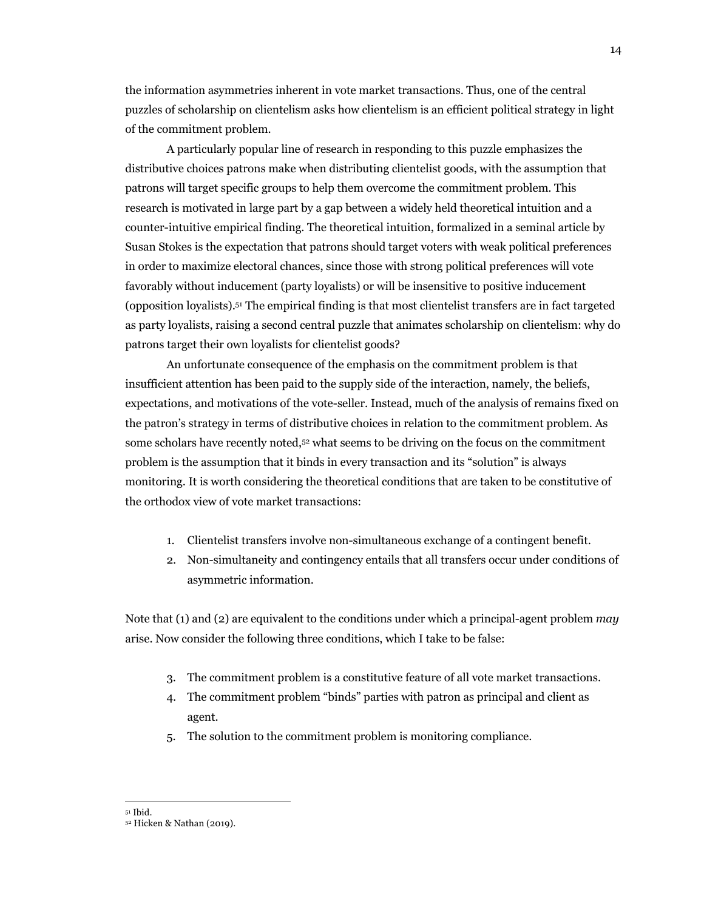the information asymmetries inherent in vote market transactions. Thus, one of the central puzzles of scholarship on clientelism asks how clientelism is an efficient political strategy in light of the commitment problem.

A particularly popular line of research in responding to this puzzle emphasizes the distributive choices patrons make when distributing clientelist goods, with the assumption that patrons will target specific groups to help them overcome the commitment problem. This research is motivated in large part by a gap between a widely held theoretical intuition and a counter-intuitive empirical finding. The theoretical intuition, formalized in a seminal article by Susan Stokes is the expectation that patrons should target voters with weak political preferences in order to maximize electoral chances, since those with strong political preferences will vote favorably without inducement (party loyalists) or will be insensitive to positive inducement (opposition loyalists).[51] The empirical finding is that most clientelist transfers are in fact targeted as party loyalists, raising a second central puzzle that animates scholarship on clientelism: why do patrons target their own loyalists for clientelist goods?

An unfortunate consequence of the emphasis on the commitment problem is that insufficient attention has been paid to the supply side of the interaction, namely, the beliefs, expectations, and motivations of the vote-seller. Instead, much of the analysis of remains fixed on the patron's strategy in terms of distributive choices in relation to the commitment problem. As some scholars have recently noted,[52] what seems to be driving on the focus on the commitment problem is the assumption that it binds in every transaction and its "solution" is always monitoring. It is worth considering the theoretical conditions that are taken to be constitutive of the orthodox view of vote market transactions:

1. Clientelist transfers involve non-simultaneous exchange of a contingent benefit.
2. Non-simultaneity and contingency entails that all transfers occur under conditions of asymmetric information.

Note that (1) and (2) are equivalent to the conditions under which a principal-agent problem *may* arise. Now consider the following three conditions, which I take to be false:

3. The commitment problem is a constitutive feature of all vote market transactions.
4. The commitment problem "binds" parties with patron as principal and client as agent.
5. The solution to the commitment problem is monitoring compliance.

---

[51] Ibid.

[52] Hicken & Nathan (2019).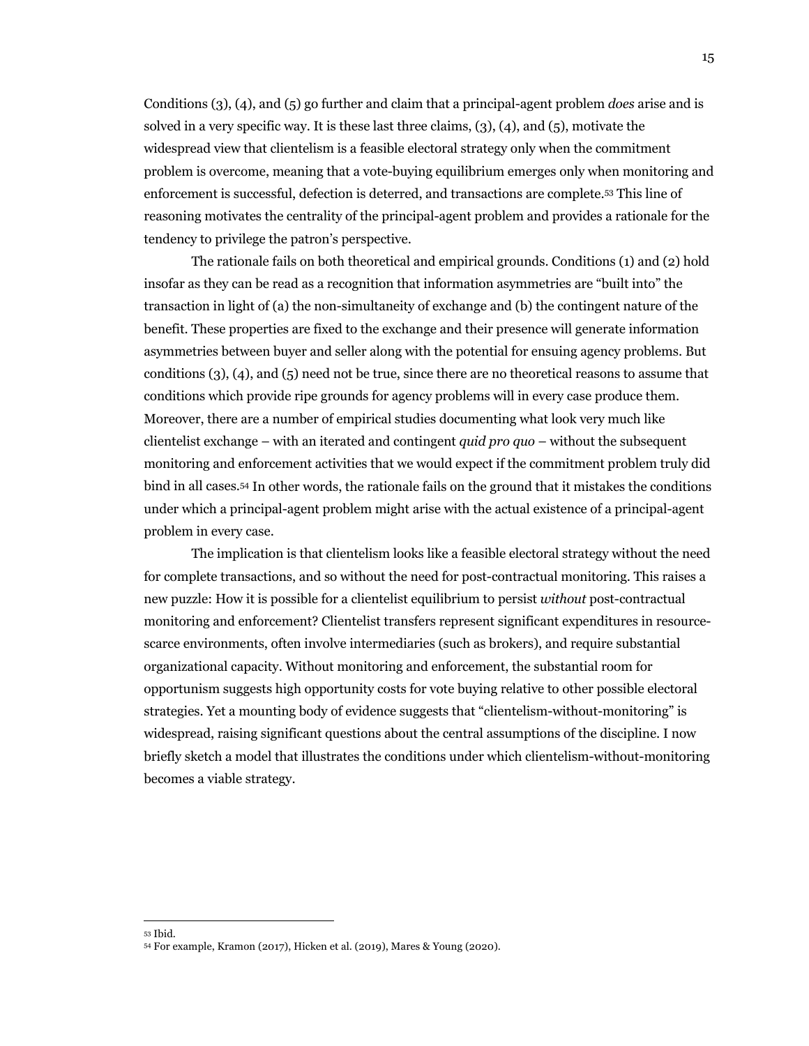Conditions (3), (4), and (5) go further and claim that a principal-agent problem *does* arise and is solved in a very specific way. It is these last three claims, (3), (4), and (5), motivate the widespread view that clientelism is a feasible electoral strategy only when the commitment problem is overcome, meaning that a vote-buying equilibrium emerges only when monitoring and enforcement is successful, defection is deterred, and transactions are complete.[53] This line of reasoning motivates the centrality of the principal-agent problem and provides a rationale for the tendency to privilege the patron's perspective.

The rationale fails on both theoretical and empirical grounds. Conditions (1) and (2) hold insofar as they can be read as a recognition that information asymmetries are "built into" the transaction in light of (a) the non-simultaneity of exchange and (b) the contingent nature of the benefit. These properties are fixed to the exchange and their presence will generate information asymmetries between buyer and seller along with the potential for ensuing agency problems. But conditions (3), (4), and (5) need not be true, since there are no theoretical reasons to assume that conditions which provide ripe grounds for agency problems will in every case produce them. Moreover, there are a number of empirical studies documenting what look very much like clientelist exchange – with an iterated and contingent *quid pro quo* – without the subsequent monitoring and enforcement activities that we would expect if the commitment problem truly did bind in all cases.[54] In other words, the rationale fails on the ground that it mistakes the conditions under which a principal-agent problem might arise with the actual existence of a principal-agent problem in every case.

The implication is that clientelism looks like a feasible electoral strategy without the need for complete transactions, and so without the need for post-contractual monitoring. This raises a new puzzle: How it is possible for a clientelist equilibrium to persist *without* post-contractual monitoring and enforcement? Clientelist transfers represent significant expenditures in resource-scarce environments, often involve intermediaries (such as brokers), and require substantial organizational capacity. Without monitoring and enforcement, the substantial room for opportunism suggests high opportunity costs for vote buying relative to other possible electoral strategies. Yet a mounting body of evidence suggests that "clientelism-without-monitoring" is widespread, raising significant questions about the central assumptions of the discipline. I now briefly sketch a model that illustrates the conditions under which clientelism-without-monitoring becomes a viable strategy.

---

[53] Ibid.

[54] For example, Kramon (2017), Hicken et al. (2019), Mares & Young (2020).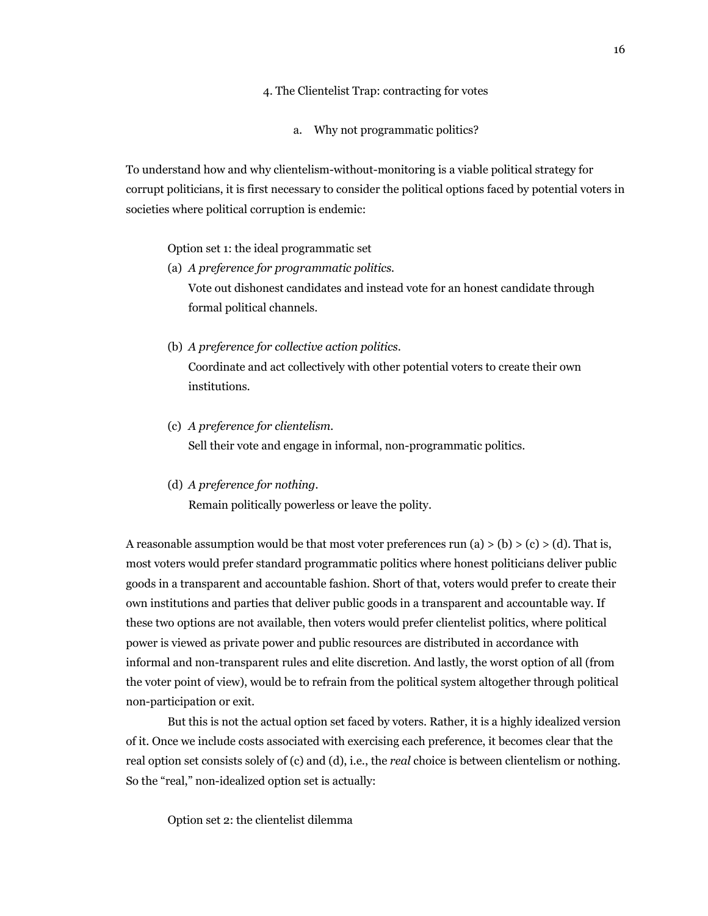## 4. The Clientelist Trap: contracting for votes

### a. Why not programmatic politics?

To understand how and why clientelism-without-monitoring is a viable political strategy for corrupt politicians, it is first necessary to consider the political options faced by potential voters in societies where political corruption is endemic:

Option set 1: the ideal programmatic set

(a) *A preference for programmatic politics.*
Vote out dishonest candidates and instead vote for an honest candidate through formal political channels.

(b) *A preference for collective action politics.*
Coordinate and act collectively with other potential voters to create their own institutions.

(c) *A preference for clientelism.*
Sell their vote and engage in informal, non-programmatic politics.

(d) *A preference for nothing.*
Remain politically powerless or leave the polity.

A reasonable assumption would be that most voter preferences run (a) > (b) > (c) > (d). That is, most voters would prefer standard programmatic politics where honest politicians deliver public goods in a transparent and accountable fashion. Short of that, voters would prefer to create their own institutions and parties that deliver public goods in a transparent and accountable way. If these two options are not available, then voters would prefer clientelist politics, where political power is viewed as private power and public resources are distributed in accordance with informal and non-transparent rules and elite discretion. And lastly, the worst option of all (from the voter point of view), would be to refrain from the political system altogether through political non-participation or exit.

But this is not the actual option set faced by voters. Rather, it is a highly idealized version of it. Once we include costs associated with exercising each preference, it becomes clear that the real option set consists solely of (c) and (d), i.e., the *real* choice is between clientelism or nothing. So the "real," non-idealized option set is actually:

Option set 2: the clientelist dilemma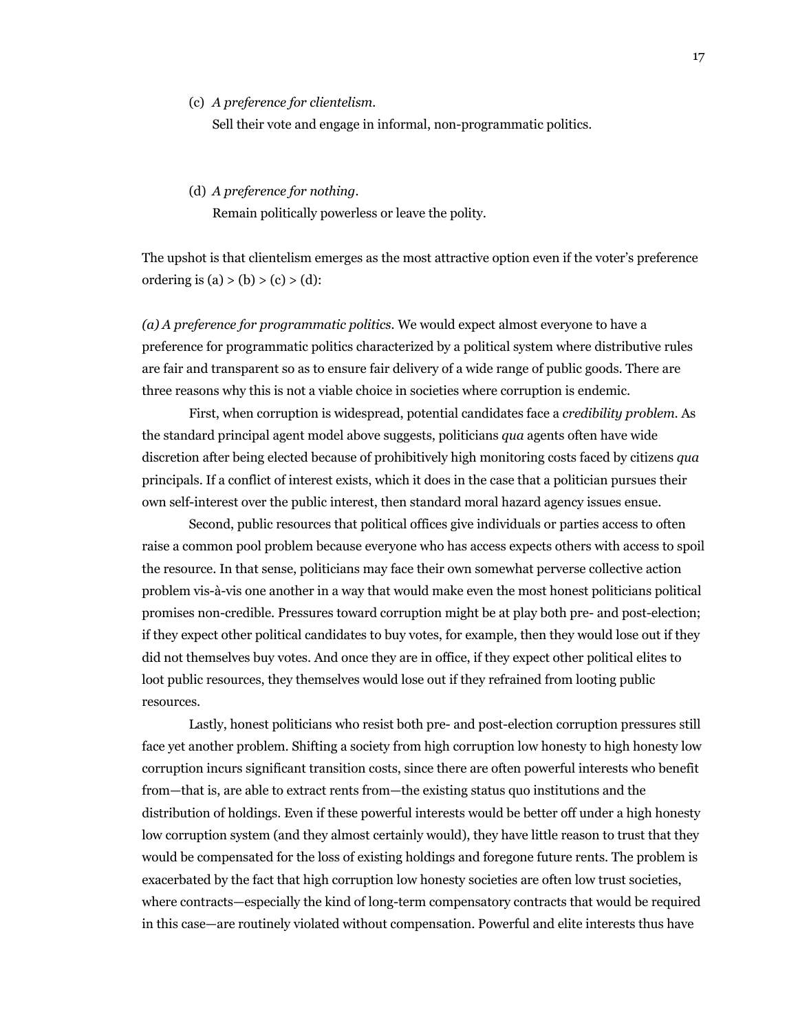(c) *A preference for clientelism.*
Sell their vote and engage in informal, non-programmatic politics.

(d) *A preference for nothing.*
Remain politically powerless or leave the polity.

The upshot is that clientelism emerges as the most attractive option even if the voter's preference ordering is (a) > (b) > (c) > (d):

*(a) A preference for programmatic politics.* We would expect almost everyone to have a preference for programmatic politics characterized by a political system where distributive rules are fair and transparent so as to ensure fair delivery of a wide range of public goods. There are three reasons why this is not a viable choice in societies where corruption is endemic.

First, when corruption is widespread, potential candidates face a *credibility problem*. As the standard principal agent model above suggests, politicians *qua* agents often have wide discretion after being elected because of prohibitively high monitoring costs faced by citizens *qua* principals. If a conflict of interest exists, which it does in the case that a politician pursues their own self-interest over the public interest, then standard moral hazard agency issues ensue.

Second, public resources that political offices give individuals or parties access to often raise a common pool problem because everyone who has access expects others with access to spoil the resource. In that sense, politicians may face their own somewhat perverse collective action problem vis-à-vis one another in a way that would make even the most honest politicians political promises non-credible. Pressures toward corruption might be at play both pre- and post-election; if they expect other political candidates to buy votes, for example, then they would lose out if they did not themselves buy votes. And once they are in office, if they expect other political elites to loot public resources, they themselves would lose out if they refrained from looting public resources.

Lastly, honest politicians who resist both pre- and post-election corruption pressures still face yet another problem. Shifting a society from high corruption low honesty to high honesty low corruption incurs significant transition costs, since there are often powerful interests who benefit from—that is, are able to extract rents from—the existing status quo institutions and the distribution of holdings. Even if these powerful interests would be better off under a high honesty low corruption system (and they almost certainly would), they have little reason to trust that they would be compensated for the loss of existing holdings and foregone future rents. The problem is exacerbated by the fact that high corruption low honesty societies are often low trust societies, where contracts—especially the kind of long-term compensatory contracts that would be required in this case—are routinely violated without compensation. Powerful and elite interests thus have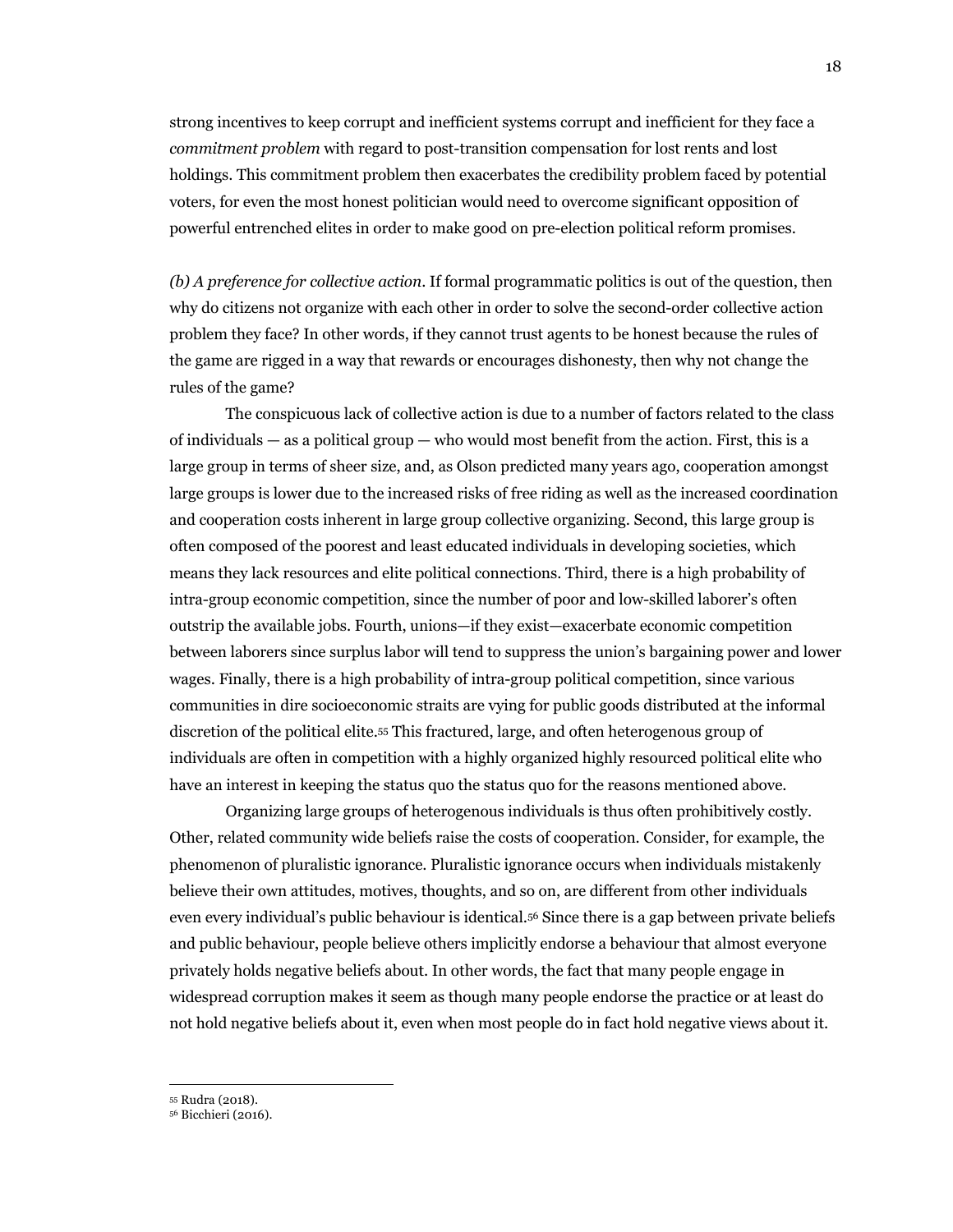strong incentives to keep corrupt and inefficient systems corrupt and inefficient for they face a *commitment problem* with regard to post-transition compensation for lost rents and lost holdings. This commitment problem then exacerbates the credibility problem faced by potential voters, for even the most honest politician would need to overcome significant opposition of powerful entrenched elites in order to make good on pre-election political reform promises.

*(b) A preference for collective action*. If formal programmatic politics is out of the question, then why do citizens not organize with each other in order to solve the second-order collective action problem they face? In other words, if they cannot trust agents to be honest because the rules of the game are rigged in a way that rewards or encourages dishonesty, then why not change the rules of the game?

The conspicuous lack of collective action is due to a number of factors related to the class of individuals — as a political group — who would most benefit from the action. First, this is a large group in terms of sheer size, and, as Olson predicted many years ago, cooperation amongst large groups is lower due to the increased risks of free riding as well as the increased coordination and cooperation costs inherent in large group collective organizing. Second, this large group is often composed of the poorest and least educated individuals in developing societies, which means they lack resources and elite political connections. Third, there is a high probability of intra-group economic competition, since the number of poor and low-skilled laborer's often outstrip the available jobs. Fourth, unions—if they exist—exacerbate economic competition between laborers since surplus labor will tend to suppress the union's bargaining power and lower wages. Finally, there is a high probability of intra-group political competition, since various communities in dire socioeconomic straits are vying for public goods distributed at the informal discretion of the political elite.[55] This fractured, large, and often heterogenous group of individuals are often in competition with a highly organized highly resourced political elite who have an interest in keeping the status quo the status quo for the reasons mentioned above.

Organizing large groups of heterogenous individuals is thus often prohibitively costly. Other, related community wide beliefs raise the costs of cooperation. Consider, for example, the phenomenon of pluralistic ignorance. Pluralistic ignorance occurs when individuals mistakenly believe their own attitudes, motives, thoughts, and so on, are different from other individuals even every individual's public behaviour is identical.[56] Since there is a gap between private beliefs and public behaviour, people believe others implicitly endorse a behaviour that almost everyone privately holds negative beliefs about. In other words, the fact that many people engage in widespread corruption makes it seem as though many people endorse the practice or at least do not hold negative beliefs about it, even when most people do in fact hold negative views about it.

---

[55] Rudra (2018).

[56] Bicchieri (2016).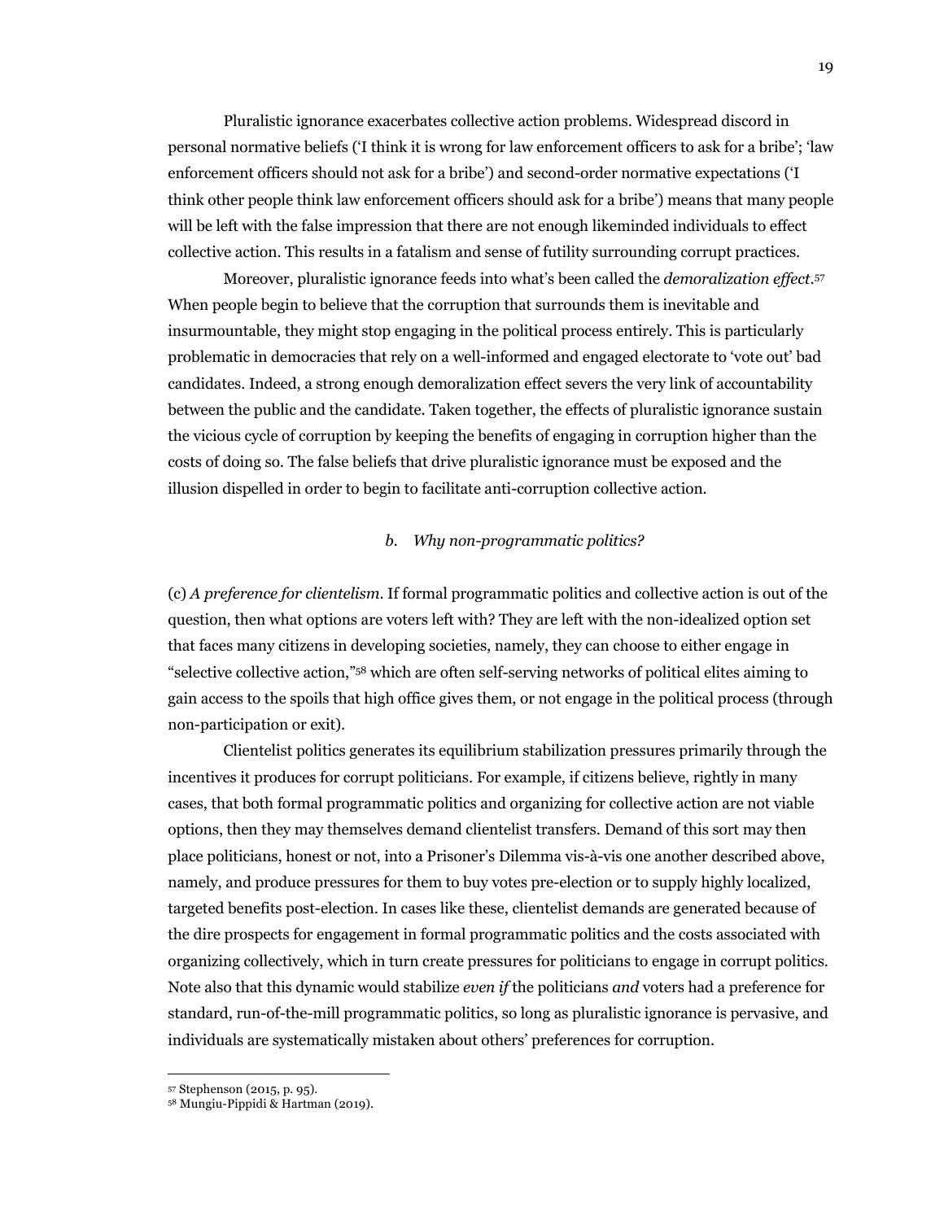Pluralistic ignorance exacerbates collective action problems. Widespread discord in personal normative beliefs ('I think it is wrong for law enforcement officers to ask for a bribe'; 'law enforcement officers should not ask for a bribe') and second-order normative expectations ('I think other people think law enforcement officers should ask for a bribe') means that many people will be left with the false impression that there are not enough likeminded individuals to effect collective action. This results in a fatalism and sense of futility surrounding corrupt practices.

Moreover, pluralistic ignorance feeds into what's been called the *demoralization effect*.[57] When people begin to believe that the corruption that surrounds them is inevitable and insurmountable, they might stop engaging in the political process entirely. This is particularly problematic in democracies that rely on a well-informed and engaged electorate to 'vote out' bad candidates. Indeed, a strong enough demoralization effect severs the very link of accountability between the public and the candidate. Taken together, the effects of pluralistic ignorance sustain the vicious cycle of corruption by keeping the benefits of engaging in corruption higher than the costs of doing so. The false beliefs that drive pluralistic ignorance must be exposed and the illusion dispelled in order to begin to facilitate anti-corruption collective action.

### *b. Why non-programmatic politics?*

(c) *A preference for clientelism*. If formal programmatic politics and collective action is out of the question, then what options are voters left with? They are left with the non-idealized option set that faces many citizens in developing societies, namely, they can choose to either engage in "selective collective action,"[58] which are often self-serving networks of political elites aiming to gain access to the spoils that high office gives them, or not engage in the political process (through non-participation or exit).

Clientelist politics generates its equilibrium stabilization pressures primarily through the incentives it produces for corrupt politicians. For example, if citizens believe, rightly in many cases, that both formal programmatic politics and organizing for collective action are not viable options, then they may themselves demand clientelist transfers. Demand of this sort may then place politicians, honest or not, into a Prisoner's Dilemma vis-à-vis one another described above, namely, and produce pressures for them to buy votes pre-election or to supply highly localized, targeted benefits post-election. In cases like these, clientelist demands are generated because of the dire prospects for engagement in formal programmatic politics and the costs associated with organizing collectively, which in turn create pressures for politicians to engage in corrupt politics. Note also that this dynamic would stabilize *even if* the politicians *and* voters had a preference for standard, run-of-the-mill programmatic politics, so long as pluralistic ignorance is pervasive, and individuals are systematically mistaken about others' preferences for corruption.

---

[57] Stephenson (2015, p. 95).

[58] Mungiu-Pippidi & Hartman (2019).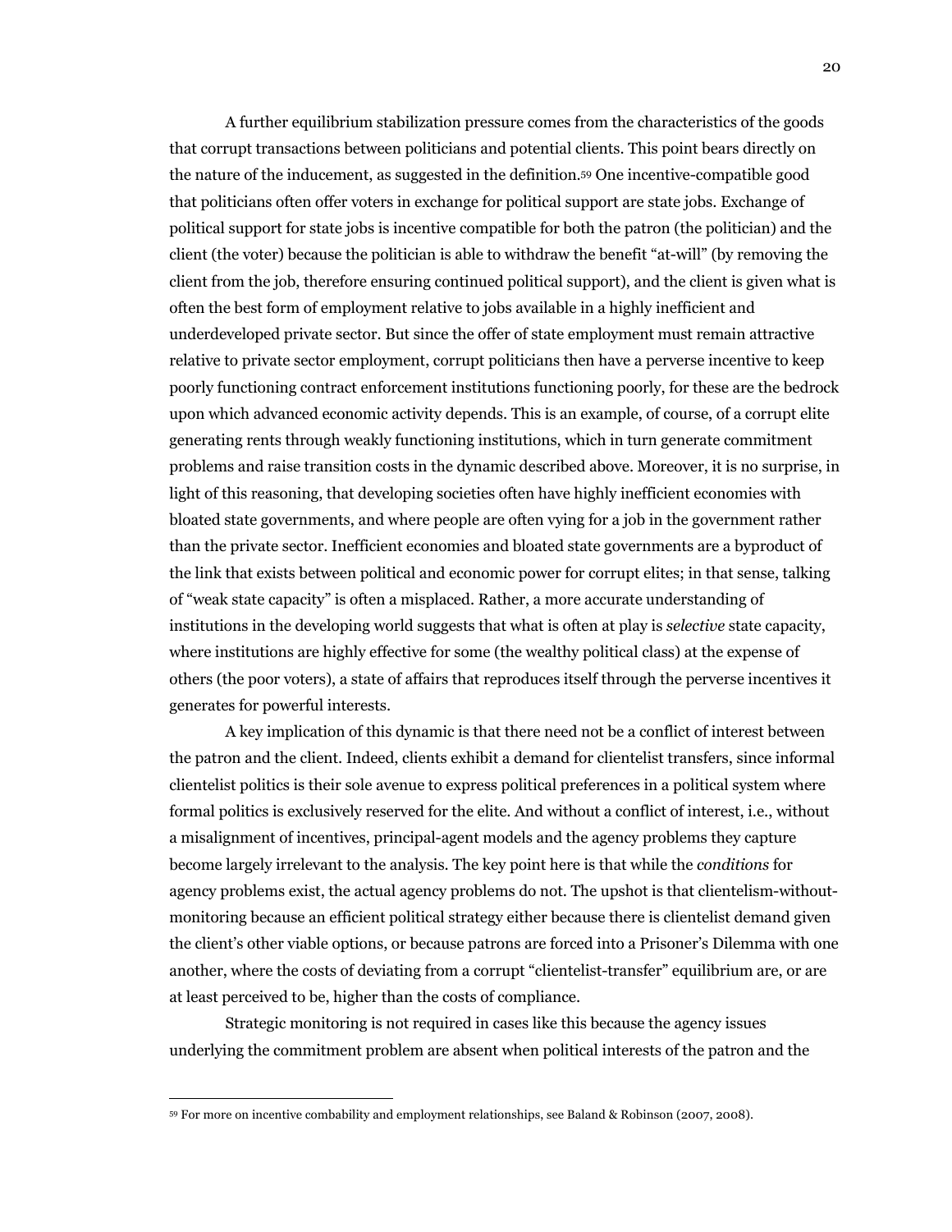A further equilibrium stabilization pressure comes from the characteristics of the goods that corrupt transactions between politicians and potential clients. This point bears directly on the nature of the inducement, as suggested in the definition.[59] One incentive-compatible good that politicians often offer voters in exchange for political support are state jobs. Exchange of political support for state jobs is incentive compatible for both the patron (the politician) and the client (the voter) because the politician is able to withdraw the benefit "at-will" (by removing the client from the job, therefore ensuring continued political support), and the client is given what is often the best form of employment relative to jobs available in a highly inefficient and underdeveloped private sector. But since the offer of state employment must remain attractive relative to private sector employment, corrupt politicians then have a perverse incentive to keep poorly functioning contract enforcement institutions functioning poorly, for these are the bedrock upon which advanced economic activity depends. This is an example, of course, of a corrupt elite generating rents through weakly functioning institutions, which in turn generate commitment problems and raise transition costs in the dynamic described above. Moreover, it is no surprise, in light of this reasoning, that developing societies often have highly inefficient economies with bloated state governments, and where people are often vying for a job in the government rather than the private sector. Inefficient economies and bloated state governments are a byproduct of the link that exists between political and economic power for corrupt elites; in that sense, talking of "weak state capacity" is often a misplaced. Rather, a more accurate understanding of institutions in the developing world suggests that what is often at play is *selective* state capacity, where institutions are highly effective for some (the wealthy political class) at the expense of others (the poor voters), a state of affairs that reproduces itself through the perverse incentives it generates for powerful interests.

A key implication of this dynamic is that there need not be a conflict of interest between the patron and the client. Indeed, clients exhibit a demand for clientelist transfers, since informal clientelist politics is their sole avenue to express political preferences in a political system where formal politics is exclusively reserved for the elite. And without a conflict of interest, i.e., without a misalignment of incentives, principal-agent models and the agency problems they capture become largely irrelevant to the analysis. The key point here is that while the *conditions* for agency problems exist, the actual agency problems do not. The upshot is that clientelism-without-monitoring because an efficient political strategy either because there is clientelist demand given the client's other viable options, or because patrons are forced into a Prisoner's Dilemma with one another, where the costs of deviating from a corrupt "clientelist-transfer" equilibrium are, or are at least perceived to be, higher than the costs of compliance.

Strategic monitoring is not required in cases like this because the agency issues underlying the commitment problem are absent when political interests of the patron and the

---

[59] For more on incentive combability and employment relationships, see Baland & Robinson (2007, 2008).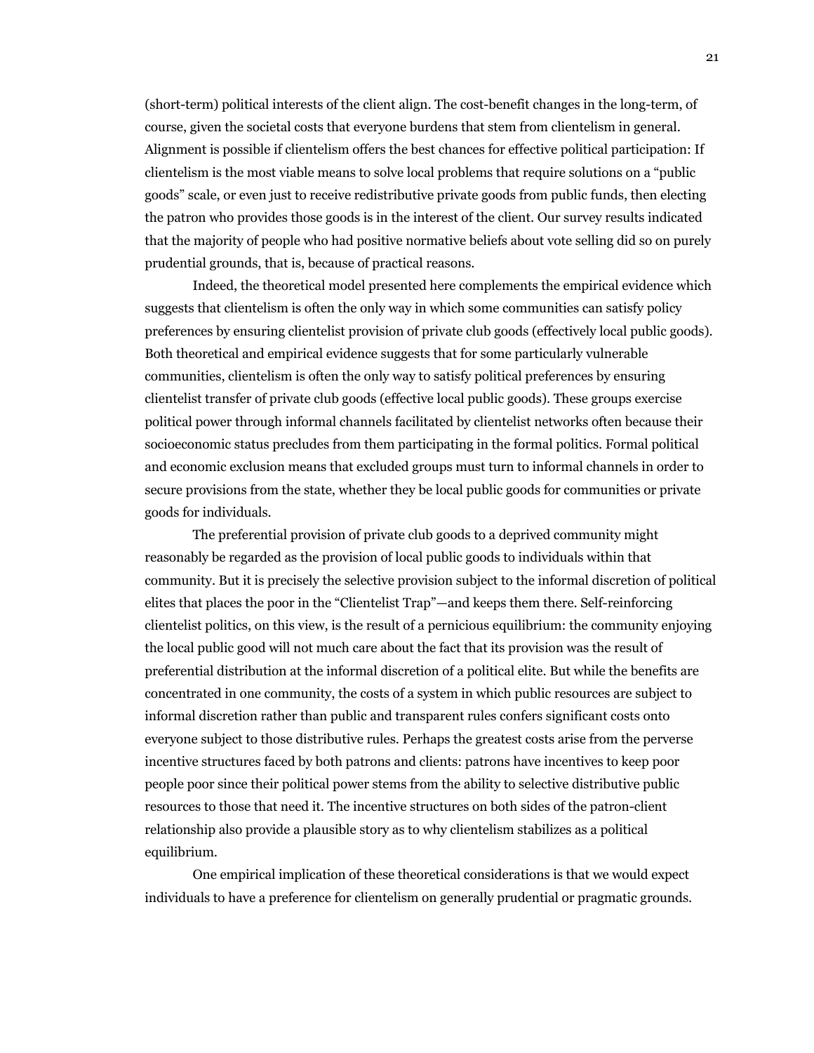(short-term) political interests of the client align. The cost-benefit changes in the long-term, of course, given the societal costs that everyone burdens that stem from clientelism in general. Alignment is possible if clientelism offers the best chances for effective political participation: If clientelism is the most viable means to solve local problems that require solutions on a "public goods" scale, or even just to receive redistributive private goods from public funds, then electing the patron who provides those goods is in the interest of the client. Our survey results indicated that the majority of people who had positive normative beliefs about vote selling did so on purely prudential grounds, that is, because of practical reasons.

Indeed, the theoretical model presented here complements the empirical evidence which suggests that clientelism is often the only way in which some communities can satisfy policy preferences by ensuring clientelist provision of private club goods (effectively local public goods). Both theoretical and empirical evidence suggests that for some particularly vulnerable communities, clientelism is often the only way to satisfy political preferences by ensuring clientelist transfer of private club goods (effective local public goods). These groups exercise political power through informal channels facilitated by clientelist networks often because their socioeconomic status precludes from them participating in the formal politics. Formal political and economic exclusion means that excluded groups must turn to informal channels in order to secure provisions from the state, whether they be local public goods for communities or private goods for individuals.

The preferential provision of private club goods to a deprived community might reasonably be regarded as the provision of local public goods to individuals within that community. But it is precisely the selective provision subject to the informal discretion of political elites that places the poor in the "Clientelist Trap"—and keeps them there. Self-reinforcing clientelist politics, on this view, is the result of a pernicious equilibrium: the community enjoying the local public good will not much care about the fact that its provision was the result of preferential distribution at the informal discretion of a political elite. But while the benefits are concentrated in one community, the costs of a system in which public resources are subject to informal discretion rather than public and transparent rules confers significant costs onto everyone subject to those distributive rules. Perhaps the greatest costs arise from the perverse incentive structures faced by both patrons and clients: patrons have incentives to keep poor people poor since their political power stems from the ability to selective distributive public resources to those that need it. The incentive structures on both sides of the patron-client relationship also provide a plausible story as to why clientelism stabilizes as a political equilibrium.

One empirical implication of these theoretical considerations is that we would expect individuals to have a preference for clientelism on generally prudential or pragmatic grounds.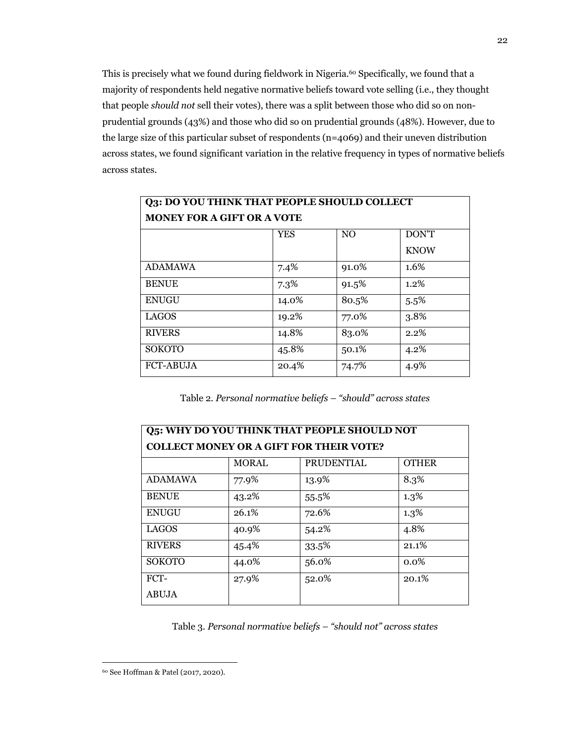This is precisely what we found during fieldwork in Nigeria.[60] Specifically, we found that a majority of respondents held negative normative beliefs toward vote selling (i.e., they thought that people *should not* sell their votes), there was a split between those who did so on non-prudential grounds (43%) and those who did so on prudential grounds (48%). However, due to the large size of this particular subset of respondents (n=4069) and their uneven distribution across states, we found significant variation in the relative frequency in types of normative beliefs across states.

| **Q3: DO YOU THINK THAT PEOPLE SHOULD COLLECT MONEY FOR A GIFT OR A VOTE** | | | |
|---|---|---|---|
| | YES | NO | DON'T KNOW |
| ADAMAWA | 7.4% | 91.0% | 1.6% |
| BENUE | 7.3% | 91.5% | 1.2% |
| ENUGU | 14.0% | 80.5% | 5.5% |
| LAGOS | 19.2% | 77.0% | 3.8% |
| RIVERS | 14.8% | 83.0% | 2.2% |
| SOKOTO | 45.8% | 50.1% | 4.2% |
| FCT-ABUJA | 20.4% | 74.7% | 4.9% |

Table 2. *Personal normative beliefs – "should" across states*

| **Q5: WHY DO YOU THINK THAT PEOPLE SHOULD NOT COLLECT MONEY OR A GIFT FOR THEIR VOTE?** | | | |
|---|---|---|---|
| | MORAL | PRUDENTIAL | OTHER |
| ADAMAWA | 77.9% | 13.9% | 8.3% |
| BENUE | 43.2% | 55.5% | 1.3% |
| ENUGU | 26.1% | 72.6% | 1.3% |
| LAGOS | 40.9% | 54.2% | 4.8% |
| RIVERS | 45.4% | 33.5% | 21.1% |
| SOKOTO | 44.0% | 56.0% | 0.0% |
| FCT-ABUJA | 27.9% | 52.0% | 20.1% |

Table 3. *Personal normative beliefs – "should not" across states*

[60] See Hoffman & Patel (2017, 2020).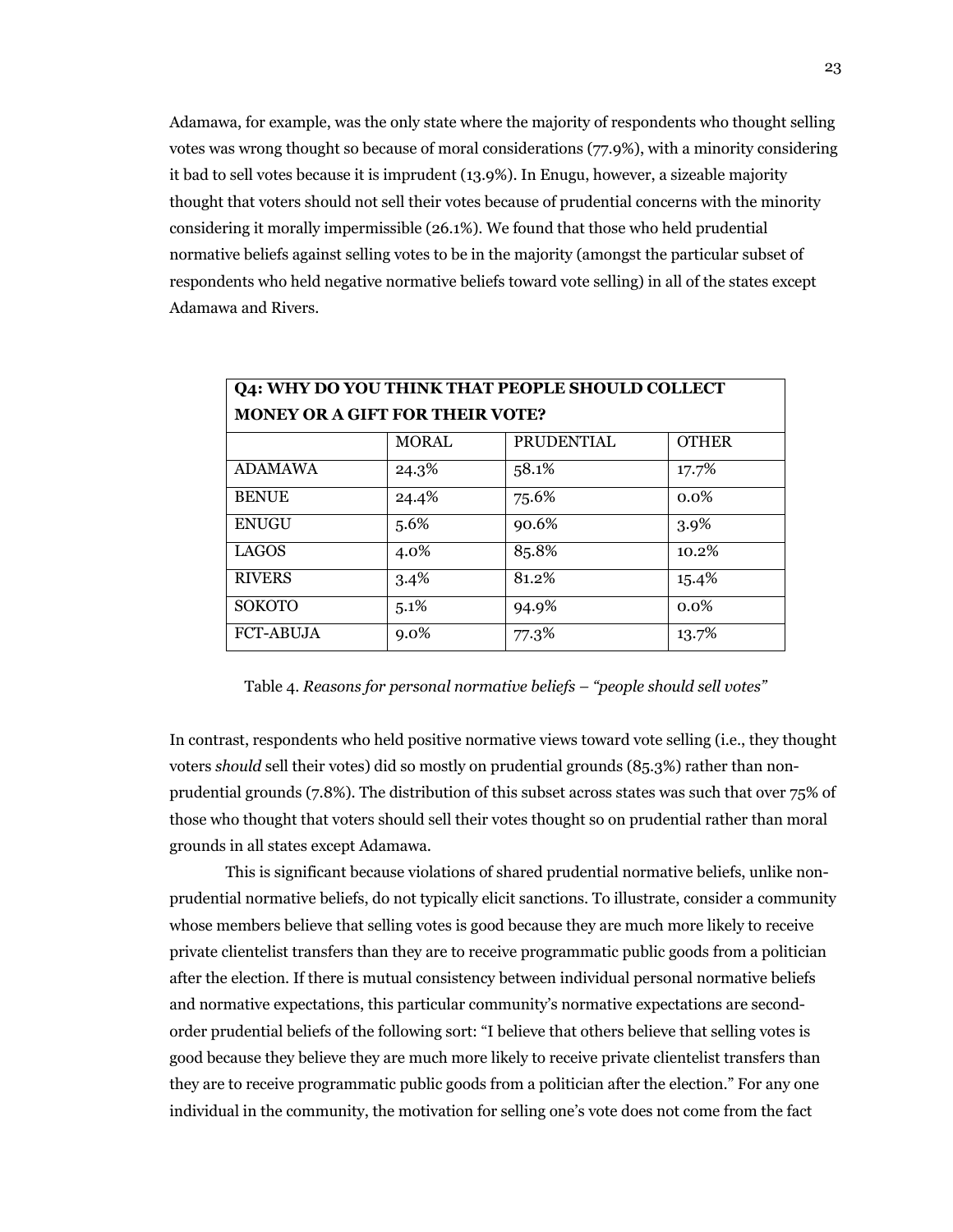Adamawa, for example, was the only state where the majority of respondents who thought selling votes was wrong thought so because of moral considerations (77.9%), with a minority considering it bad to sell votes because it is imprudent (13.9%). In Enugu, however, a sizeable majority thought that voters should not sell their votes because of prudential concerns with the minority considering it morally impermissible (26.1%). We found that those who held prudential normative beliefs against selling votes to be in the majority (amongst the particular subset of respondents who held negative normative beliefs toward vote selling) in all of the states except Adamawa and Rivers.

| **Q4: WHY DO YOU THINK THAT PEOPLE SHOULD COLLECT MONEY OR A GIFT FOR THEIR VOTE?** | | | |
|---|---|---|---|
| | MORAL | PRUDENTIAL | OTHER |
| ADAMAWA | 24.3% | 58.1% | 17.7% |
| BENUE | 24.4% | 75.6% | 0.0% |
| ENUGU | 5.6% | 90.6% | 3.9% |
| LAGOS | 4.0% | 85.8% | 10.2% |
| RIVERS | 3.4% | 81.2% | 15.4% |
| SOKOTO | 5.1% | 94.9% | 0.0% |
| FCT-ABUJA | 9.0% | 77.3% | 13.7% |

Table 4. *Reasons for personal normative beliefs – "people should sell votes"*

In contrast, respondents who held positive normative views toward vote selling (i.e., they thought voters *should* sell their votes) did so mostly on prudential grounds (85.3%) rather than non-prudential grounds (7.8%). The distribution of this subset across states was such that over 75% of those who thought that voters should sell their votes thought so on prudential rather than moral grounds in all states except Adamawa.

This is significant because violations of shared prudential normative beliefs, unlike non-prudential normative beliefs, do not typically elicit sanctions. To illustrate, consider a community whose members believe that selling votes is good because they are much more likely to receive private clientelist transfers than they are to receive programmatic public goods from a politician after the election. If there is mutual consistency between individual personal normative beliefs and normative expectations, this particular community's normative expectations are second-order prudential beliefs of the following sort: "I believe that others believe that selling votes is good because they believe they are much more likely to receive private clientelist transfers than they are to receive programmatic public goods from a politician after the election." For any one individual in the community, the motivation for selling one's vote does not come from the fact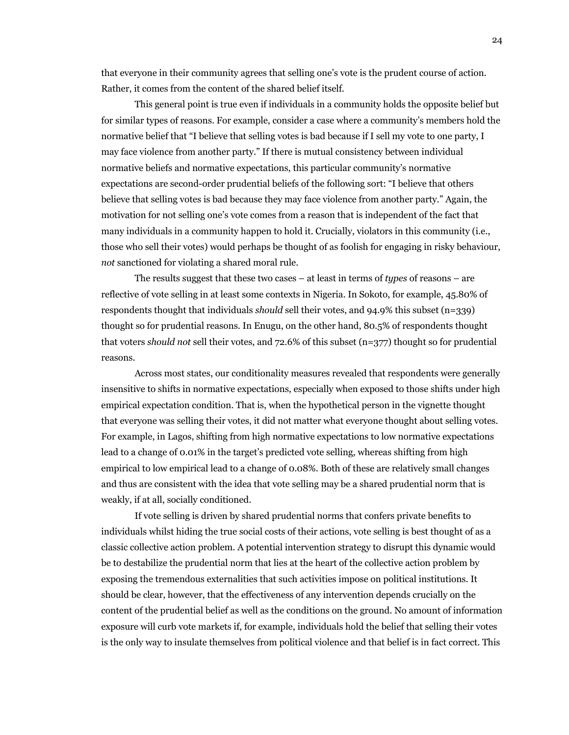that everyone in their community agrees that selling one's vote is the prudent course of action. Rather, it comes from the content of the shared belief itself.

This general point is true even if individuals in a community holds the opposite belief but for similar types of reasons. For example, consider a case where a community's members hold the normative belief that "I believe that selling votes is bad because if I sell my vote to one party, I may face violence from another party." If there is mutual consistency between individual normative beliefs and normative expectations, this particular community's normative expectations are second-order prudential beliefs of the following sort: "I believe that others believe that selling votes is bad because they may face violence from another party." Again, the motivation for not selling one's vote comes from a reason that is independent of the fact that many individuals in a community happen to hold it. Crucially, violators in this community (i.e., those who sell their votes) would perhaps be thought of as foolish for engaging in risky behaviour, *not* sanctioned for violating a shared moral rule.

The results suggest that these two cases – at least in terms of *types* of reasons – are reflective of vote selling in at least some contexts in Nigeria. In Sokoto, for example, 45.80% of respondents thought that individuals *should* sell their votes, and 94.9% this subset (n=339) thought so for prudential reasons. In Enugu, on the other hand, 80.5% of respondents thought that voters *should not* sell their votes, and 72.6% of this subset (n=377) thought so for prudential reasons.

Across most states, our conditionality measures revealed that respondents were generally insensitive to shifts in normative expectations, especially when exposed to those shifts under high empirical expectation condition. That is, when the hypothetical person in the vignette thought that everyone was selling their votes, it did not matter what everyone thought about selling votes. For example, in Lagos, shifting from high normative expectations to low normative expectations lead to a change of 0.01% in the target's predicted vote selling, whereas shifting from high empirical to low empirical lead to a change of 0.08%. Both of these are relatively small changes and thus are consistent with the idea that vote selling may be a shared prudential norm that is weakly, if at all, socially conditioned.

If vote selling is driven by shared prudential norms that confers private benefits to individuals whilst hiding the true social costs of their actions, vote selling is best thought of as a classic collective action problem. A potential intervention strategy to disrupt this dynamic would be to destabilize the prudential norm that lies at the heart of the collective action problem by exposing the tremendous externalities that such activities impose on political institutions. It should be clear, however, that the effectiveness of any intervention depends crucially on the content of the prudential belief as well as the conditions on the ground. No amount of information exposure will curb vote markets if, for example, individuals hold the belief that selling their votes is the only way to insulate themselves from political violence and that belief is in fact correct. This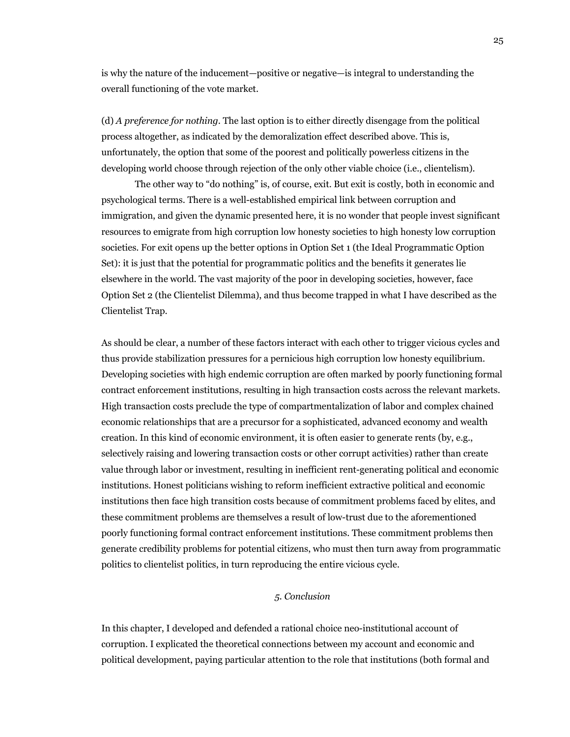is why the nature of the inducement—positive or negative—is integral to understanding the overall functioning of the vote market.

(d) *A preference for nothing*. The last option is to either directly disengage from the political process altogether, as indicated by the demoralization effect described above. This is, unfortunately, the option that some of the poorest and politically powerless citizens in the developing world choose through rejection of the only other viable choice (i.e., clientelism).

The other way to "do nothing" is, of course, exit. But exit is costly, both in economic and psychological terms. There is a well-established empirical link between corruption and immigration, and given the dynamic presented here, it is no wonder that people invest significant resources to emigrate from high corruption low honesty societies to high honesty low corruption societies. For exit opens up the better options in Option Set 1 (the Ideal Programmatic Option Set): it is just that the potential for programmatic politics and the benefits it generates lie elsewhere in the world. The vast majority of the poor in developing societies, however, face Option Set 2 (the Clientelist Dilemma), and thus become trapped in what I have described as the Clientelist Trap.

As should be clear, a number of these factors interact with each other to trigger vicious cycles and thus provide stabilization pressures for a pernicious high corruption low honesty equilibrium. Developing societies with high endemic corruption are often marked by poorly functioning formal contract enforcement institutions, resulting in high transaction costs across the relevant markets. High transaction costs preclude the type of compartmentalization of labor and complex chained economic relationships that are a precursor for a sophisticated, advanced economy and wealth creation. In this kind of economic environment, it is often easier to generate rents (by, e.g., selectively raising and lowering transaction costs or other corrupt activities) rather than create value through labor or investment, resulting in inefficient rent-generating political and economic institutions. Honest politicians wishing to reform inefficient extractive political and economic institutions then face high transition costs because of commitment problems faced by elites, and these commitment problems are themselves a result of low-trust due to the aforementioned poorly functioning formal contract enforcement institutions. These commitment problems then generate credibility problems for potential citizens, who must then turn away from programmatic politics to clientelist politics, in turn reproducing the entire vicious cycle.

## *5. Conclusion*

In this chapter, I developed and defended a rational choice neo-institutional account of corruption. I explicated the theoretical connections between my account and economic and political development, paying particular attention to the role that institutions (both formal and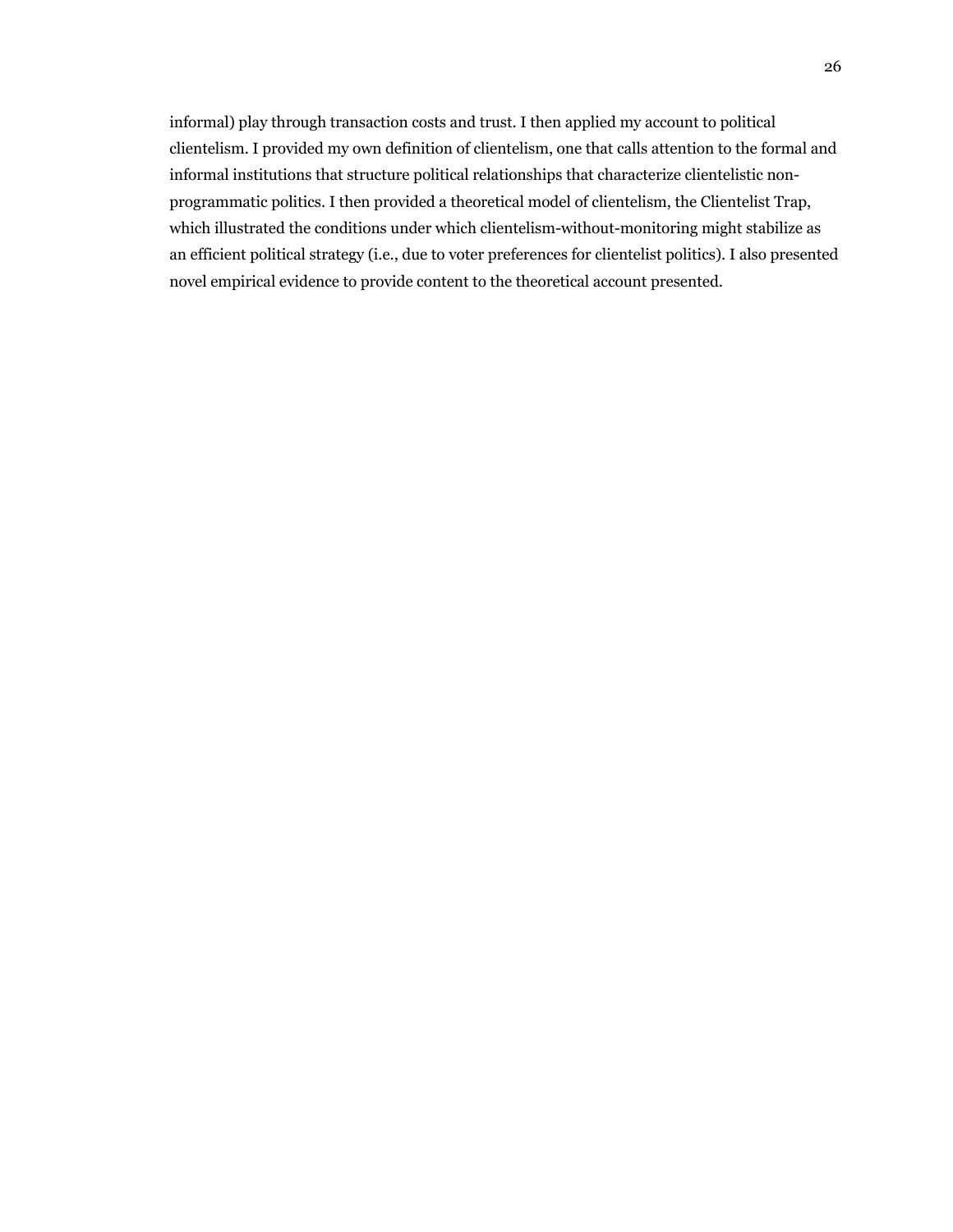informal) play through transaction costs and trust. I then applied my account to political clientelism. I provided my own definition of clientelism, one that calls attention to the formal and informal institutions that structure political relationships that characterize clientelistic non-programmatic politics. I then provided a theoretical model of clientelism, the Clientelist Trap, which illustrated the conditions under which clientelism-without-monitoring might stabilize as an efficient political strategy (i.e., due to voter preferences for clientelist politics). I also presented novel empirical evidence to provide content to the theoretical account presented.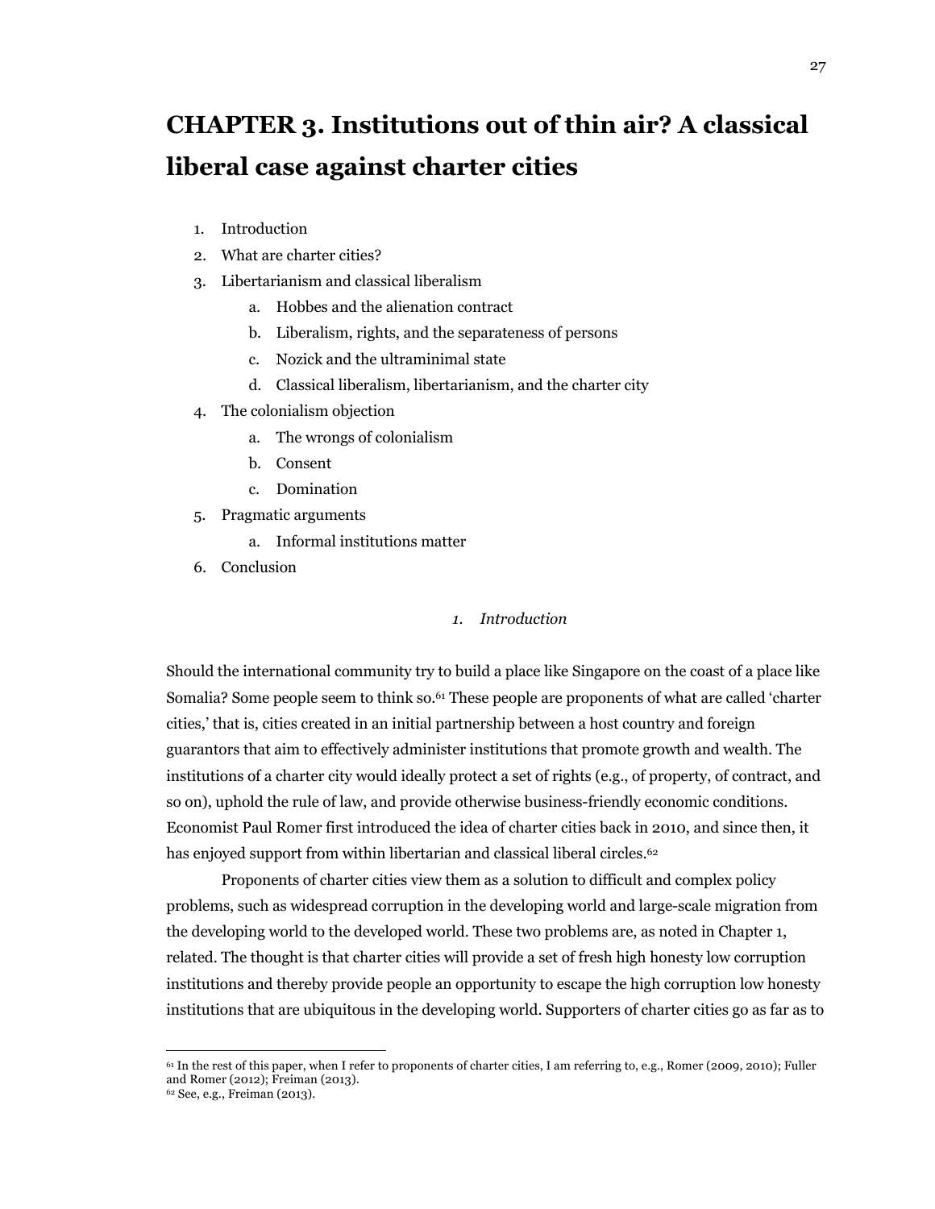# CHAPTER 3. Institutions out of thin air? A classical liberal case against charter cities

1. Introduction
2. What are charter cities?
3. Libertarianism and classical liberalism
    a. Hobbes and the alienation contract
    b. Liberalism, rights, and the separateness of persons
    c. Nozick and the ultraminimal state
    d. Classical liberalism, libertarianism, and the charter city
4. The colonialism objection
    a. The wrongs of colonialism
    b. Consent
    c. Domination
5. Pragmatic arguments
    a. Informal institutions matter
6. Conclusion

## *1. Introduction*

Should the international community try to build a place like Singapore on the coast of a place like Somalia? Some people seem to think so.[61] These people are proponents of what are called 'charter cities,' that is, cities created in an initial partnership between a host country and foreign guarantors that aim to effectively administer institutions that promote growth and wealth. The institutions of a charter city would ideally protect a set of rights (e.g., of property, of contract, and so on), uphold the rule of law, and provide otherwise business-friendly economic conditions. Economist Paul Romer first introduced the idea of charter cities back in 2010, and since then, it has enjoyed support from within libertarian and classical liberal circles.[62]

Proponents of charter cities view them as a solution to difficult and complex policy problems, such as widespread corruption in the developing world and large-scale migration from the developing world to the developed world. These two problems are, as noted in Chapter 1, related. The thought is that charter cities will provide a set of fresh high honesty low corruption institutions and thereby provide people an opportunity to escape the high corruption low honesty institutions that are ubiquitous in the developing world. Supporters of charter cities go as far as to

[61] In the rest of this paper, when I refer to proponents of charter cities, I am referring to, e.g., Romer (2009, 2010); Fuller and Romer (2012); Freiman (2013).

[62] See, e.g., Freiman (2013).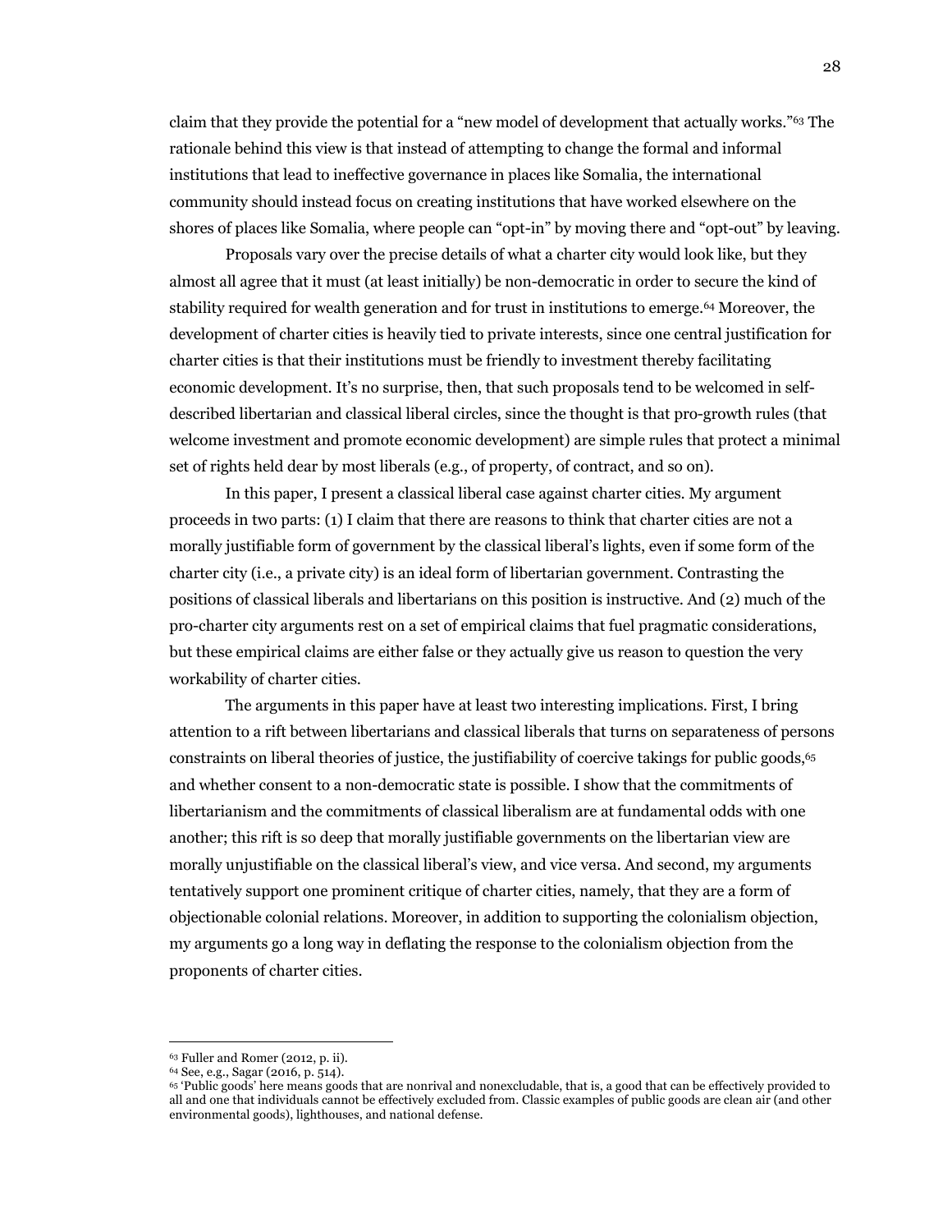claim that they provide the potential for a "new model of development that actually works."[63] The rationale behind this view is that instead of attempting to change the formal and informal institutions that lead to ineffective governance in places like Somalia, the international community should instead focus on creating institutions that have worked elsewhere on the shores of places like Somalia, where people can "opt-in" by moving there and "opt-out" by leaving.

Proposals vary over the precise details of what a charter city would look like, but they almost all agree that it must (at least initially) be non-democratic in order to secure the kind of stability required for wealth generation and for trust in institutions to emerge.[64] Moreover, the development of charter cities is heavily tied to private interests, since one central justification for charter cities is that their institutions must be friendly to investment thereby facilitating economic development. It's no surprise, then, that such proposals tend to be welcomed in self-described libertarian and classical liberal circles, since the thought is that pro-growth rules (that welcome investment and promote economic development) are simple rules that protect a minimal set of rights held dear by most liberals (e.g., of property, of contract, and so on).

In this paper, I present a classical liberal case against charter cities. My argument proceeds in two parts: (1) I claim that there are reasons to think that charter cities are not a morally justifiable form of government by the classical liberal's lights, even if some form of the charter city (i.e., a private city) is an ideal form of libertarian government. Contrasting the positions of classical liberals and libertarians on this position is instructive. And (2) much of the pro-charter city arguments rest on a set of empirical claims that fuel pragmatic considerations, but these empirical claims are either false or they actually give us reason to question the very workability of charter cities.

The arguments in this paper have at least two interesting implications. First, I bring attention to a rift between libertarians and classical liberals that turns on separateness of persons constraints on liberal theories of justice, the justifiability of coercive takings for public goods,[65] and whether consent to a non-democratic state is possible. I show that the commitments of libertarianism and the commitments of classical liberalism are at fundamental odds with one another; this rift is so deep that morally justifiable governments on the libertarian view are morally unjustifiable on the classical liberal's view, and vice versa. And second, my arguments tentatively support one prominent critique of charter cities, namely, that they are a form of objectionable colonial relations. Moreover, in addition to supporting the colonialism objection, my arguments go a long way in deflating the response to the colonialism objection from the proponents of charter cities.

---

[63] Fuller and Romer (2012, p. ii).

[64] See, e.g., Sagar (2016, p. 514).

[65] 'Public goods' here means goods that are nonrival and nonexcludable, that is, a good that can be effectively provided to all and one that individuals cannot be effectively excluded from. Classic examples of public goods are clean air (and other environmental goods), lighthouses, and national defense.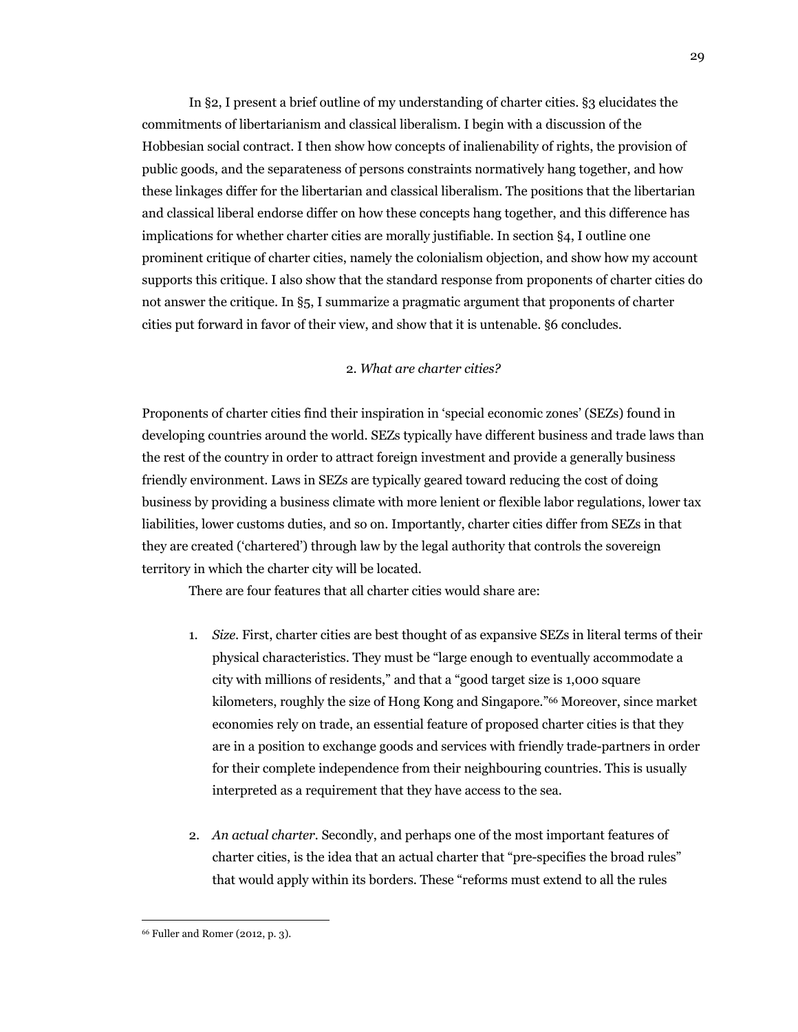In §2, I present a brief outline of my understanding of charter cities. §3 elucidates the commitments of libertarianism and classical liberalism. I begin with a discussion of the Hobbesian social contract. I then show how concepts of inalienability of rights, the provision of public goods, and the separateness of persons constraints normatively hang together, and how these linkages differ for the libertarian and classical liberalism. The positions that the libertarian and classical liberal endorse differ on how these concepts hang together, and this difference has implications for whether charter cities are morally justifiable. In section §4, I outline one prominent critique of charter cities, namely the colonialism objection, and show how my account supports this critique. I also show that the standard response from proponents of charter cities do not answer the critique. In §5, I summarize a pragmatic argument that proponents of charter cities put forward in favor of their view, and show that it is untenable. §6 concludes.

## 2. *What are charter cities?*

Proponents of charter cities find their inspiration in 'special economic zones' (SEZs) found in developing countries around the world. SEZs typically have different business and trade laws than the rest of the country in order to attract foreign investment and provide a generally business friendly environment. Laws in SEZs are typically geared toward reducing the cost of doing business by providing a business climate with more lenient or flexible labor regulations, lower tax liabilities, lower customs duties, and so on. Importantly, charter cities differ from SEZs in that they are created ('chartered') through law by the legal authority that controls the sovereign territory in which the charter city will be located.

There are four features that all charter cities would share are:

1. *Size*. First, charter cities are best thought of as expansive SEZs in literal terms of their physical characteristics. They must be "large enough to eventually accommodate a city with millions of residents," and that a "good target size is 1,000 square kilometers, roughly the size of Hong Kong and Singapore."[66] Moreover, since market economies rely on trade, an essential feature of proposed charter cities is that they are in a position to exchange goods and services with friendly trade-partners in order for their complete independence from their neighbouring countries. This is usually interpreted as a requirement that they have access to the sea.

2. *An actual charter*. Secondly, and perhaps one of the most important features of charter cities, is the idea that an actual charter that "pre-specifies the broad rules" that would apply within its borders. These "reforms must extend to all the rules

[66] Fuller and Romer (2012, p. 3).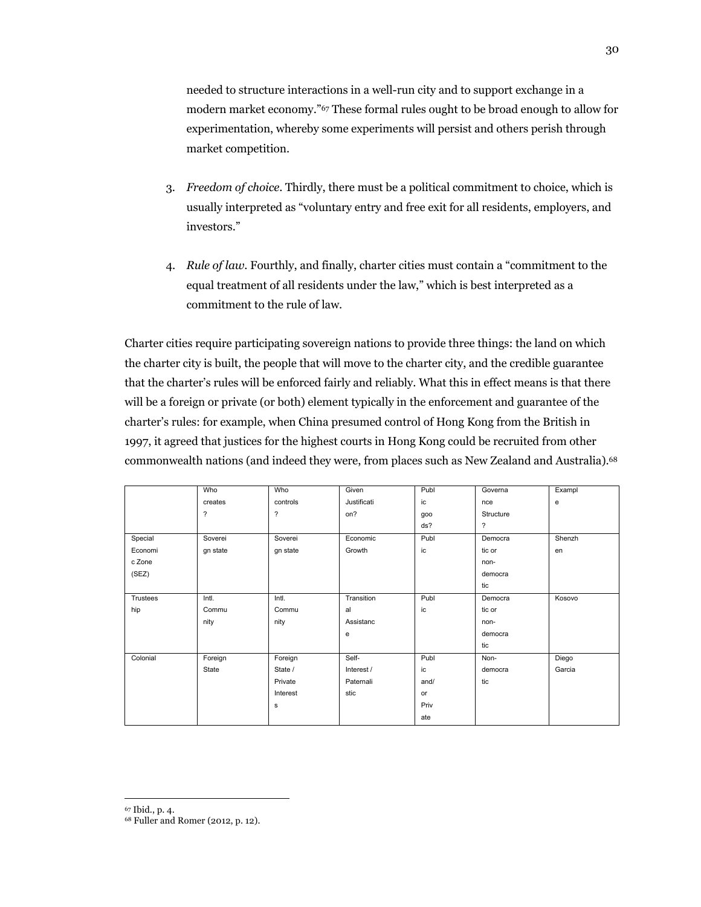needed to structure interactions in a well-run city and to support exchange in a modern market economy."[67] These formal rules ought to be broad enough to allow for experimentation, whereby some experiments will persist and others perish through market competition.

3. *Freedom of choice*. Thirdly, there must be a political commitment to choice, which is usually interpreted as "voluntary entry and free exit for all residents, employers, and investors."

4. *Rule of law*. Fourthly, and finally, charter cities must contain a "commitment to the equal treatment of all residents under the law," which is best interpreted as a commitment to the rule of law.

Charter cities require participating sovereign nations to provide three things: the land on which the charter city is built, the people that will move to the charter city, and the credible guarantee that the charter's rules will be enforced fairly and reliably. What this in effect means is that there will be a foreign or private (or both) element typically in the enforcement and guarantee of the charter's rules: for example, when China presumed control of Hong Kong from the British in 1997, it agreed that justices for the highest courts in Hong Kong could be recruited from other commonwealth nations (and indeed they were, from places such as New Zealand and Australia).[68]

| | Who creates? | Who controls? | Given Justification? | Public goods? | Governance Structure? | Example |
|---|---|---|---|---|---|---|
| Special Economic Zone (SEZ) | Sovereign state | Sovereign state | Economic Growth | Public | Democratic or non-democratic | Shenzhen |
| Trusteeship | Intl. Community | Intl. Community | Transitional Assistance | Public | Democratic or non-democratic | Kosovo |
| Colonial | Foreign State | Foreign State / Private Interests | Self-Interest / Paternalistic | Public and/or Private | Non-democratic | Diego Garcia |

[67] Ibid., p. 4.
[68] Fuller and Romer (2012, p. 12).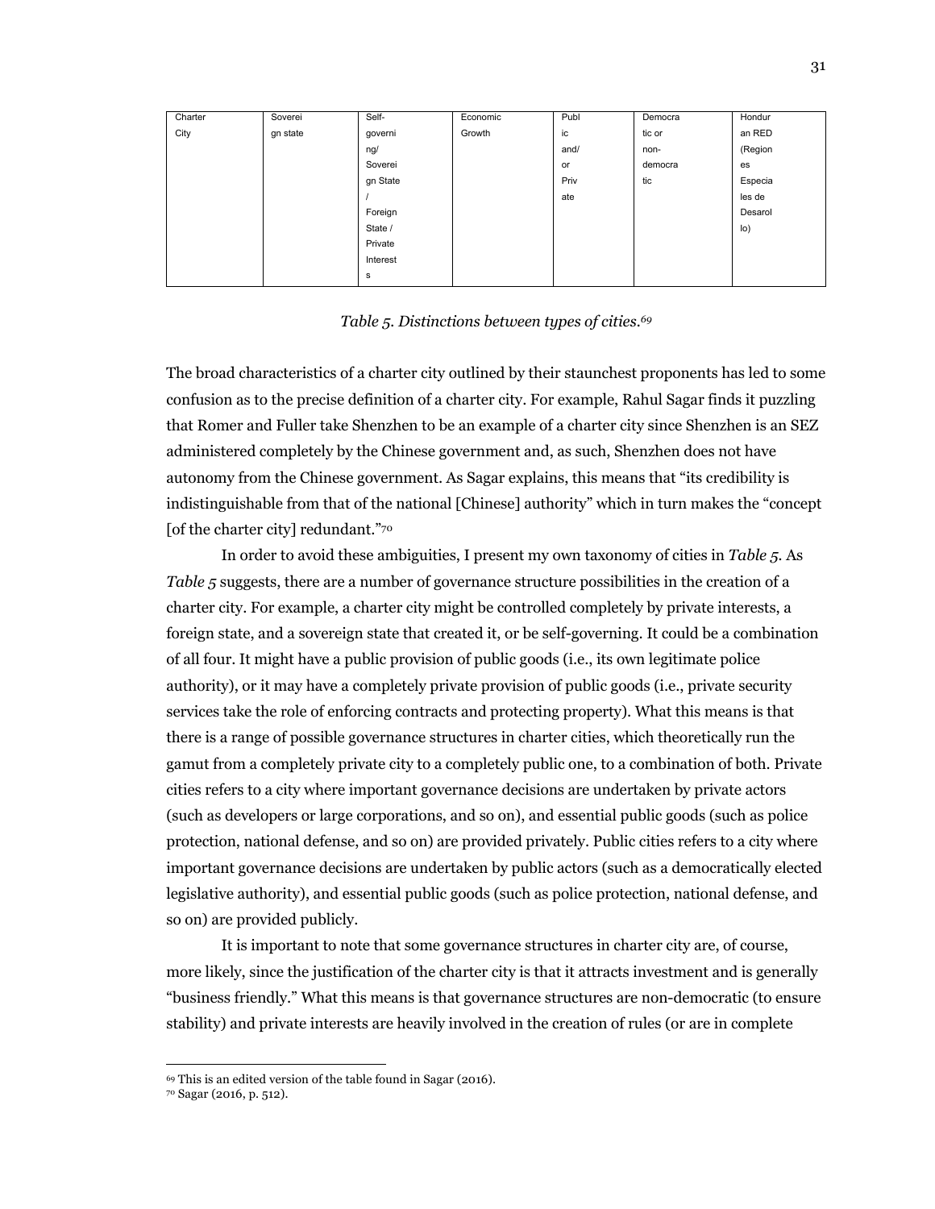| Charter City | Sovereign state | Self-governing/ Sovereign State / Foreign State / Private Interests | Economic Growth | Public and/ or Private | Democratic or non-democratic | Honduran RED (Regiones Especiales de Desarollo) |
|---|---|---|---|---|---|---|

*Table 5. Distinctions between types of cities.*[69]

The broad characteristics of a charter city outlined by their staunchest proponents has led to some confusion as to the precise definition of a charter city. For example, Rahul Sagar finds it puzzling that Romer and Fuller take Shenzhen to be an example of a charter city since Shenzhen is an SEZ administered completely by the Chinese government and, as such, Shenzhen does not have autonomy from the Chinese government. As Sagar explains, this means that "its credibility is indistinguishable from that of the national [Chinese] authority" which in turn makes the "concept [of the charter city] redundant."[70]

In order to avoid these ambiguities, I present my own taxonomy of cities in *Table 5*. As *Table 5* suggests, there are a number of governance structure possibilities in the creation of a charter city. For example, a charter city might be controlled completely by private interests, a foreign state, and a sovereign state that created it, or be self-governing. It could be a combination of all four. It might have a public provision of public goods (i.e., its own legitimate police authority), or it may have a completely private provision of public goods (i.e., private security services take the role of enforcing contracts and protecting property). What this means is that there is a range of possible governance structures in charter cities, which theoretically run the gamut from a completely private city to a completely public one, to a combination of both. Private cities refers to a city where important governance decisions are undertaken by private actors (such as developers or large corporations, and so on), and essential public goods (such as police protection, national defense, and so on) are provided privately. Public cities refers to a city where important governance decisions are undertaken by public actors (such as a democratically elected legislative authority), and essential public goods (such as police protection, national defense, and so on) are provided publicly.

It is important to note that some governance structures in charter city are, of course, more likely, since the justification of the charter city is that it attracts investment and is generally "business friendly." What this means is that governance structures are non-democratic (to ensure stability) and private interests are heavily involved in the creation of rules (or are in complete

[69] This is an edited version of the table found in Sagar (2016).

[70] Sagar (2016, p. 512).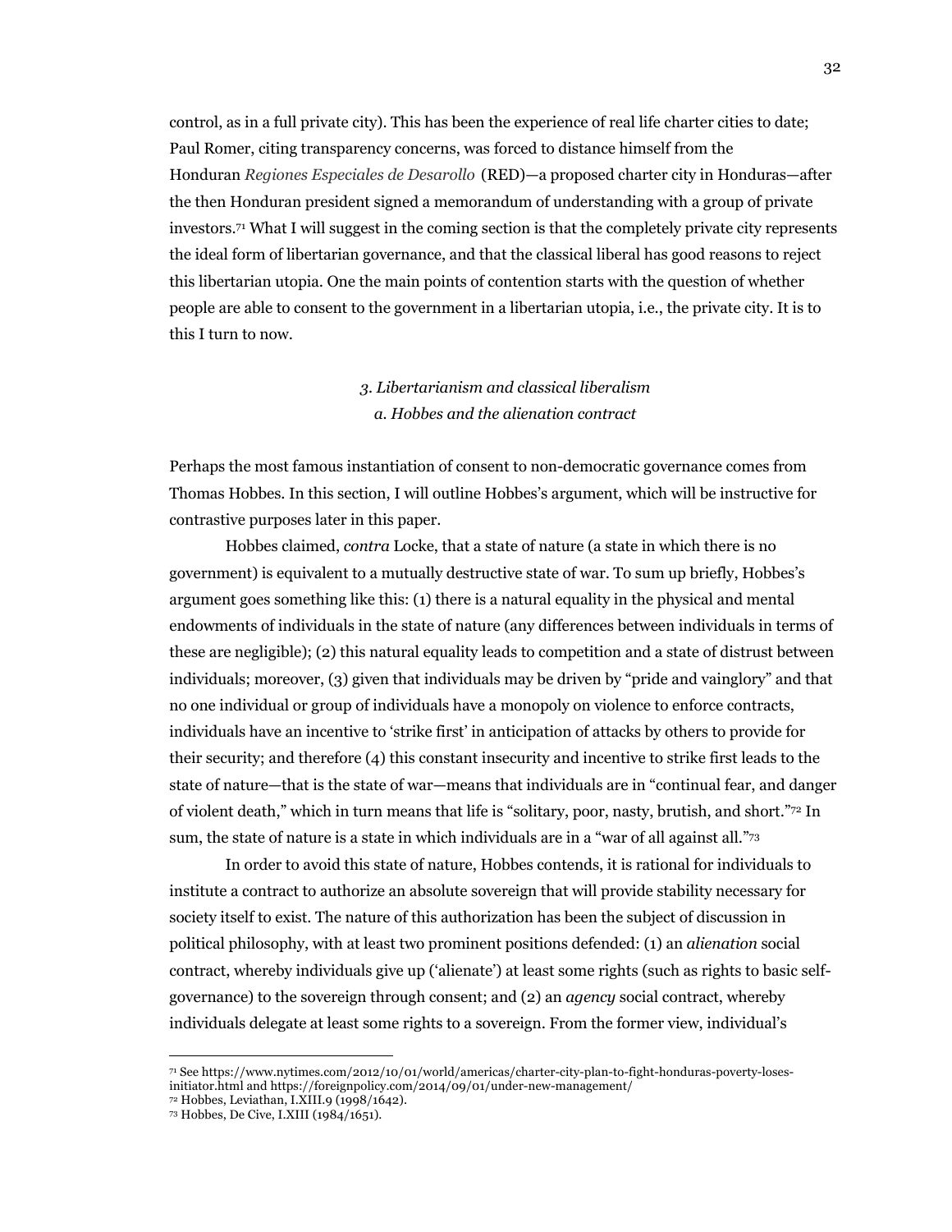control, as in a full private city). This has been the experience of real life charter cities to date; Paul Romer, citing transparency concerns, was forced to distance himself from the Honduran *Regiones Especiales de Desarollo* (RED)—a proposed charter city in Honduras—after the then Honduran president signed a memorandum of understanding with a group of private investors.[71] What I will suggest in the coming section is that the completely private city represents the ideal form of libertarian governance, and that the classical liberal has good reasons to reject this libertarian utopia. One the main points of contention starts with the question of whether people are able to consent to the government in a libertarian utopia, i.e., the private city. It is to this I turn to now.

## *3. Libertarianism and classical liberalism*

### *a. Hobbes and the alienation contract*

Perhaps the most famous instantiation of consent to non-democratic governance comes from Thomas Hobbes. In this section, I will outline Hobbes's argument, which will be instructive for contrastive purposes later in this paper.

Hobbes claimed, *contra* Locke, that a state of nature (a state in which there is no government) is equivalent to a mutually destructive state of war. To sum up briefly, Hobbes's argument goes something like this: (1) there is a natural equality in the physical and mental endowments of individuals in the state of nature (any differences between individuals in terms of these are negligible); (2) this natural equality leads to competition and a state of distrust between individuals; moreover, (3) given that individuals may be driven by "pride and vainglory" and that no one individual or group of individuals have a monopoly on violence to enforce contracts, individuals have an incentive to 'strike first' in anticipation of attacks by others to provide for their security; and therefore (4) this constant insecurity and incentive to strike first leads to the state of nature—that is the state of war—means that individuals are in "continual fear, and danger of violent death," which in turn means that life is "solitary, poor, nasty, brutish, and short."[72] In sum, the state of nature is a state in which individuals are in a "war of all against all."[73]

In order to avoid this state of nature, Hobbes contends, it is rational for individuals to institute a contract to authorize an absolute sovereign that will provide stability necessary for society itself to exist. The nature of this authorization has been the subject of discussion in political philosophy, with at least two prominent positions defended: (1) an *alienation* social contract, whereby individuals give up ('alienate') at least some rights (such as rights to basic self-governance) to the sovereign through consent; and (2) an *agency* social contract, whereby individuals delegate at least some rights to a sovereign. From the former view, individual's

---

[71] See https://www.nytimes.com/2012/10/01/world/americas/charter-city-plan-to-fight-honduras-poverty-loses-initiator.html and https://foreignpolicy.com/2014/09/01/under-new-management/

[72] Hobbes, Leviathan, I.XIII.9 (1998/1642).

[73] Hobbes, De Cive, I.XIII (1984/1651).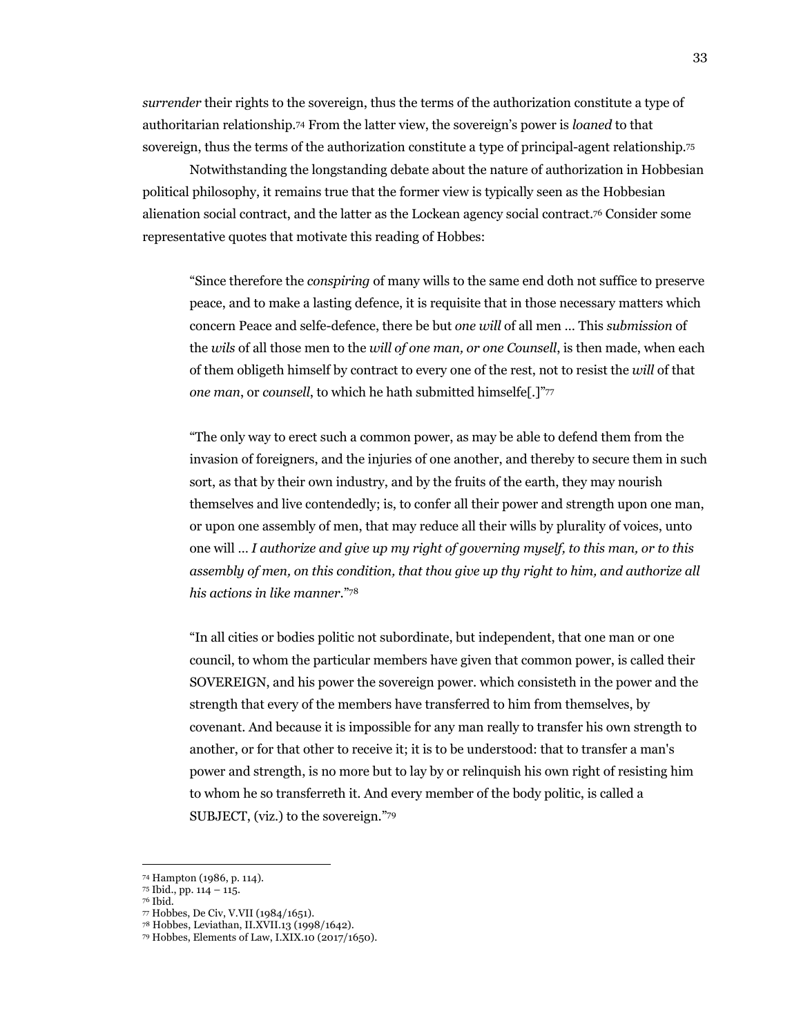*surrender* their rights to the sovereign, thus the terms of the authorization constitute a type of authoritarian relationship.[74] From the latter view, the sovereign's power is *loaned* to that sovereign, thus the terms of the authorization constitute a type of principal-agent relationship.[75]

Notwithstanding the longstanding debate about the nature of authorization in Hobbesian political philosophy, it remains true that the former view is typically seen as the Hobbesian alienation social contract, and the latter as the Lockean agency social contract.[76] Consider some representative quotes that motivate this reading of Hobbes:

> "Since therefore the *conspiring* of many wills to the same end doth not suffice to preserve peace, and to make a lasting defence, it is requisite that in those necessary matters which concern Peace and selfe-defence, there be but *one will* of all men … This *submission* of the *wils* of all those men to the *will of one man, or one Counsell*, is then made, when each of them obligeth himself by contract to every one of the rest, not to resist the *will* of that *one man*, or *counsell*, to which he hath submitted himselfe[.]"[77]

> "The only way to erect such a common power, as may be able to defend them from the invasion of foreigners, and the injuries of one another, and thereby to secure them in such sort, as that by their own industry, and by the fruits of the earth, they may nourish themselves and live contendedly; is, to confer all their power and strength upon one man, or upon one assembly of men, that may reduce all their wills by plurality of voices, unto one will … *I authorize and give up my right of governing myself, to this man, or to this assembly of men, on this condition, that thou give up thy right to him, and authorize all his actions in like manner*."[78]

> "In all cities or bodies politic not subordinate, but independent, that one man or one council, to whom the particular members have given that common power, is called their SOVEREIGN, and his power the sovereign power. which consisteth in the power and the strength that every of the members have transferred to him from themselves, by covenant. And because it is impossible for any man really to transfer his own strength to another, or for that other to receive it; it is to be understood: that to transfer a man's power and strength, is no more but to lay by or relinquish his own right of resisting him to whom he so transferreth it. And every member of the body politic, is called a SUBJECT, (viz.) to the sovereign."[79]

---

[74] Hampton (1986, p. 114).
[75] Ibid., pp. 114 – 115.
[76] Ibid.
[77] Hobbes, De Civ, V.VII (1984/1651).
[78] Hobbes, Leviathan, II.XVII.13 (1998/1642).
[79] Hobbes, Elements of Law, I.XIX.10 (2017/1650).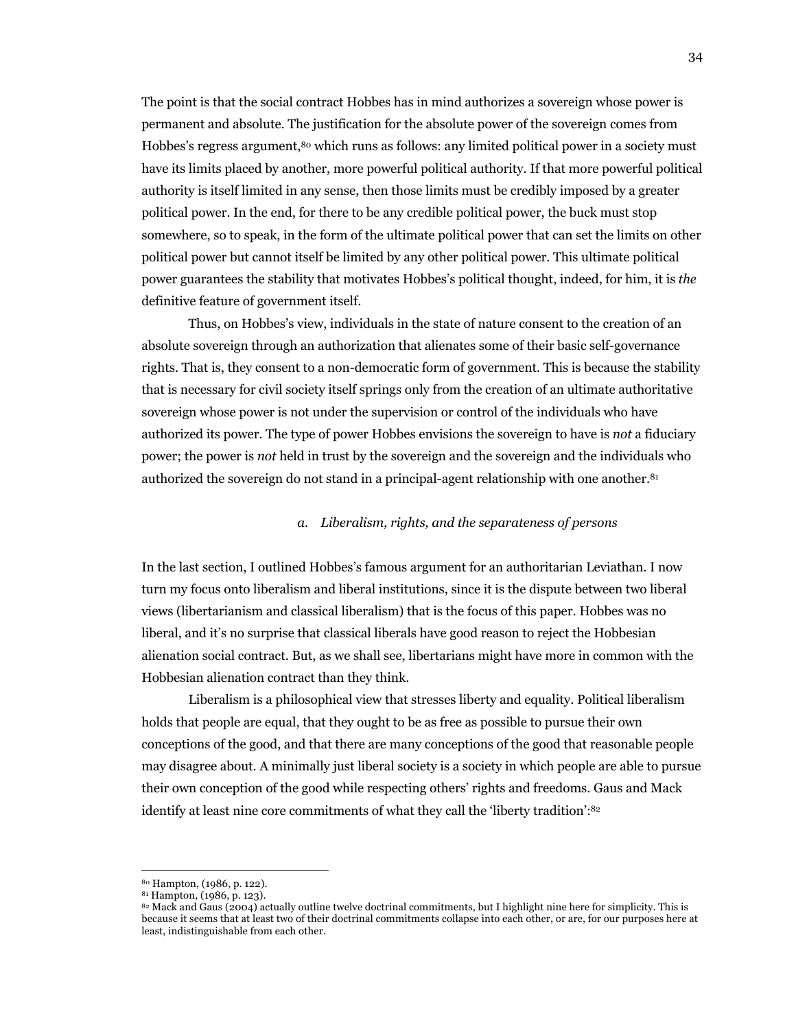The point is that the social contract Hobbes has in mind authorizes a sovereign whose power is permanent and absolute. The justification for the absolute power of the sovereign comes from Hobbes's regress argument,[80] which runs as follows: any limited political power in a society must have its limits placed by another, more powerful political authority. If that more powerful political authority is itself limited in any sense, then those limits must be credibly imposed by a greater political power. In the end, for there to be any credible political power, the buck must stop somewhere, so to speak, in the form of the ultimate political power that can set the limits on other political power but cannot itself be limited by any other political power. This ultimate political power guarantees the stability that motivates Hobbes's political thought, indeed, for him, it is *the* definitive feature of government itself.

Thus, on Hobbes's view, individuals in the state of nature consent to the creation of an absolute sovereign through an authorization that alienates some of their basic self-governance rights. That is, they consent to a non-democratic form of government. This is because the stability that is necessary for civil society itself springs only from the creation of an ultimate authoritative sovereign whose power is not under the supervision or control of the individuals who have authorized its power. The type of power Hobbes envisions the sovereign to have is *not* a fiduciary power; the power is *not* held in trust by the sovereign and the sovereign and the individuals who authorized the sovereign do not stand in a principal-agent relationship with one another.[81]

### *a. Liberalism, rights, and the separateness of persons*

In the last section, I outlined Hobbes's famous argument for an authoritarian Leviathan. I now turn my focus onto liberalism and liberal institutions, since it is the dispute between two liberal views (libertarianism and classical liberalism) that is the focus of this paper. Hobbes was no liberal, and it's no surprise that classical liberals have good reason to reject the Hobbesian alienation social contract. But, as we shall see, libertarians might have more in common with the Hobbesian alienation contract than they think.

Liberalism is a philosophical view that stresses liberty and equality. Political liberalism holds that people are equal, that they ought to be as free as possible to pursue their own conceptions of the good, and that there are many conceptions of the good that reasonable people may disagree about. A minimally just liberal society is a society in which people are able to pursue their own conception of the good while respecting others' rights and freedoms. Gaus and Mack identify at least nine core commitments of what they call the 'liberty tradition':[82]

---

[80] Hampton, (1986, p. 122).

[81] Hampton, (1986, p. 123).

[82] Mack and Gaus (2004) actually outline twelve doctrinal commitments, but I highlight nine here for simplicity. This is because it seems that at least two of their doctrinal commitments collapse into each other, or are, for our purposes here at least, indistinguishable from each other.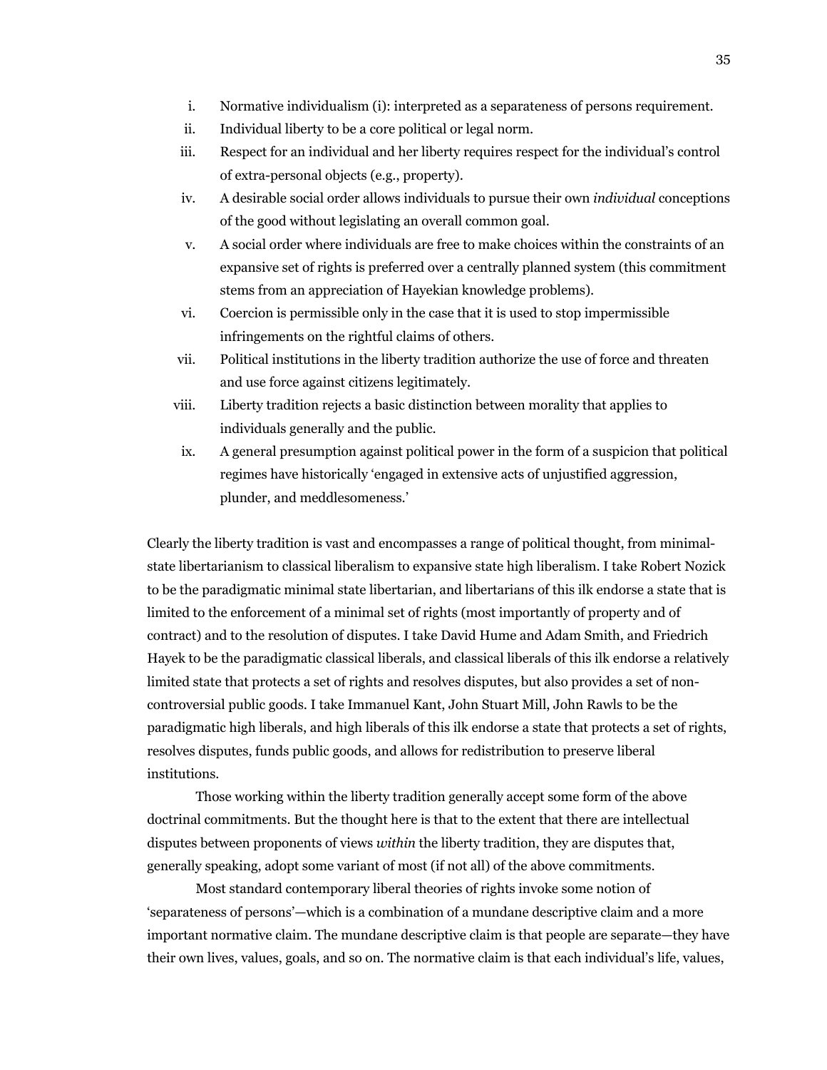i. Normative individualism (i): interpreted as a separateness of persons requirement.
ii. Individual liberty to be a core political or legal norm.
iii. Respect for an individual and her liberty requires respect for the individual's control of extra-personal objects (e.g., property).
iv. A desirable social order allows individuals to pursue their own *individual* conceptions of the good without legislating an overall common goal.
v. A social order where individuals are free to make choices within the constraints of an expansive set of rights is preferred over a centrally planned system (this commitment stems from an appreciation of Hayekian knowledge problems).
vi. Coercion is permissible only in the case that it is used to stop impermissible infringements on the rightful claims of others.
vii. Political institutions in the liberty tradition authorize the use of force and threaten and use force against citizens legitimately.
viii. Liberty tradition rejects a basic distinction between morality that applies to individuals generally and the public.
ix. A general presumption against political power in the form of a suspicion that political regimes have historically 'engaged in extensive acts of unjustified aggression, plunder, and meddlesomeness.'

Clearly the liberty tradition is vast and encompasses a range of political thought, from minimal-state libertarianism to classical liberalism to expansive state high liberalism. I take Robert Nozick to be the paradigmatic minimal state libertarian, and libertarians of this ilk endorse a state that is limited to the enforcement of a minimal set of rights (most importantly of property and of contract) and to the resolution of disputes. I take David Hume and Adam Smith, and Friedrich Hayek to be the paradigmatic classical liberals, and classical liberals of this ilk endorse a relatively limited state that protects a set of rights and resolves disputes, but also provides a set of non-controversial public goods. I take Immanuel Kant, John Stuart Mill, John Rawls to be the paradigmatic high liberals, and high liberals of this ilk endorse a state that protects a set of rights, resolves disputes, funds public goods, and allows for redistribution to preserve liberal institutions.

Those working within the liberty tradition generally accept some form of the above doctrinal commitments. But the thought here is that to the extent that there are intellectual disputes between proponents of views *within* the liberty tradition, they are disputes that, generally speaking, adopt some variant of most (if not all) of the above commitments.

Most standard contemporary liberal theories of rights invoke some notion of 'separateness of persons'—which is a combination of a mundane descriptive claim and a more important normative claim. The mundane descriptive claim is that people are separate—they have their own lives, values, goals, and so on. The normative claim is that each individual's life, values,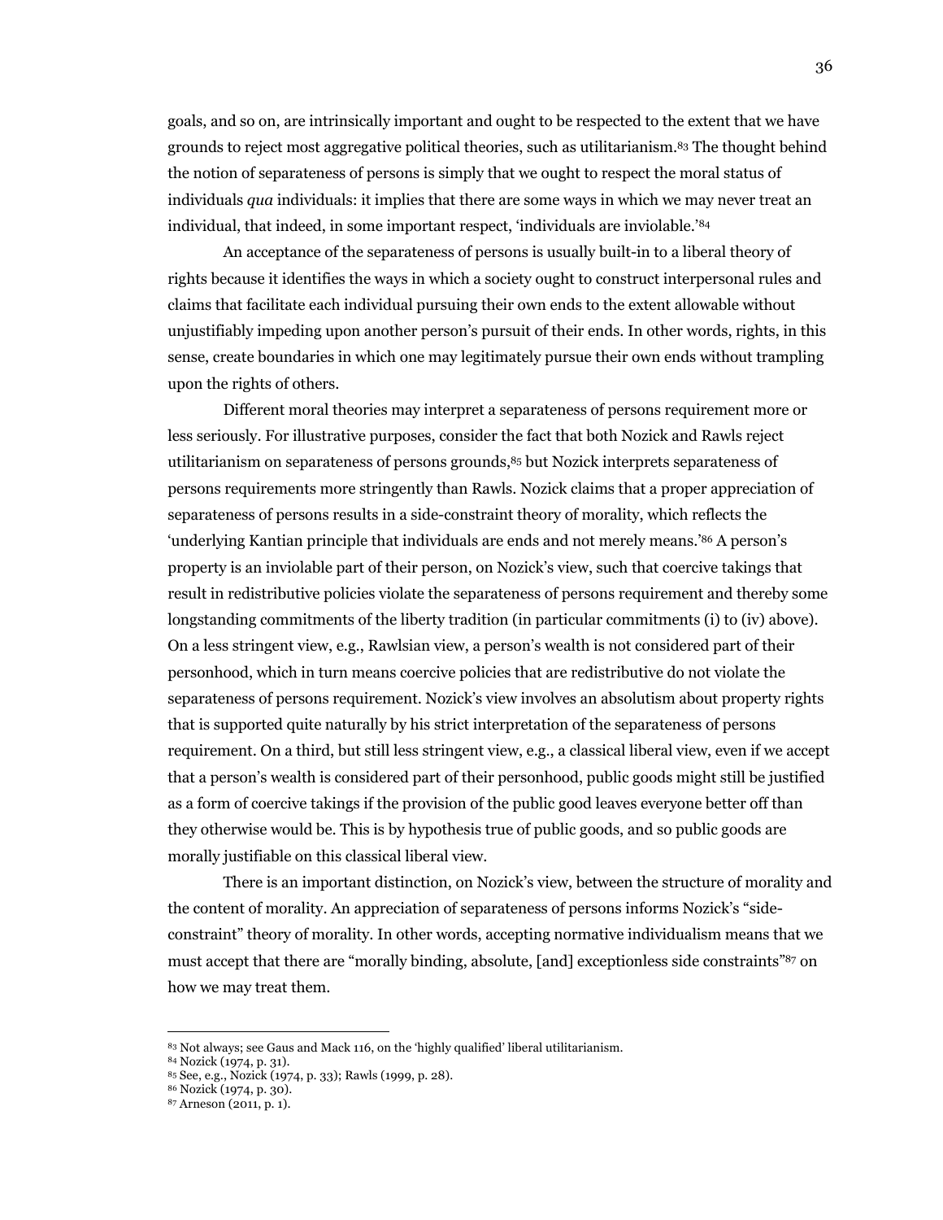goals, and so on, are intrinsically important and ought to be respected to the extent that we have grounds to reject most aggregative political theories, such as utilitarianism.[83] The thought behind the notion of separateness of persons is simply that we ought to respect the moral status of individuals *qua* individuals: it implies that there are some ways in which we may never treat an individual, that indeed, in some important respect, 'individuals are inviolable.'[84]

An acceptance of the separateness of persons is usually built-in to a liberal theory of rights because it identifies the ways in which a society ought to construct interpersonal rules and claims that facilitate each individual pursuing their own ends to the extent allowable without unjustifiably impeding upon another person's pursuit of their ends. In other words, rights, in this sense, create boundaries in which one may legitimately pursue their own ends without trampling upon the rights of others.

Different moral theories may interpret a separateness of persons requirement more or less seriously. For illustrative purposes, consider the fact that both Nozick and Rawls reject utilitarianism on separateness of persons grounds,[85] but Nozick interprets separateness of persons requirements more stringently than Rawls. Nozick claims that a proper appreciation of separateness of persons results in a side-constraint theory of morality, which reflects the 'underlying Kantian principle that individuals are ends and not merely means.'[86] A person's property is an inviolable part of their person, on Nozick's view, such that coercive takings that result in redistributive policies violate the separateness of persons requirement and thereby some longstanding commitments of the liberty tradition (in particular commitments (i) to (iv) above). On a less stringent view, e.g., Rawlsian view, a person's wealth is not considered part of their personhood, which in turn means coercive policies that are redistributive do not violate the separateness of persons requirement. Nozick's view involves an absolutism about property rights that is supported quite naturally by his strict interpretation of the separateness of persons requirement. On a third, but still less stringent view, e.g., a classical liberal view, even if we accept that a person's wealth is considered part of their personhood, public goods might still be justified as a form of coercive takings if the provision of the public good leaves everyone better off than they otherwise would be. This is by hypothesis true of public goods, and so public goods are morally justifiable on this classical liberal view.

There is an important distinction, on Nozick's view, between the structure of morality and the content of morality. An appreciation of separateness of persons informs Nozick's "side-constraint" theory of morality. In other words, accepting normative individualism means that we must accept that there are "morally binding, absolute, [and] exceptionless side constraints"[87] on how we may treat them.

---

[83] Not always; see Gaus and Mack 116, on the 'highly qualified' liberal utilitarianism.

[84] Nozick (1974, p. 31).

[85] See, e.g., Nozick (1974, p. 33); Rawls (1999, p. 28).

[86] Nozick (1974, p. 30).

[87] Arneson (2011, p. 1).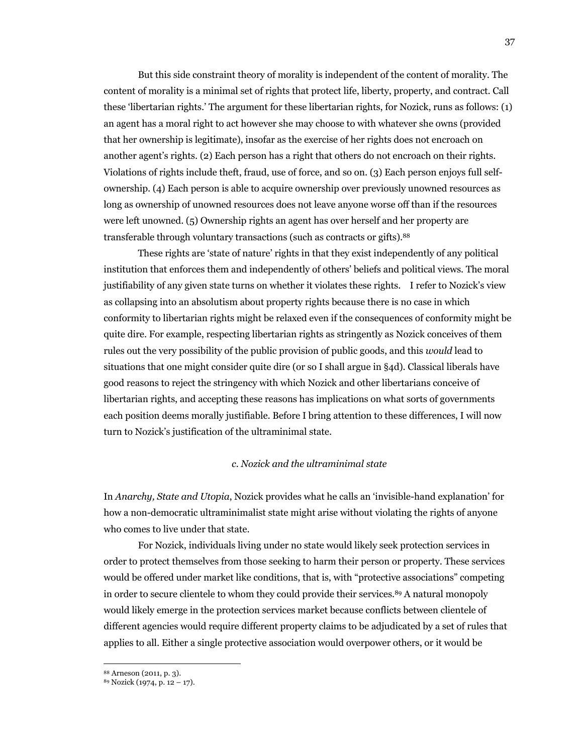But this side constraint theory of morality is independent of the content of morality. The content of morality is a minimal set of rights that protect life, liberty, property, and contract. Call these 'libertarian rights.' The argument for these libertarian rights, for Nozick, runs as follows: (1) an agent has a moral right to act however she may choose to with whatever she owns (provided that her ownership is legitimate), insofar as the exercise of her rights does not encroach on another agent's rights. (2) Each person has a right that others do not encroach on their rights. Violations of rights include theft, fraud, use of force, and so on. (3) Each person enjoys full self-ownership. (4) Each person is able to acquire ownership over previously unowned resources as long as ownership of unowned resources does not leave anyone worse off than if the resources were left unowned. (5) Ownership rights an agent has over herself and her property are transferable through voluntary transactions (such as contracts or gifts).[88]

These rights are 'state of nature' rights in that they exist independently of any political institution that enforces them and independently of others' beliefs and political views. The moral justifiability of any given state turns on whether it violates these rights. I refer to Nozick's view as collapsing into an absolutism about property rights because there is no case in which conformity to libertarian rights might be relaxed even if the consequences of conformity might be quite dire. For example, respecting libertarian rights as stringently as Nozick conceives of them rules out the very possibility of the public provision of public goods, and this *would* lead to situations that one might consider quite dire (or so I shall argue in §4d). Classical liberals have good reasons to reject the stringency with which Nozick and other libertarians conceive of libertarian rights, and accepting these reasons has implications on what sorts of governments each position deems morally justifiable. Before I bring attention to these differences, I will now turn to Nozick's justification of the ultraminimal state.

### *c. Nozick and the ultraminimal state*

In *Anarchy, State and Utopia*, Nozick provides what he calls an 'invisible-hand explanation' for how a non-democratic ultraminimalist state might arise without violating the rights of anyone who comes to live under that state.

For Nozick, individuals living under no state would likely seek protection services in order to protect themselves from those seeking to harm their person or property. These services would be offered under market like conditions, that is, with "protective associations" competing in order to secure clientele to whom they could provide their services.[89] A natural monopoly would likely emerge in the protection services market because conflicts between clientele of different agencies would require different property claims to be adjudicated by a set of rules that applies to all. Either a single protective association would overpower others, or it would be

---

[88] Arneson (2011, p. 3).

[89] Nozick (1974, p. 12 – 17).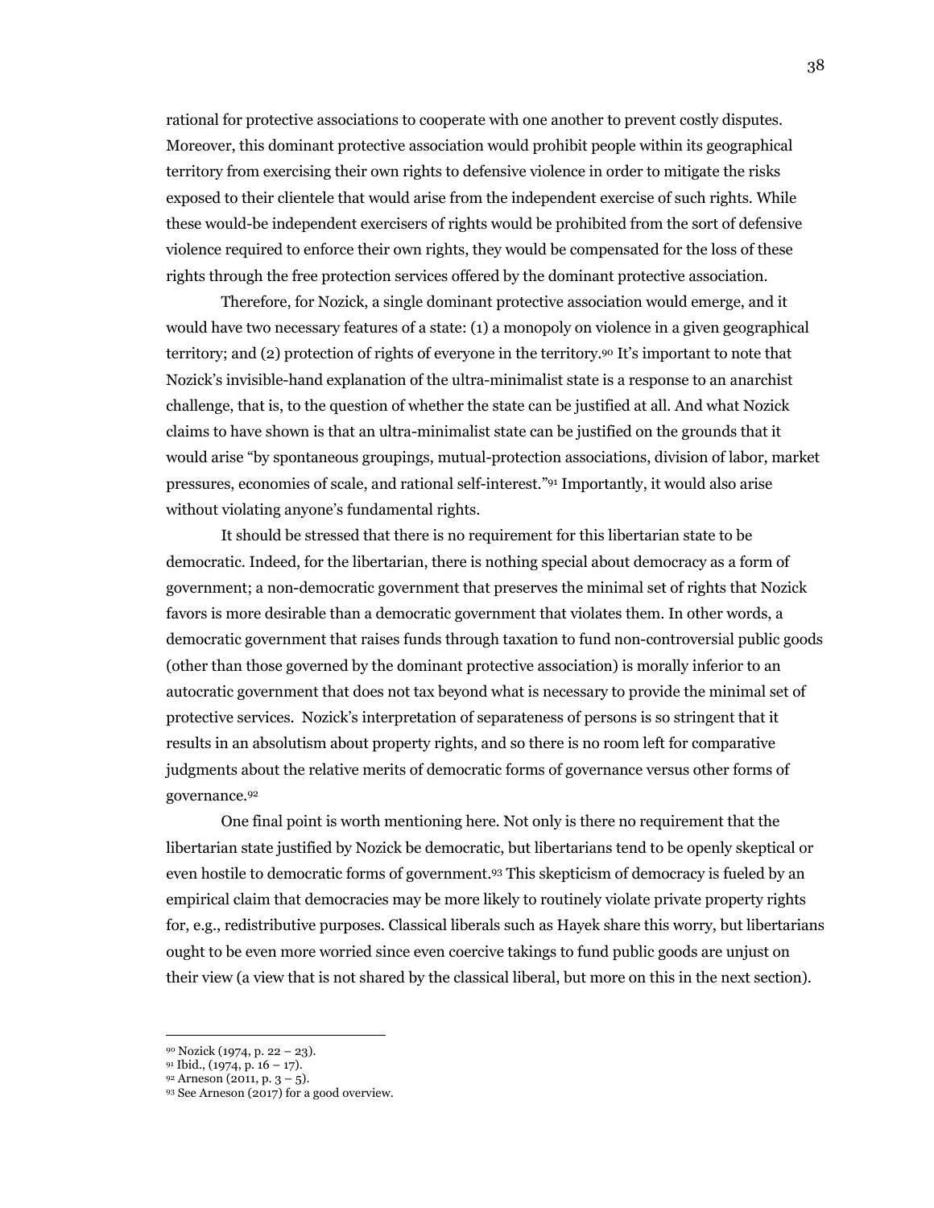rational for protective associations to cooperate with one another to prevent costly disputes. Moreover, this dominant protective association would prohibit people within its geographical territory from exercising their own rights to defensive violence in order to mitigate the risks exposed to their clientele that would arise from the independent exercise of such rights. While these would-be independent exercisers of rights would be prohibited from the sort of defensive violence required to enforce their own rights, they would be compensated for the loss of these rights through the free protection services offered by the dominant protective association.

Therefore, for Nozick, a single dominant protective association would emerge, and it would have two necessary features of a state: (1) a monopoly on violence in a given geographical territory; and (2) protection of rights of everyone in the territory.[90] It's important to note that Nozick's invisible-hand explanation of the ultra-minimalist state is a response to an anarchist challenge, that is, to the question of whether the state can be justified at all. And what Nozick claims to have shown is that an ultra-minimalist state can be justified on the grounds that it would arise "by spontaneous groupings, mutual-protection associations, division of labor, market pressures, economies of scale, and rational self-interest."[91] Importantly, it would also arise without violating anyone's fundamental rights.

It should be stressed that there is no requirement for this libertarian state to be democratic. Indeed, for the libertarian, there is nothing special about democracy as a form of government; a non-democratic government that preserves the minimal set of rights that Nozick favors is more desirable than a democratic government that violates them. In other words, a democratic government that raises funds through taxation to fund non-controversial public goods (other than those governed by the dominant protective association) is morally inferior to an autocratic government that does not tax beyond what is necessary to provide the minimal set of protective services. Nozick's interpretation of separateness of persons is so stringent that it results in an absolutism about property rights, and so there is no room left for comparative judgments about the relative merits of democratic forms of governance versus other forms of governance.[92]

One final point is worth mentioning here. Not only is there no requirement that the libertarian state justified by Nozick be democratic, but libertarians tend to be openly skeptical or even hostile to democratic forms of government.[93] This skepticism of democracy is fueled by an empirical claim that democracies may be more likely to routinely violate private property rights for, e.g., redistributive purposes. Classical liberals such as Hayek share this worry, but libertarians ought to be even more worried since even coercive takings to fund public goods are unjust on their view (a view that is not shared by the classical liberal, but more on this in the next section).

---

[90] Nozick (1974, p. 22 – 23).
[91] Ibid., (1974, p. 16 – 17).
[92] Arneson (2011, p. 3 – 5).
[93] See Arneson (2017) for a good overview.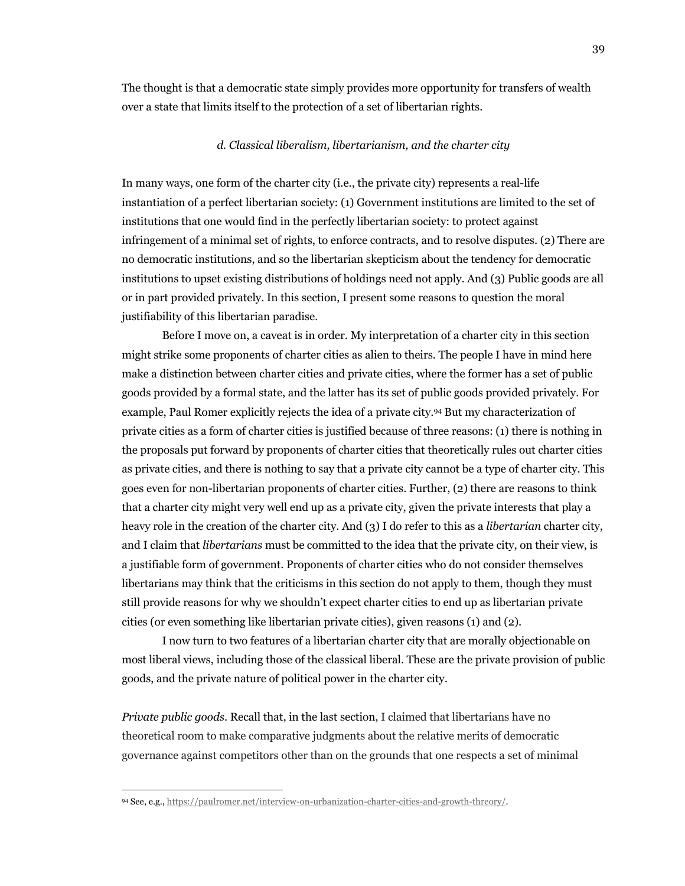The thought is that a democratic state simply provides more opportunity for transfers of wealth over a state that limits itself to the protection of a set of libertarian rights.

### *d. Classical liberalism, libertarianism, and the charter city*

In many ways, one form of the charter city (i.e., the private city) represents a real-life instantiation of a perfect libertarian society: (1) Government institutions are limited to the set of institutions that one would find in the perfectly libertarian society: to protect against infringement of a minimal set of rights, to enforce contracts, and to resolve disputes. (2) There are no democratic institutions, and so the libertarian skepticism about the tendency for democratic institutions to upset existing distributions of holdings need not apply. And (3) Public goods are all or in part provided privately. In this section, I present some reasons to question the moral justifiability of this libertarian paradise.

Before I move on, a caveat is in order. My interpretation of a charter city in this section might strike some proponents of charter cities as alien to theirs. The people I have in mind here make a distinction between charter cities and private cities, where the former has a set of public goods provided by a formal state, and the latter has its set of public goods provided privately. For example, Paul Romer explicitly rejects the idea of a private city.[94] But my characterization of private cities as a form of charter cities is justified because of three reasons: (1) there is nothing in the proposals put forward by proponents of charter cities that theoretically rules out charter cities as private cities, and there is nothing to say that a private city cannot be a type of charter city. This goes even for non-libertarian proponents of charter cities. Further, (2) there are reasons to think that a charter city might very well end up as a private city, given the private interests that play a heavy role in the creation of the charter city. And (3) I do refer to this as a *libertarian* charter city, and I claim that *libertarians* must be committed to the idea that the private city, on their view, is a justifiable form of government. Proponents of charter cities who do not consider themselves libertarians may think that the criticisms in this section do not apply to them, though they must still provide reasons for why we shouldn't expect charter cities to end up as libertarian private cities (or even something like libertarian private cities), given reasons (1) and (2).

I now turn to two features of a libertarian charter city that are morally objectionable on most liberal views, including those of the classical liberal. These are the private provision of public goods, and the private nature of political power in the charter city.

*Private public goods.* Recall that, in the last section, I claimed that libertarians have no theoretical room to make comparative judgments about the relative merits of democratic governance against competitors other than on the grounds that one respects a set of minimal

---

[94] See, e.g., https://paulromer.net/interview-on-urbanization-charter-cities-and-growth-threory/.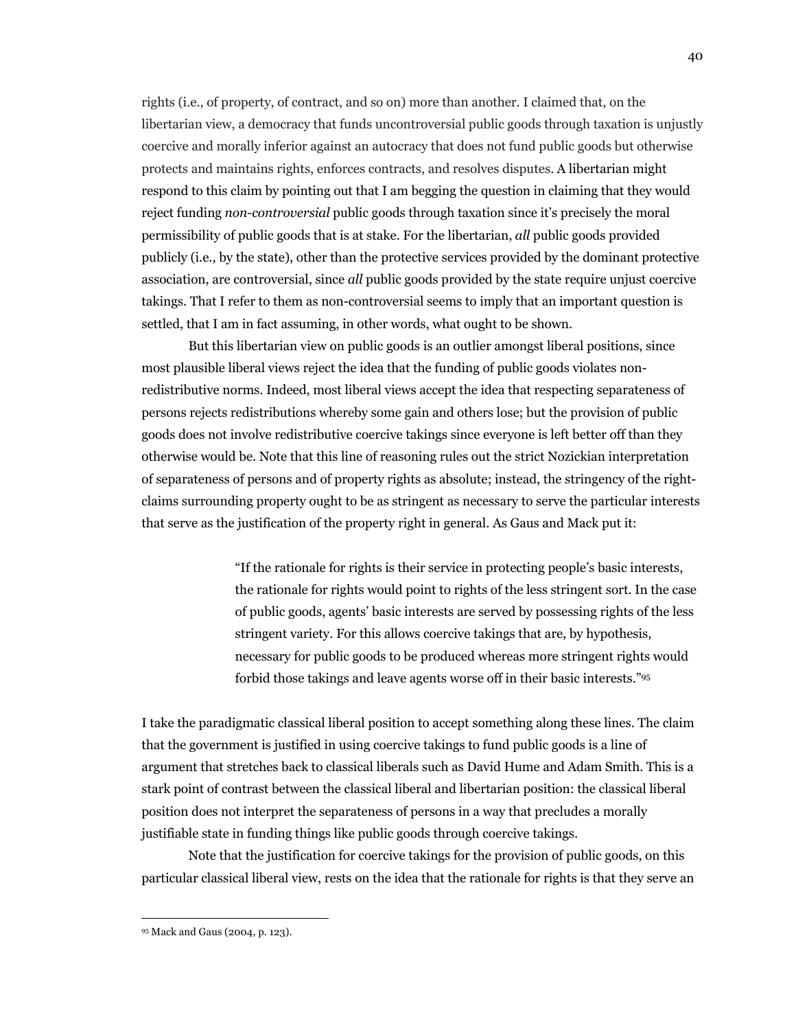rights (i.e., of property, of contract, and so on) more than another. I claimed that, on the libertarian view, a democracy that funds uncontroversial public goods through taxation is unjustly coercive and morally inferior against an autocracy that does not fund public goods but otherwise protects and maintains rights, enforces contracts, and resolves disputes. A libertarian might respond to this claim by pointing out that I am begging the question in claiming that they would reject funding *non-controversial* public goods through taxation since it's precisely the moral permissibility of public goods that is at stake. For the libertarian, *all* public goods provided publicly (i.e., by the state), other than the protective services provided by the dominant protective association, are controversial, since *all* public goods provided by the state require unjust coercive takings. That I refer to them as non-controversial seems to imply that an important question is settled, that I am in fact assuming, in other words, what ought to be shown.

But this libertarian view on public goods is an outlier amongst liberal positions, since most plausible liberal views reject the idea that the funding of public goods violates non-redistributive norms. Indeed, most liberal views accept the idea that respecting separateness of persons rejects redistributions whereby some gain and others lose; but the provision of public goods does not involve redistributive coercive takings since everyone is left better off than they otherwise would be. Note that this line of reasoning rules out the strict Nozickian interpretation of separateness of persons and of property rights as absolute; instead, the stringency of the right-claims surrounding property ought to be as stringent as necessary to serve the particular interests that serve as the justification of the property right in general. As Gaus and Mack put it:

> "If the rationale for rights is their service in protecting people's basic interests, the rationale for rights would point to rights of the less stringent sort. In the case of public goods, agents' basic interests are served by possessing rights of the less stringent variety. For this allows coercive takings that are, by hypothesis, necessary for public goods to be produced whereas more stringent rights would forbid those takings and leave agents worse off in their basic interests."[95]

I take the paradigmatic classical liberal position to accept something along these lines. The claim that the government is justified in using coercive takings to fund public goods is a line of argument that stretches back to classical liberals such as David Hume and Adam Smith. This is a stark point of contrast between the classical liberal and libertarian position: the classical liberal position does not interpret the separateness of persons in a way that precludes a morally justifiable state in funding things like public goods through coercive takings.

Note that the justification for coercive takings for the provision of public goods, on this particular classical liberal view, rests on the idea that the rationale for rights is that they serve an

---

[95] Mack and Gaus (2004, p. 123).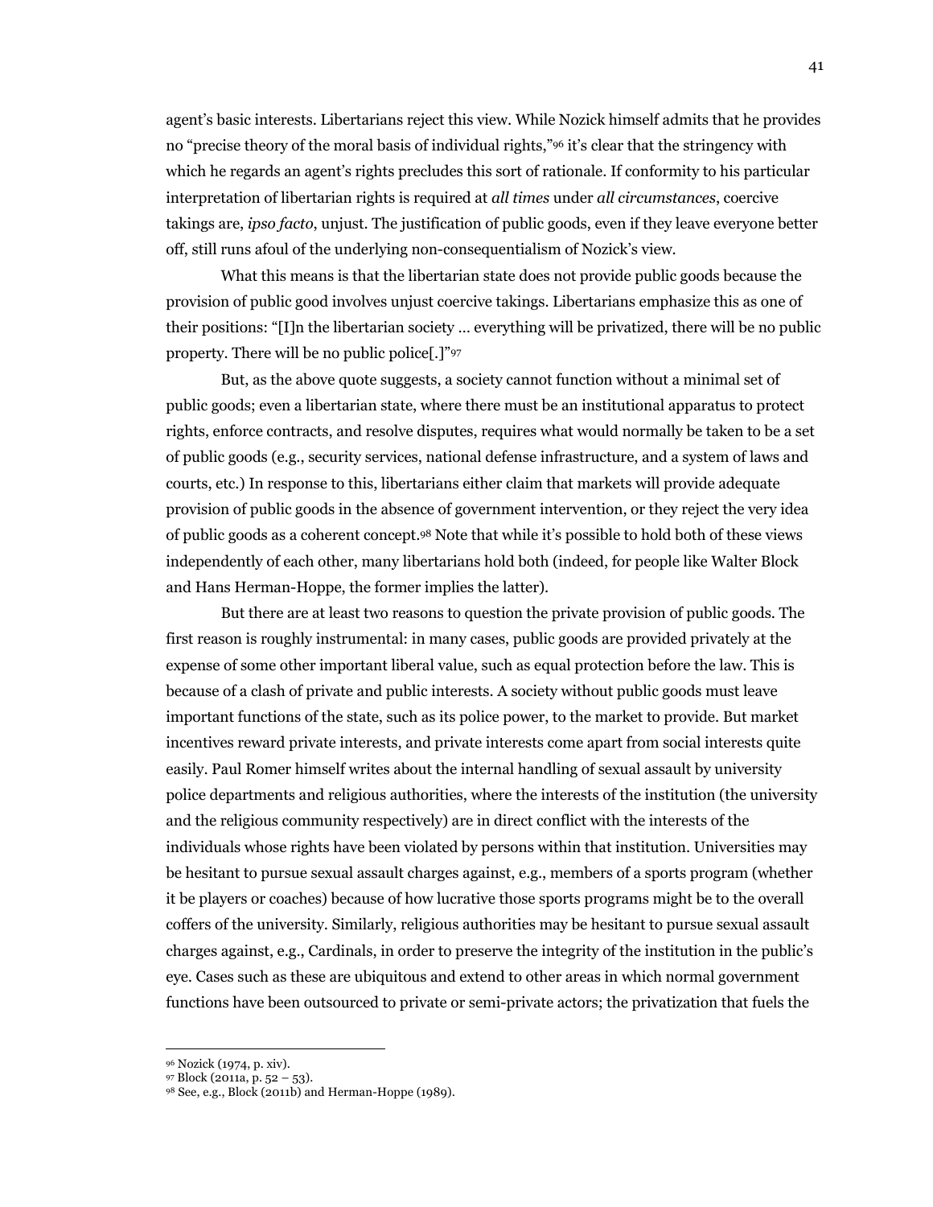agent's basic interests. Libertarians reject this view. While Nozick himself admits that he provides no "precise theory of the moral basis of individual rights,"[96] it's clear that the stringency with which he regards an agent's rights precludes this sort of rationale. If conformity to his particular interpretation of libertarian rights is required at *all times* under *all circumstances*, coercive takings are, *ipso facto*, unjust. The justification of public goods, even if they leave everyone better off, still runs afoul of the underlying non-consequentialism of Nozick's view.

What this means is that the libertarian state does not provide public goods because the provision of public good involves unjust coercive takings. Libertarians emphasize this as one of their positions: "[I]n the libertarian society … everything will be privatized, there will be no public property. There will be no public police[.]"[97]

But, as the above quote suggests, a society cannot function without a minimal set of public goods; even a libertarian state, where there must be an institutional apparatus to protect rights, enforce contracts, and resolve disputes, requires what would normally be taken to be a set of public goods (e.g., security services, national defense infrastructure, and a system of laws and courts, etc.) In response to this, libertarians either claim that markets will provide adequate provision of public goods in the absence of government intervention, or they reject the very idea of public goods as a coherent concept.[98] Note that while it's possible to hold both of these views independently of each other, many libertarians hold both (indeed, for people like Walter Block and Hans Herman-Hoppe, the former implies the latter).

But there are at least two reasons to question the private provision of public goods. The first reason is roughly instrumental: in many cases, public goods are provided privately at the expense of some other important liberal value, such as equal protection before the law. This is because of a clash of private and public interests. A society without public goods must leave important functions of the state, such as its police power, to the market to provide. But market incentives reward private interests, and private interests come apart from social interests quite easily. Paul Romer himself writes about the internal handling of sexual assault by university police departments and religious authorities, where the interests of the institution (the university and the religious community respectively) are in direct conflict with the interests of the individuals whose rights have been violated by persons within that institution. Universities may be hesitant to pursue sexual assault charges against, e.g., members of a sports program (whether it be players or coaches) because of how lucrative those sports programs might be to the overall coffers of the university. Similarly, religious authorities may be hesitant to pursue sexual assault charges against, e.g., Cardinals, in order to preserve the integrity of the institution in the public's eye. Cases such as these are ubiquitous and extend to other areas in which normal government functions have been outsourced to private or semi-private actors; the privatization that fuels the

---

[96] Nozick (1974, p. xiv).

[97] Block (2011a, p. 52 – 53).

[98] See, e.g., Block (2011b) and Herman-Hoppe (1989).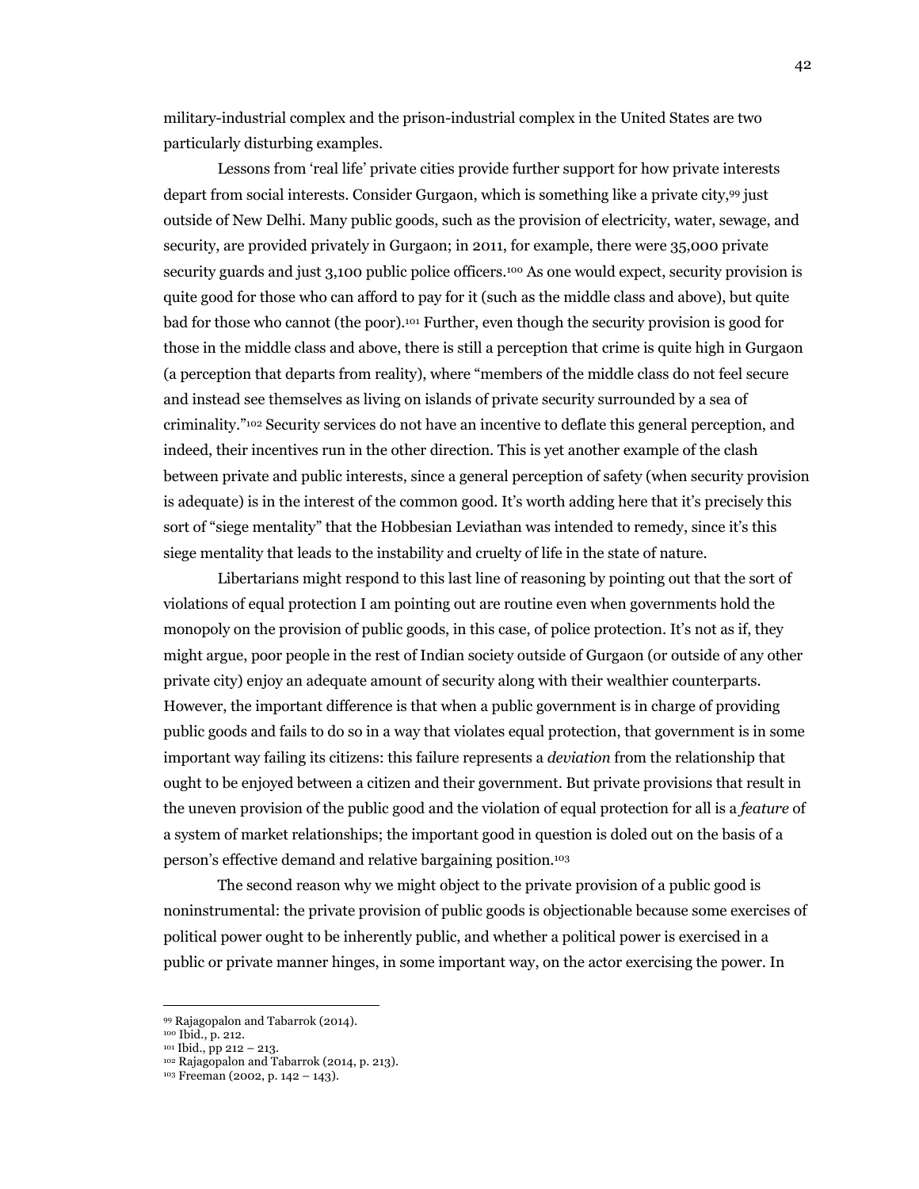military-industrial complex and the prison-industrial complex in the United States are two particularly disturbing examples.

Lessons from 'real life' private cities provide further support for how private interests depart from social interests. Consider Gurgaon, which is something like a private city,[99] just outside of New Delhi. Many public goods, such as the provision of electricity, water, sewage, and security, are provided privately in Gurgaon; in 2011, for example, there were 35,000 private security guards and just 3,100 public police officers.[100] As one would expect, security provision is quite good for those who can afford to pay for it (such as the middle class and above), but quite bad for those who cannot (the poor).[101] Further, even though the security provision is good for those in the middle class and above, there is still a perception that crime is quite high in Gurgaon (a perception that departs from reality), where "members of the middle class do not feel secure and instead see themselves as living on islands of private security surrounded by a sea of criminality."[102] Security services do not have an incentive to deflate this general perception, and indeed, their incentives run in the other direction. This is yet another example of the clash between private and public interests, since a general perception of safety (when security provision is adequate) is in the interest of the common good. It's worth adding here that it's precisely this sort of "siege mentality" that the Hobbesian Leviathan was intended to remedy, since it's this siege mentality that leads to the instability and cruelty of life in the state of nature.

Libertarians might respond to this last line of reasoning by pointing out that the sort of violations of equal protection I am pointing out are routine even when governments hold the monopoly on the provision of public goods, in this case, of police protection. It's not as if, they might argue, poor people in the rest of Indian society outside of Gurgaon (or outside of any other private city) enjoy an adequate amount of security along with their wealthier counterparts. However, the important difference is that when a public government is in charge of providing public goods and fails to do so in a way that violates equal protection, that government is in some important way failing its citizens: this failure represents a *deviation* from the relationship that ought to be enjoyed between a citizen and their government. But private provisions that result in the uneven provision of the public good and the violation of equal protection for all is a *feature* of a system of market relationships; the important good in question is doled out on the basis of a person's effective demand and relative bargaining position.[103]

The second reason why we might object to the private provision of a public good is noninstrumental: the private provision of public goods is objectionable because some exercises of political power ought to be inherently public, and whether a political power is exercised in a public or private manner hinges, in some important way, on the actor exercising the power. In

---

[99] Rajagopalon and Tabarrok (2014).

[100] Ibid., p. 212.

[101] Ibid., pp 212 – 213.

[102] Rajagopalon and Tabarrok (2014, p. 213).

[103] Freeman (2002, p. 142 – 143).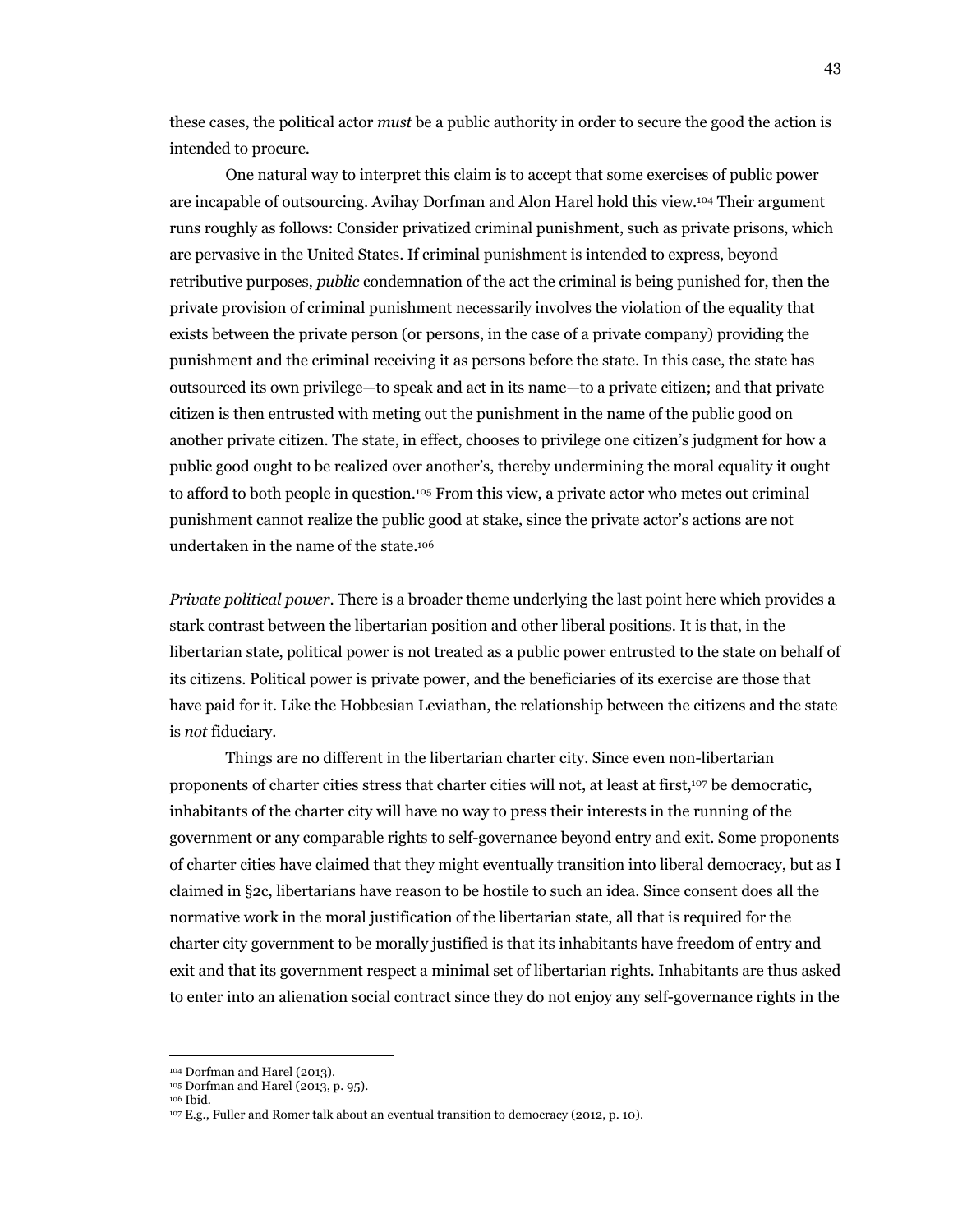these cases, the political actor *must* be a public authority in order to secure the good the action is intended to procure.

One natural way to interpret this claim is to accept that some exercises of public power are incapable of outsourcing. Avihay Dorfman and Alon Harel hold this view.[104] Their argument runs roughly as follows: Consider privatized criminal punishment, such as private prisons, which are pervasive in the United States. If criminal punishment is intended to express, beyond retributive purposes, *public* condemnation of the act the criminal is being punished for, then the private provision of criminal punishment necessarily involves the violation of the equality that exists between the private person (or persons, in the case of a private company) providing the punishment and the criminal receiving it as persons before the state. In this case, the state has outsourced its own privilege—to speak and act in its name—to a private citizen; and that private citizen is then entrusted with meting out the punishment in the name of the public good on another private citizen. The state, in effect, chooses to privilege one citizen's judgment for how a public good ought to be realized over another's, thereby undermining the moral equality it ought to afford to both people in question.[105] From this view, a private actor who metes out criminal punishment cannot realize the public good at stake, since the private actor's actions are not undertaken in the name of the state.[106]

*Private political power*. There is a broader theme underlying the last point here which provides a stark contrast between the libertarian position and other liberal positions. It is that, in the libertarian state, political power is not treated as a public power entrusted to the state on behalf of its citizens. Political power is private power, and the beneficiaries of its exercise are those that have paid for it. Like the Hobbesian Leviathan, the relationship between the citizens and the state is *not* fiduciary.

Things are no different in the libertarian charter city. Since even non-libertarian proponents of charter cities stress that charter cities will not, at least at first,[107] be democratic, inhabitants of the charter city will have no way to press their interests in the running of the government or any comparable rights to self-governance beyond entry and exit. Some proponents of charter cities have claimed that they might eventually transition into liberal democracy, but as I claimed in §2c, libertarians have reason to be hostile to such an idea. Since consent does all the normative work in the moral justification of the libertarian state, all that is required for the charter city government to be morally justified is that its inhabitants have freedom of entry and exit and that its government respect a minimal set of libertarian rights. Inhabitants are thus asked to enter into an alienation social contract since they do not enjoy any self-governance rights in the

---

[104] Dorfman and Harel (2013).

[105] Dorfman and Harel (2013, p. 95).

[106] Ibid.

[107] E.g., Fuller and Romer talk about an eventual transition to democracy (2012, p. 10).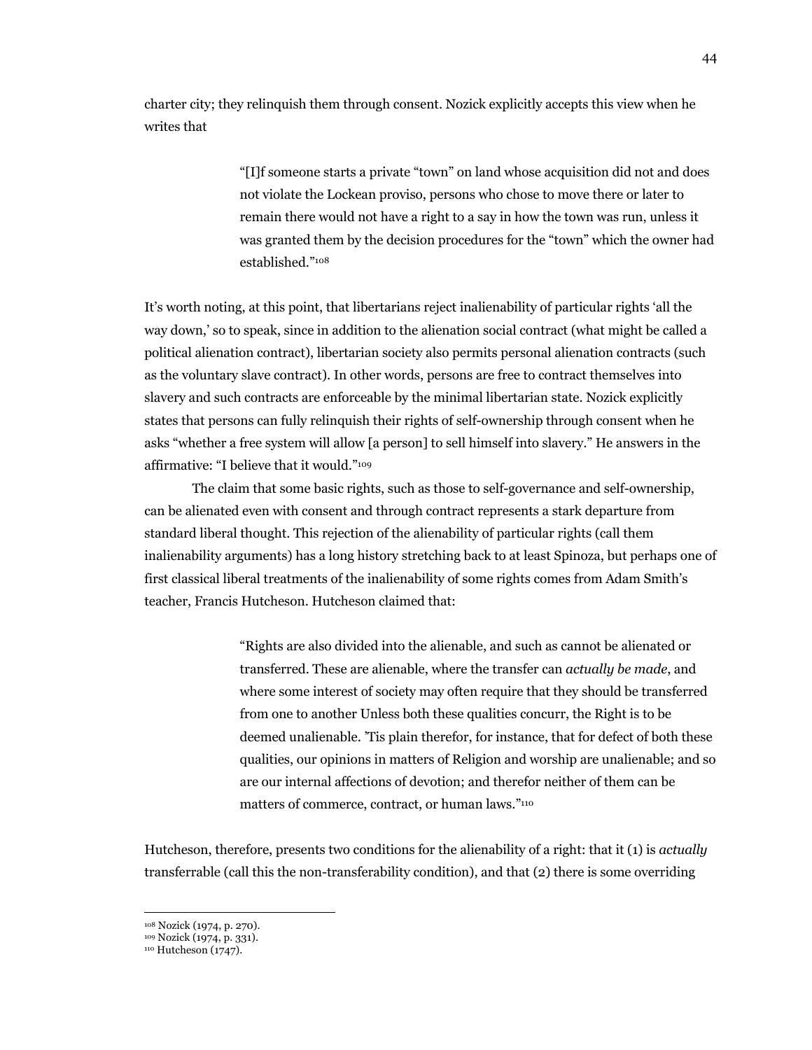charter city; they relinquish them through consent. Nozick explicitly accepts this view when he writes that

> "[I]f someone starts a private "town" on land whose acquisition did not and does not violate the Lockean proviso, persons who chose to move there or later to remain there would not have a right to a say in how the town was run, unless it was granted them by the decision procedures for the "town" which the owner had established."[108]

It's worth noting, at this point, that libertarians reject inalienability of particular rights 'all the way down,' so to speak, since in addition to the alienation social contract (what might be called a political alienation contract), libertarian society also permits personal alienation contracts (such as the voluntary slave contract). In other words, persons are free to contract themselves into slavery and such contracts are enforceable by the minimal libertarian state. Nozick explicitly states that persons can fully relinquish their rights of self-ownership through consent when he asks "whether a free system will allow [a person] to sell himself into slavery." He answers in the affirmative: "I believe that it would."[109]

The claim that some basic rights, such as those to self-governance and self-ownership, can be alienated even with consent and through contract represents a stark departure from standard liberal thought. This rejection of the alienability of particular rights (call them inalienability arguments) has a long history stretching back to at least Spinoza, but perhaps one of first classical liberal treatments of the inalienability of some rights comes from Adam Smith's teacher, Francis Hutcheson. Hutcheson claimed that:

> "Rights are also divided into the alienable, and such as cannot be alienated or transferred. These are alienable, where the transfer can *actually be made*, and where some interest of society may often require that they should be transferred from one to another Unless both these qualities concurr, the Right is to be deemed unalienable. 'Tis plain therefor, for instance, that for defect of both these qualities, our opinions in matters of Religion and worship are unalienable; and so are our internal affections of devotion; and therefor neither of them can be matters of commerce, contract, or human laws."[110]

Hutcheson, therefore, presents two conditions for the alienability of a right: that it (1) is *actually* transferrable (call this the non-transferability condition), and that (2) there is some overriding

---

[108] Nozick (1974, p. 270).

[109] Nozick (1974, p. 331).

[110] Hutcheson (1747).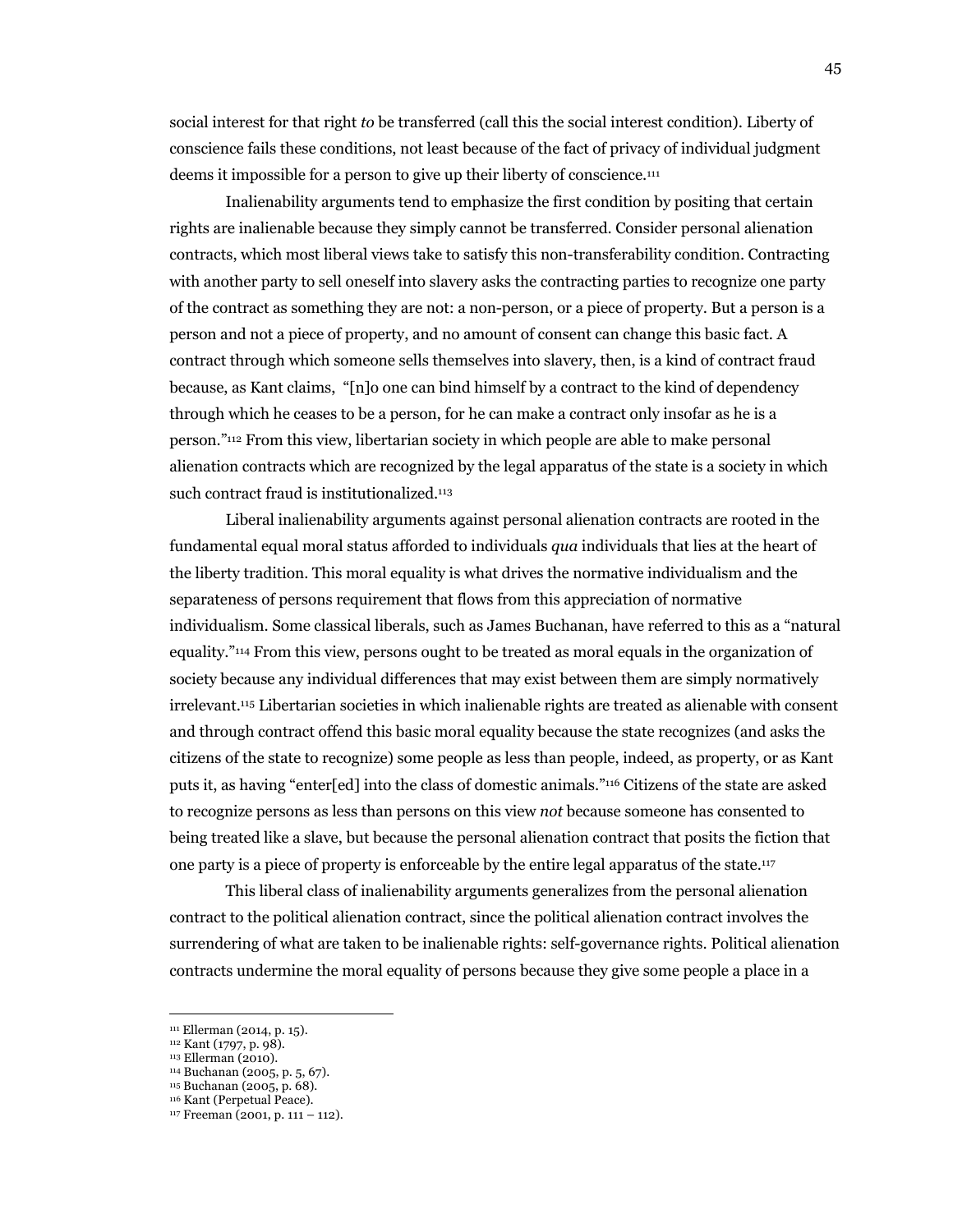social interest for that right *to* be transferred (call this the social interest condition). Liberty of conscience fails these conditions, not least because of the fact of privacy of individual judgment deems it impossible for a person to give up their liberty of conscience.[111]

Inalienability arguments tend to emphasize the first condition by positing that certain rights are inalienable because they simply cannot be transferred. Consider personal alienation contracts, which most liberal views take to satisfy this non-transferability condition. Contracting with another party to sell oneself into slavery asks the contracting parties to recognize one party of the contract as something they are not: a non-person, or a piece of property. But a person is a person and not a piece of property, and no amount of consent can change this basic fact. A contract through which someone sells themselves into slavery, then, is a kind of contract fraud because, as Kant claims, "[n]o one can bind himself by a contract to the kind of dependency through which he ceases to be a person, for he can make a contract only insofar as he is a person."[112] From this view, libertarian society in which people are able to make personal alienation contracts which are recognized by the legal apparatus of the state is a society in which such contract fraud is institutionalized.[113]

Liberal inalienability arguments against personal alienation contracts are rooted in the fundamental equal moral status afforded to individuals *qua* individuals that lies at the heart of the liberty tradition. This moral equality is what drives the normative individualism and the separateness of persons requirement that flows from this appreciation of normative individualism. Some classical liberals, such as James Buchanan, have referred to this as a "natural equality."[114] From this view, persons ought to be treated as moral equals in the organization of society because any individual differences that may exist between them are simply normatively irrelevant.[115] Libertarian societies in which inalienable rights are treated as alienable with consent and through contract offend this basic moral equality because the state recognizes (and asks the citizens of the state to recognize) some people as less than people, indeed, as property, or as Kant puts it, as having "enter[ed] into the class of domestic animals."[116] Citizens of the state are asked to recognize persons as less than persons on this view *not* because someone has consented to being treated like a slave, but because the personal alienation contract that posits the fiction that one party is a piece of property is enforceable by the entire legal apparatus of the state.[117]

This liberal class of inalienability arguments generalizes from the personal alienation contract to the political alienation contract, since the political alienation contract involves the surrendering of what are taken to be inalienable rights: self-governance rights. Political alienation contracts undermine the moral equality of persons because they give some people a place in a

---

[111] Ellerman (2014, p. 15).
[112] Kant (1797, p. 98).
[113] Ellerman (2010).
[114] Buchanan (2005, p. 5, 67).
[115] Buchanan (2005, p. 68).
[116] Kant (Perpetual Peace).
[117] Freeman (2001, p. 111 – 112).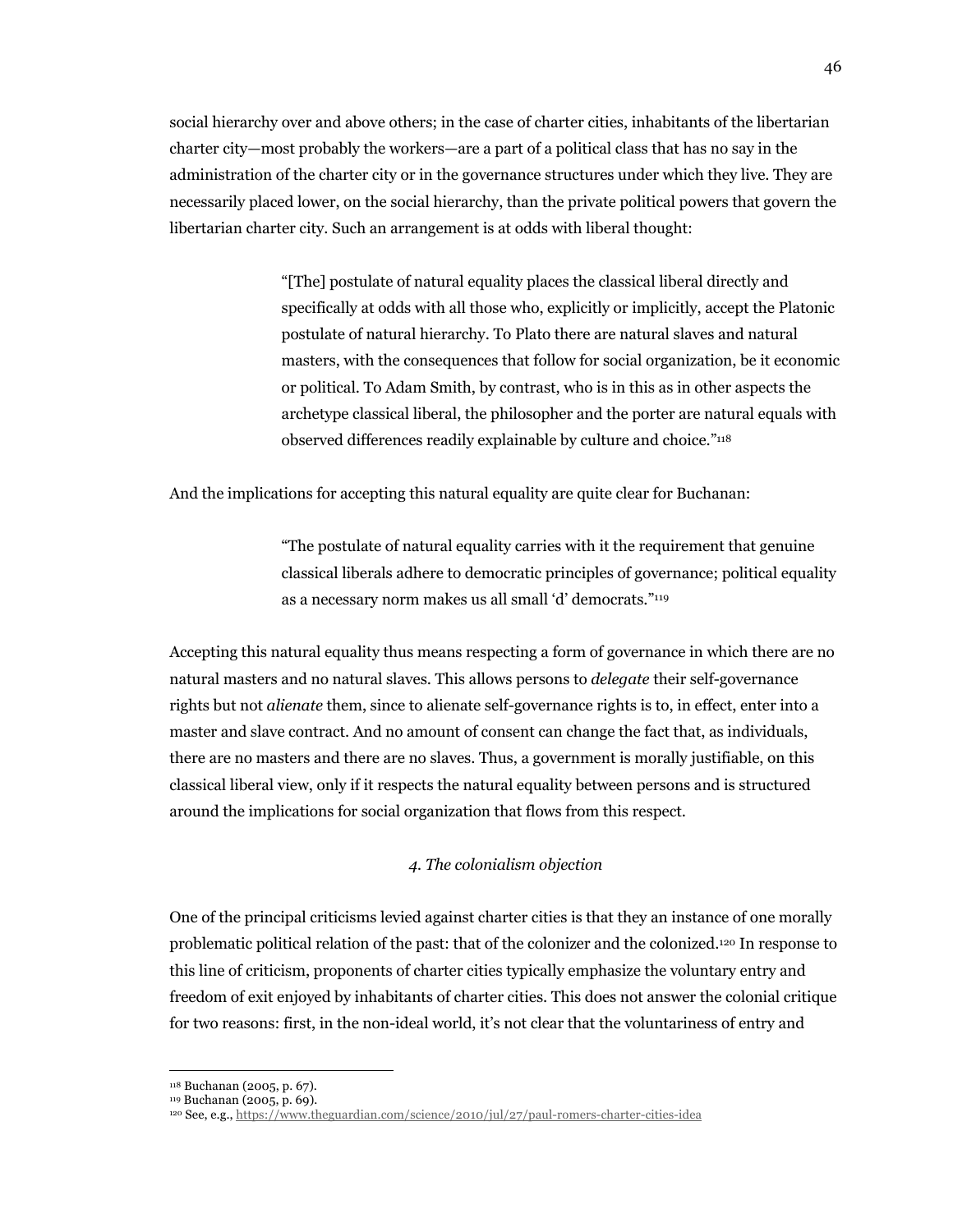social hierarchy over and above others; in the case of charter cities, inhabitants of the libertarian charter city—most probably the workers—are a part of a political class that has no say in the administration of the charter city or in the governance structures under which they live. They are necessarily placed lower, on the social hierarchy, than the private political powers that govern the libertarian charter city. Such an arrangement is at odds with liberal thought:

> "[The] postulate of natural equality places the classical liberal directly and specifically at odds with all those who, explicitly or implicitly, accept the Platonic postulate of natural hierarchy. To Plato there are natural slaves and natural masters, with the consequences that follow for social organization, be it economic or political. To Adam Smith, by contrast, who is in this as in other aspects the archetype classical liberal, the philosopher and the porter are natural equals with observed differences readily explainable by culture and choice."[118]

And the implications for accepting this natural equality are quite clear for Buchanan:

> "The postulate of natural equality carries with it the requirement that genuine classical liberals adhere to democratic principles of governance; political equality as a necessary norm makes us all small 'd' democrats."[119]

Accepting this natural equality thus means respecting a form of governance in which there are no natural masters and no natural slaves. This allows persons to *delegate* their self-governance rights but not *alienate* them, since to alienate self-governance rights is to, in effect, enter into a master and slave contract. And no amount of consent can change the fact that, as individuals, there are no masters and there are no slaves. Thus, a government is morally justifiable, on this classical liberal view, only if it respects the natural equality between persons and is structured around the implications for social organization that flows from this respect.

### *4. The colonialism objection*

One of the principal criticisms levied against charter cities is that they an instance of one morally problematic political relation of the past: that of the colonizer and the colonized.[120] In response to this line of criticism, proponents of charter cities typically emphasize the voluntary entry and freedom of exit enjoyed by inhabitants of charter cities. This does not answer the colonial critique for two reasons: first, in the non-ideal world, it's not clear that the voluntariness of entry and

---

[118] Buchanan (2005, p. 67).

[119] Buchanan (2005, p. 69).

[120] See, e.g., https://www.theguardian.com/science/2010/jul/27/paul-romers-charter-cities-idea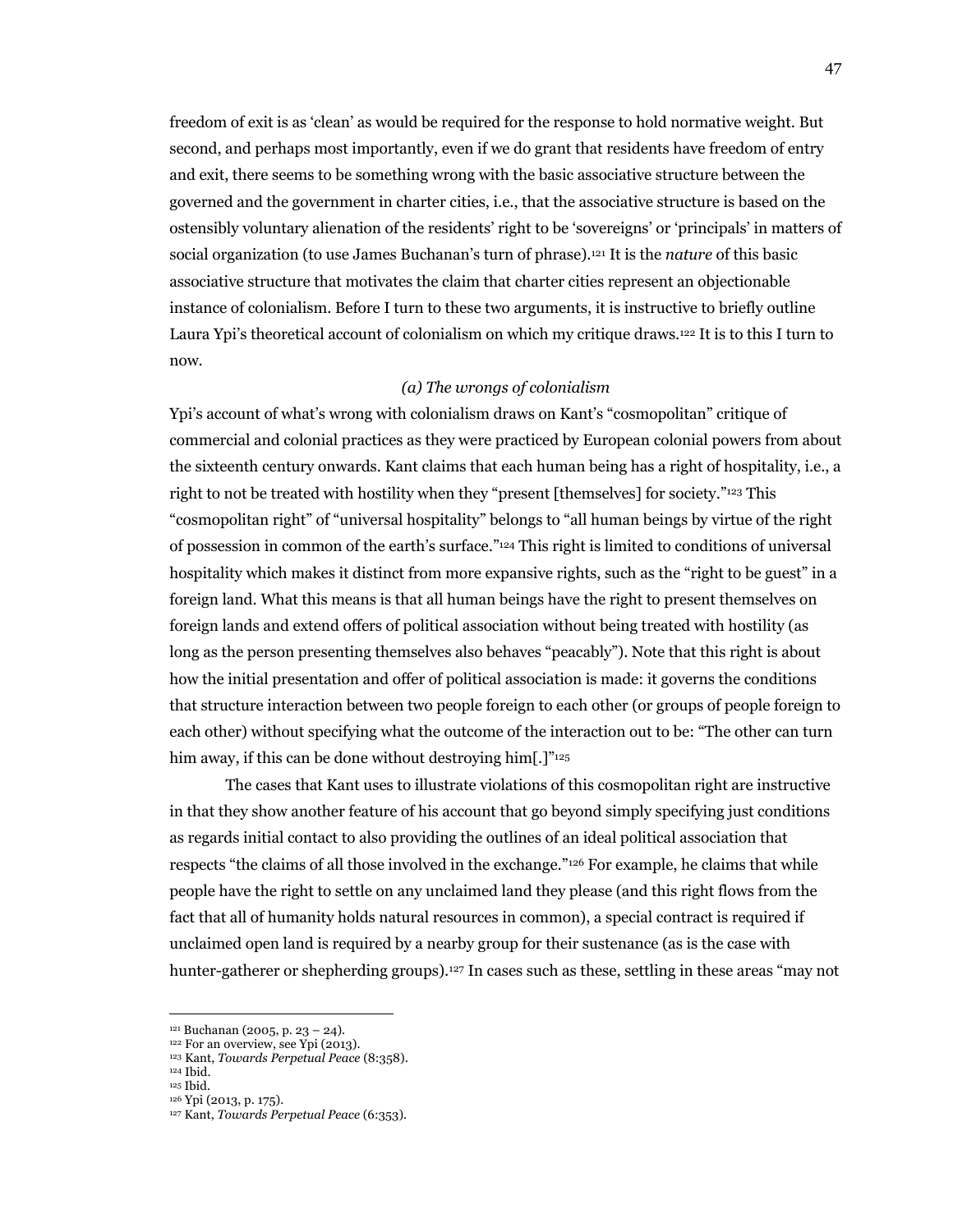freedom of exit is as 'clean' as would be required for the response to hold normative weight. But second, and perhaps most importantly, even if we do grant that residents have freedom of entry and exit, there seems to be something wrong with the basic associative structure between the governed and the government in charter cities, i.e., that the associative structure is based on the ostensibly voluntary alienation of the residents' right to be 'sovereigns' or 'principals' in matters of social organization (to use James Buchanan's turn of phrase).[121] It is the *nature* of this basic associative structure that motivates the claim that charter cities represent an objectionable instance of colonialism. Before I turn to these two arguments, it is instructive to briefly outline Laura Ypi's theoretical account of colonialism on which my critique draws.[122] It is to this I turn to now.

*(a) The wrongs of colonialism*

Ypi's account of what's wrong with colonialism draws on Kant's "cosmopolitan" critique of commercial and colonial practices as they were practiced by European colonial powers from about the sixteenth century onwards. Kant claims that each human being has a right of hospitality, i.e., a right to not be treated with hostility when they "present [themselves] for society."[123] This "cosmopolitan right" of "universal hospitality" belongs to "all human beings by virtue of the right of possession in common of the earth's surface."[124] This right is limited to conditions of universal hospitality which makes it distinct from more expansive rights, such as the "right to be guest" in a foreign land. What this means is that all human beings have the right to present themselves on foreign lands and extend offers of political association without being treated with hostility (as long as the person presenting themselves also behaves "peacably"). Note that this right is about how the initial presentation and offer of political association is made: it governs the conditions that structure interaction between two people foreign to each other (or groups of people foreign to each other) without specifying what the outcome of the interaction out to be: "The other can turn him away, if this can be done without destroying him[.]"[125]

The cases that Kant uses to illustrate violations of this cosmopolitan right are instructive in that they show another feature of his account that go beyond simply specifying just conditions as regards initial contact to also providing the outlines of an ideal political association that respects "the claims of all those involved in the exchange."[126] For example, he claims that while people have the right to settle on any unclaimed land they please (and this right flows from the fact that all of humanity holds natural resources in common), a special contract is required if unclaimed open land is required by a nearby group for their sustenance (as is the case with hunter-gatherer or shepherding groups).[127] In cases such as these, settling in these areas "may not

---

[121] Buchanan (2005, p. 23 – 24).

[122] For an overview, see Ypi (2013).

[123] Kant, *Towards Perpetual Peace* (8:358).

[124] Ibid.

[125] Ibid.

[126] Ypi (2013, p. 175).

[127] Kant, *Towards Perpetual Peace* (6:353).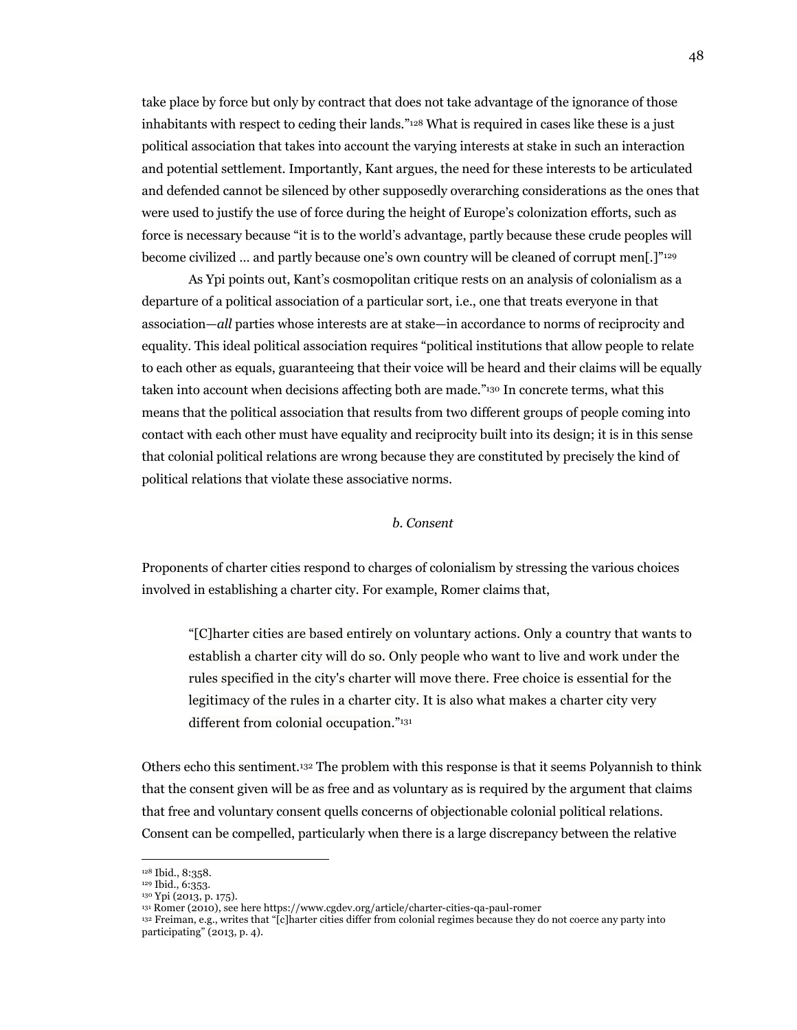take place by force but only by contract that does not take advantage of the ignorance of those inhabitants with respect to ceding their lands."[128] What is required in cases like these is a just political association that takes into account the varying interests at stake in such an interaction and potential settlement. Importantly, Kant argues, the need for these interests to be articulated and defended cannot be silenced by other supposedly overarching considerations as the ones that were used to justify the use of force during the height of Europe's colonization efforts, such as force is necessary because "it is to the world's advantage, partly because these crude peoples will become civilized … and partly because one's own country will be cleaned of corrupt men[.]"[129]

As Ypi points out, Kant's cosmopolitan critique rests on an analysis of colonialism as a departure of a political association of a particular sort, i.e., one that treats everyone in that association—*all* parties whose interests are at stake—in accordance to norms of reciprocity and equality. This ideal political association requires "political institutions that allow people to relate to each other as equals, guaranteeing that their voice will be heard and their claims will be equally taken into account when decisions affecting both are made."[130] In concrete terms, what this means that the political association that results from two different groups of people coming into contact with each other must have equality and reciprocity built into its design; it is in this sense that colonial political relations are wrong because they are constituted by precisely the kind of political relations that violate these associative norms.

### *b. Consent*

Proponents of charter cities respond to charges of colonialism by stressing the various choices involved in establishing a charter city. For example, Romer claims that,

> "[C]harter cities are based entirely on voluntary actions. Only a country that wants to establish a charter city will do so. Only people who want to live and work under the rules specified in the city's charter will move there. Free choice is essential for the legitimacy of the rules in a charter city. It is also what makes a charter city very different from colonial occupation."[131]

Others echo this sentiment.[132] The problem with this response is that it seems Polyannish to think that the consent given will be as free and as voluntary as is required by the argument that claims that free and voluntary consent quells concerns of objectionable colonial political relations. Consent can be compelled, particularly when there is a large discrepancy between the relative

---

[128] Ibid., 8:358.
[129] Ibid., 6:353.
[130] Ypi (2013, p. 175).
[131] Romer (2010), see here https://www.cgdev.org/article/charter-cities-qa-paul-romer
[132] Freiman, e.g., writes that "[c]harter cities differ from colonial regimes because they do not coerce any party into participating" (2013, p. 4).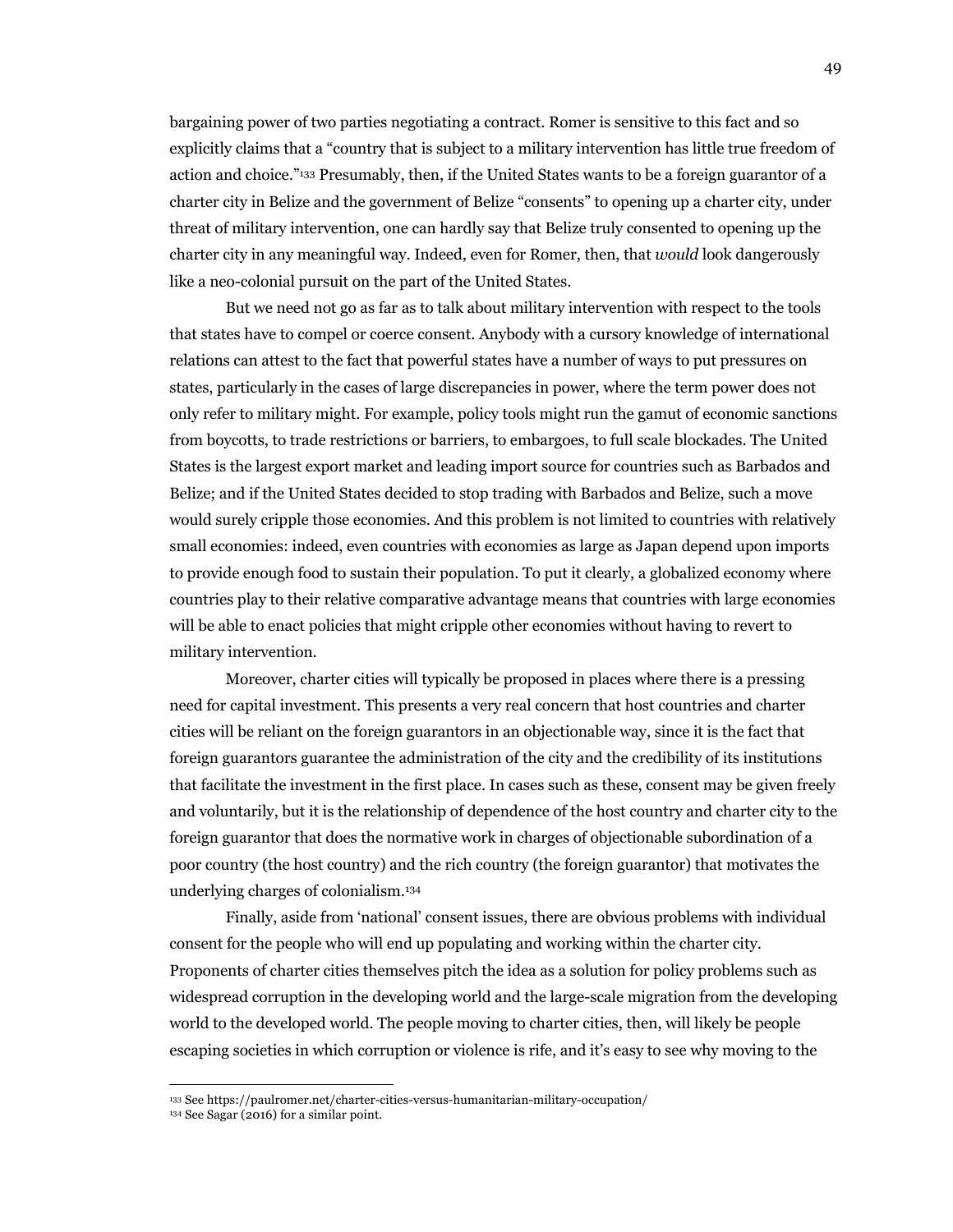bargaining power of two parties negotiating a contract. Romer is sensitive to this fact and so explicitly claims that a "country that is subject to a military intervention has little true freedom of action and choice."[133] Presumably, then, if the United States wants to be a foreign guarantor of a charter city in Belize and the government of Belize "consents" to opening up a charter city, under threat of military intervention, one can hardly say that Belize truly consented to opening up the charter city in any meaningful way. Indeed, even for Romer, then, that *would* look dangerously like a neo-colonial pursuit on the part of the United States.

But we need not go as far as to talk about military intervention with respect to the tools that states have to compel or coerce consent. Anybody with a cursory knowledge of international relations can attest to the fact that powerful states have a number of ways to put pressures on states, particularly in the cases of large discrepancies in power, where the term power does not only refer to military might. For example, policy tools might run the gamut of economic sanctions from boycotts, to trade restrictions or barriers, to embargoes, to full scale blockades. The United States is the largest export market and leading import source for countries such as Barbados and Belize; and if the United States decided to stop trading with Barbados and Belize, such a move would surely cripple those economies. And this problem is not limited to countries with relatively small economies: indeed, even countries with economies as large as Japan depend upon imports to provide enough food to sustain their population. To put it clearly, a globalized economy where countries play to their relative comparative advantage means that countries with large economies will be able to enact policies that might cripple other economies without having to revert to military intervention.

Moreover, charter cities will typically be proposed in places where there is a pressing need for capital investment. This presents a very real concern that host countries and charter cities will be reliant on the foreign guarantors in an objectionable way, since it is the fact that foreign guarantors guarantee the administration of the city and the credibility of its institutions that facilitate the investment in the first place. In cases such as these, consent may be given freely and voluntarily, but it is the relationship of dependence of the host country and charter city to the foreign guarantor that does the normative work in charges of objectionable subordination of a poor country (the host country) and the rich country (the foreign guarantor) that motivates the underlying charges of colonialism.[134]

Finally, aside from 'national' consent issues, there are obvious problems with individual consent for the people who will end up populating and working within the charter city. Proponents of charter cities themselves pitch the idea as a solution for policy problems such as widespread corruption in the developing world and the large-scale migration from the developing world to the developed world. The people moving to charter cities, then, will likely be people escaping societies in which corruption or violence is rife, and it's easy to see why moving to the

[133] See https://paulromer.net/charter-cities-versus-humanitarian-military-occupation/

[134] See Sagar (2016) for a similar point.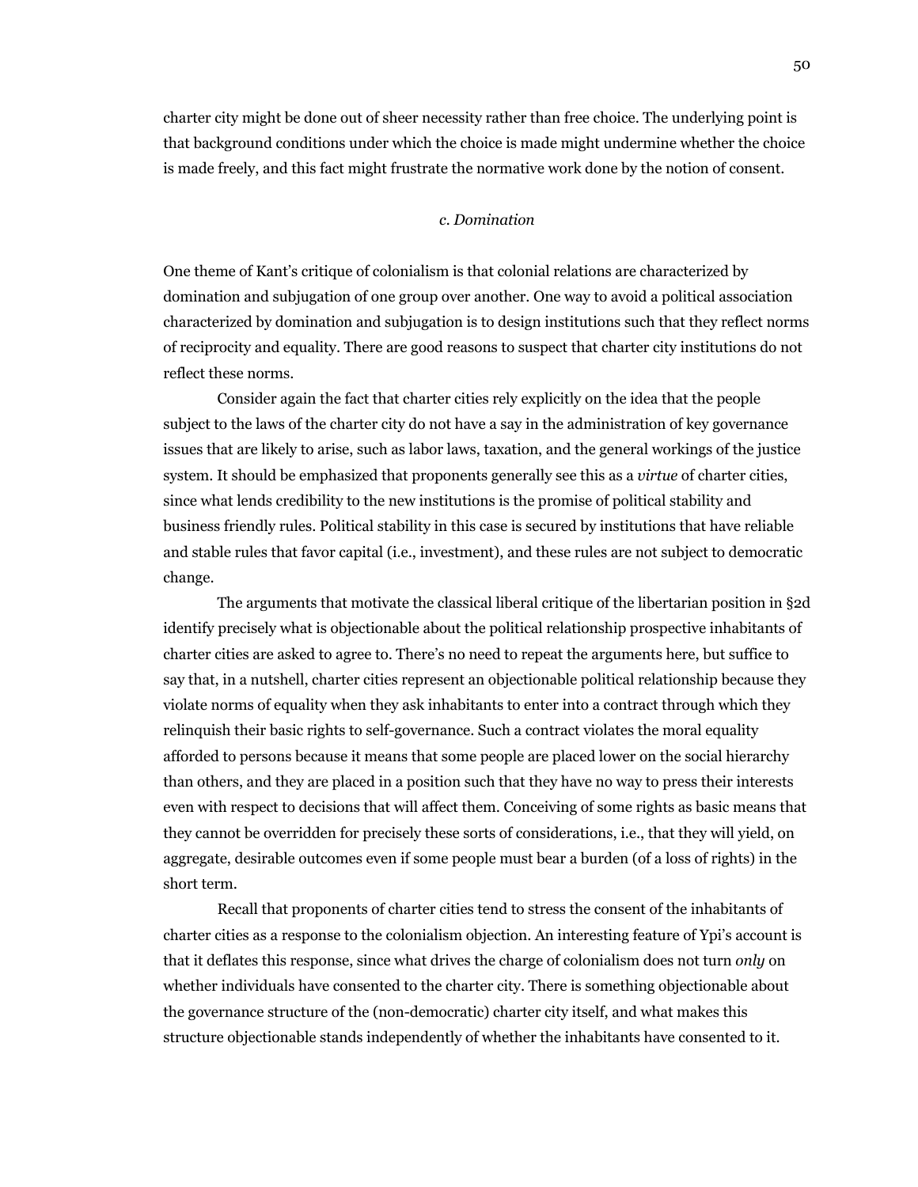charter city might be done out of sheer necessity rather than free choice. The underlying point is that background conditions under which the choice is made might undermine whether the choice is made freely, and this fact might frustrate the normative work done by the notion of consent.

### *c. Domination*

One theme of Kant's critique of colonialism is that colonial relations are characterized by domination and subjugation of one group over another. One way to avoid a political association characterized by domination and subjugation is to design institutions such that they reflect norms of reciprocity and equality. There are good reasons to suspect that charter city institutions do not reflect these norms.

Consider again the fact that charter cities rely explicitly on the idea that the people subject to the laws of the charter city do not have a say in the administration of key governance issues that are likely to arise, such as labor laws, taxation, and the general workings of the justice system. It should be emphasized that proponents generally see this as a *virtue* of charter cities, since what lends credibility to the new institutions is the promise of political stability and business friendly rules. Political stability in this case is secured by institutions that have reliable and stable rules that favor capital (i.e., investment), and these rules are not subject to democratic change.

The arguments that motivate the classical liberal critique of the libertarian position in §2d identify precisely what is objectionable about the political relationship prospective inhabitants of charter cities are asked to agree to. There's no need to repeat the arguments here, but suffice to say that, in a nutshell, charter cities represent an objectionable political relationship because they violate norms of equality when they ask inhabitants to enter into a contract through which they relinquish their basic rights to self-governance. Such a contract violates the moral equality afforded to persons because it means that some people are placed lower on the social hierarchy than others, and they are placed in a position such that they have no way to press their interests even with respect to decisions that will affect them. Conceiving of some rights as basic means that they cannot be overridden for precisely these sorts of considerations, i.e., that they will yield, on aggregate, desirable outcomes even if some people must bear a burden (of a loss of rights) in the short term.

Recall that proponents of charter cities tend to stress the consent of the inhabitants of charter cities as a response to the colonialism objection. An interesting feature of Ypi's account is that it deflates this response, since what drives the charge of colonialism does not turn *only* on whether individuals have consented to the charter city. There is something objectionable about the governance structure of the (non-democratic) charter city itself, and what makes this structure objectionable stands independently of whether the inhabitants have consented to it.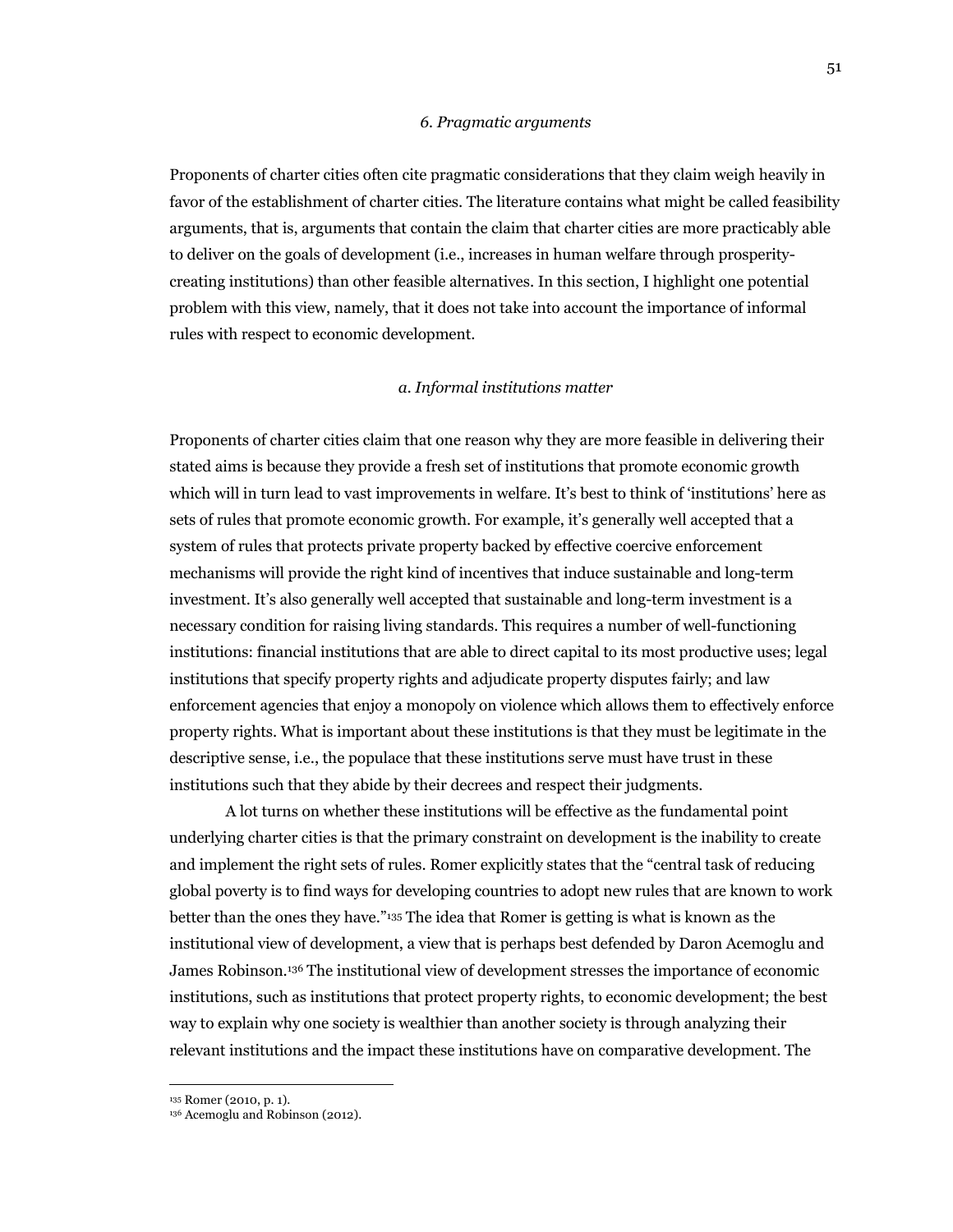### *6. Pragmatic arguments*

Proponents of charter cities often cite pragmatic considerations that they claim weigh heavily in favor of the establishment of charter cities. The literature contains what might be called feasibility arguments, that is, arguments that contain the claim that charter cities are more practicably able to deliver on the goals of development (i.e., increases in human welfare through prosperity-creating institutions) than other feasible alternatives. In this section, I highlight one potential problem with this view, namely, that it does not take into account the importance of informal rules with respect to economic development.

#### *a. Informal institutions matter*

Proponents of charter cities claim that one reason why they are more feasible in delivering their stated aims is because they provide a fresh set of institutions that promote economic growth which will in turn lead to vast improvements in welfare. It's best to think of 'institutions' here as sets of rules that promote economic growth. For example, it's generally well accepted that a system of rules that protects private property backed by effective coercive enforcement mechanisms will provide the right kind of incentives that induce sustainable and long-term investment. It's also generally well accepted that sustainable and long-term investment is a necessary condition for raising living standards. This requires a number of well-functioning institutions: financial institutions that are able to direct capital to its most productive uses; legal institutions that specify property rights and adjudicate property disputes fairly; and law enforcement agencies that enjoy a monopoly on violence which allows them to effectively enforce property rights. What is important about these institutions is that they must be legitimate in the descriptive sense, i.e., the populace that these institutions serve must have trust in these institutions such that they abide by their decrees and respect their judgments.

A lot turns on whether these institutions will be effective as the fundamental point underlying charter cities is that the primary constraint on development is the inability to create and implement the right sets of rules. Romer explicitly states that the "central task of reducing global poverty is to find ways for developing countries to adopt new rules that are known to work better than the ones they have."[135] The idea that Romer is getting is what is known as the institutional view of development, a view that is perhaps best defended by Daron Acemoglu and James Robinson.[136] The institutional view of development stresses the importance of economic institutions, such as institutions that protect property rights, to economic development; the best way to explain why one society is wealthier than another society is through analyzing their relevant institutions and the impact these institutions have on comparative development. The

[135] Romer (2010, p. 1).
[136] Acemoglu and Robinson (2012).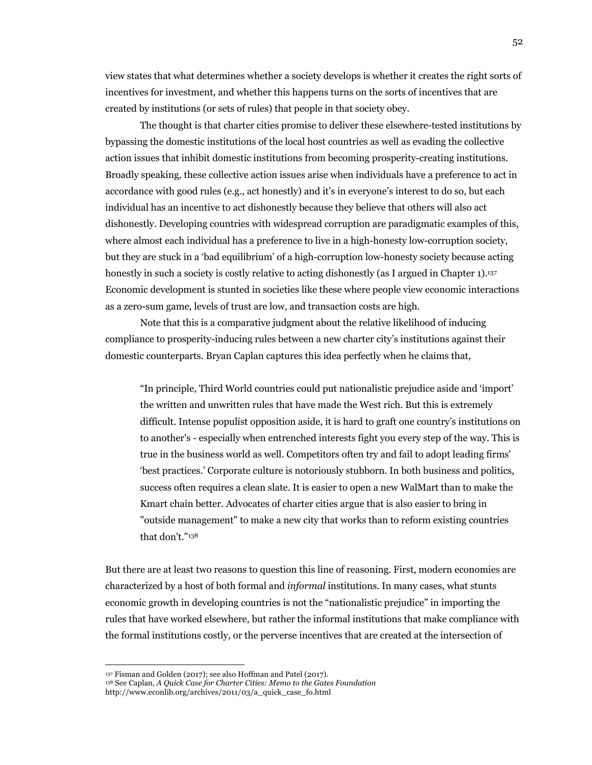view states that what determines whether a society develops is whether it creates the right sorts of incentives for investment, and whether this happens turns on the sorts of incentives that are created by institutions (or sets of rules) that people in that society obey.

The thought is that charter cities promise to deliver these elsewhere-tested institutions by bypassing the domestic institutions of the local host countries as well as evading the collective action issues that inhibit domestic institutions from becoming prosperity-creating institutions. Broadly speaking, these collective action issues arise when individuals have a preference to act in accordance with good rules (e.g., act honestly) and it's in everyone's interest to do so, but each individual has an incentive to act dishonestly because they believe that others will also act dishonestly. Developing countries with widespread corruption are paradigmatic examples of this, where almost each individual has a preference to live in a high-honesty low-corruption society, but they are stuck in a 'bad equilibrium' of a high-corruption low-honesty society because acting honestly in such a society is costly relative to acting dishonestly (as I argued in Chapter 1).[137] Economic development is stunted in societies like these where people view economic interactions as a zero-sum game, levels of trust are low, and transaction costs are high.

Note that this is a comparative judgment about the relative likelihood of inducing compliance to prosperity-inducing rules between a new charter city's institutions against their domestic counterparts. Bryan Caplan captures this idea perfectly when he claims that,

> "In principle, Third World countries could put nationalistic prejudice aside and 'import' the written and unwritten rules that have made the West rich. But this is extremely difficult. Intense populist opposition aside, it is hard to graft one country's institutions on to another's - especially when entrenched interests fight you every step of the way. This is true in the business world as well. Competitors often try and fail to adopt leading firms' 'best practices.' Corporate culture is notoriously stubborn. In both business and politics, success often requires a clean slate. It is easier to open a new WalMart than to make the Kmart chain better. Advocates of charter cities argue that is also easier to bring in "outside management" to make a new city that works than to reform existing countries that don't."[138]

But there are at least two reasons to question this line of reasoning. First, modern economies are characterized by a host of both formal and *informal* institutions. In many cases, what stunts economic growth in developing countries is not the "nationalistic prejudice" in importing the rules that have worked elsewhere, but rather the informal institutions that make compliance with the formal institutions costly, or the perverse incentives that are created at the intersection of

---

[137] Fisman and Golden (2017); see also Hoffman and Patel (2017).

[138] See Caplan, *A Quick Case for Charter Cities: Memo to the Gates Foundation* http://www.econlib.org/archives/2011/03/a_quick_case_fo.html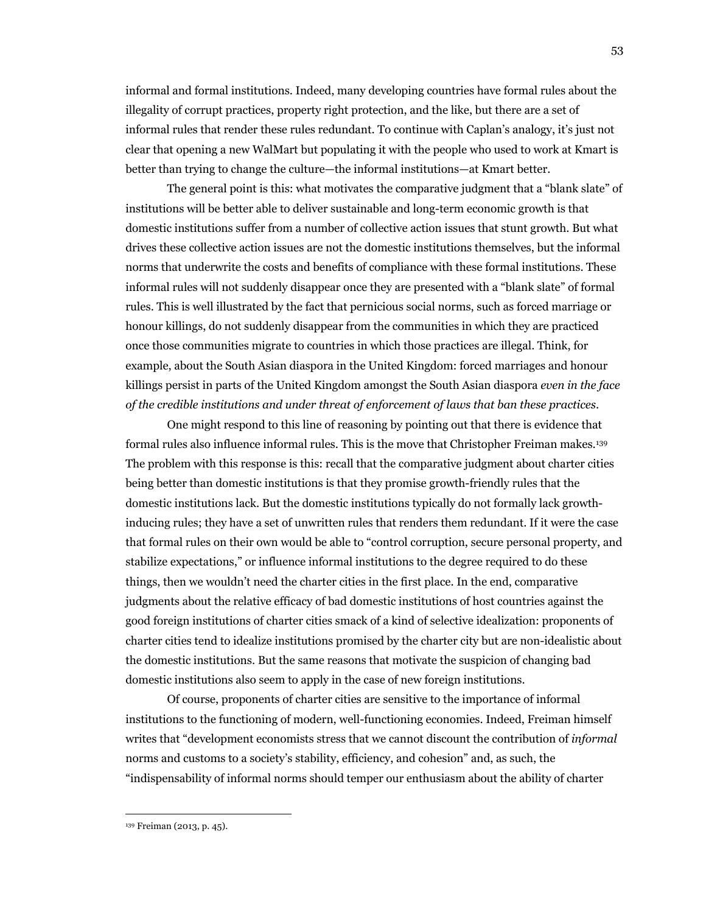informal and formal institutions. Indeed, many developing countries have formal rules about the illegality of corrupt practices, property right protection, and the like, but there are a set of informal rules that render these rules redundant. To continue with Caplan's analogy, it's just not clear that opening a new WalMart but populating it with the people who used to work at Kmart is better than trying to change the culture—the informal institutions—at Kmart better.

The general point is this: what motivates the comparative judgment that a "blank slate" of institutions will be better able to deliver sustainable and long-term economic growth is that domestic institutions suffer from a number of collective action issues that stunt growth. But what drives these collective action issues are not the domestic institutions themselves, but the informal norms that underwrite the costs and benefits of compliance with these formal institutions. These informal rules will not suddenly disappear once they are presented with a "blank slate" of formal rules. This is well illustrated by the fact that pernicious social norms, such as forced marriage or honour killings, do not suddenly disappear from the communities in which they are practiced once those communities migrate to countries in which those practices are illegal. Think, for example, about the South Asian diaspora in the United Kingdom: forced marriages and honour killings persist in parts of the United Kingdom amongst the South Asian diaspora *even in the face of the credible institutions and under threat of enforcement of laws that ban these practices*.

One might respond to this line of reasoning by pointing out that there is evidence that formal rules also influence informal rules. This is the move that Christopher Freiman makes.[139] The problem with this response is this: recall that the comparative judgment about charter cities being better than domestic institutions is that they promise growth-friendly rules that the domestic institutions lack. But the domestic institutions typically do not formally lack growth-inducing rules; they have a set of unwritten rules that renders them redundant. If it were the case that formal rules on their own would be able to "control corruption, secure personal property, and stabilize expectations," or influence informal institutions to the degree required to do these things, then we wouldn't need the charter cities in the first place. In the end, comparative judgments about the relative efficacy of bad domestic institutions of host countries against the good foreign institutions of charter cities smack of a kind of selective idealization: proponents of charter cities tend to idealize institutions promised by the charter city but are non-idealistic about the domestic institutions. But the same reasons that motivate the suspicion of changing bad domestic institutions also seem to apply in the case of new foreign institutions.

Of course, proponents of charter cities are sensitive to the importance of informal institutions to the functioning of modern, well-functioning economies. Indeed, Freiman himself writes that "development economists stress that we cannot discount the contribution of *informal* norms and customs to a society's stability, efficiency, and cohesion" and, as such, the "indispensability of informal norms should temper our enthusiasm about the ability of charter

---

[139] Freiman (2013, p. 45).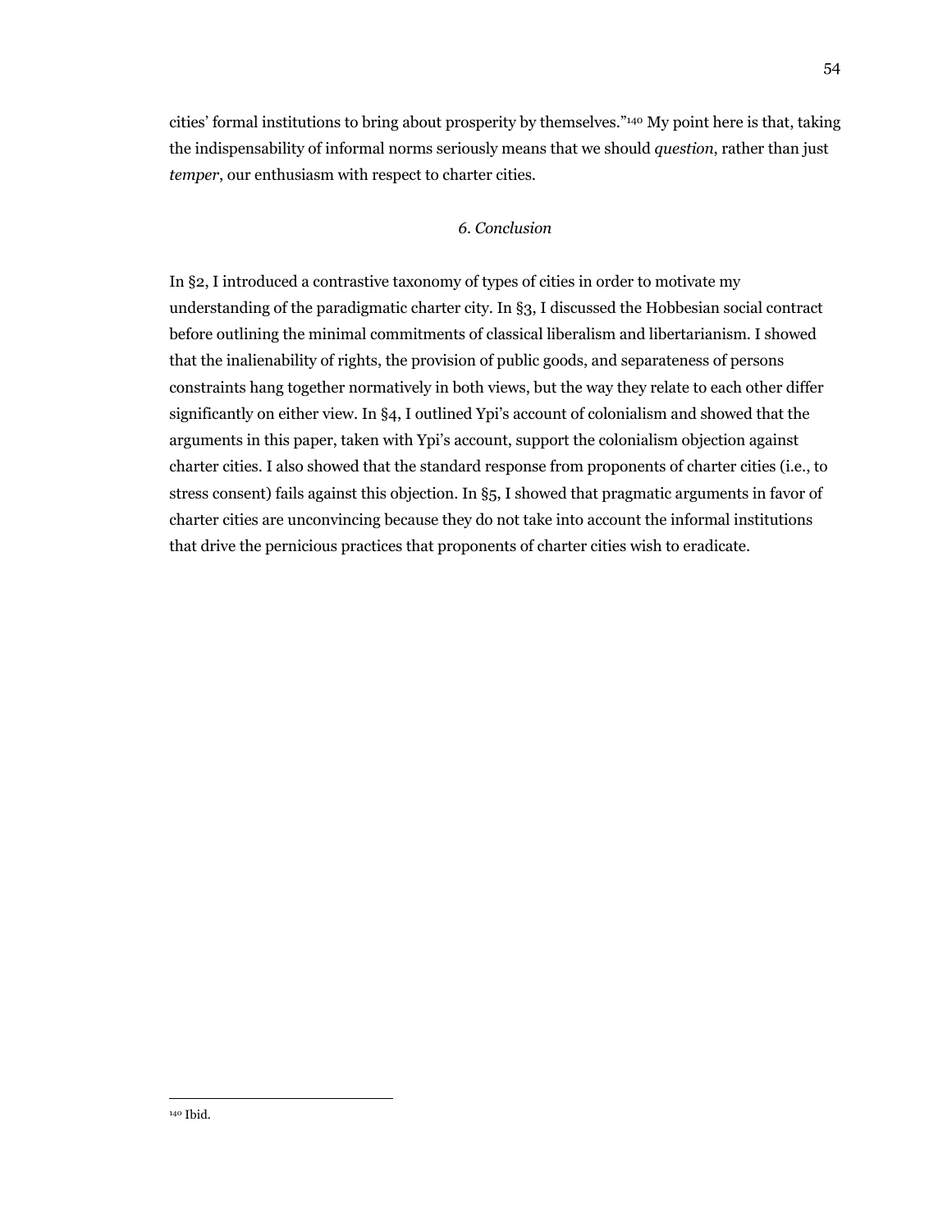cities' formal institutions to bring about prosperity by themselves."[140] My point here is that, taking the indispensability of informal norms seriously means that we should *question*, rather than just *temper*, our enthusiasm with respect to charter cities.

## *6. Conclusion*

In §2, I introduced a contrastive taxonomy of types of cities in order to motivate my understanding of the paradigmatic charter city. In §3, I discussed the Hobbesian social contract before outlining the minimal commitments of classical liberalism and libertarianism. I showed that the inalienability of rights, the provision of public goods, and separateness of persons constraints hang together normatively in both views, but the way they relate to each other differ significantly on either view. In §4, I outlined Ypi's account of colonialism and showed that the arguments in this paper, taken with Ypi's account, support the colonialism objection against charter cities. I also showed that the standard response from proponents of charter cities (i.e., to stress consent) fails against this objection. In §5, I showed that pragmatic arguments in favor of charter cities are unconvincing because they do not take into account the informal institutions that drive the pernicious practices that proponents of charter cities wish to eradicate.

---

[140] Ibid.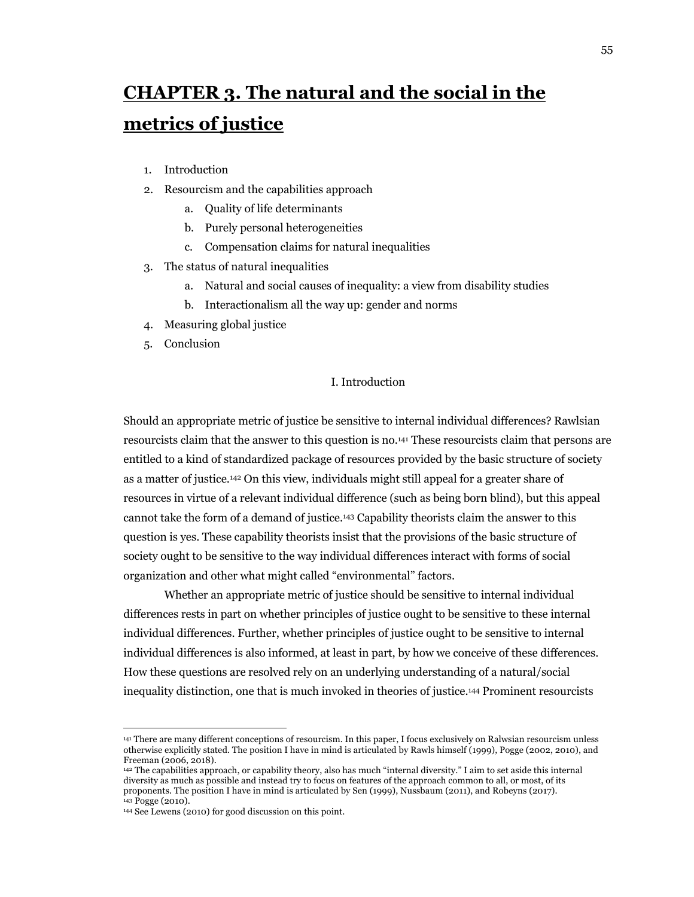# CHAPTER 3. The natural and the social in the metrics of justice

1. Introduction
2. Resourcism and the capabilities approach
    a. Quality of life determinants
    b. Purely personal heterogeneities
    c. Compensation claims for natural inequalities
3. The status of natural inequalities
    a. Natural and social causes of inequality: a view from disability studies
    b. Interactionalism all the way up: gender and norms
4. Measuring global justice
5. Conclusion

## I. Introduction

Should an appropriate metric of justice be sensitive to internal individual differences? Rawlsian resourcists claim that the answer to this question is no.[141] These resourcists claim that persons are entitled to a kind of standardized package of resources provided by the basic structure of society as a matter of justice.[142] On this view, individuals might still appeal for a greater share of resources in virtue of a relevant individual difference (such as being born blind), but this appeal cannot take the form of a demand of justice.[143] Capability theorists claim the answer to this question is yes. These capability theorists insist that the provisions of the basic structure of society ought to be sensitive to the way individual differences interact with forms of social organization and other what might called "environmental" factors.

Whether an appropriate metric of justice should be sensitive to internal individual differences rests in part on whether principles of justice ought to be sensitive to these internal individual differences. Further, whether principles of justice ought to be sensitive to internal individual differences is also informed, at least in part, by how we conceive of these differences. How these questions are resolved rely on an underlying understanding of a natural/social inequality distinction, one that is much invoked in theories of justice.[144] Prominent resourcists

---

[141] There are many different conceptions of resourcism. In this paper, I focus exclusively on Ralwsian resourcism unless otherwise explicitly stated. The position I have in mind is articulated by Rawls himself (1999), Pogge (2002, 2010), and Freeman (2006, 2018).

[142] The capabilities approach, or capability theory, also has much "internal diversity." I aim to set aside this internal diversity as much as possible and instead try to focus on features of the approach common to all, or most, of its proponents. The position I have in mind is articulated by Sen (1999), Nussbaum (2011), and Robeyns (2017).

[143] Pogge (2010).

[144] See Lewens (2010) for good discussion on this point.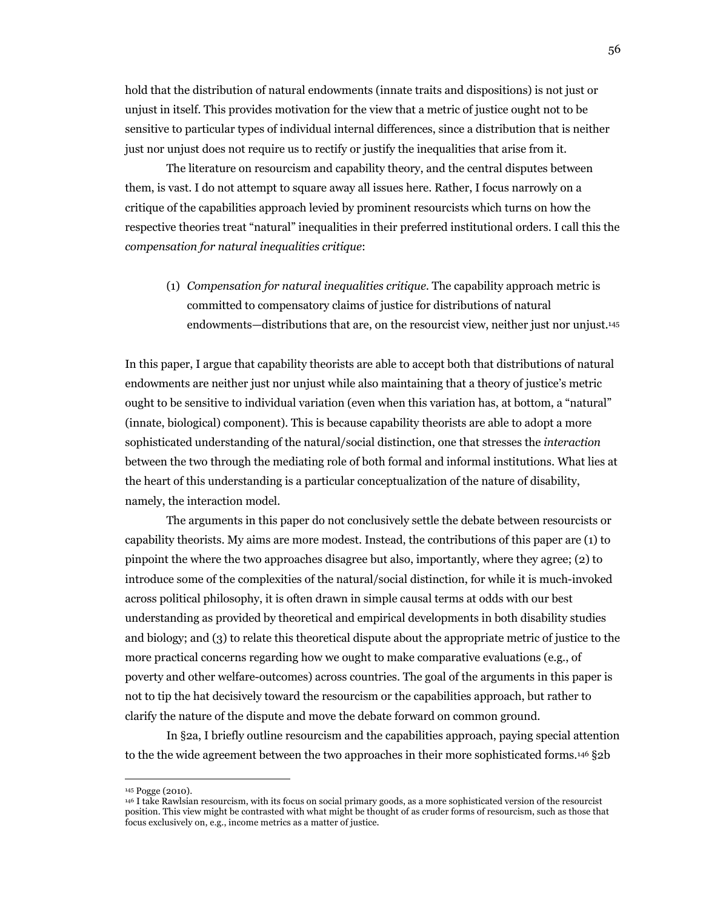hold that the distribution of natural endowments (innate traits and dispositions) is not just or unjust in itself. This provides motivation for the view that a metric of justice ought not to be sensitive to particular types of individual internal differences, since a distribution that is neither just nor unjust does not require us to rectify or justify the inequalities that arise from it.

The literature on resourcism and capability theory, and the central disputes between them, is vast. I do not attempt to square away all issues here. Rather, I focus narrowly on a critique of the capabilities approach levied by prominent resourcists which turns on how the respective theories treat "natural" inequalities in their preferred institutional orders. I call this the *compensation for natural inequalities critique*:

(1) *Compensation for natural inequalities critique*. The capability approach metric is committed to compensatory claims of justice for distributions of natural endowments—distributions that are, on the resourcist view, neither just nor unjust.[145]

In this paper, I argue that capability theorists are able to accept both that distributions of natural endowments are neither just nor unjust while also maintaining that a theory of justice's metric ought to be sensitive to individual variation (even when this variation has, at bottom, a "natural" (innate, biological) component). This is because capability theorists are able to adopt a more sophisticated understanding of the natural/social distinction, one that stresses the *interaction* between the two through the mediating role of both formal and informal institutions. What lies at the heart of this understanding is a particular conceptualization of the nature of disability, namely, the interaction model.

The arguments in this paper do not conclusively settle the debate between resourcists or capability theorists. My aims are more modest. Instead, the contributions of this paper are (1) to pinpoint the where the two approaches disagree but also, importantly, where they agree; (2) to introduce some of the complexities of the natural/social distinction, for while it is much-invoked across political philosophy, it is often drawn in simple causal terms at odds with our best understanding as provided by theoretical and empirical developments in both disability studies and biology; and (3) to relate this theoretical dispute about the appropriate metric of justice to the more practical concerns regarding how we ought to make comparative evaluations (e.g., of poverty and other welfare-outcomes) across countries. The goal of the arguments in this paper is not to tip the hat decisively toward the resourcism or the capabilities approach, but rather to clarify the nature of the dispute and move the debate forward on common ground.

In §2a, I briefly outline resourcism and the capabilities approach, paying special attention to the the wide agreement between the two approaches in their more sophisticated forms.[146] §2b

---

[145] Pogge (2010).

[146] I take Rawlsian resourcism, with its focus on social primary goods, as a more sophisticated version of the resourcist position. This view might be contrasted with what might be thought of as cruder forms of resourcism, such as those that focus exclusively on, e.g., income metrics as a matter of justice.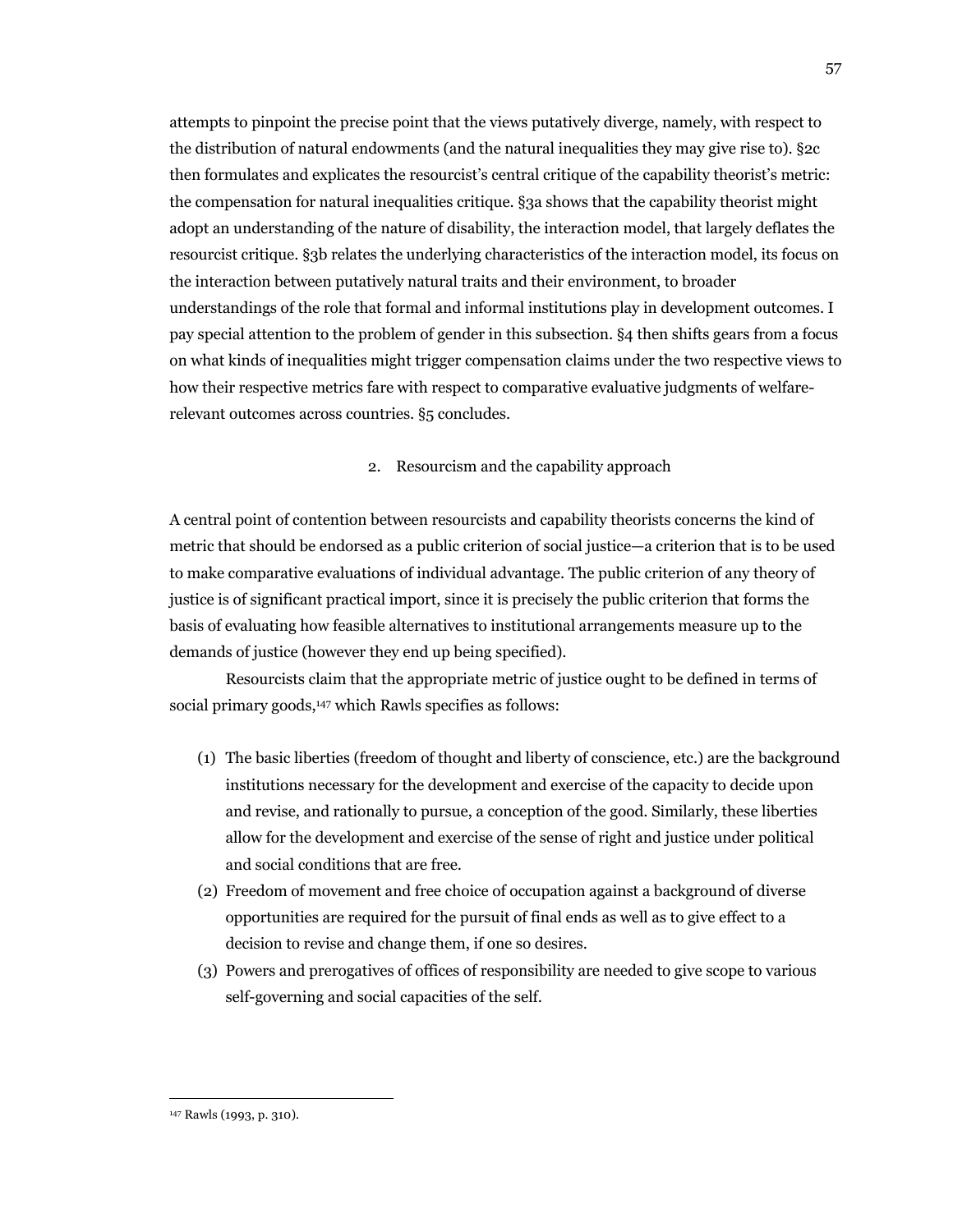attempts to pinpoint the precise point that the views putatively diverge, namely, with respect to the distribution of natural endowments (and the natural inequalities they may give rise to). §2c then formulates and explicates the resourcist's central critique of the capability theorist's metric: the compensation for natural inequalities critique. §3a shows that the capability theorist might adopt an understanding of the nature of disability, the interaction model, that largely deflates the resourcist critique. §3b relates the underlying characteristics of the interaction model, its focus on the interaction between putatively natural traits and their environment, to broader understandings of the role that formal and informal institutions play in development outcomes. I pay special attention to the problem of gender in this subsection. §4 then shifts gears from a focus on what kinds of inequalities might trigger compensation claims under the two respective views to how their respective metrics fare with respect to comparative evaluative judgments of welfare-relevant outcomes across countries. §5 concludes.

## 2. Resourcism and the capability approach

A central point of contention between resourcists and capability theorists concerns the kind of metric that should be endorsed as a public criterion of social justice—a criterion that is to be used to make comparative evaluations of individual advantage. The public criterion of any theory of justice is of significant practical import, since it is precisely the public criterion that forms the basis of evaluating how feasible alternatives to institutional arrangements measure up to the demands of justice (however they end up being specified).

Resourcists claim that the appropriate metric of justice ought to be defined in terms of social primary goods,[147] which Rawls specifies as follows:

(1) The basic liberties (freedom of thought and liberty of conscience, etc.) are the background institutions necessary for the development and exercise of the capacity to decide upon and revise, and rationally to pursue, a conception of the good. Similarly, these liberties allow for the development and exercise of the sense of right and justice under political and social conditions that are free.
(2) Freedom of movement and free choice of occupation against a background of diverse opportunities are required for the pursuit of final ends as well as to give effect to a decision to revise and change them, if one so desires.
(3) Powers and prerogatives of offices of responsibility are needed to give scope to various self-governing and social capacities of the self.

---

[147] Rawls (1993, p. 310).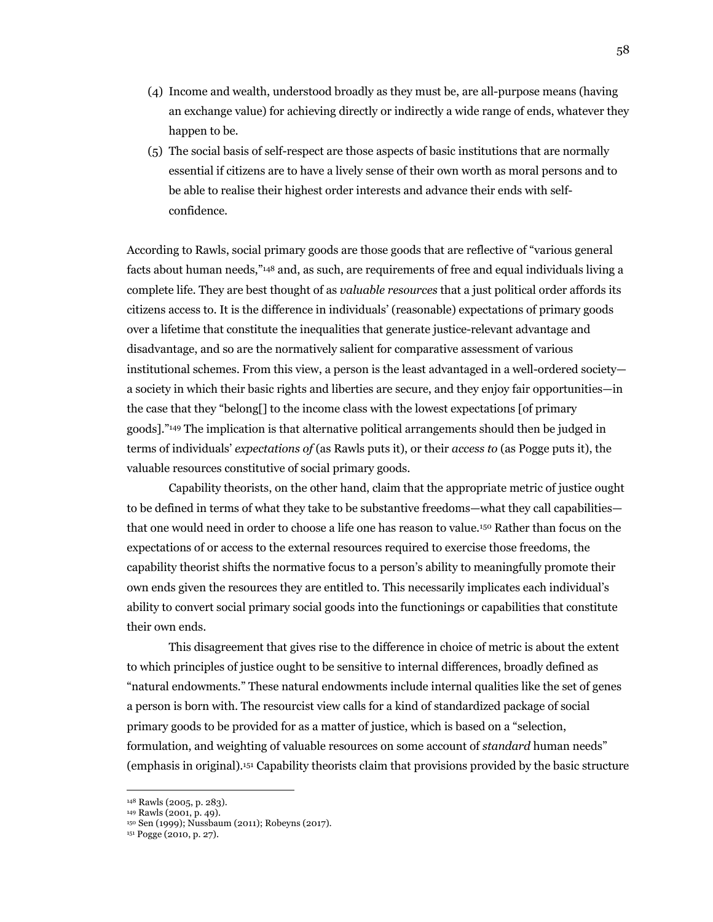(4) Income and wealth, understood broadly as they must be, are all-purpose means (having an exchange value) for achieving directly or indirectly a wide range of ends, whatever they happen to be.

(5) The social basis of self-respect are those aspects of basic institutions that are normally essential if citizens are to have a lively sense of their own worth as moral persons and to be able to realise their highest order interests and advance their ends with self-confidence.

According to Rawls, social primary goods are those goods that are reflective of "various general facts about human needs,"[148] and, as such, are requirements of free and equal individuals living a complete life. They are best thought of as *valuable resources* that a just political order affords its citizens access to. It is the difference in individuals' (reasonable) expectations of primary goods over a lifetime that constitute the inequalities that generate justice-relevant advantage and disadvantage, and so are the normatively salient for comparative assessment of various institutional schemes. From this view, a person is the least advantaged in a well-ordered society—a society in which their basic rights and liberties are secure, and they enjoy fair opportunities—in the case that they "belong[] to the income class with the lowest expectations [of primary goods]."[149] The implication is that alternative political arrangements should then be judged in terms of individuals' *expectations of* (as Rawls puts it), or their *access to* (as Pogge puts it), the valuable resources constitutive of social primary goods.

Capability theorists, on the other hand, claim that the appropriate metric of justice ought to be defined in terms of what they take to be substantive freedoms—what they call capabilities—that one would need in order to choose a life one has reason to value.[150] Rather than focus on the expectations of or access to the external resources required to exercise those freedoms, the capability theorist shifts the normative focus to a person's ability to meaningfully promote their own ends given the resources they are entitled to. This necessarily implicates each individual's ability to convert social primary social goods into the functionings or capabilities that constitute their own ends.

This disagreement that gives rise to the difference in choice of metric is about the extent to which principles of justice ought to be sensitive to internal differences, broadly defined as "natural endowments." These natural endowments include internal qualities like the set of genes a person is born with. The resourcist view calls for a kind of standardized package of social primary goods to be provided for as a matter of justice, which is based on a "selection, formulation, and weighting of valuable resources on some account of *standard* human needs" (emphasis in original).[151] Capability theorists claim that provisions provided by the basic structure

---

[148] Rawls (2005, p. 283).

[149] Rawls (2001, p. 49).

[150] Sen (1999); Nussbaum (2011); Robeyns (2017).

[151] Pogge (2010, p. 27).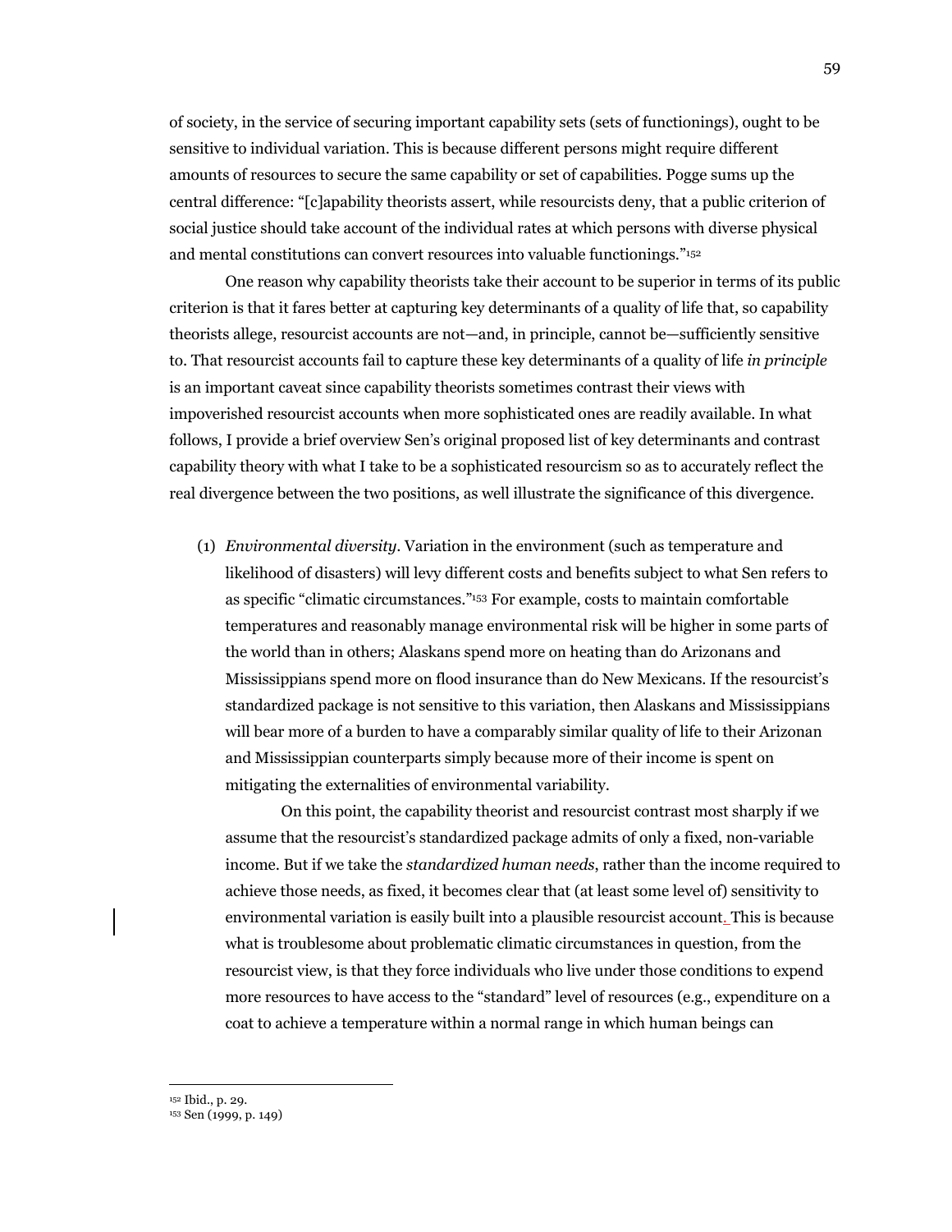of society, in the service of securing important capability sets (sets of functionings), ought to be sensitive to individual variation. This is because different persons might require different amounts of resources to secure the same capability or set of capabilities. Pogge sums up the central difference: "[c]apability theorists assert, while resourcists deny, that a public criterion of social justice should take account of the individual rates at which persons with diverse physical and mental constitutions can convert resources into valuable functionings."[152]

One reason why capability theorists take their account to be superior in terms of its public criterion is that it fares better at capturing key determinants of a quality of life that, so capability theorists allege, resourcist accounts are not—and, in principle, cannot be—sufficiently sensitive to. That resourcist accounts fail to capture these key determinants of a quality of life *in principle* is an important caveat since capability theorists sometimes contrast their views with impoverished resourcist accounts when more sophisticated ones are readily available. In what follows, I provide a brief overview Sen's original proposed list of key determinants and contrast capability theory with what I take to be a sophisticated resourcism so as to accurately reflect the real divergence between the two positions, as well illustrate the significance of this divergence.

(1) *Environmental diversity*. Variation in the environment (such as temperature and likelihood of disasters) will levy different costs and benefits subject to what Sen refers to as specific "climatic circumstances."[153] For example, costs to maintain comfortable temperatures and reasonably manage environmental risk will be higher in some parts of the world than in others; Alaskans spend more on heating than do Arizonans and Mississippians spend more on flood insurance than do New Mexicans. If the resourcist's standardized package is not sensitive to this variation, then Alaskans and Mississippians will bear more of a burden to have a comparably similar quality of life to their Arizonan and Mississippian counterparts simply because more of their income is spent on mitigating the externalities of environmental variability.

On this point, the capability theorist and resourcist contrast most sharply if we assume that the resourcist's standardized package admits of only a fixed, non-variable income. But if we take the *standardized human needs*, rather than the income required to achieve those needs, as fixed, it becomes clear that (at least some level of) sensitivity to environmental variation is easily built into a plausible resourcist account. This is because what is troublesome about problematic climatic circumstances in question, from the resourcist view, is that they force individuals who live under those conditions to expend more resources to have access to the "standard" level of resources (e.g., expenditure on a coat to achieve a temperature within a normal range in which human beings can

---

[152] Ibid., p. 29.

[153] Sen (1999, p. 149)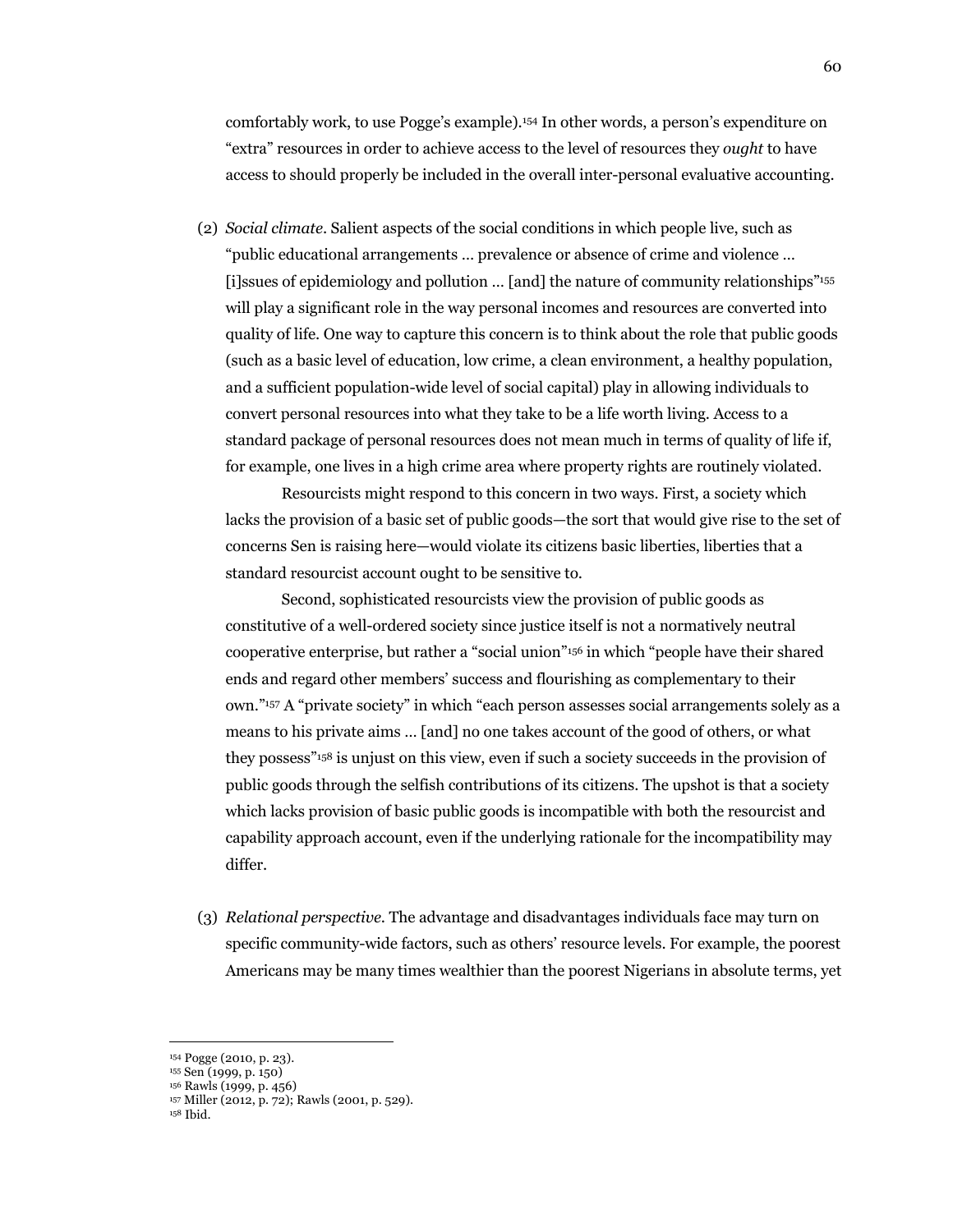comfortably work, to use Pogge's example).[154] In other words, a person's expenditure on "extra" resources in order to achieve access to the level of resources they *ought* to have access to should properly be included in the overall inter-personal evaluative accounting.

(2) *Social climate*. Salient aspects of the social conditions in which people live, such as "public educational arrangements … prevalence or absence of crime and violence … [i]ssues of epidemiology and pollution … [and] the nature of community relationships"[155] will play a significant role in the way personal incomes and resources are converted into quality of life. One way to capture this concern is to think about the role that public goods (such as a basic level of education, low crime, a clean environment, a healthy population, and a sufficient population-wide level of social capital) play in allowing individuals to convert personal resources into what they take to be a life worth living. Access to a standard package of personal resources does not mean much in terms of quality of life if, for example, one lives in a high crime area where property rights are routinely violated.

Resourcists might respond to this concern in two ways. First, a society which lacks the provision of a basic set of public goods—the sort that would give rise to the set of concerns Sen is raising here—would violate its citizens basic liberties, liberties that a standard resourcist account ought to be sensitive to.

Second, sophisticated resourcists view the provision of public goods as constitutive of a well-ordered society since justice itself is not a normatively neutral cooperative enterprise, but rather a "social union"[156] in which "people have their shared ends and regard other members' success and flourishing as complementary to their own."[157] A "private society" in which "each person assesses social arrangements solely as a means to his private aims … [and] no one takes account of the good of others, or what they possess"[158] is unjust on this view, even if such a society succeeds in the provision of public goods through the selfish contributions of its citizens. The upshot is that a society which lacks provision of basic public goods is incompatible with both the resourcist and capability approach account, even if the underlying rationale for the incompatibility may differ.

(3) *Relational perspective*. The advantage and disadvantages individuals face may turn on specific community-wide factors, such as others' resource levels. For example, the poorest Americans may be many times wealthier than the poorest Nigerians in absolute terms, yet

---

[154] Pogge (2010, p. 23).
[155] Sen (1999, p. 150)
[156] Rawls (1999, p. 456)
[157] Miller (2012, p. 72); Rawls (2001, p. 529).
[158] Ibid.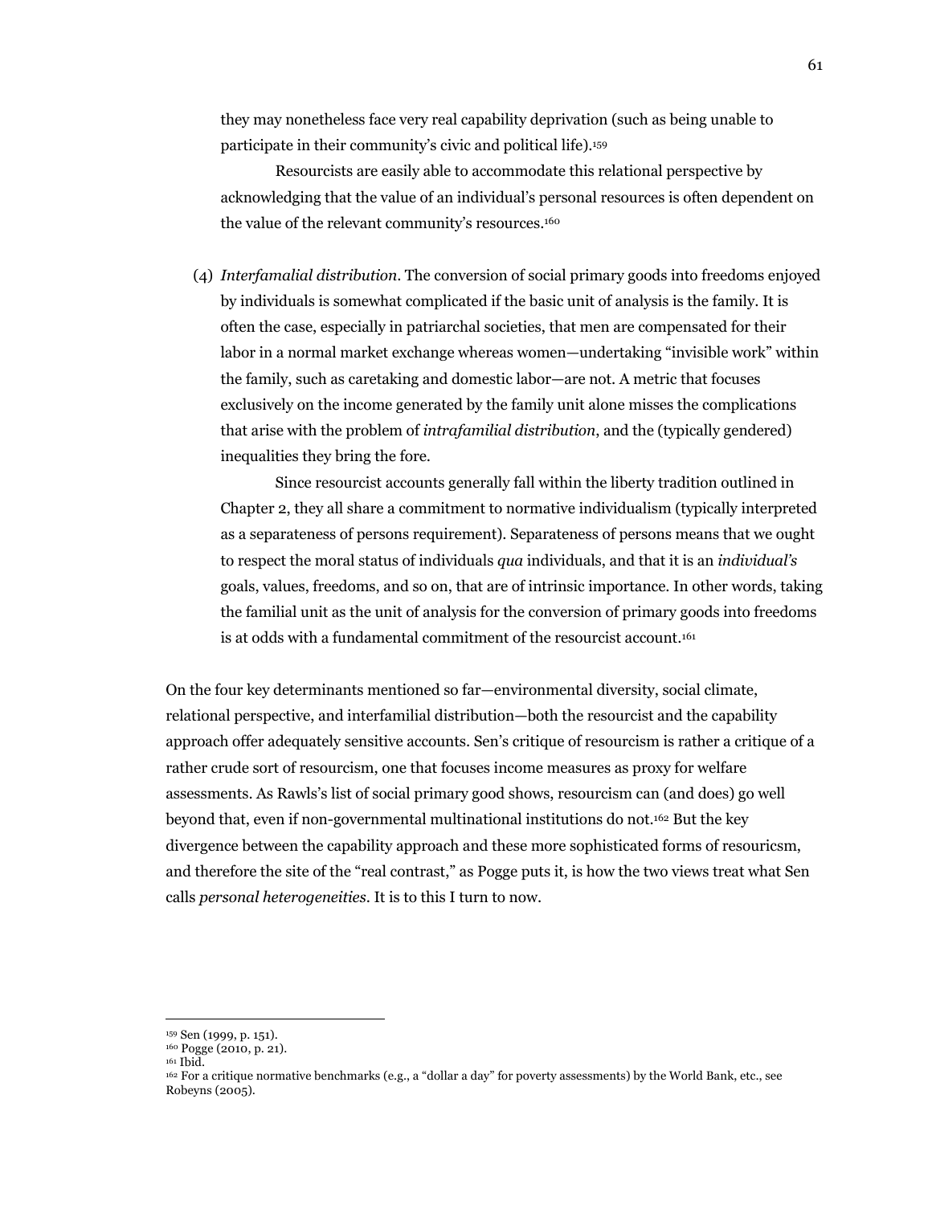they may nonetheless face very real capability deprivation (such as being unable to participate in their community's civic and political life).[159]

Resourcists are easily able to accommodate this relational perspective by acknowledging that the value of an individual's personal resources is often dependent on the value of the relevant community's resources.[160]

(4) *Interfamalial distribution*. The conversion of social primary goods into freedoms enjoyed by individuals is somewhat complicated if the basic unit of analysis is the family. It is often the case, especially in patriarchal societies, that men are compensated for their labor in a normal market exchange whereas women—undertaking "invisible work" within the family, such as caretaking and domestic labor—are not. A metric that focuses exclusively on the income generated by the family unit alone misses the complications that arise with the problem of *intrafamilial distribution*, and the (typically gendered) inequalities they bring the fore.

Since resourcist accounts generally fall within the liberty tradition outlined in Chapter 2, they all share a commitment to normative individualism (typically interpreted as a separateness of persons requirement). Separateness of persons means that we ought to respect the moral status of individuals *qua* individuals, and that it is an *individual's* goals, values, freedoms, and so on, that are of intrinsic importance. In other words, taking the familial unit as the unit of analysis for the conversion of primary goods into freedoms is at odds with a fundamental commitment of the resourcist account.[161]

On the four key determinants mentioned so far—environmental diversity, social climate, relational perspective, and interfamilial distribution—both the resourcist and the capability approach offer adequately sensitive accounts. Sen's critique of resourcism is rather a critique of a rather crude sort of resourcism, one that focuses income measures as proxy for welfare assessments. As Rawls's list of social primary good shows, resourcism can (and does) go well beyond that, even if non-governmental multinational institutions do not.[162] But the key divergence between the capability approach and these more sophisticated forms of resouricsm, and therefore the site of the "real contrast," as Pogge puts it, is how the two views treat what Sen calls *personal heterogeneities*. It is to this I turn to now.

---

[159] Sen (1999, p. 151).

[160] Pogge (2010, p. 21).

[161] Ibid.

[162] For a critique normative benchmarks (e.g., a "dollar a day" for poverty assessments) by the World Bank, etc., see Robeyns (2005).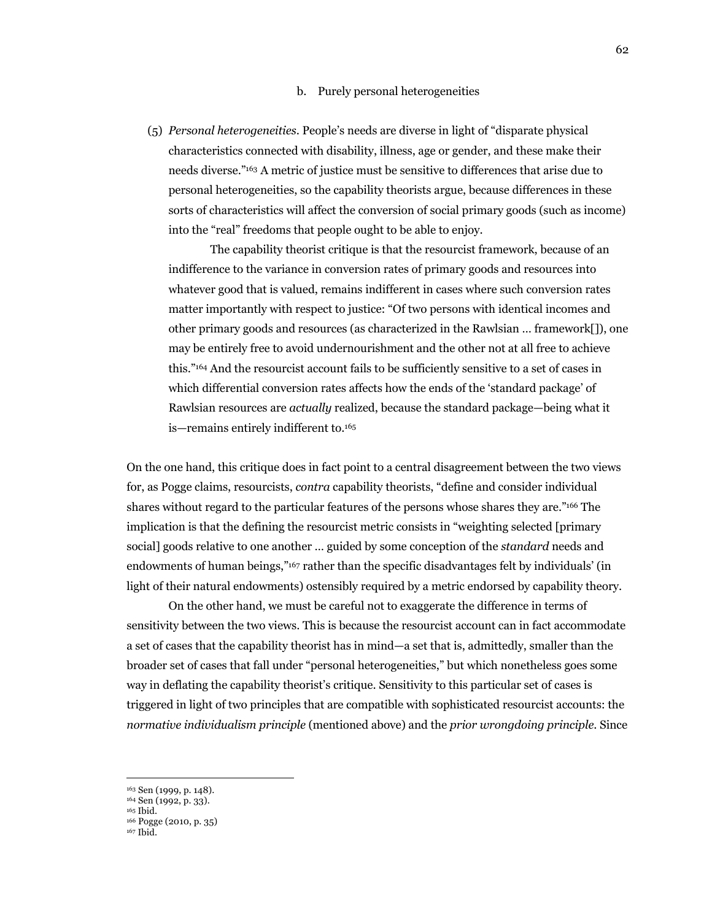### b. Purely personal heterogeneities

(5) *Personal heterogeneities*. People's needs are diverse in light of "disparate physical characteristics connected with disability, illness, age or gender, and these make their needs diverse."[163] A metric of justice must be sensitive to differences that arise due to personal heterogeneities, so the capability theorists argue, because differences in these sorts of characteristics will affect the conversion of social primary goods (such as income) into the "real" freedoms that people ought to be able to enjoy.

The capability theorist critique is that the resourcist framework, because of an indifference to the variance in conversion rates of primary goods and resources into whatever good that is valued, remains indifferent in cases where such conversion rates matter importantly with respect to justice: "Of two persons with identical incomes and other primary goods and resources (as characterized in the Rawlsian … framework[]), one may be entirely free to avoid undernourishment and the other not at all free to achieve this."[164] And the resourcist account fails to be sufficiently sensitive to a set of cases in which differential conversion rates affects how the ends of the 'standard package' of Rawlsian resources are *actually* realized, because the standard package—being what it is—remains entirely indifferent to.[165]

On the one hand, this critique does in fact point to a central disagreement between the two views for, as Pogge claims, resourcists, *contra* capability theorists, "define and consider individual shares without regard to the particular features of the persons whose shares they are."[166] The implication is that the defining the resourcist metric consists in "weighting selected [primary social] goods relative to one another … guided by some conception of the *standard* needs and endowments of human beings,"[167] rather than the specific disadvantages felt by individuals' (in light of their natural endowments) ostensibly required by a metric endorsed by capability theory.

On the other hand, we must be careful not to exaggerate the difference in terms of sensitivity between the two views. This is because the resourcist account can in fact accommodate a set of cases that the capability theorist has in mind—a set that is, admittedly, smaller than the broader set of cases that fall under "personal heterogeneities," but which nonetheless goes some way in deflating the capability theorist's critique. Sensitivity to this particular set of cases is triggered in light of two principles that are compatible with sophisticated resourcist accounts: the *normative individualism principle* (mentioned above) and the *prior wrongdoing principle*. Since

---

[163] Sen (1999, p. 148).
[164] Sen (1992, p. 33).
[165] Ibid.
[166] Pogge (2010, p. 35)
[167] Ibid.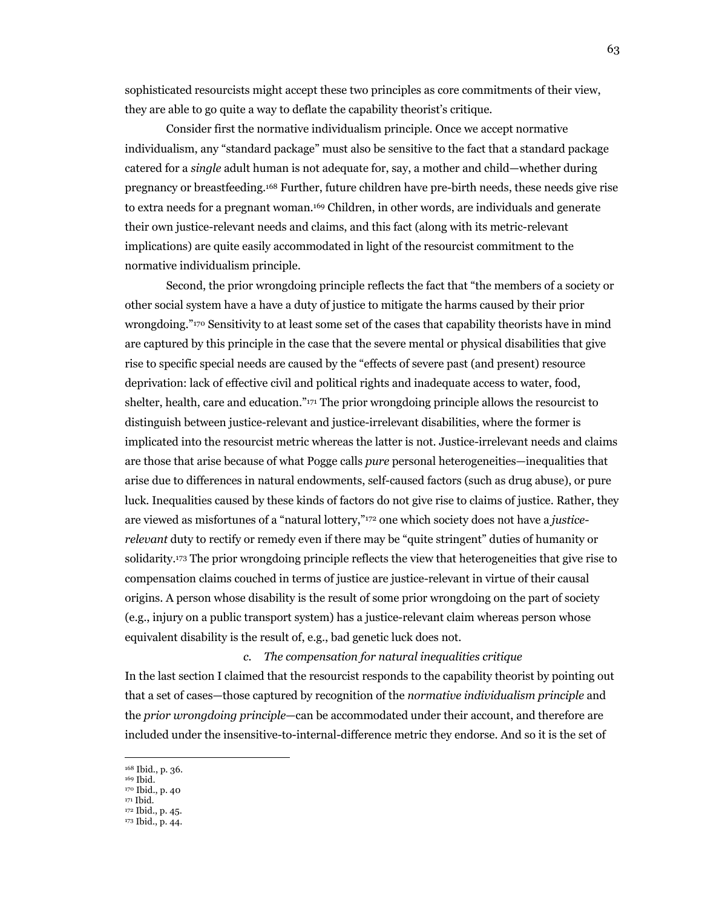sophisticated resourcists might accept these two principles as core commitments of their view, they are able to go quite a way to deflate the capability theorist's critique.

Consider first the normative individualism principle. Once we accept normative individualism, any "standard package" must also be sensitive to the fact that a standard package catered for a *single* adult human is not adequate for, say, a mother and child—whether during pregnancy or breastfeeding.[168] Further, future children have pre-birth needs, these needs give rise to extra needs for a pregnant woman.[169] Children, in other words, are individuals and generate their own justice-relevant needs and claims, and this fact (along with its metric-relevant implications) are quite easily accommodated in light of the resourcist commitment to the normative individualism principle.

Second, the prior wrongdoing principle reflects the fact that "the members of a society or other social system have a have a duty of justice to mitigate the harms caused by their prior wrongdoing."[170] Sensitivity to at least some set of the cases that capability theorists have in mind are captured by this principle in the case that the severe mental or physical disabilities that give rise to specific special needs are caused by the "effects of severe past (and present) resource deprivation: lack of effective civil and political rights and inadequate access to water, food, shelter, health, care and education."[171] The prior wrongdoing principle allows the resourcist to distinguish between justice-relevant and justice-irrelevant disabilities, where the former is implicated into the resourcist metric whereas the latter is not. Justice-irrelevant needs and claims are those that arise because of what Pogge calls *pure* personal heterogeneities—inequalities that arise due to differences in natural endowments, self-caused factors (such as drug abuse), or pure luck. Inequalities caused by these kinds of factors do not give rise to claims of justice. Rather, they are viewed as misfortunes of a "natural lottery,"[172] one which society does not have a *justice-relevant* duty to rectify or remedy even if there may be "quite stringent" duties of humanity or solidarity.[173] The prior wrongdoing principle reflects the view that heterogeneities that give rise to compensation claims couched in terms of justice are justice-relevant in virtue of their causal origins. A person whose disability is the result of some prior wrongdoing on the part of society (e.g., injury on a public transport system) has a justice-relevant claim whereas person whose equivalent disability is the result of, e.g., bad genetic luck does not.

### c. *The compensation for natural inequalities critique*

In the last section I claimed that the resourcist responds to the capability theorist by pointing out that a set of cases—those captured by recognition of the *normative individualism principle* and the *prior wrongdoing principle*—can be accommodated under their account, and therefore are included under the insensitive-to-internal-difference metric they endorse. And so it is the set of

---

[168] Ibid., p. 36.
[169] Ibid.
[170] Ibid., p. 40
[171] Ibid.
[172] Ibid., p. 45.
[173] Ibid., p. 44.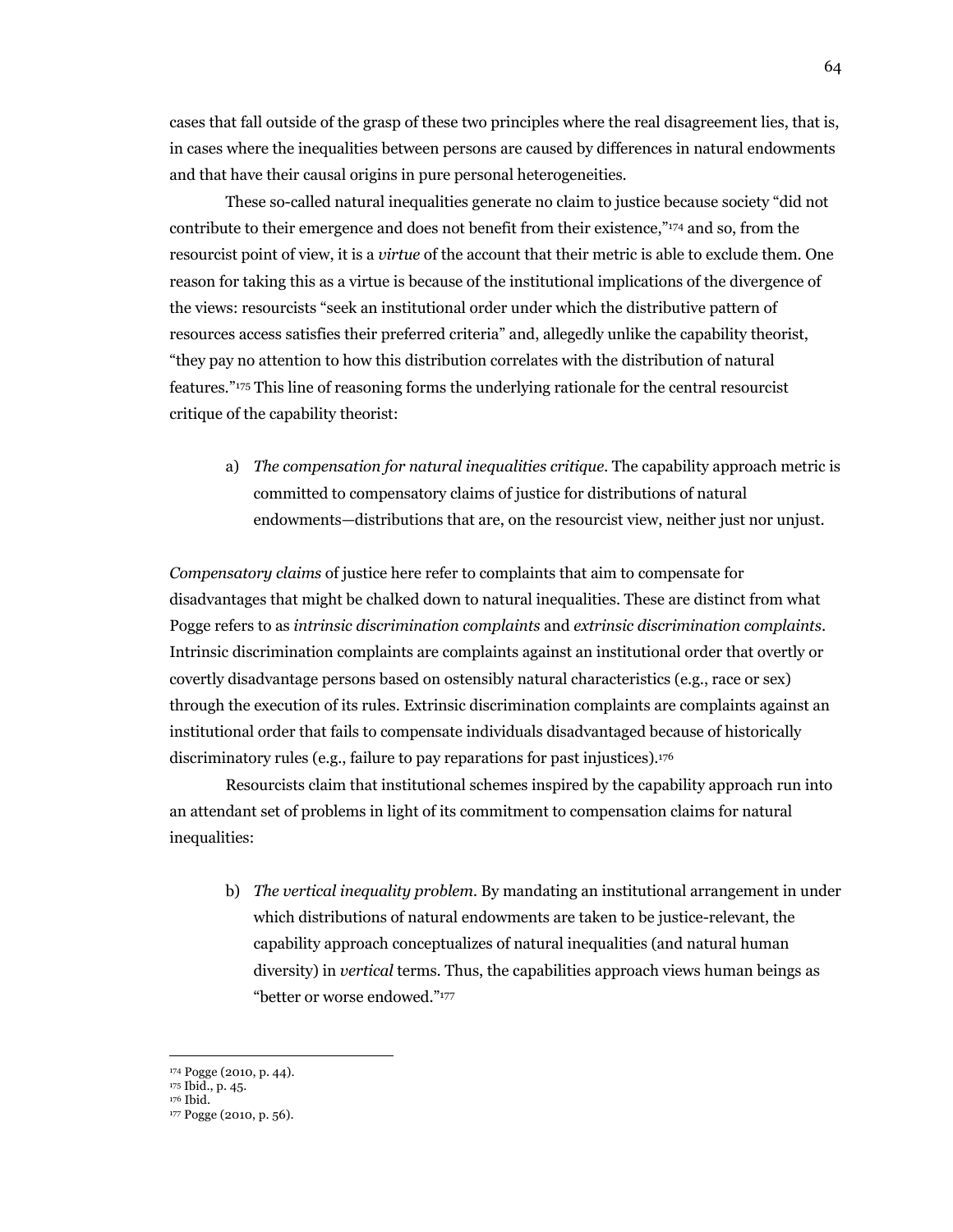cases that fall outside of the grasp of these two principles where the real disagreement lies, that is, in cases where the inequalities between persons are caused by differences in natural endowments and that have their causal origins in pure personal heterogeneities.

These so-called natural inequalities generate no claim to justice because society "did not contribute to their emergence and does not benefit from their existence,"[174] and so, from the resourcist point of view, it is a *virtue* of the account that their metric is able to exclude them. One reason for taking this as a virtue is because of the institutional implications of the divergence of the views: resourcists "seek an institutional order under which the distributive pattern of resources access satisfies their preferred criteria" and, allegedly unlike the capability theorist, "they pay no attention to how this distribution correlates with the distribution of natural features."[175] This line of reasoning forms the underlying rationale for the central resourcist critique of the capability theorist:

a) *The compensation for natural inequalities critique*. The capability approach metric is committed to compensatory claims of justice for distributions of natural endowments—distributions that are, on the resourcist view, neither just nor unjust.

*Compensatory claims* of justice here refer to complaints that aim to compensate for disadvantages that might be chalked down to natural inequalities. These are distinct from what Pogge refers to as *intrinsic discrimination complaints* and *extrinsic discrimination complaints*. Intrinsic discrimination complaints are complaints against an institutional order that overtly or covertly disadvantage persons based on ostensibly natural characteristics (e.g., race or sex) through the execution of its rules. Extrinsic discrimination complaints are complaints against an institutional order that fails to compensate individuals disadvantaged because of historically discriminatory rules (e.g., failure to pay reparations for past injustices).[176]

Resourcists claim that institutional schemes inspired by the capability approach run into an attendant set of problems in light of its commitment to compensation claims for natural inequalities:

b) *The vertical inequality problem*. By mandating an institutional arrangement in under which distributions of natural endowments are taken to be justice-relevant, the capability approach conceptualizes of natural inequalities (and natural human diversity) in *vertical* terms. Thus, the capabilities approach views human beings as "better or worse endowed."[177]

---

[174] Pogge (2010, p. 44).
[175] Ibid., p. 45.
[176] Ibid.
[177] Pogge (2010, p. 56).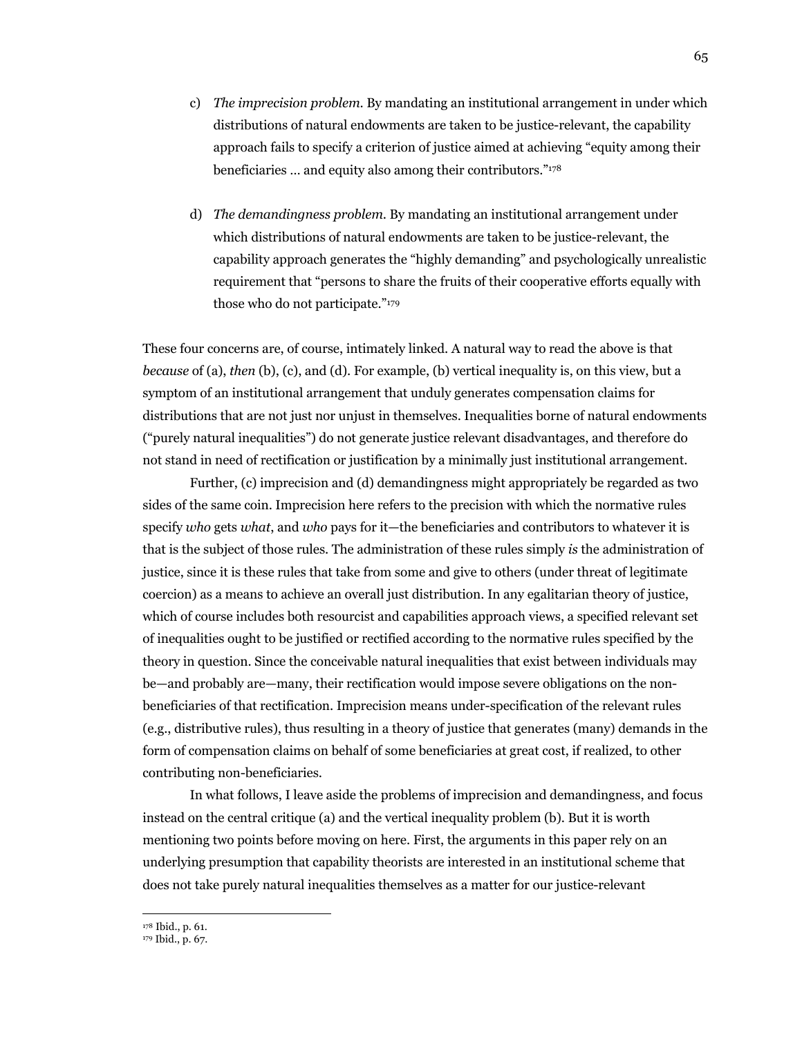c) *The imprecision problem.* By mandating an institutional arrangement in under which distributions of natural endowments are taken to be justice-relevant, the capability approach fails to specify a criterion of justice aimed at achieving "equity among their beneficiaries … and equity also among their contributors."[178]

d) *The demandingness problem.* By mandating an institutional arrangement under which distributions of natural endowments are taken to be justice-relevant, the capability approach generates the "highly demanding" and psychologically unrealistic requirement that "persons to share the fruits of their cooperative efforts equally with those who do not participate."[179]

These four concerns are, of course, intimately linked. A natural way to read the above is that *because* of (a), *then* (b), (c), and (d). For example, (b) vertical inequality is, on this view, but a symptom of an institutional arrangement that unduly generates compensation claims for distributions that are not just nor unjust in themselves. Inequalities borne of natural endowments ("purely natural inequalities") do not generate justice relevant disadvantages, and therefore do not stand in need of rectification or justification by a minimally just institutional arrangement.

Further, (c) imprecision and (d) demandingness might appropriately be regarded as two sides of the same coin. Imprecision here refers to the precision with which the normative rules specify *who* gets *what*, and *who* pays for it—the beneficiaries and contributors to whatever it is that is the subject of those rules. The administration of these rules simply *is* the administration of justice, since it is these rules that take from some and give to others (under threat of legitimate coercion) as a means to achieve an overall just distribution. In any egalitarian theory of justice, which of course includes both resourcist and capabilities approach views, a specified relevant set of inequalities ought to be justified or rectified according to the normative rules specified by the theory in question. Since the conceivable natural inequalities that exist between individuals may be—and probably are—many, their rectification would impose severe obligations on the non-beneficiaries of that rectification. Imprecision means under-specification of the relevant rules (e.g., distributive rules), thus resulting in a theory of justice that generates (many) demands in the form of compensation claims on behalf of some beneficiaries at great cost, if realized, to other contributing non-beneficiaries.

In what follows, I leave aside the problems of imprecision and demandingness, and focus instead on the central critique (a) and the vertical inequality problem (b). But it is worth mentioning two points before moving on here. First, the arguments in this paper rely on an underlying presumption that capability theorists are interested in an institutional scheme that does not take purely natural inequalities themselves as a matter for our justice-relevant

[178] Ibid., p. 61.
[179] Ibid., p. 67.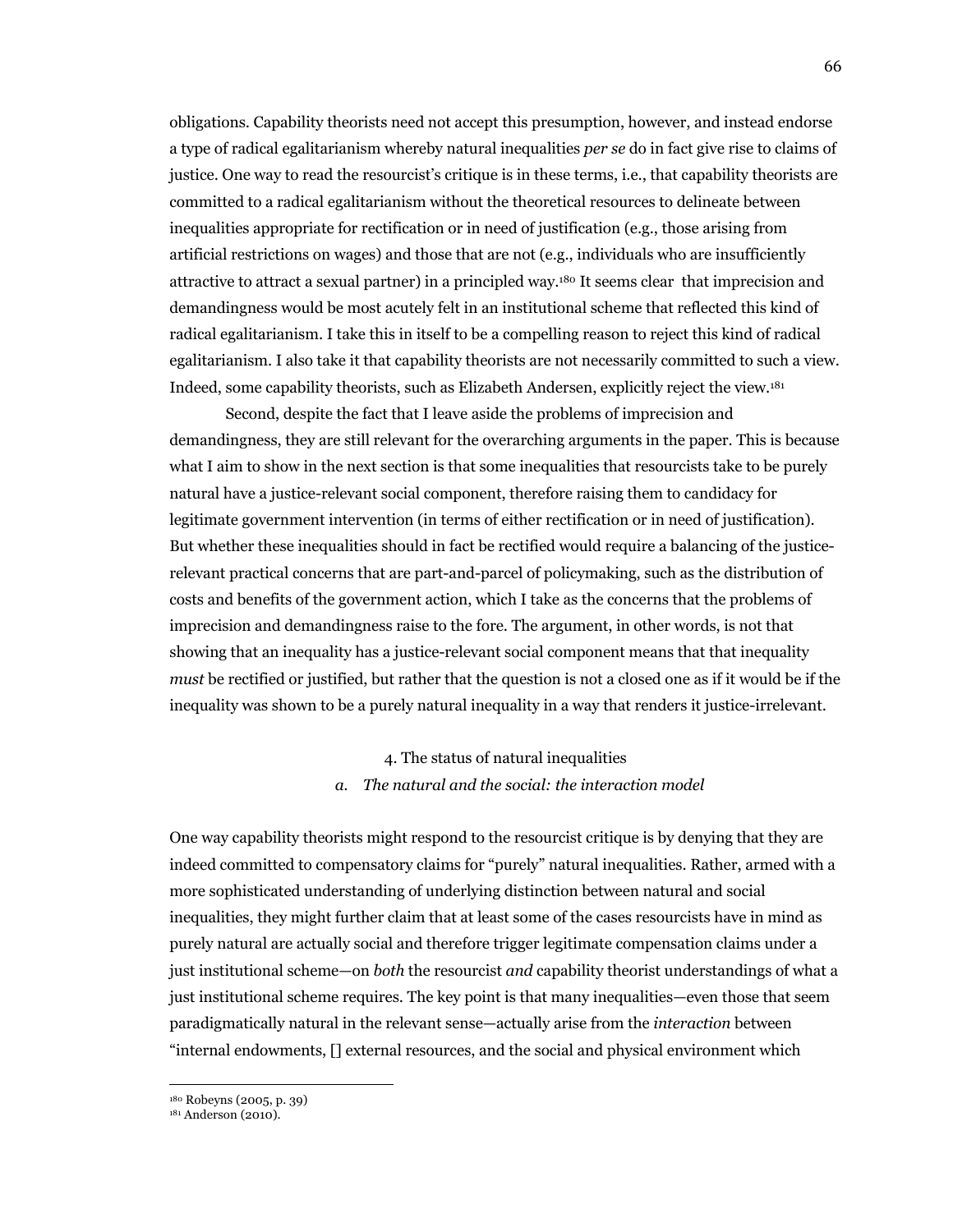obligations. Capability theorists need not accept this presumption, however, and instead endorse a type of radical egalitarianism whereby natural inequalities *per se* do in fact give rise to claims of justice. One way to read the resourcist's critique is in these terms, i.e., that capability theorists are committed to a radical egalitarianism without the theoretical resources to delineate between inequalities appropriate for rectification or in need of justification (e.g., those arising from artificial restrictions on wages) and those that are not (e.g., individuals who are insufficiently attractive to attract a sexual partner) in a principled way.[180] It seems clear that imprecision and demandingness would be most acutely felt in an institutional scheme that reflected this kind of radical egalitarianism. I take this in itself to be a compelling reason to reject this kind of radical egalitarianism. I also take it that capability theorists are not necessarily committed to such a view. Indeed, some capability theorists, such as Elizabeth Andersen, explicitly reject the view.[181]

Second, despite the fact that I leave aside the problems of imprecision and demandingness, they are still relevant for the overarching arguments in the paper. This is because what I aim to show in the next section is that some inequalities that resourcists take to be purely natural have a justice-relevant social component, therefore raising them to candidacy for legitimate government intervention (in terms of either rectification or in need of justification). But whether these inequalities should in fact be rectified would require a balancing of the justice-relevant practical concerns that are part-and-parcel of policymaking, such as the distribution of costs and benefits of the government action, which I take as the concerns that the problems of imprecision and demandingness raise to the fore. The argument, in other words, is not that showing that an inequality has a justice-relevant social component means that that inequality *must* be rectified or justified, but rather that the question is not a closed one as if it would be if the inequality was shown to be a purely natural inequality in a way that renders it justice-irrelevant.

## 4. The status of natural inequalities

### *a. The natural and the social: the interaction model*

One way capability theorists might respond to the resourcist critique is by denying that they are indeed committed to compensatory claims for "purely" natural inequalities. Rather, armed with a more sophisticated understanding of underlying distinction between natural and social inequalities, they might further claim that at least some of the cases resourcists have in mind as purely natural are actually social and therefore trigger legitimate compensation claims under a just institutional scheme—on *both* the resourcist *and* capability theorist understandings of what a just institutional scheme requires. The key point is that many inequalities—even those that seem paradigmatically natural in the relevant sense—actually arise from the *interaction* between "internal endowments, [] external resources, and the social and physical environment which

[180] Robeyns (2005, p. 39)

[181] Anderson (2010).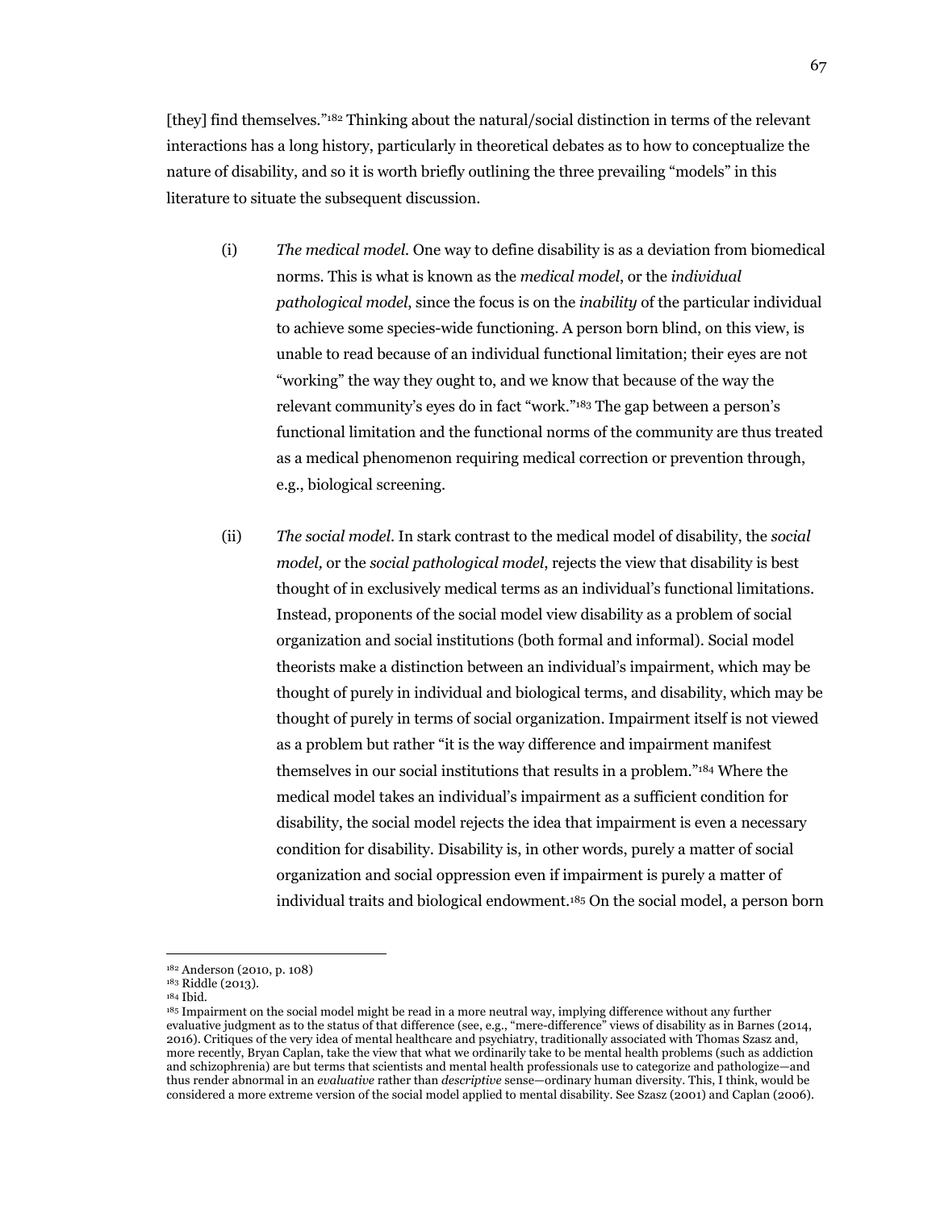[they] find themselves."[182] Thinking about the natural/social distinction in terms of the relevant interactions has a long history, particularly in theoretical debates as to how to conceptualize the nature of disability, and so it is worth briefly outlining the three prevailing "models" in this literature to situate the subsequent discussion.

(i) *The medical model.* One way to define disability is as a deviation from biomedical norms. This is what is known as the *medical model*, or the *individual pathological model*, since the focus is on the *inability* of the particular individual to achieve some species-wide functioning. A person born blind, on this view, is unable to read because of an individual functional limitation; their eyes are not "working" the way they ought to, and we know that because of the way the relevant community's eyes do in fact "work."[183] The gap between a person's functional limitation and the functional norms of the community are thus treated as a medical phenomenon requiring medical correction or prevention through, e.g., biological screening.

(ii) *The social model*. In stark contrast to the medical model of disability, the *social model,* or the *social pathological model*, rejects the view that disability is best thought of in exclusively medical terms as an individual's functional limitations. Instead, proponents of the social model view disability as a problem of social organization and social institutions (both formal and informal). Social model theorists make a distinction between an individual's impairment, which may be thought of purely in individual and biological terms, and disability, which may be thought of purely in terms of social organization. Impairment itself is not viewed as a problem but rather "it is the way difference and impairment manifest themselves in our social institutions that results in a problem."[184] Where the medical model takes an individual's impairment as a sufficient condition for disability, the social model rejects the idea that impairment is even a necessary condition for disability. Disability is, in other words, purely a matter of social organization and social oppression even if impairment is purely a matter of individual traits and biological endowment.[185] On the social model, a person born

---

[182] Anderson (2010, p. 108)

[183] Riddle (2013).

[184] Ibid.

[185] Impairment on the social model might be read in a more neutral way, implying difference without any further evaluative judgment as to the status of that difference (see, e.g., "mere-difference" views of disability as in Barnes (2014, 2016). Critiques of the very idea of mental healthcare and psychiatry, traditionally associated with Thomas Szasz and, more recently, Bryan Caplan, take the view that what we ordinarily take to be mental health problems (such as addiction and schizophrenia) are but terms that scientists and mental health professionals use to categorize and pathologize—and thus render abnormal in an *evaluative* rather than *descriptive* sense—ordinary human diversity. This, I think, would be considered a more extreme version of the social model applied to mental disability. See Szasz (2001) and Caplan (2006).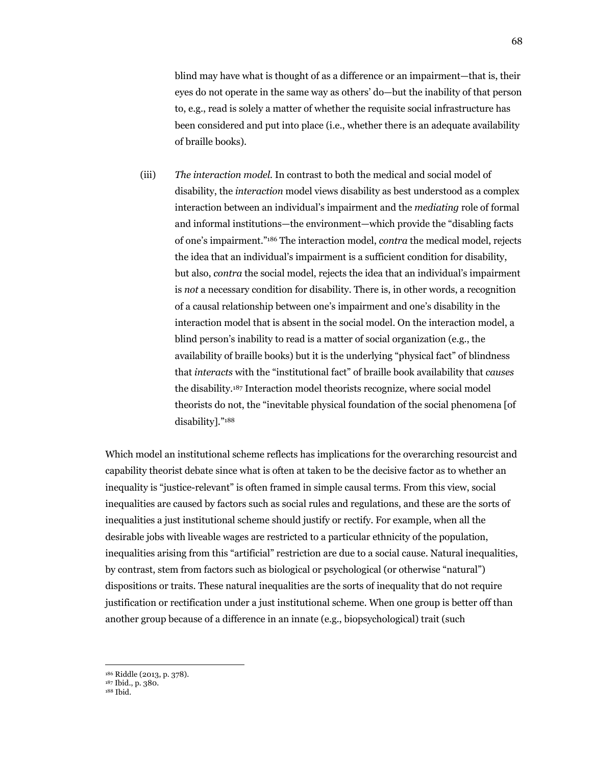blind may have what is thought of as a difference or an impairment—that is, their eyes do not operate in the same way as others' do—but the inability of that person to, e.g., read is solely a matter of whether the requisite social infrastructure has been considered and put into place (i.e., whether there is an adequate availability of braille books).

(iii) *The interaction model.* In contrast to both the medical and social model of disability, the *interaction* model views disability as best understood as a complex interaction between an individual's impairment and the *mediating* role of formal and informal institutions—the environment—which provide the "disabling facts of one's impairment."[186] The interaction model, *contra* the medical model, rejects the idea that an individual's impairment is a sufficient condition for disability, but also, *contra* the social model, rejects the idea that an individual's impairment is *not* a necessary condition for disability. There is, in other words, a recognition of a causal relationship between one's impairment and one's disability in the interaction model that is absent in the social model. On the interaction model, a blind person's inability to read is a matter of social organization (e.g., the availability of braille books) but it is the underlying "physical fact" of blindness that *interacts* with the "institutional fact" of braille book availability that *causes* the disability.[187] Interaction model theorists recognize, where social model theorists do not, the "inevitable physical foundation of the social phenomena [of disability]."[188]

Which model an institutional scheme reflects has implications for the overarching resourcist and capability theorist debate since what is often at taken to be the decisive factor as to whether an inequality is "justice-relevant" is often framed in simple causal terms. From this view, social inequalities are caused by factors such as social rules and regulations, and these are the sorts of inequalities a just institutional scheme should justify or rectify. For example, when all the desirable jobs with liveable wages are restricted to a particular ethnicity of the population, inequalities arising from this "artificial" restriction are due to a social cause. Natural inequalities, by contrast, stem from factors such as biological or psychological (or otherwise "natural") dispositions or traits. These natural inequalities are the sorts of inequality that do not require justification or rectification under a just institutional scheme. When one group is better off than another group because of a difference in an innate (e.g., biopsychological) trait (such

---

[186] Riddle (2013, p. 378).
[187] Ibid., p. 380.
[188] Ibid.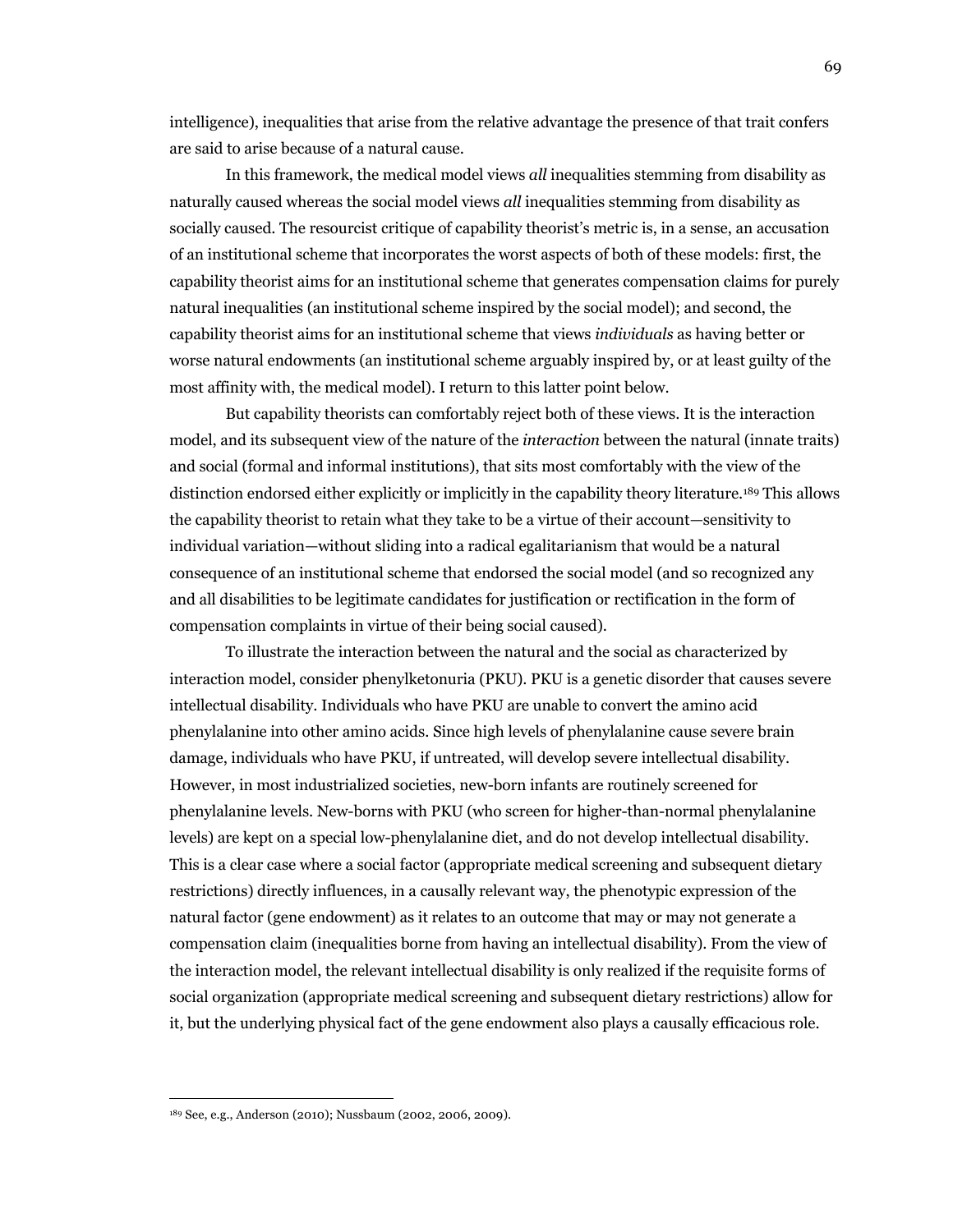intelligence), inequalities that arise from the relative advantage the presence of that trait confers are said to arise because of a natural cause.

In this framework, the medical model views *all* inequalities stemming from disability as naturally caused whereas the social model views *all* inequalities stemming from disability as socially caused. The resourcist critique of capability theorist's metric is, in a sense, an accusation of an institutional scheme that incorporates the worst aspects of both of these models: first, the capability theorist aims for an institutional scheme that generates compensation claims for purely natural inequalities (an institutional scheme inspired by the social model); and second, the capability theorist aims for an institutional scheme that views *individuals* as having better or worse natural endowments (an institutional scheme arguably inspired by, or at least guilty of the most affinity with, the medical model). I return to this latter point below.

But capability theorists can comfortably reject both of these views. It is the interaction model, and its subsequent view of the nature of the *interaction* between the natural (innate traits) and social (formal and informal institutions), that sits most comfortably with the view of the distinction endorsed either explicitly or implicitly in the capability theory literature.[189] This allows the capability theorist to retain what they take to be a virtue of their account—sensitivity to individual variation—without sliding into a radical egalitarianism that would be a natural consequence of an institutional scheme that endorsed the social model (and so recognized any and all disabilities to be legitimate candidates for justification or rectification in the form of compensation complaints in virtue of their being social caused).

To illustrate the interaction between the natural and the social as characterized by interaction model, consider phenylketonuria (PKU). PKU is a genetic disorder that causes severe intellectual disability. Individuals who have PKU are unable to convert the amino acid phenylalanine into other amino acids. Since high levels of phenylalanine cause severe brain damage, individuals who have PKU, if untreated, will develop severe intellectual disability. However, in most industrialized societies, new-born infants are routinely screened for phenylalanine levels. New-borns with PKU (who screen for higher-than-normal phenylalanine levels) are kept on a special low-phenylalanine diet, and do not develop intellectual disability. This is a clear case where a social factor (appropriate medical screening and subsequent dietary restrictions) directly influences, in a causally relevant way, the phenotypic expression of the natural factor (gene endowment) as it relates to an outcome that may or may not generate a compensation claim (inequalities borne from having an intellectual disability). From the view of the interaction model, the relevant intellectual disability is only realized if the requisite forms of social organization (appropriate medical screening and subsequent dietary restrictions) allow for it, but the underlying physical fact of the gene endowment also plays a causally efficacious role.

---

[189] See, e.g., Anderson (2010); Nussbaum (2002, 2006, 2009).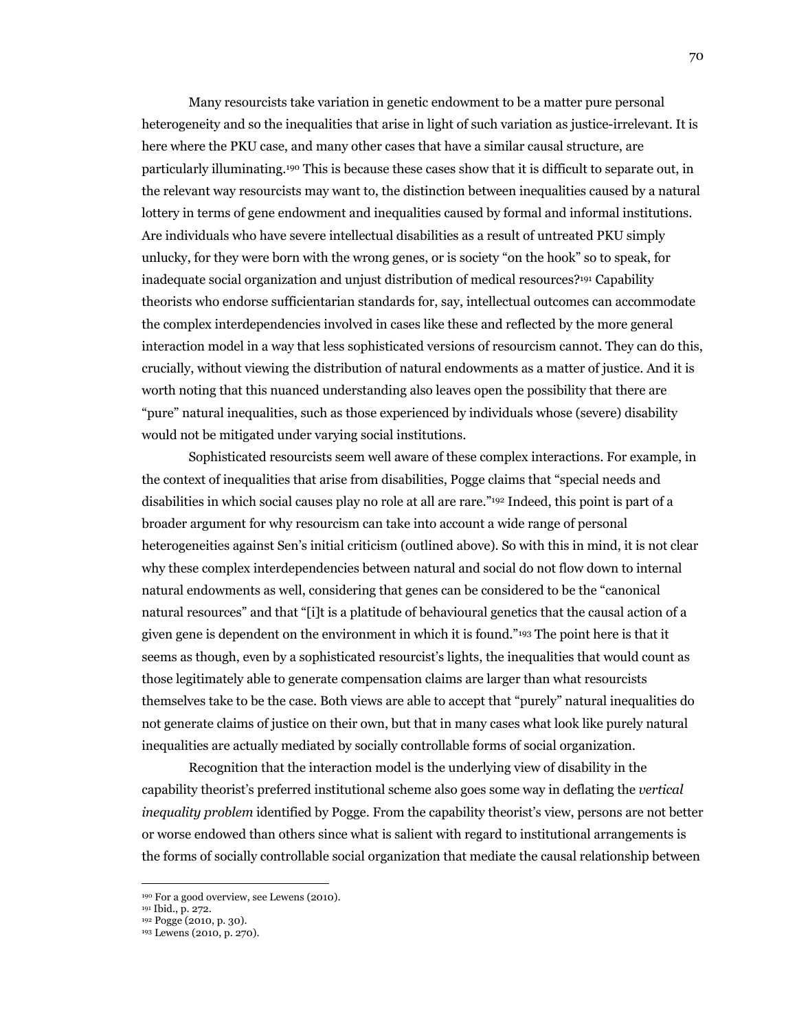Many resourcists take variation in genetic endowment to be a matter pure personal heterogeneity and so the inequalities that arise in light of such variation as justice-irrelevant. It is here where the PKU case, and many other cases that have a similar causal structure, are particularly illuminating.[190] This is because these cases show that it is difficult to separate out, in the relevant way resourcists may want to, the distinction between inequalities caused by a natural lottery in terms of gene endowment and inequalities caused by formal and informal institutions. Are individuals who have severe intellectual disabilities as a result of untreated PKU simply unlucky, for they were born with the wrong genes, or is society "on the hook" so to speak, for inadequate social organization and unjust distribution of medical resources?[191] Capability theorists who endorse sufficientarian standards for, say, intellectual outcomes can accommodate the complex interdependencies involved in cases like these and reflected by the more general interaction model in a way that less sophisticated versions of resourcism cannot. They can do this, crucially, without viewing the distribution of natural endowments as a matter of justice. And it is worth noting that this nuanced understanding also leaves open the possibility that there are "pure" natural inequalities, such as those experienced by individuals whose (severe) disability would not be mitigated under varying social institutions.

Sophisticated resourcists seem well aware of these complex interactions. For example, in the context of inequalities that arise from disabilities, Pogge claims that "special needs and disabilities in which social causes play no role at all are rare."[192] Indeed, this point is part of a broader argument for why resourcism can take into account a wide range of personal heterogeneities against Sen's initial criticism (outlined above). So with this in mind, it is not clear why these complex interdependencies between natural and social do not flow down to internal natural endowments as well, considering that genes can be considered to be the "canonical natural resources" and that "[i]t is a platitude of behavioural genetics that the causal action of a given gene is dependent on the environment in which it is found."[193] The point here is that it seems as though, even by a sophisticated resourcist's lights, the inequalities that would count as those legitimately able to generate compensation claims are larger than what resourcists themselves take to be the case. Both views are able to accept that "purely" natural inequalities do not generate claims of justice on their own, but that in many cases what look like purely natural inequalities are actually mediated by socially controllable forms of social organization.

Recognition that the interaction model is the underlying view of disability in the capability theorist's preferred institutional scheme also goes some way in deflating the *vertical inequality problem* identified by Pogge. From the capability theorist's view, persons are not better or worse endowed than others since what is salient with regard to institutional arrangements is the forms of socially controllable social organization that mediate the causal relationship between

---

[190] For a good overview, see Lewens (2010).

[191] Ibid., p. 272.

[192] Pogge (2010, p. 30).

[193] Lewens (2010, p. 270).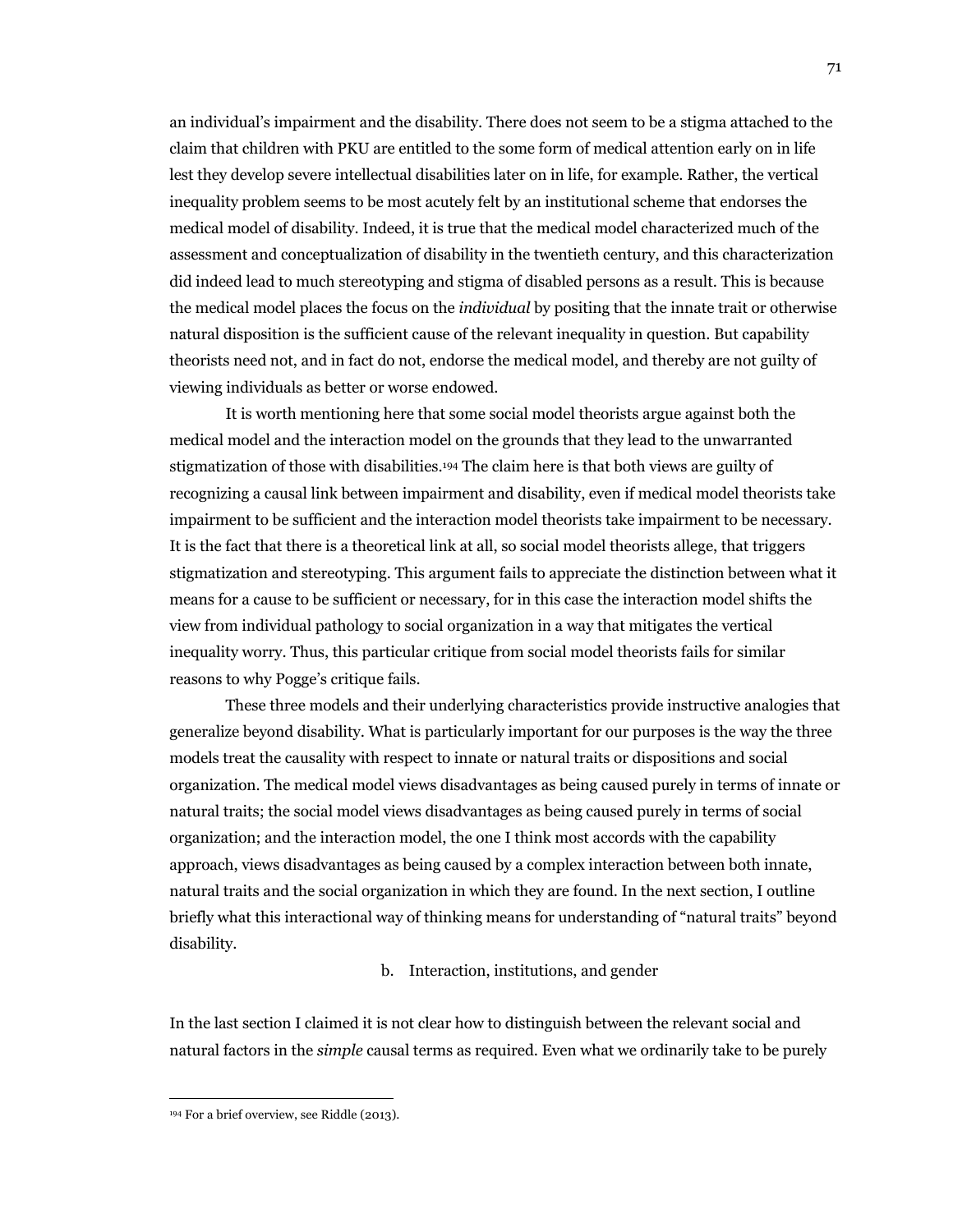an individual's impairment and the disability. There does not seem to be a stigma attached to the claim that children with PKU are entitled to the some form of medical attention early on in life lest they develop severe intellectual disabilities later on in life, for example. Rather, the vertical inequality problem seems to be most acutely felt by an institutional scheme that endorses the medical model of disability. Indeed, it is true that the medical model characterized much of the assessment and conceptualization of disability in the twentieth century, and this characterization did indeed lead to much stereotyping and stigma of disabled persons as a result. This is because the medical model places the focus on the *individual* by positing that the innate trait or otherwise natural disposition is the sufficient cause of the relevant inequality in question. But capability theorists need not, and in fact do not, endorse the medical model, and thereby are not guilty of viewing individuals as better or worse endowed.

It is worth mentioning here that some social model theorists argue against both the medical model and the interaction model on the grounds that they lead to the unwarranted stigmatization of those with disabilities.[194] The claim here is that both views are guilty of recognizing a causal link between impairment and disability, even if medical model theorists take impairment to be sufficient and the interaction model theorists take impairment to be necessary. It is the fact that there is a theoretical link at all, so social model theorists allege, that triggers stigmatization and stereotyping. This argument fails to appreciate the distinction between what it means for a cause to be sufficient or necessary, for in this case the interaction model shifts the view from individual pathology to social organization in a way that mitigates the vertical inequality worry. Thus, this particular critique from social model theorists fails for similar reasons to why Pogge's critique fails.

These three models and their underlying characteristics provide instructive analogies that generalize beyond disability. What is particularly important for our purposes is the way the three models treat the causality with respect to innate or natural traits or dispositions and social organization. The medical model views disadvantages as being caused purely in terms of innate or natural traits; the social model views disadvantages as being caused purely in terms of social organization; and the interaction model, the one I think most accords with the capability approach, views disadvantages as being caused by a complex interaction between both innate, natural traits and the social organization in which they are found. In the next section, I outline briefly what this interactional way of thinking means for understanding of "natural traits" beyond disability.

### b. Interaction, institutions, and gender

In the last section I claimed it is not clear how to distinguish between the relevant social and natural factors in the *simple* causal terms as required. Even what we ordinarily take to be purely

---

[194] For a brief overview, see Riddle (2013).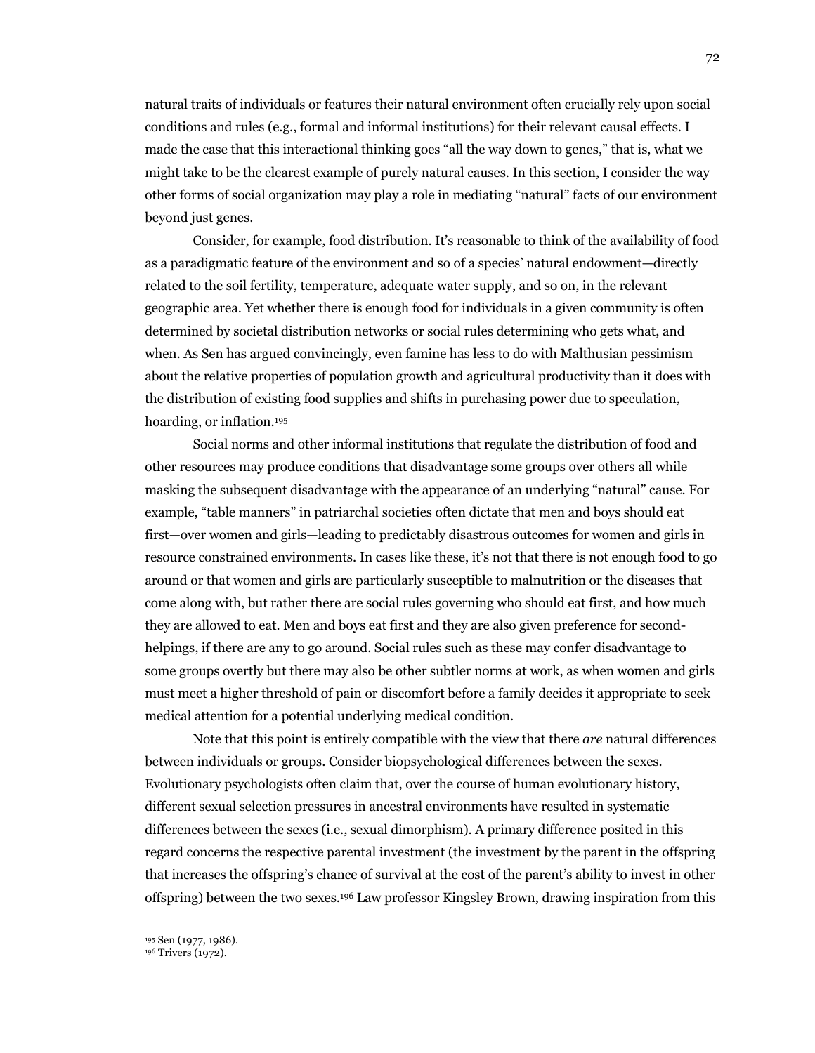natural traits of individuals or features their natural environment often crucially rely upon social conditions and rules (e.g., formal and informal institutions) for their relevant causal effects. I made the case that this interactional thinking goes "all the way down to genes," that is, what we might take to be the clearest example of purely natural causes. In this section, I consider the way other forms of social organization may play a role in mediating "natural" facts of our environment beyond just genes.

Consider, for example, food distribution. It's reasonable to think of the availability of food as a paradigmatic feature of the environment and so of a species' natural endowment—directly related to the soil fertility, temperature, adequate water supply, and so on, in the relevant geographic area. Yet whether there is enough food for individuals in a given community is often determined by societal distribution networks or social rules determining who gets what, and when. As Sen has argued convincingly, even famine has less to do with Malthusian pessimism about the relative properties of population growth and agricultural productivity than it does with the distribution of existing food supplies and shifts in purchasing power due to speculation, hoarding, or inflation.[195]

Social norms and other informal institutions that regulate the distribution of food and other resources may produce conditions that disadvantage some groups over others all while masking the subsequent disadvantage with the appearance of an underlying "natural" cause. For example, "table manners" in patriarchal societies often dictate that men and boys should eat first—over women and girls—leading to predictably disastrous outcomes for women and girls in resource constrained environments. In cases like these, it's not that there is not enough food to go around or that women and girls are particularly susceptible to malnutrition or the diseases that come along with, but rather there are social rules governing who should eat first, and how much they are allowed to eat. Men and boys eat first and they are also given preference for second-helpings, if there are any to go around. Social rules such as these may confer disadvantage to some groups overtly but there may also be other subtler norms at work, as when women and girls must meet a higher threshold of pain or discomfort before a family decides it appropriate to seek medical attention for a potential underlying medical condition.

Note that this point is entirely compatible with the view that there *are* natural differences between individuals or groups. Consider biopsychological differences between the sexes. Evolutionary psychologists often claim that, over the course of human evolutionary history, different sexual selection pressures in ancestral environments have resulted in systematic differences between the sexes (i.e., sexual dimorphism). A primary difference posited in this regard concerns the respective parental investment (the investment by the parent in the offspring that increases the offspring's chance of survival at the cost of the parent's ability to invest in other offspring) between the two sexes.[196] Law professor Kingsley Brown, drawing inspiration from this

---

[195] Sen (1977, 1986).

[196] Trivers (1972).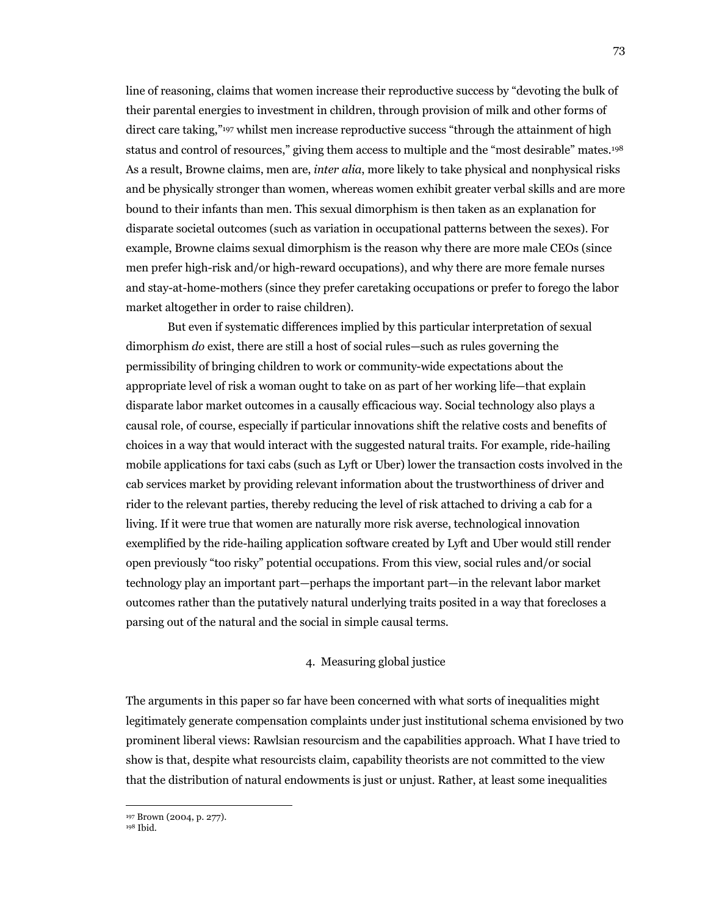line of reasoning, claims that women increase their reproductive success by "devoting the bulk of their parental energies to investment in children, through provision of milk and other forms of direct care taking,"[197] whilst men increase reproductive success "through the attainment of high status and control of resources," giving them access to multiple and the "most desirable" mates.[198] As a result, Browne claims, men are, *inter alia*, more likely to take physical and nonphysical risks and be physically stronger than women, whereas women exhibit greater verbal skills and are more bound to their infants than men. This sexual dimorphism is then taken as an explanation for disparate societal outcomes (such as variation in occupational patterns between the sexes). For example, Browne claims sexual dimorphism is the reason why there are more male CEOs (since men prefer high-risk and/or high-reward occupations), and why there are more female nurses and stay-at-home-mothers (since they prefer caretaking occupations or prefer to forego the labor market altogether in order to raise children).

But even if systematic differences implied by this particular interpretation of sexual dimorphism *do* exist, there are still a host of social rules—such as rules governing the permissibility of bringing children to work or community-wide expectations about the appropriate level of risk a woman ought to take on as part of her working life—that explain disparate labor market outcomes in a causally efficacious way. Social technology also plays a causal role, of course, especially if particular innovations shift the relative costs and benefits of choices in a way that would interact with the suggested natural traits. For example, ride-hailing mobile applications for taxi cabs (such as Lyft or Uber) lower the transaction costs involved in the cab services market by providing relevant information about the trustworthiness of driver and rider to the relevant parties, thereby reducing the level of risk attached to driving a cab for a living. If it were true that women are naturally more risk averse, technological innovation exemplified by the ride-hailing application software created by Lyft and Uber would still render open previously "too risky" potential occupations. From this view, social rules and/or social technology play an important part—perhaps the important part—in the relevant labor market outcomes rather than the putatively natural underlying traits posited in a way that forecloses a parsing out of the natural and the social in simple causal terms.

## 4. Measuring global justice

The arguments in this paper so far have been concerned with what sorts of inequalities might legitimately generate compensation complaints under just institutional schema envisioned by two prominent liberal views: Rawlsian resourcism and the capabilities approach. What I have tried to show is that, despite what resourcists claim, capability theorists are not committed to the view that the distribution of natural endowments is just or unjust. Rather, at least some inequalities

[197] Brown (2004, p. 277).

[198] Ibid.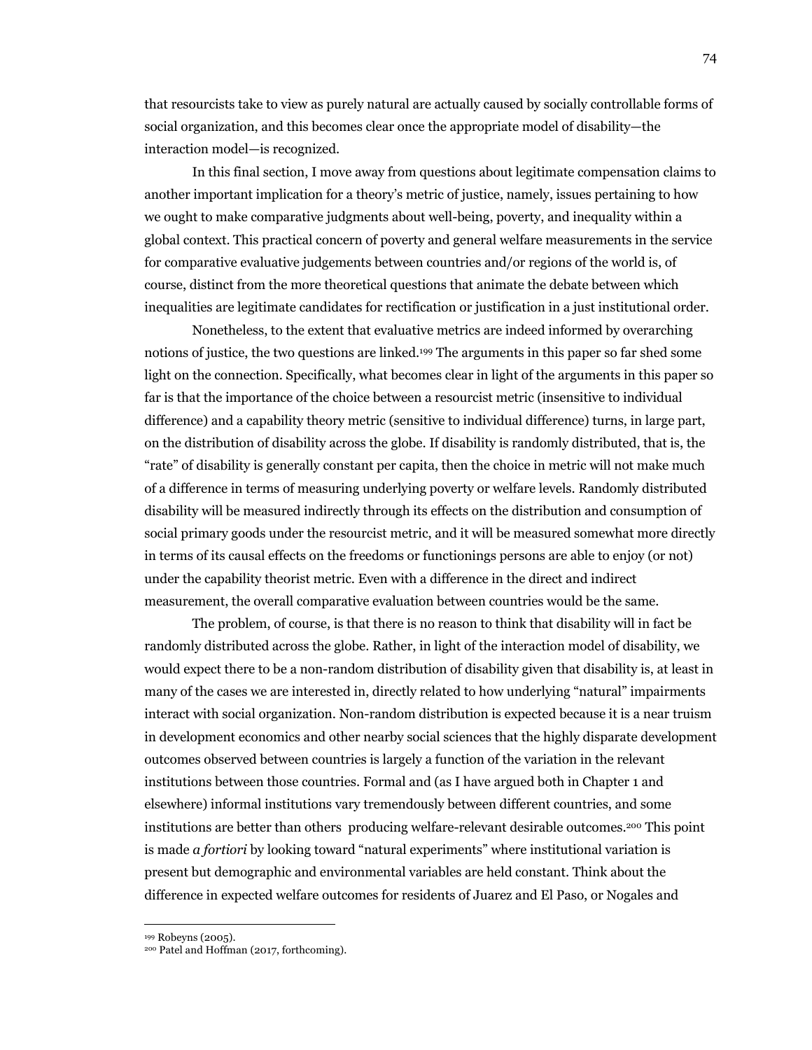that resourcists take to view as purely natural are actually caused by socially controllable forms of social organization, and this becomes clear once the appropriate model of disability—the interaction model—is recognized.

In this final section, I move away from questions about legitimate compensation claims to another important implication for a theory's metric of justice, namely, issues pertaining to how we ought to make comparative judgments about well-being, poverty, and inequality within a global context. This practical concern of poverty and general welfare measurements in the service for comparative evaluative judgements between countries and/or regions of the world is, of course, distinct from the more theoretical questions that animate the debate between which inequalities are legitimate candidates for rectification or justification in a just institutional order.

Nonetheless, to the extent that evaluative metrics are indeed informed by overarching notions of justice, the two questions are linked.[199] The arguments in this paper so far shed some light on the connection. Specifically, what becomes clear in light of the arguments in this paper so far is that the importance of the choice between a resourcist metric (insensitive to individual difference) and a capability theory metric (sensitive to individual difference) turns, in large part, on the distribution of disability across the globe. If disability is randomly distributed, that is, the "rate" of disability is generally constant per capita, then the choice in metric will not make much of a difference in terms of measuring underlying poverty or welfare levels. Randomly distributed disability will be measured indirectly through its effects on the distribution and consumption of social primary goods under the resourcist metric, and it will be measured somewhat more directly in terms of its causal effects on the freedoms or functionings persons are able to enjoy (or not) under the capability theorist metric. Even with a difference in the direct and indirect measurement, the overall comparative evaluation between countries would be the same.

The problem, of course, is that there is no reason to think that disability will in fact be randomly distributed across the globe. Rather, in light of the interaction model of disability, we would expect there to be a non-random distribution of disability given that disability is, at least in many of the cases we are interested in, directly related to how underlying "natural" impairments interact with social organization. Non-random distribution is expected because it is a near truism in development economics and other nearby social sciences that the highly disparate development outcomes observed between countries is largely a function of the variation in the relevant institutions between those countries. Formal and (as I have argued both in Chapter 1 and elsewhere) informal institutions vary tremendously between different countries, and some institutions are better than others producing welfare-relevant desirable outcomes.[200] This point is made *a fortiori* by looking toward "natural experiments" where institutional variation is present but demographic and environmental variables are held constant. Think about the difference in expected welfare outcomes for residents of Juarez and El Paso, or Nogales and

[199] Robeyns (2005).

[200] Patel and Hoffman (2017, forthcoming).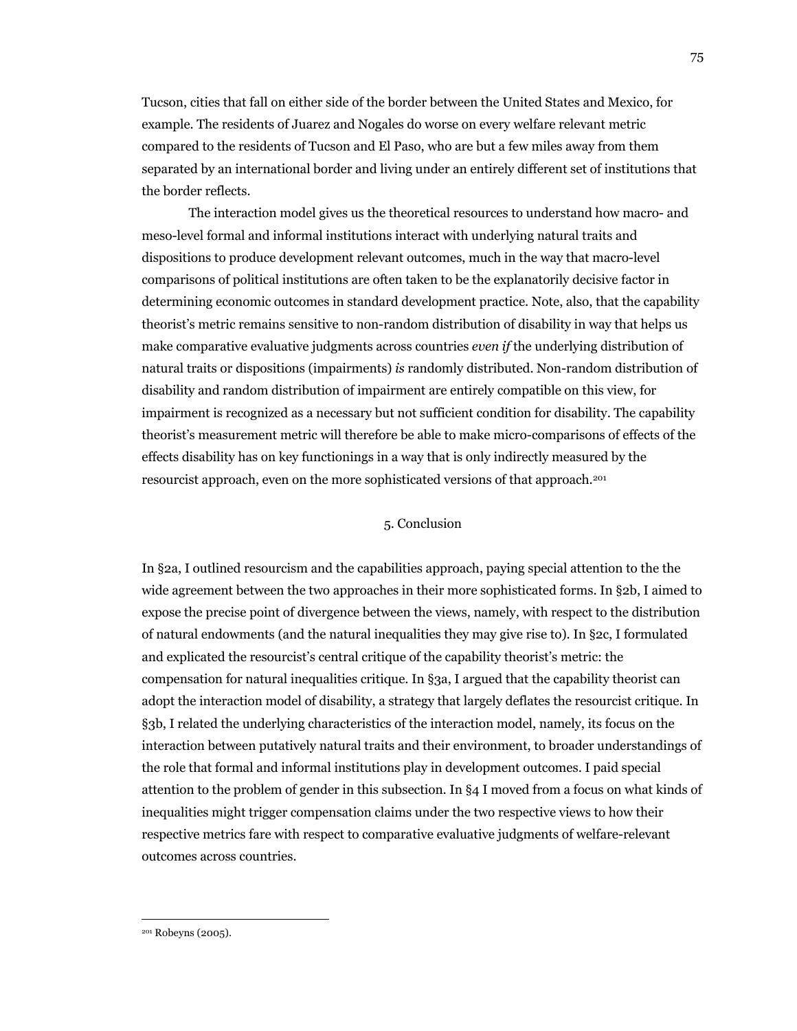Tucson, cities that fall on either side of the border between the United States and Mexico, for example. The residents of Juarez and Nogales do worse on every welfare relevant metric compared to the residents of Tucson and El Paso, who are but a few miles away from them separated by an international border and living under an entirely different set of institutions that the border reflects.

The interaction model gives us the theoretical resources to understand how macro- and meso-level formal and informal institutions interact with underlying natural traits and dispositions to produce development relevant outcomes, much in the way that macro-level comparisons of political institutions are often taken to be the explanatorily decisive factor in determining economic outcomes in standard development practice. Note, also, that the capability theorist's metric remains sensitive to non-random distribution of disability in way that helps us make comparative evaluative judgments across countries *even if* the underlying distribution of natural traits or dispositions (impairments) *is* randomly distributed. Non-random distribution of disability and random distribution of impairment are entirely compatible on this view, for impairment is recognized as a necessary but not sufficient condition for disability. The capability theorist's measurement metric will therefore be able to make micro-comparisons of effects of the effects disability has on key functionings in a way that is only indirectly measured by the resourcist approach, even on the more sophisticated versions of that approach.[201]

## 5. Conclusion

In §2a, I outlined resourcism and the capabilities approach, paying special attention to the the wide agreement between the two approaches in their more sophisticated forms. In §2b, I aimed to expose the precise point of divergence between the views, namely, with respect to the distribution of natural endowments (and the natural inequalities they may give rise to). In §2c, I formulated and explicated the resourcist's central critique of the capability theorist's metric: the compensation for natural inequalities critique. In §3a, I argued that the capability theorist can adopt the interaction model of disability, a strategy that largely deflates the resourcist critique. In §3b, I related the underlying characteristics of the interaction model, namely, its focus on the interaction between putatively natural traits and their environment, to broader understandings of the role that formal and informal institutions play in development outcomes. I paid special attention to the problem of gender in this subsection. In §4 I moved from a focus on what kinds of inequalities might trigger compensation claims under the two respective views to how their respective metrics fare with respect to comparative evaluative judgments of welfare-relevant outcomes across countries.

---

[201] Robeyns (2005).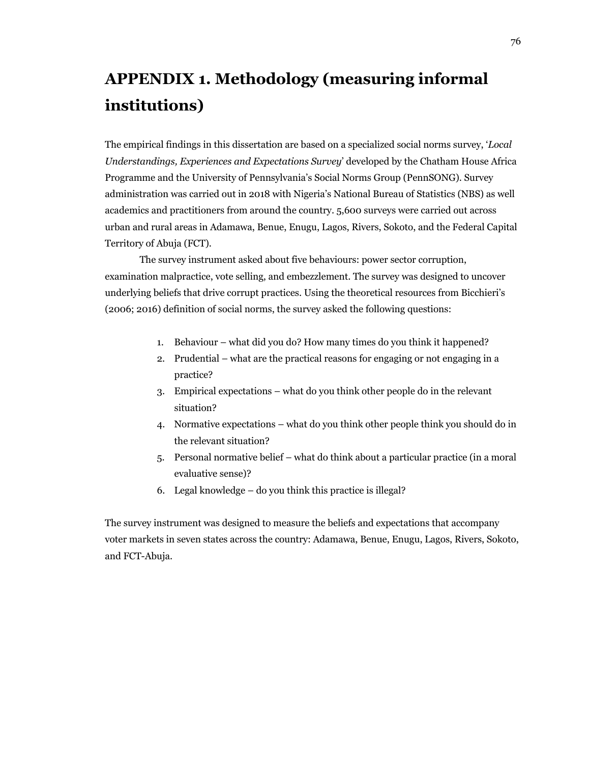# APPENDIX 1. Methodology (measuring informal institutions)

The empirical findings in this dissertation are based on a specialized social norms survey, '*Local Understandings, Experiences and Expectations Survey*' developed by the Chatham House Africa Programme and the University of Pennsylvania's Social Norms Group (PennSONG). Survey administration was carried out in 2018 with Nigeria's National Bureau of Statistics (NBS) as well academics and practitioners from around the country. 5,600 surveys were carried out across urban and rural areas in Adamawa, Benue, Enugu, Lagos, Rivers, Sokoto, and the Federal Capital Territory of Abuja (FCT).

The survey instrument asked about five behaviours: power sector corruption, examination malpractice, vote selling, and embezzlement. The survey was designed to uncover underlying beliefs that drive corrupt practices. Using the theoretical resources from Bicchieri's (2006; 2016) definition of social norms, the survey asked the following questions:

1. Behaviour – what did you do? How many times do you think it happened?
2. Prudential – what are the practical reasons for engaging or not engaging in a practice?
3. Empirical expectations – what do you think other people do in the relevant situation?
4. Normative expectations – what do you think other people think you should do in the relevant situation?
5. Personal normative belief – what do think about a particular practice (in a moral evaluative sense)?
6. Legal knowledge – do you think this practice is illegal?

The survey instrument was designed to measure the beliefs and expectations that accompany voter markets in seven states across the country: Adamawa, Benue, Enugu, Lagos, Rivers, Sokoto, and FCT-Abuja.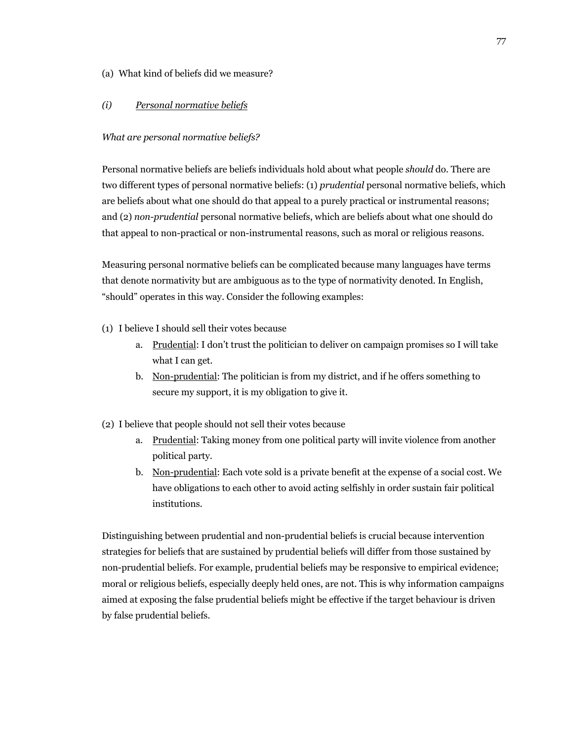(a) What kind of beliefs did we measure?

*(i)* <u>*Personal normative beliefs*</u>

*What are personal normative beliefs?*

Personal normative beliefs are beliefs individuals hold about what people *should* do. There are two different types of personal normative beliefs: (1) *prudential* personal normative beliefs, which are beliefs about what one should do that appeal to a purely practical or instrumental reasons; and (2) *non-prudential* personal normative beliefs, which are beliefs about what one should do that appeal to non-practical or non-instrumental reasons, such as moral or religious reasons.

Measuring personal normative beliefs can be complicated because many languages have terms that denote normativity but are ambiguous as to the type of normativity denoted. In English, "should" operates in this way. Consider the following examples:

(1) I believe I should sell their votes because
    a. <u>Prudential</u>: I don't trust the politician to deliver on campaign promises so I will take what I can get.
    b. <u>Non-prudential</u>: The politician is from my district, and if he offers something to secure my support, it is my obligation to give it.

(2) I believe that people should not sell their votes because
    a. <u>Prudential</u>: Taking money from one political party will invite violence from another political party.
    b. <u>Non-prudential</u>: Each vote sold is a private benefit at the expense of a social cost. We have obligations to each other to avoid acting selfishly in order sustain fair political institutions.

Distinguishing between prudential and non-prudential beliefs is crucial because intervention strategies for beliefs that are sustained by prudential beliefs will differ from those sustained by non-prudential beliefs. For example, prudential beliefs may be responsive to empirical evidence; moral or religious beliefs, especially deeply held ones, are not. This is why information campaigns aimed at exposing the false prudential beliefs might be effective if the target behaviour is driven by false prudential beliefs.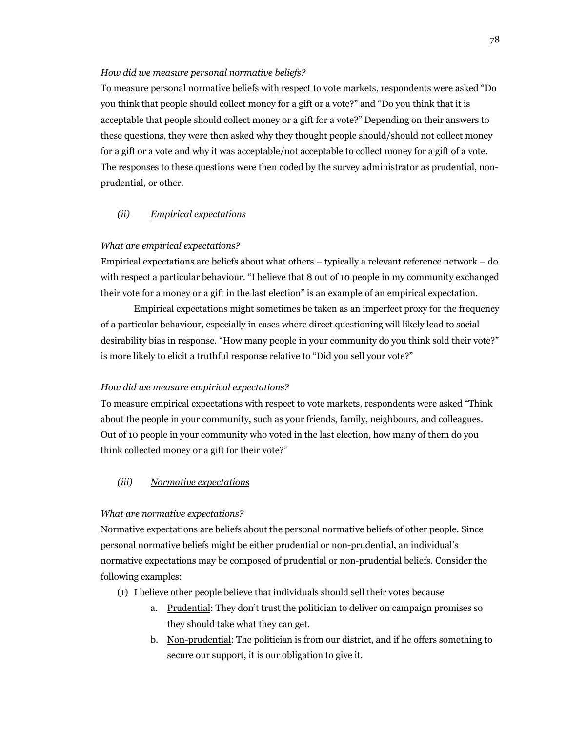*How did we measure personal normative beliefs?*

To measure personal normative beliefs with respect to vote markets, respondents were asked "Do you think that people should collect money for a gift or a vote?" and "Do you think that it is acceptable that people should collect money or a gift for a vote?" Depending on their answers to these questions, they were then asked why they thought people should/should not collect money for a gift or a vote and why it was acceptable/not acceptable to collect money for a gift of a vote. The responses to these questions were then coded by the survey administrator as prudential, non-prudential, or other.

### *(ii)* <u>*Empirical expectations*</u>

*What are empirical expectations?*

Empirical expectations are beliefs about what others – typically a relevant reference network – do with respect a particular behaviour. "I believe that 8 out of 10 people in my community exchanged their vote for a money or a gift in the last election" is an example of an empirical expectation.

Empirical expectations might sometimes be taken as an imperfect proxy for the frequency of a particular behaviour, especially in cases where direct questioning will likely lead to social desirability bias in response. "How many people in your community do you think sold their vote?" is more likely to elicit a truthful response relative to "Did you sell your vote?"

*How did we measure empirical expectations?*

To measure empirical expectations with respect to vote markets, respondents were asked "Think about the people in your community, such as your friends, family, neighbours, and colleagues. Out of 10 people in your community who voted in the last election, how many of them do you think collected money or a gift for their vote?"

### *(iii)* <u>*Normative expectations*</u>

*What are normative expectations?*

Normative expectations are beliefs about the personal normative beliefs of other people. Since personal normative beliefs might be either prudential or non-prudential, an individual's normative expectations may be composed of prudential or non-prudential beliefs. Consider the following examples:

(1) I believe other people believe that individuals should sell their votes because
   a. <u>Prudential</u>: They don't trust the politician to deliver on campaign promises so they should take what they can get.
   b. <u>Non-prudential</u>: The politician is from our district, and if he offers something to secure our support, it is our obligation to give it.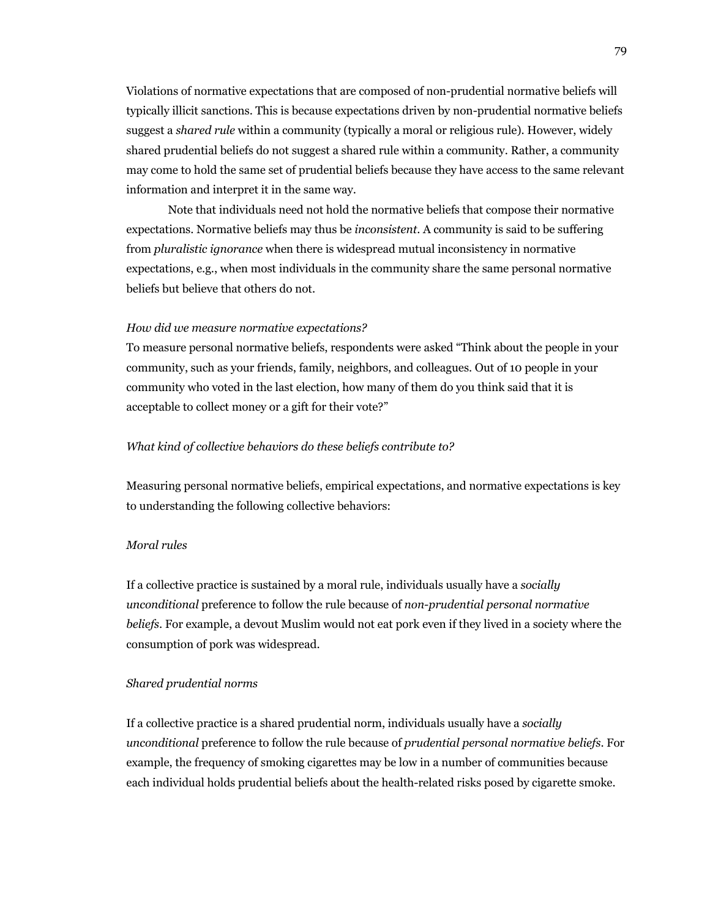Violations of normative expectations that are composed of non-prudential normative beliefs will typically illicit sanctions. This is because expectations driven by non-prudential normative beliefs suggest a *shared rule* within a community (typically a moral or religious rule). However, widely shared prudential beliefs do not suggest a shared rule within a community. Rather, a community may come to hold the same set of prudential beliefs because they have access to the same relevant information and interpret it in the same way.

Note that individuals need not hold the normative beliefs that compose their normative expectations. Normative beliefs may thus be *inconsistent*. A community is said to be suffering from *pluralistic ignorance* when there is widespread mutual inconsistency in normative expectations, e.g., when most individuals in the community share the same personal normative beliefs but believe that others do not.

*How did we measure normative expectations?*

To measure personal normative beliefs, respondents were asked "Think about the people in your community, such as your friends, family, neighbors, and colleagues. Out of 10 people in your community who voted in the last election, how many of them do you think said that it is acceptable to collect money or a gift for their vote?"

*What kind of collective behaviors do these beliefs contribute to?*

Measuring personal normative beliefs, empirical expectations, and normative expectations is key to understanding the following collective behaviors:

*Moral rules*

If a collective practice is sustained by a moral rule, individuals usually have a *socially unconditional* preference to follow the rule because of *non-prudential personal normative beliefs*. For example, a devout Muslim would not eat pork even if they lived in a society where the consumption of pork was widespread.

*Shared prudential norms*

If a collective practice is a shared prudential norm, individuals usually have a *socially unconditional* preference to follow the rule because of *prudential personal normative beliefs*. For example, the frequency of smoking cigarettes may be low in a number of communities because each individual holds prudential beliefs about the health-related risks posed by cigarette smoke.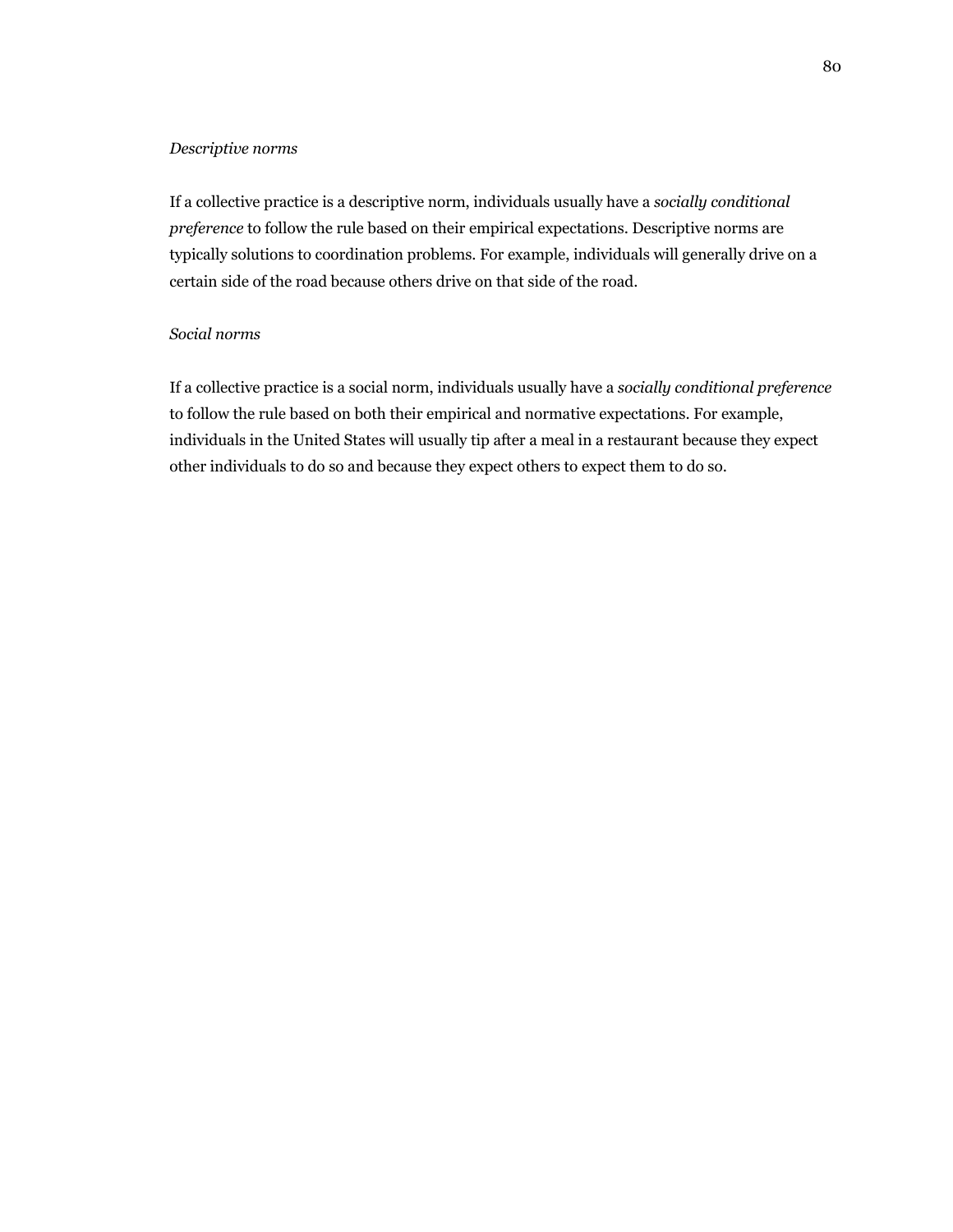*Descriptive norms*

If a collective practice is a descriptive norm, individuals usually have a *socially conditional preference* to follow the rule based on their empirical expectations. Descriptive norms are typically solutions to coordination problems. For example, individuals will generally drive on a certain side of the road because others drive on that side of the road.

*Social norms*

If a collective practice is a social norm, individuals usually have a *socially conditional preference* to follow the rule based on both their empirical and normative expectations. For example, individuals in the United States will usually tip after a meal in a restaurant because they expect other individuals to do so and because they expect others to expect them to do so.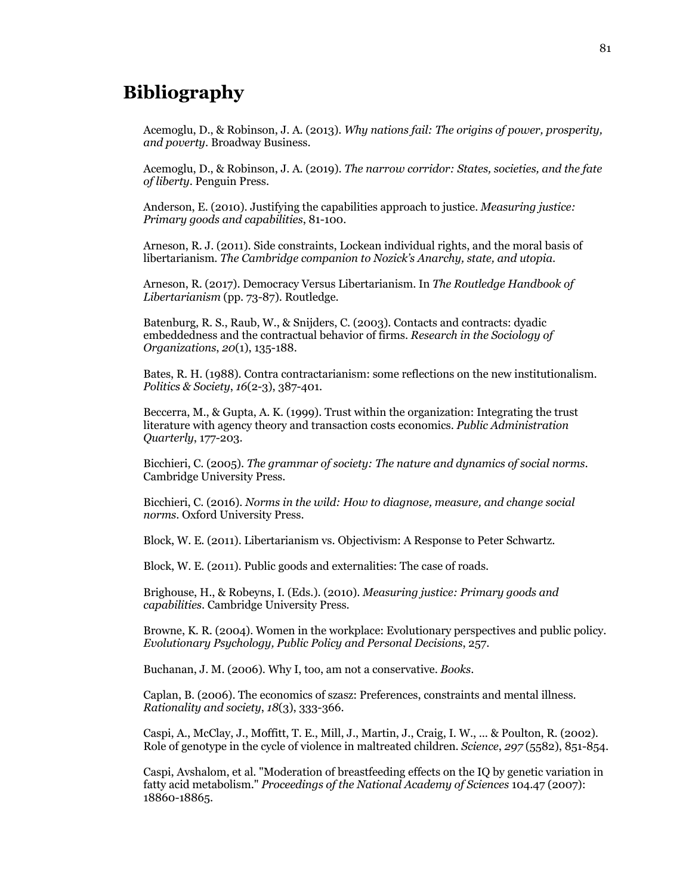# Bibliography

Acemoglu, D., & Robinson, J. A. (2013). *Why nations fail: The origins of power, prosperity, and poverty*. Broadway Business.

Acemoglu, D., & Robinson, J. A. (2019). *The narrow corridor: States, societies, and the fate of liberty*. Penguin Press.

Anderson, E. (2010). Justifying the capabilities approach to justice. *Measuring justice: Primary goods and capabilities*, 81-100.

Arneson, R. J. (2011). Side constraints, Lockean individual rights, and the moral basis of libertarianism. *The Cambridge companion to Nozick's Anarchy, state, and utopia*.

Arneson, R. (2017). Democracy Versus Libertarianism. In *The Routledge Handbook of Libertarianism* (pp. 73-87). Routledge.

Batenburg, R. S., Raub, W., & Snijders, C. (2003). Contacts and contracts: dyadic embeddedness and the contractual behavior of firms. *Research in the Sociology of Organizations*, *20*(1), 135-188.

Bates, R. H. (1988). Contra contractarianism: some reflections on the new institutionalism. *Politics & Society*, *16*(2-3), 387-401.

Beccerra, M., & Gupta, A. K. (1999). Trust within the organization: Integrating the trust literature with agency theory and transaction costs economics. *Public Administration Quarterly*, 177-203.

Bicchieri, C. (2005). *The grammar of society: The nature and dynamics of social norms*. Cambridge University Press.

Bicchieri, C. (2016). *Norms in the wild: How to diagnose, measure, and change social norms*. Oxford University Press.

Block, W. E. (2011). Libertarianism vs. Objectivism: A Response to Peter Schwartz.

Block, W. E. (2011). Public goods and externalities: The case of roads.

Brighouse, H., & Robeyns, I. (Eds.). (2010). *Measuring justice: Primary goods and capabilities*. Cambridge University Press.

Browne, K. R. (2004). Women in the workplace: Evolutionary perspectives and public policy. *Evolutionary Psychology, Public Policy and Personal Decisions*, 257.

Buchanan, J. M. (2006). Why I, too, am not a conservative. *Books*.

Caplan, B. (2006). The economics of szasz: Preferences, constraints and mental illness. *Rationality and society*, *18*(3), 333-366.

Caspi, A., McClay, J., Moffitt, T. E., Mill, J., Martin, J., Craig, I. W., ... & Poulton, R. (2002). Role of genotype in the cycle of violence in maltreated children. *Science*, *297* (5582), 851-854.

Caspi, Avshalom, et al. "Moderation of breastfeeding effects on the IQ by genetic variation in fatty acid metabolism." *Proceedings of the National Academy of Sciences* 104.47 (2007): 18860-18865.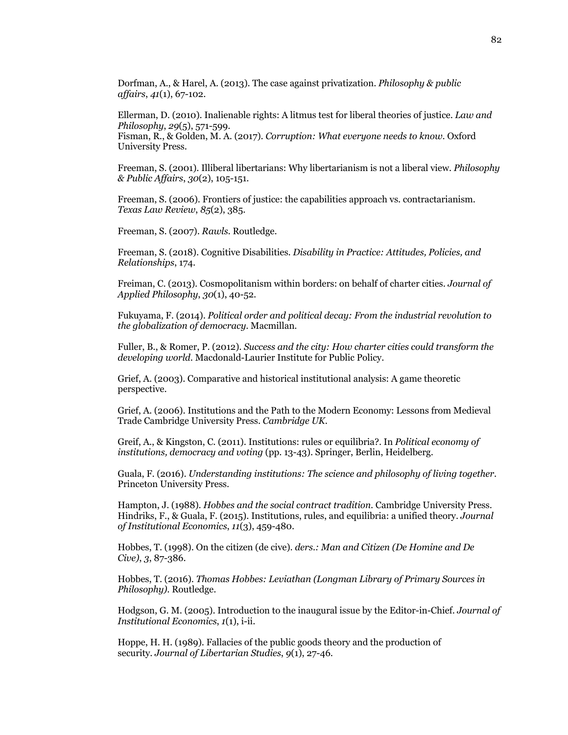Dorfman, A., & Harel, A. (2013). The case against privatization. *Philosophy & public affairs*, *41*(1), 67-102.

Ellerman, D. (2010). Inalienable rights: A litmus test for liberal theories of justice. *Law and Philosophy*, *29*(5), 571-599.
Fisman, R., & Golden, M. A. (2017). *Corruption: What everyone needs to know*. Oxford University Press.

Freeman, S. (2001). Illiberal libertarians: Why libertarianism is not a liberal view. *Philosophy & Public Affairs*, *30*(2), 105-151.

Freeman, S. (2006). Frontiers of justice: the capabilities approach vs. contractarianism. *Texas Law Review*, *85*(2), 385.

Freeman, S. (2007). *Rawls*. Routledge.

Freeman, S. (2018). Cognitive Disabilities. *Disability in Practice: Attitudes, Policies, and Relationships*, 174.

Freiman, C. (2013). Cosmopolitanism within borders: on behalf of charter cities. *Journal of Applied Philosophy*, *30*(1), 40-52.

Fukuyama, F. (2014). *Political order and political decay: From the industrial revolution to the globalization of democracy*. Macmillan.

Fuller, B., & Romer, P. (2012). *Success and the city: How charter cities could transform the developing world*. Macdonald-Laurier Institute for Public Policy.

Grief, A. (2003). Comparative and historical institutional analysis: A game theoretic perspective.

Grief, A. (2006). Institutions and the Path to the Modern Economy: Lessons from Medieval Trade Cambridge University Press. *Cambridge UK*.

Greif, A., & Kingston, C. (2011). Institutions: rules or equilibria?. In *Political economy of institutions, democracy and voting* (pp. 13-43). Springer, Berlin, Heidelberg.

Guala, F. (2016). *Understanding institutions: The science and philosophy of living together*. Princeton University Press.

Hampton, J. (1988). *Hobbes and the social contract tradition*. Cambridge University Press.
Hindriks, F., & Guala, F. (2015). Institutions, rules, and equilibria: a unified theory. *Journal of Institutional Economics*, *11*(3), 459-480.

Hobbes, T. (1998). On the citizen (de cive). *ders.: Man and Citizen (De Homine and De Cive)*, *3*, 87-386.

Hobbes, T. (2016). *Thomas Hobbes: Leviathan (Longman Library of Primary Sources in Philosophy)*. Routledge.

Hodgson, G. M. (2005). Introduction to the inaugural issue by the Editor-in-Chief. *Journal of Institutional Economics*, *1*(1), i-ii.

Hoppe, H. H. (1989). Fallacies of the public goods theory and the production of security. *Journal of Libertarian Studies*, *9*(1), 27-46.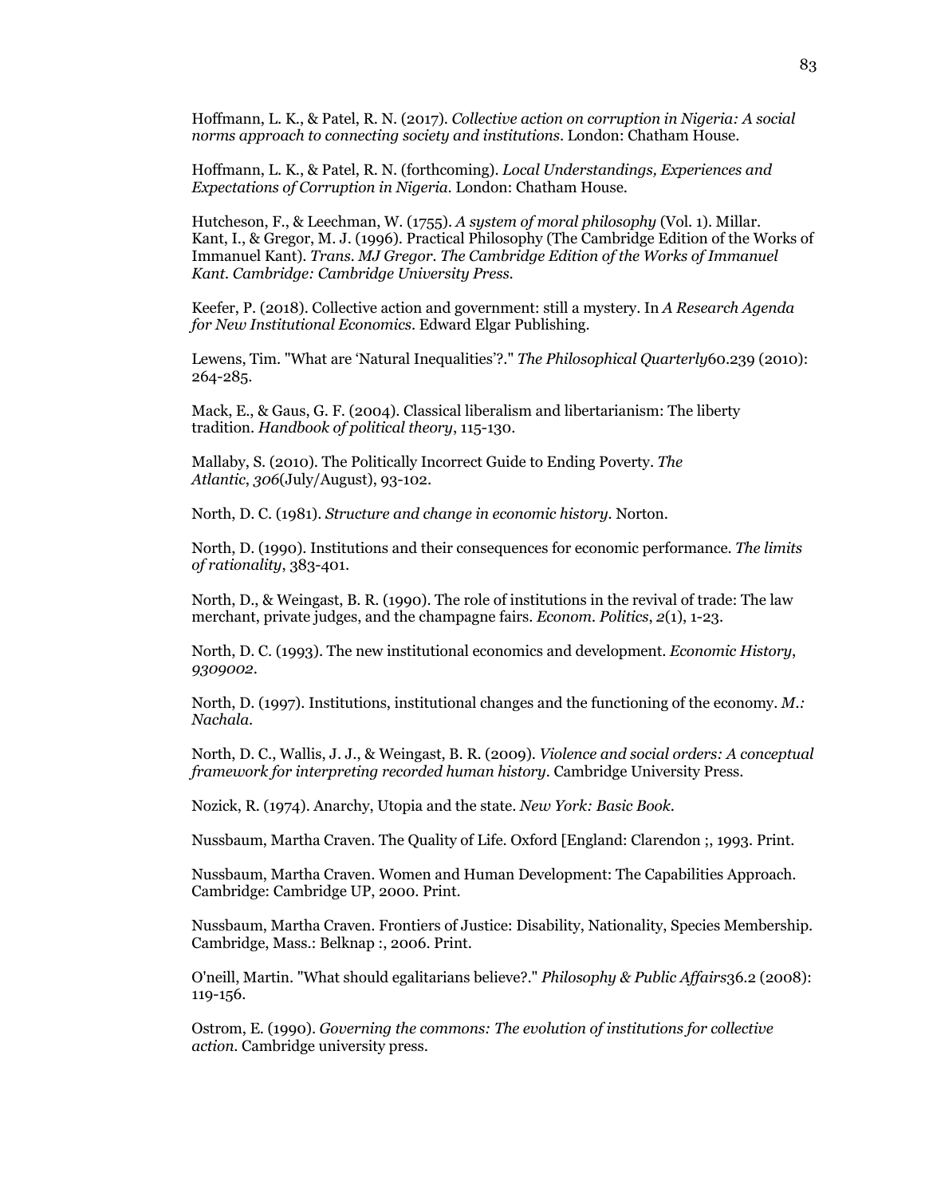Hoffmann, L. K., & Patel, R. N. (2017). *Collective action on corruption in Nigeria: A social norms approach to connecting society and institutions*. London: Chatham House.

Hoffmann, L. K., & Patel, R. N. (forthcoming). *Local Understandings, Experiences and Expectations of Corruption in Nigeria*. London: Chatham House.

Hutcheson, F., & Leechman, W. (1755). *A system of moral philosophy* (Vol. 1). Millar.
Kant, I., & Gregor, M. J. (1996). Practical Philosophy (The Cambridge Edition of the Works of Immanuel Kant). *Trans. MJ Gregor. The Cambridge Edition of the Works of Immanuel Kant. Cambridge: Cambridge University Press.*

Keefer, P. (2018). Collective action and government: still a mystery. In *A Research Agenda for New Institutional Economics*. Edward Elgar Publishing.

Lewens, Tim. "What are 'Natural Inequalities'?." *The Philosophical Quarterly*60.239 (2010): 264-285.

Mack, E., & Gaus, G. F. (2004). Classical liberalism and libertarianism: The liberty tradition. *Handbook of political theory*, 115-130.

Mallaby, S. (2010). The Politically Incorrect Guide to Ending Poverty. *The Atlantic*, *306*(July/August), 93-102.

North, D. C. (1981). *Structure and change in economic history*. Norton.

North, D. (1990). Institutions and their consequences for economic performance. *The limits of rationality*, 383-401.

North, D., & Weingast, B. R. (1990). The role of institutions in the revival of trade: The law merchant, private judges, and the champagne fairs. *Econom. Politics*, *2*(1), 1-23.

North, D. C. (1993). The new institutional economics and development. *Economic History*, *9309002*.

North, D. (1997). Institutions, institutional changes and the functioning of the economy. *M.: Nachala*.

North, D. C., Wallis, J. J., & Weingast, B. R. (2009). *Violence and social orders: A conceptual framework for interpreting recorded human history*. Cambridge University Press.

Nozick, R. (1974). Anarchy, Utopia and the state. *New York: Basic Book*.

Nussbaum, Martha Craven. The Quality of Life. Oxford [England: Clarendon ;, 1993. Print.

Nussbaum, Martha Craven. Women and Human Development: The Capabilities Approach. Cambridge: Cambridge UP, 2000. Print.

Nussbaum, Martha Craven. Frontiers of Justice: Disability, Nationality, Species Membership. Cambridge, Mass.: Belknap :, 2006. Print.

O'neill, Martin. "What should egalitarians believe?." *Philosophy & Public Affairs*36.2 (2008): 119-156.

Ostrom, E. (1990). *Governing the commons: The evolution of institutions for collective action*. Cambridge university press.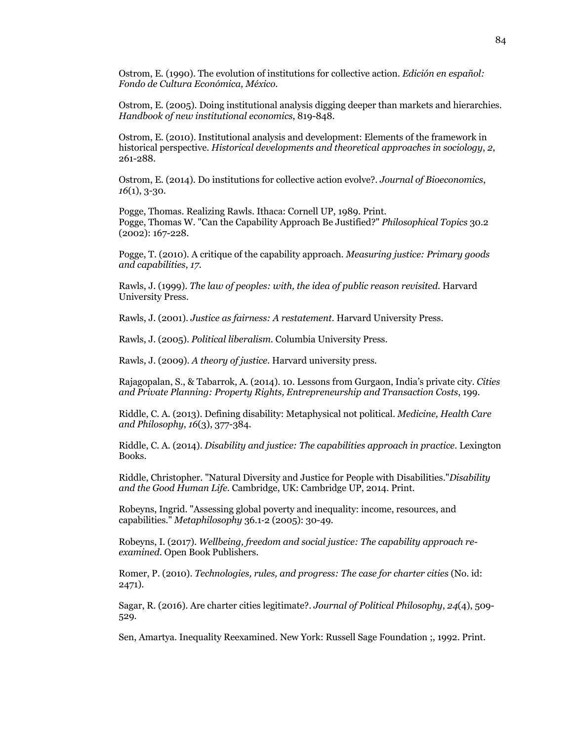Ostrom, E. (1990). The evolution of institutions for collective action. *Edición en español: Fondo de Cultura Económica, México.*

Ostrom, E. (2005). Doing institutional analysis digging deeper than markets and hierarchies. *Handbook of new institutional economics*, 819-848.

Ostrom, E. (2010). Institutional analysis and development: Elements of the framework in historical perspective. *Historical developments and theoretical approaches in sociology*, *2*, 261-288.

Ostrom, E. (2014). Do institutions for collective action evolve?. *Journal of Bioeconomics*, *16*(1), 3-30.

Pogge, Thomas. Realizing Rawls. Ithaca: Cornell UP, 1989. Print.
Pogge, Thomas W. "Can the Capability Approach Be Justified?" *Philosophical Topics* 30.2 (2002): 167-228.

Pogge, T. (2010). A critique of the capability approach. *Measuring justice: Primary goods and capabilities*, *17*.

Rawls, J. (1999). *The law of peoples: with, the idea of public reason revisited*. Harvard University Press.

Rawls, J. (2001). *Justice as fairness: A restatement*. Harvard University Press.

Rawls, J. (2005). *Political liberalism*. Columbia University Press.

Rawls, J. (2009). *A theory of justice*. Harvard university press.

Rajagopalan, S., & Tabarrok, A. (2014). 10. Lessons from Gurgaon, India's private city. *Cities and Private Planning: Property Rights, Entrepreneurship and Transaction Costs*, 199.

Riddle, C. A. (2013). Defining disability: Metaphysical not political. *Medicine, Health Care and Philosophy*, *16*(3), 377-384.

Riddle, C. A. (2014). *Disability and justice: The capabilities approach in practice*. Lexington Books.

Riddle, Christopher. "Natural Diversity and Justice for People with Disabilities."*Disability and the Good Human Life*. Cambridge, UK: Cambridge UP, 2014. Print.

Robeyns, Ingrid. "Assessing global poverty and inequality: income, resources, and capabilities." *Metaphilosophy* 36.1-2 (2005): 30-49.

Robeyns, I. (2017). *Wellbeing, freedom and social justice: The capability approach re-examined*. Open Book Publishers.

Romer, P. (2010). *Technologies, rules, and progress: The case for charter cities* (No. id: 2471).

Sagar, R. (2016). Are charter cities legitimate?. *Journal of Political Philosophy*, *24*(4), 509-529.

Sen, Amartya. Inequality Reexamined. New York: Russell Sage Foundation ;, 1992. Print.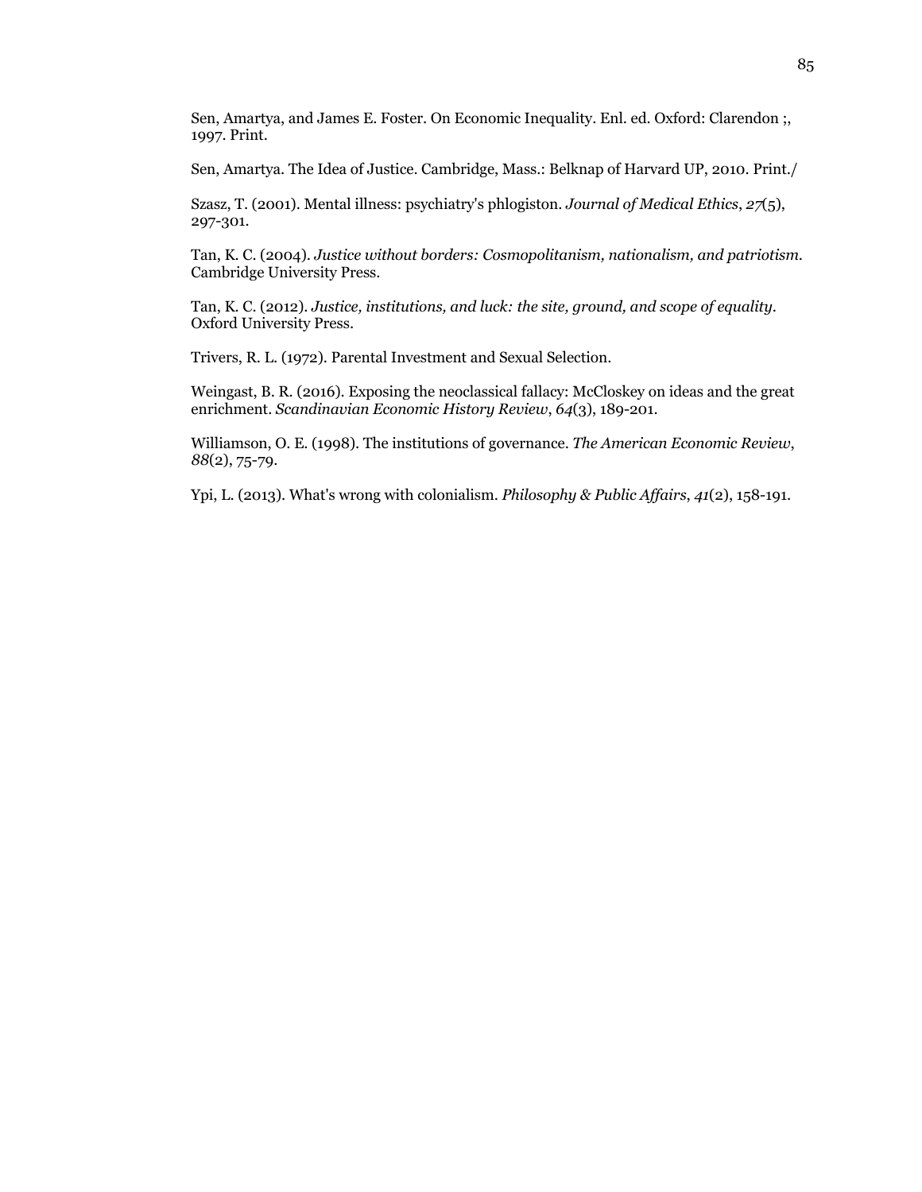Sen, Amartya, and James E. Foster. On Economic Inequality. Enl. ed. Oxford: Clarendon ;, 1997. Print.

Sen, Amartya. The Idea of Justice. Cambridge, Mass.: Belknap of Harvard UP, 2010. Print./

Szasz, T. (2001). Mental illness: psychiatry's phlogiston. *Journal of Medical Ethics*, *27*(5), 297-301.

Tan, K. C. (2004). *Justice without borders: Cosmopolitanism, nationalism, and patriotism*. Cambridge University Press.

Tan, K. C. (2012). *Justice, institutions, and luck: the site, ground, and scope of equality*. Oxford University Press.

Trivers, R. L. (1972). Parental Investment and Sexual Selection.

Weingast, B. R. (2016). Exposing the neoclassical fallacy: McCloskey on ideas and the great enrichment. *Scandinavian Economic History Review*, *64*(3), 189-201.

Williamson, O. E. (1998). The institutions of governance. *The American Economic Review*, *88*(2), 75-79.

Ypi, L. (2013). What's wrong with colonialism. *Philosophy & Public Affairs*, *41*(2), 158-191.